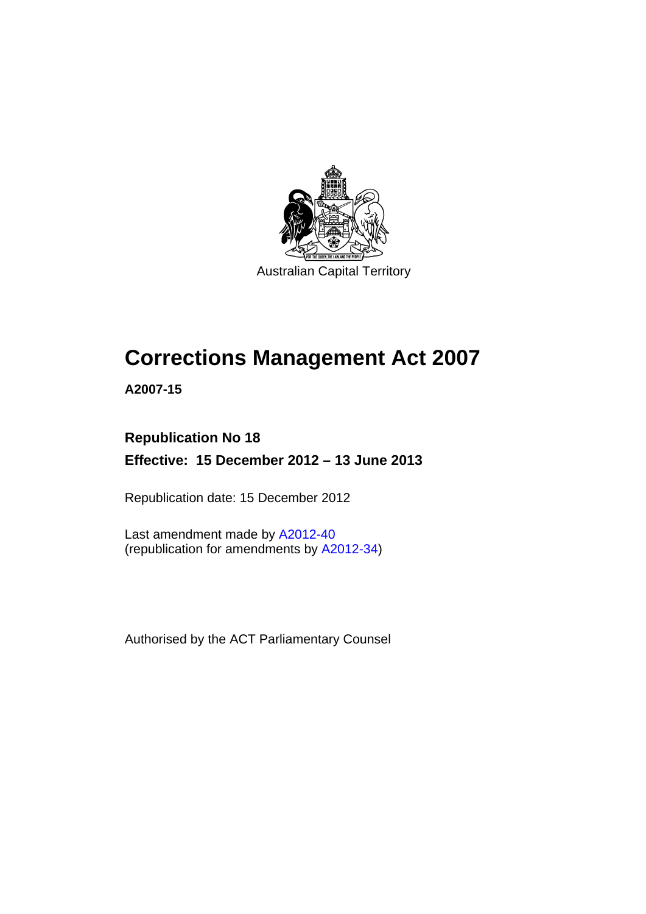Australian Capital Territory

# Corrections Management Act 2007

**A2007-15**

**Republication No 18**

**Effective: 15 December 2012 – 13 June 2013**

Republication date: 15 December 2012

Last amendment made by A2012-40
(republication for amendments by A2012-34)

Authorised by the ACT Parliamentary Counsel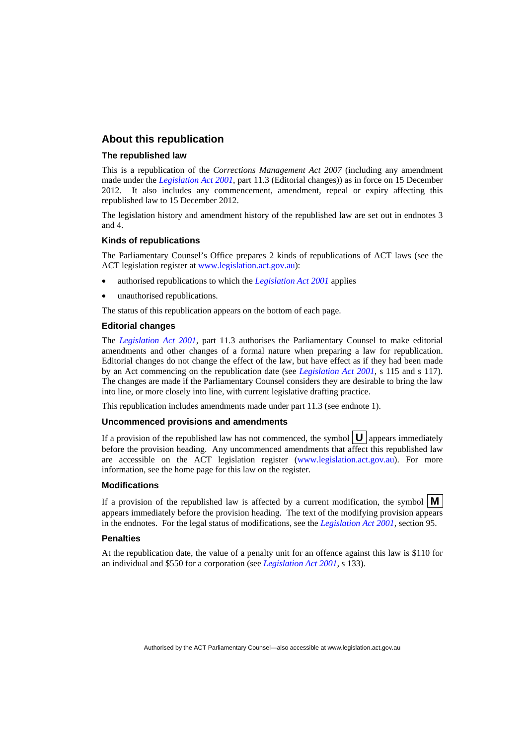## About this republication

### The republished law

This is a republication of the *Corrections Management Act 2007* (including any amendment made under the *Legislation Act 2001*, part 11.3 (Editorial changes)) as in force on 15 December 2012. It also includes any commencement, amendment, repeal or expiry affecting this republished law to 15 December 2012.

The legislation history and amendment history of the republished law are set out in endnotes 3 and 4.

### Kinds of republications

The Parliamentary Counsel's Office prepares 2 kinds of republications of ACT laws (see the ACT legislation register at www.legislation.act.gov.au):

- authorised republications to which the *Legislation Act 2001* applies
- unauthorised republications.

The status of this republication appears on the bottom of each page.

### Editorial changes

The *Legislation Act 2001*, part 11.3 authorises the Parliamentary Counsel to make editorial amendments and other changes of a formal nature when preparing a law for republication. Editorial changes do not change the effect of the law, but have effect as if they had been made by an Act commencing on the republication date (see *Legislation Act 2001*, s 115 and s 117). The changes are made if the Parliamentary Counsel considers they are desirable to bring the law into line, or more closely into line, with current legislative drafting practice.

This republication includes amendments made under part 11.3 (see endnote 1).

### Uncommenced provisions and amendments

If a provision of the republished law has not commenced, the symbol **U** appears immediately before the provision heading. Any uncommenced amendments that affect this republished law are accessible on the ACT legislation register (www.legislation.act.gov.au). For more information, see the home page for this law on the register.

### Modifications

If a provision of the republished law is affected by a current modification, the symbol **M** appears immediately before the provision heading. The text of the modifying provision appears in the endnotes. For the legal status of modifications, see the *Legislation Act 2001*, section 95.

### Penalties

At the republication date, the value of a penalty unit for an offence against this law is $110 for an individual and $550 for a corporation (see *Legislation Act 2001*, s 133).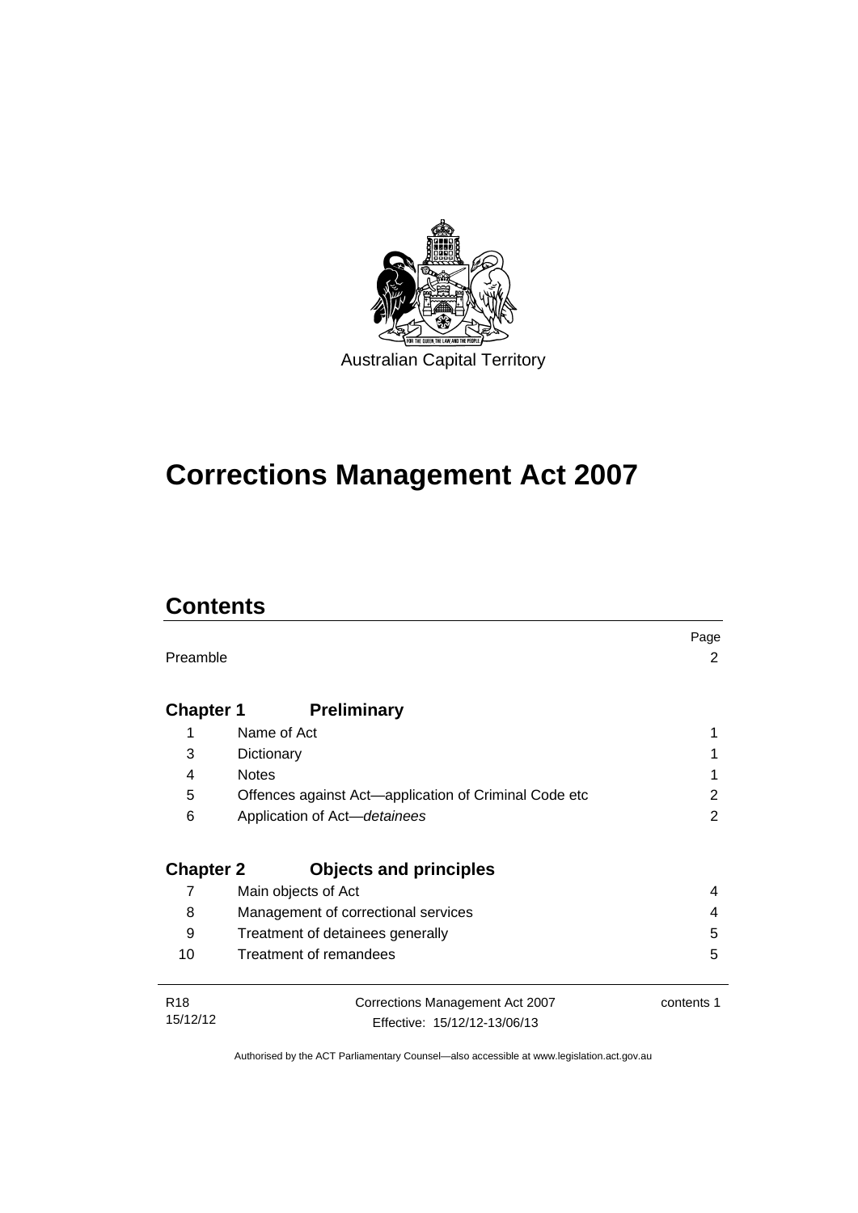Australian Capital Territory

# Corrections Management Act 2007

## Contents

| | | Page |
|---|---|---|
| Preamble | | 2 |
| **Chapter 1** | **Preliminary** | |
| 1 | Name of Act | 1 |
| 3 | Dictionary | 1 |
| 4 | Notes | 1 |
| 5 | Offences against Act—application of Criminal Code etc | 2 |
| 6 | Application of Act—*detainees* | 2 |
| **Chapter 2** | **Objects and principles** | |
| 7 | Main objects of Act | 4 |
| 8 | Management of correctional services | 4 |
| 9 | Treatment of detainees generally | 5 |
| 10 | Treatment of remandees | 5 |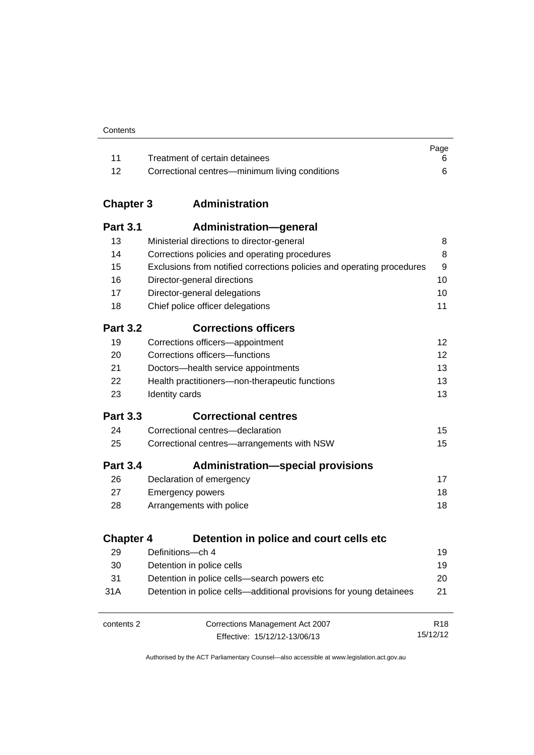| | | Page |
|---|---|---|
| 11 | Treatment of certain detainees | 6 |
| 12 | Correctional centres—minimum living conditions | 6 |

## Chapter 3 Administration

### Part 3.1 Administration—general

| | | |
|---|---|---|
| 13 | Ministerial directions to director-general | 8 |
| 14 | Corrections policies and operating procedures | 8 |
| 15 | Exclusions from notified corrections policies and operating procedures | 9 |
| 16 | Director-general directions | 10 |
| 17 | Director-general delegations | 10 |
| 18 | Chief police officer delegations | 11 |

### Part 3.2 Corrections officers

| | | |
|---|---|---|
| 19 | Corrections officers—appointment | 12 |
| 20 | Corrections officers—functions | 12 |
| 21 | Doctors—health service appointments | 13 |
| 22 | Health practitioners—non-therapeutic functions | 13 |
| 23 | Identity cards | 13 |

### Part 3.3 Correctional centres

| | | |
|---|---|---|
| 24 | Correctional centres—declaration | 15 |
| 25 | Correctional centres—arrangements with NSW | 15 |

### Part 3.4 Administration—special provisions

| | | |
|---|---|---|
| 26 | Declaration of emergency | 17 |
| 27 | Emergency powers | 18 |
| 28 | Arrangements with police | 18 |

## Chapter 4 Detention in police and court cells etc

| | | |
|---|---|---|
| 29 | Definitions—ch 4 | 19 |
| 30 | Detention in police cells | 19 |
| 31 | Detention in police cells—search powers etc | 20 |
| 31A | Detention in police cells—additional provisions for young detainees | 21 |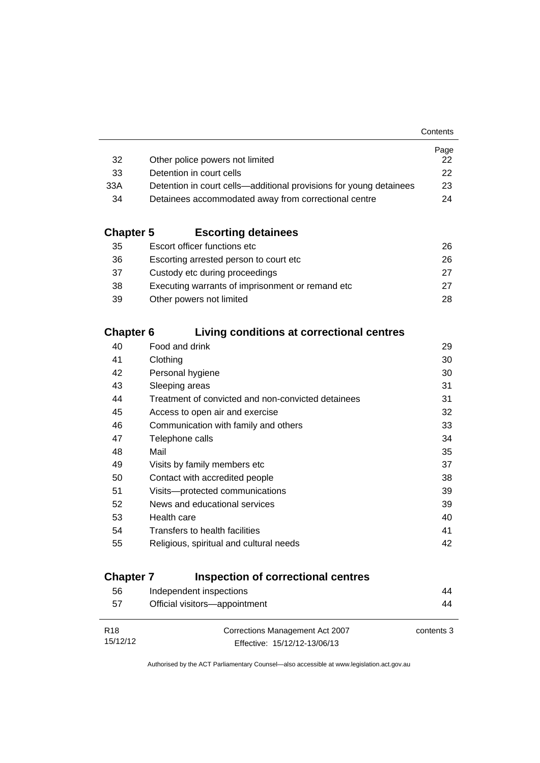| | | Page |
|---|---|---|
| 32 | Other police powers not limited | 22 |
| 33 | Detention in court cells | 22 |
| 33A | Detention in court cells—additional provisions for young detainees | 23 |
| 34 | Detainees accommodated away from correctional centre | 24 |

## Chapter 5 Escorting detainees

| | | |
|---|---|---|
| 35 | Escort officer functions etc | 26 |
| 36 | Escorting arrested person to court etc | 26 |
| 37 | Custody etc during proceedings | 27 |
| 38 | Executing warrants of imprisonment or remand etc | 27 |
| 39 | Other powers not limited | 28 |

## Chapter 6 Living conditions at correctional centres

| | | |
|---|---|---|
| 40 | Food and drink | 29 |
| 41 | Clothing | 30 |
| 42 | Personal hygiene | 30 |
| 43 | Sleeping areas | 31 |
| 44 | Treatment of convicted and non-convicted detainees | 31 |
| 45 | Access to open air and exercise | 32 |
| 46 | Communication with family and others | 33 |
| 47 | Telephone calls | 34 |
| 48 | Mail | 35 |
| 49 | Visits by family members etc | 37 |
| 50 | Contact with accredited people | 38 |
| 51 | Visits—protected communications | 39 |
| 52 | News and educational services | 39 |
| 53 | Health care | 40 |
| 54 | Transfers to health facilities | 41 |
| 55 | Religious, spiritual and cultural needs | 42 |

## Chapter 7 Inspection of correctional centres

| | | |
|---|---|---|
| 56 | Independent inspections | 44 |
| 57 | Official visitors—appointment | 44 |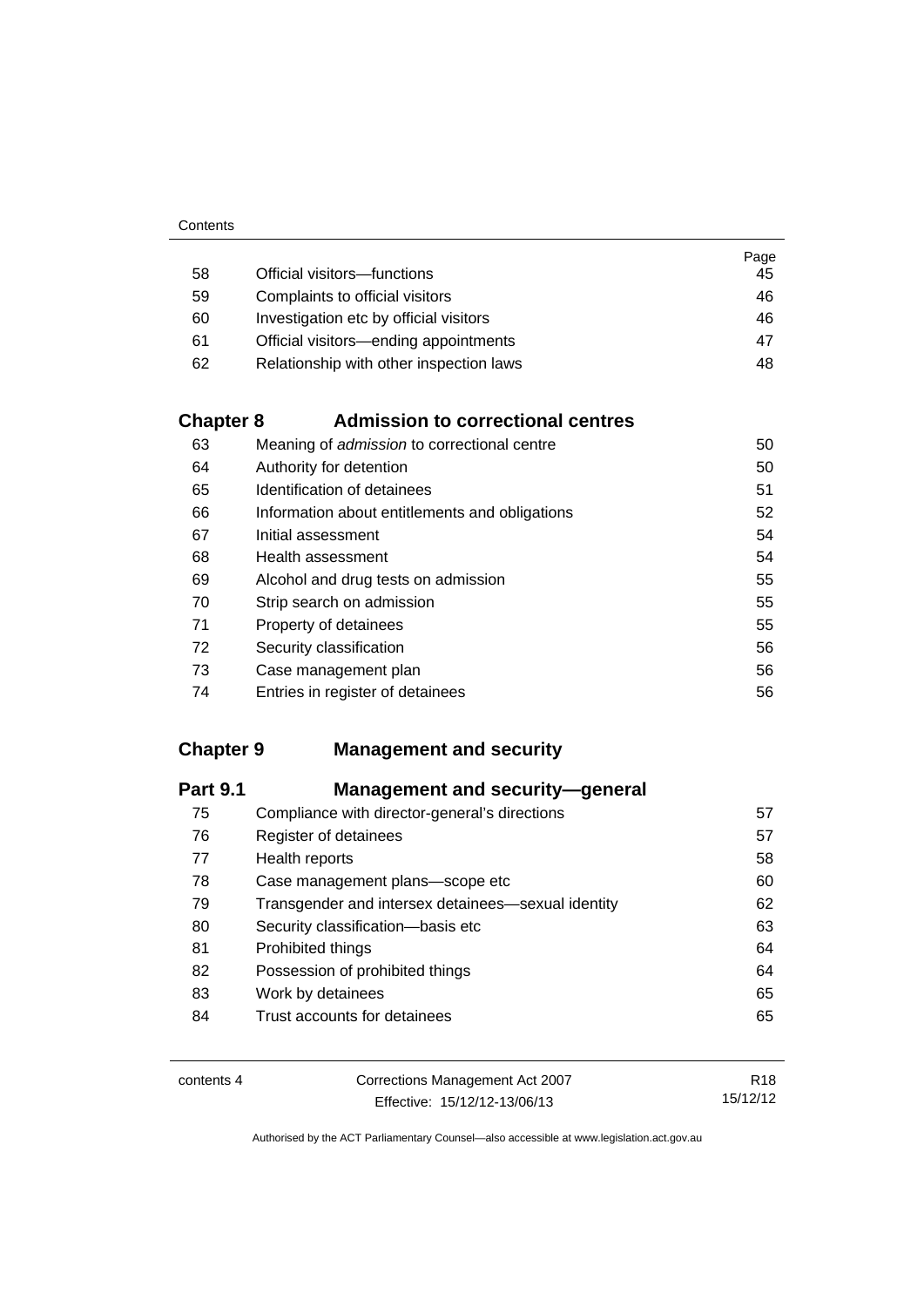| | | Page |
|---|---|---|
| 58 | Official visitors—functions | 45 |
| 59 | Complaints to official visitors | 46 |
| 60 | Investigation etc by official visitors | 46 |
| 61 | Official visitors—ending appointments | 47 |
| 62 | Relationship with other inspection laws | 48 |

## Chapter 8 Admission to correctional centres

| | | |
|---|---|---|
| 63 | Meaning of *admission* to correctional centre | 50 |
| 64 | Authority for detention | 50 |
| 65 | Identification of detainees | 51 |
| 66 | Information about entitlements and obligations | 52 |
| 67 | Initial assessment | 54 |
| 68 | Health assessment | 54 |
| 69 | Alcohol and drug tests on admission | 55 |
| 70 | Strip search on admission | 55 |
| 71 | Property of detainees | 55 |
| 72 | Security classification | 56 |
| 73 | Case management plan | 56 |
| 74 | Entries in register of detainees | 56 |

## Chapter 9 Management and security

### Part 9.1 Management and security—general

| | | |
|---|---|---|
| 75 | Compliance with director-general's directions | 57 |
| 76 | Register of detainees | 57 |
| 77 | Health reports | 58 |
| 78 | Case management plans—scope etc | 60 |
| 79 | Transgender and intersex detainees—sexual identity | 62 |
| 80 | Security classification—basis etc | 63 |
| 81 | Prohibited things | 64 |
| 82 | Possession of prohibited things | 64 |
| 83 | Work by detainees | 65 |
| 84 | Trust accounts for detainees | 65 |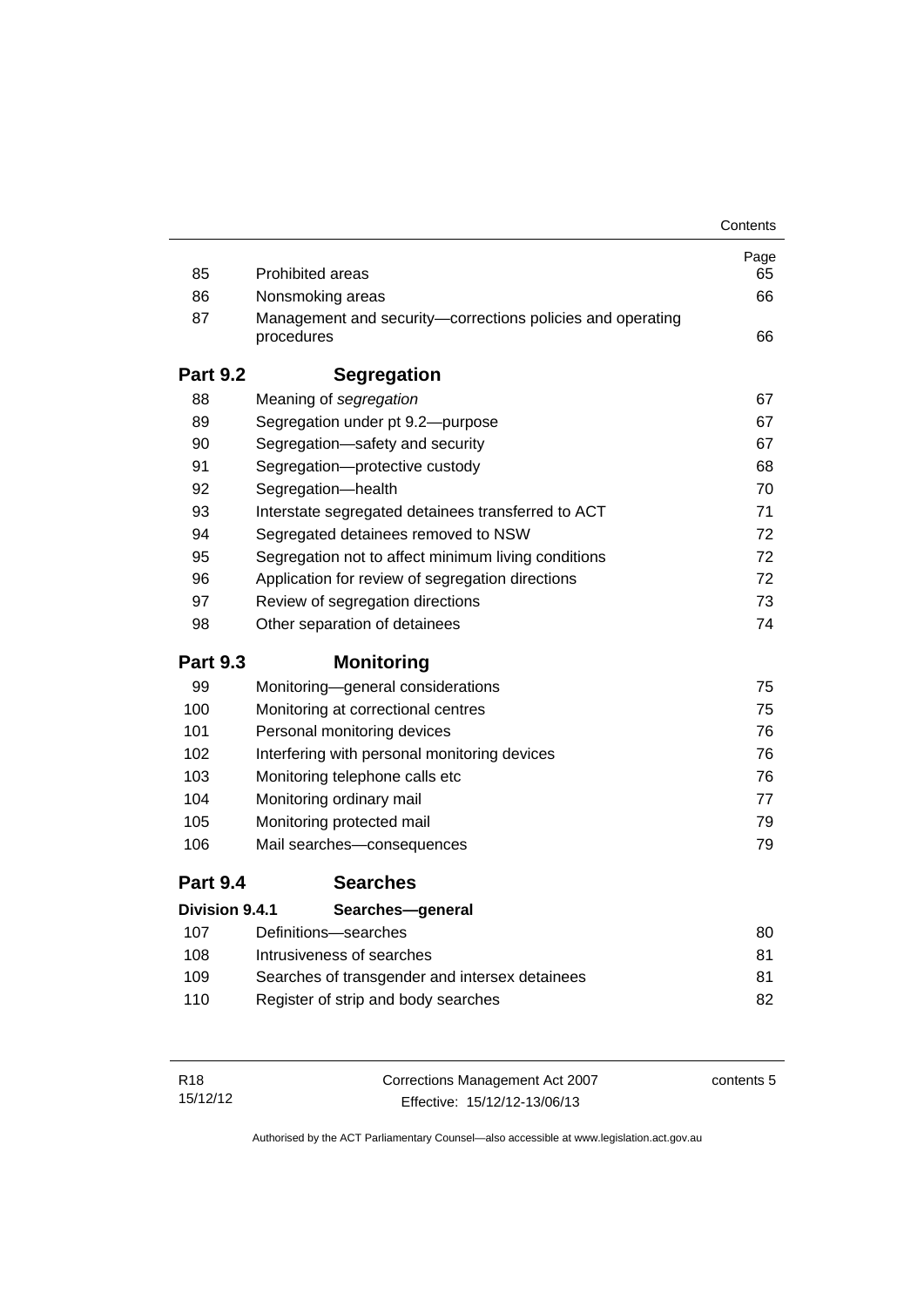| | | Page |
|---|---|---|
| 85 | Prohibited areas | 65 |
| 86 | Nonsmoking areas | 66 |
| 87 | Management and security—corrections policies and operating procedures | 66 |

## Part 9.2 Segregation

| | | |
|---|---|---|
| 88 | Meaning of *segregation* | 67 |
| 89 | Segregation under pt 9.2—purpose | 67 |
| 90 | Segregation—safety and security | 67 |
| 91 | Segregation—protective custody | 68 |
| 92 | Segregation—health | 70 |
| 93 | Interstate segregated detainees transferred to ACT | 71 |
| 94 | Segregated detainees removed to NSW | 72 |
| 95 | Segregation not to affect minimum living conditions | 72 |
| 96 | Application for review of segregation directions | 72 |
| 97 | Review of segregation directions | 73 |
| 98 | Other separation of detainees | 74 |

## Part 9.3 Monitoring

| | | |
|---|---|---|
| 99 | Monitoring—general considerations | 75 |
| 100 | Monitoring at correctional centres | 75 |
| 101 | Personal monitoring devices | 76 |
| 102 | Interfering with personal monitoring devices | 76 |
| 103 | Monitoring telephone calls etc | 76 |
| 104 | Monitoring ordinary mail | 77 |
| 105 | Monitoring protected mail | 79 |
| 106 | Mail searches—consequences | 79 |

## Part 9.4 Searches

### Division 9.4.1 Searches—general

| | | |
|---|---|---|
| 107 | Definitions—searches | 80 |
| 108 | Intrusiveness of searches | 81 |
| 109 | Searches of transgender and intersex detainees | 81 |
| 110 | Register of strip and body searches | 82 |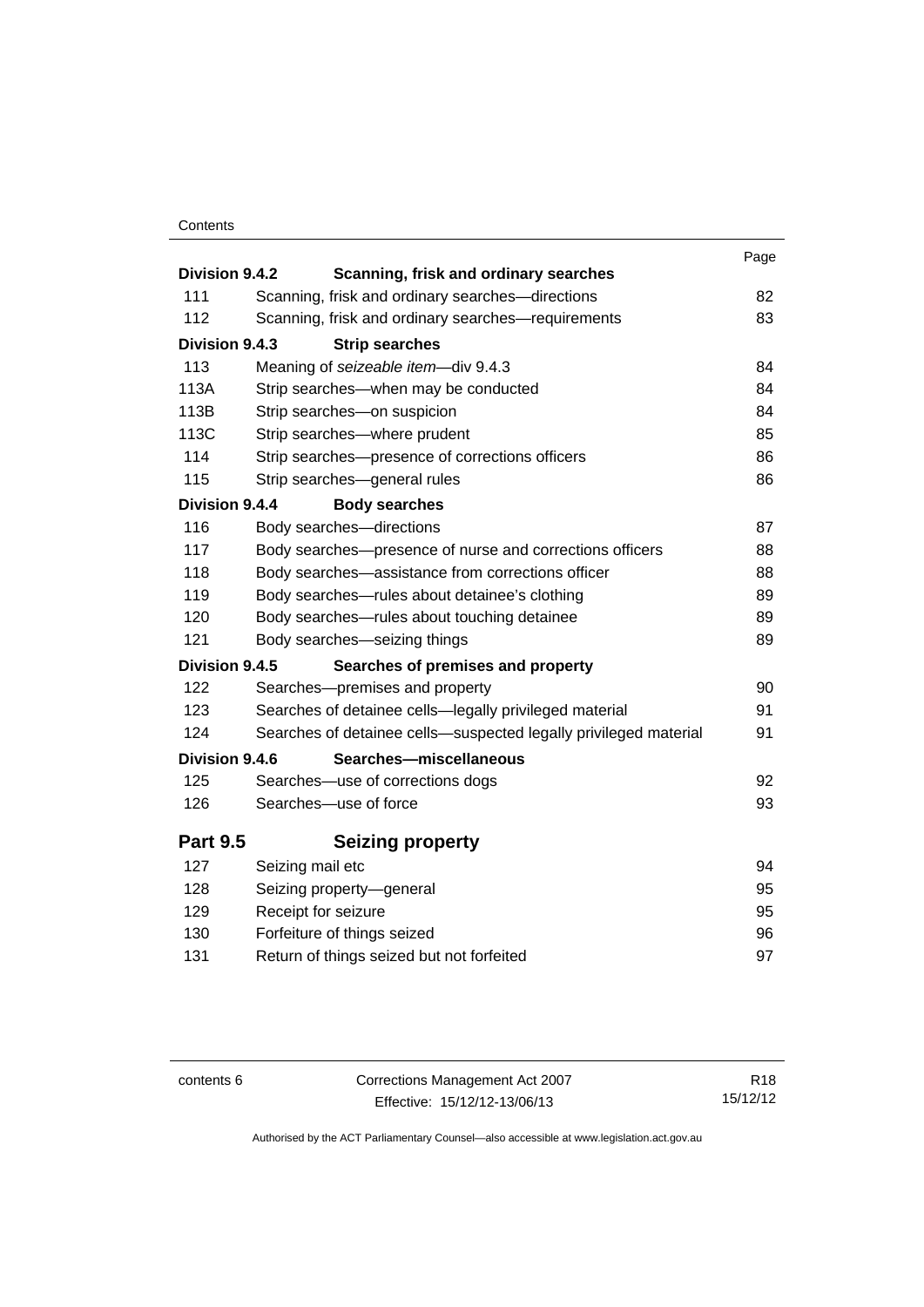| | | Page |
|---|---|---|
| **Division 9.4.2** | **Scanning, frisk and ordinary searches** | |
| 111 | Scanning, frisk and ordinary searches—directions | 82 |
| 112 | Scanning, frisk and ordinary searches—requirements | 83 |
| **Division 9.4.3** | **Strip searches** | |
| 113 | Meaning of *seizeable item*—div 9.4.3 | 84 |
| 113A | Strip searches—when may be conducted | 84 |
| 113B | Strip searches—on suspicion | 84 |
| 113C | Strip searches—where prudent | 85 |
| 114 | Strip searches—presence of corrections officers | 86 |
| 115 | Strip searches—general rules | 86 |
| **Division 9.4.4** | **Body searches** | |
| 116 | Body searches—directions | 87 |
| 117 | Body searches—presence of nurse and corrections officers | 88 |
| 118 | Body searches—assistance from corrections officer | 88 |
| 119 | Body searches—rules about detainee's clothing | 89 |
| 120 | Body searches—rules about touching detainee | 89 |
| 121 | Body searches—seizing things | 89 |
| **Division 9.4.5** | **Searches of premises and property** | |
| 122 | Searches—premises and property | 90 |
| 123 | Searches of detainee cells—legally privileged material | 91 |
| 124 | Searches of detainee cells—suspected legally privileged material | 91 |
| **Division 9.4.6** | **Searches—miscellaneous** | |
| 125 | Searches—use of corrections dogs | 92 |
| 126 | Searches—use of force | 93 |
| **Part 9.5** | **Seizing property** | |
| 127 | Seizing mail etc | 94 |
| 128 | Seizing property—general | 95 |
| 129 | Receipt for seizure | 95 |
| 130 | Forfeiture of things seized | 96 |
| 131 | Return of things seized but not forfeited | 97 |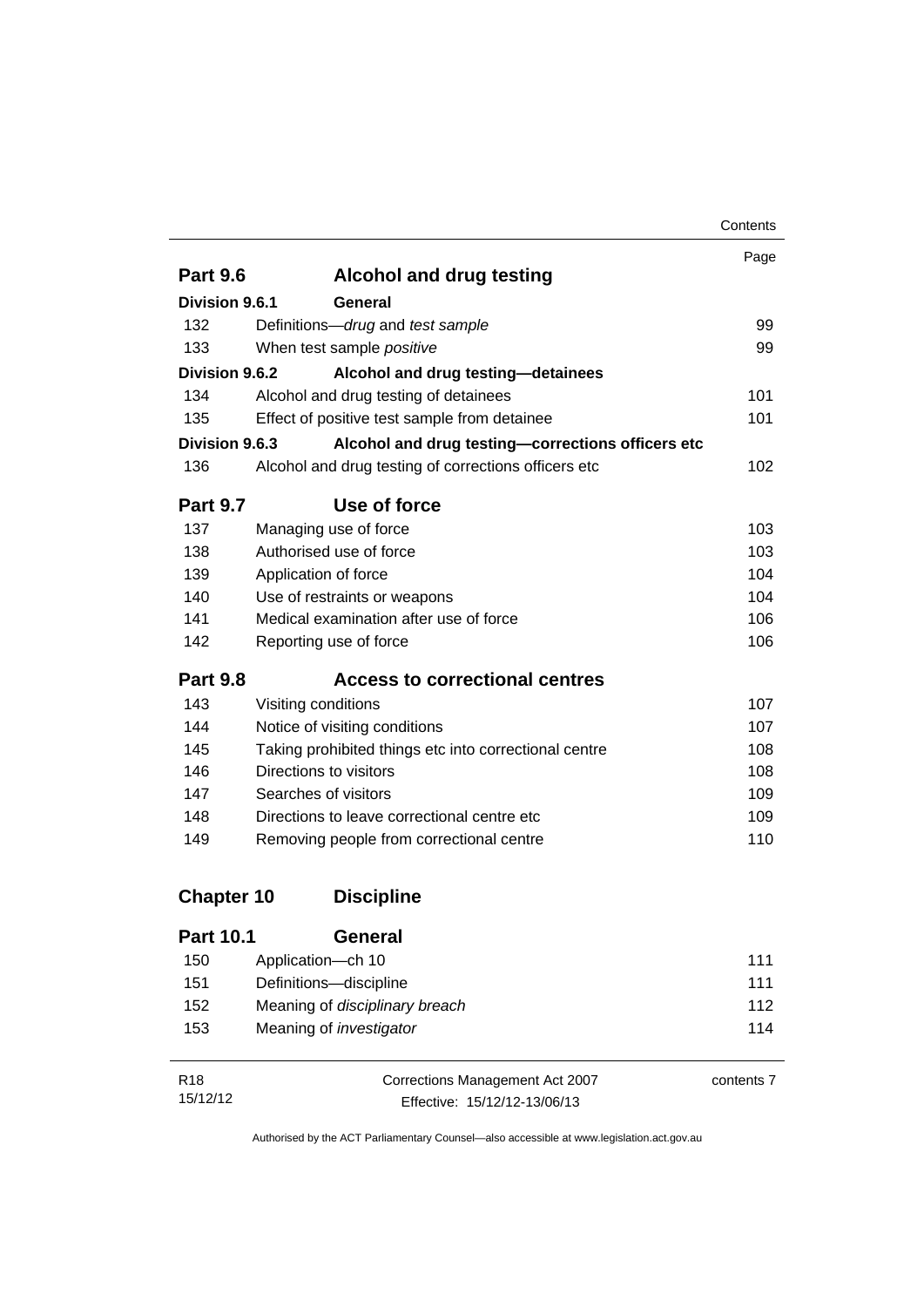| | | Page |
|---|---|---|
| **Part 9.6** | **Alcohol and drug testing** | |
| **Division 9.6.1** | **General** | |
| 132 | Definitions—*drug* and *test sample* | 99 |
| 133 | When test sample *positive* | 99 |
| **Division 9.6.2** | **Alcohol and drug testing—detainees** | |
| 134 | Alcohol and drug testing of detainees | 101 |
| 135 | Effect of positive test sample from detainee | 101 |
| **Division 9.6.3** | **Alcohol and drug testing—corrections officers etc** | |
| 136 | Alcohol and drug testing of corrections officers etc | 102 |
| **Part 9.7** | **Use of force** | |
| 137 | Managing use of force | 103 |
| 138 | Authorised use of force | 103 |
| 139 | Application of force | 104 |
| 140 | Use of restraints or weapons | 104 |
| 141 | Medical examination after use of force | 106 |
| 142 | Reporting use of force | 106 |
| **Part 9.8** | **Access to correctional centres** | |
| 143 | Visiting conditions | 107 |
| 144 | Notice of visiting conditions | 107 |
| 145 | Taking prohibited things etc into correctional centre | 108 |
| 146 | Directions to visitors | 108 |
| 147 | Searches of visitors | 109 |
| 148 | Directions to leave correctional centre etc | 109 |
| 149 | Removing people from correctional centre | 110 |
| **Chapter 10** | **Discipline** | |
| **Part 10.1** | **General** | |
| 150 | Application—ch 10 | 111 |
| 151 | Definitions—discipline | 111 |
| 152 | Meaning of *disciplinary breach* | 112 |
| 153 | Meaning of *investigator* | 114 |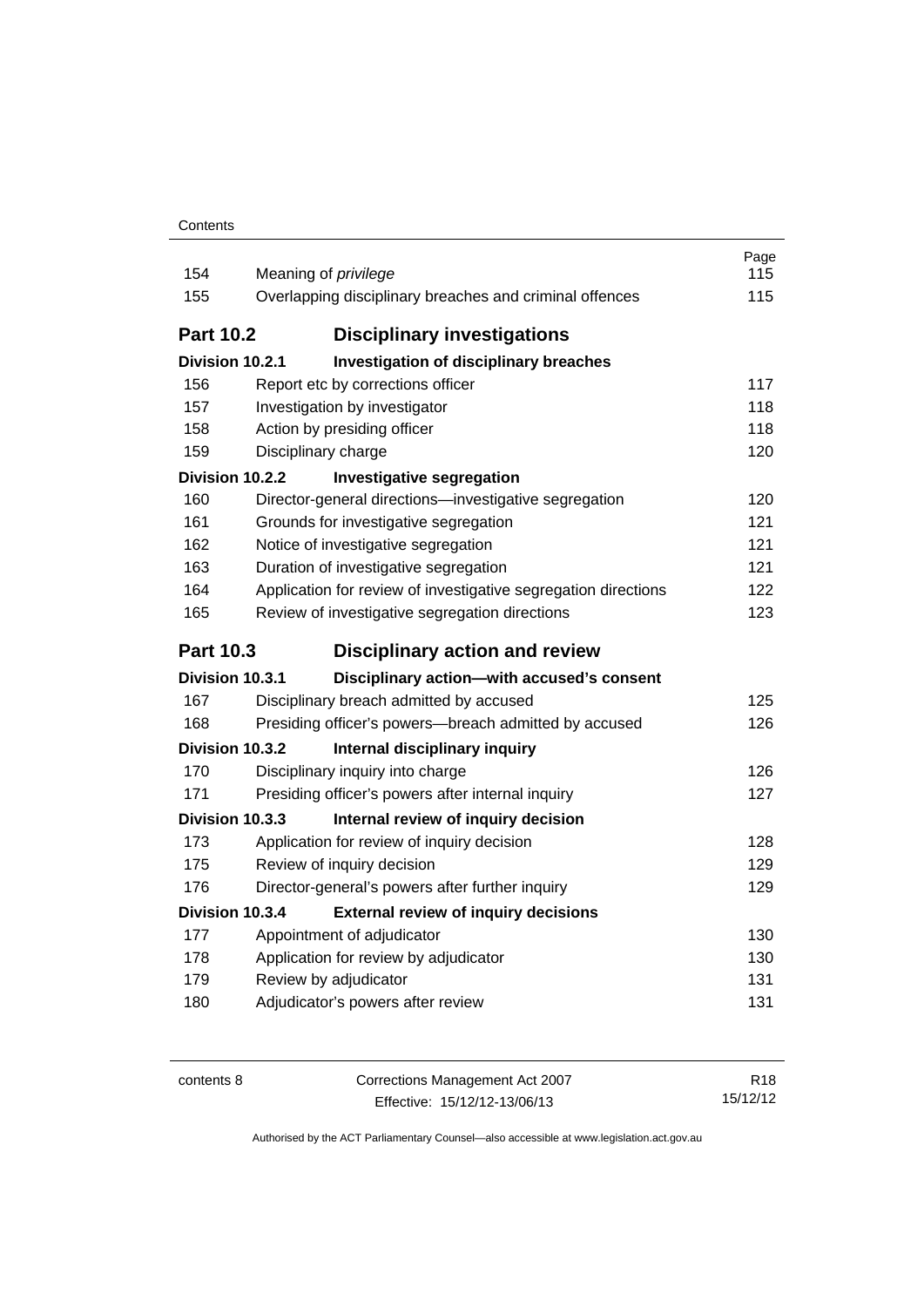| | | Page |
|---|---|---|
| 154 | Meaning of *privilege* | 115 |
| 155 | Overlapping disciplinary breaches and criminal offences | 115 |
| **Part 10.2** | **Disciplinary investigations** | |
| **Division 10.2.1** | **Investigation of disciplinary breaches** | |
| 156 | Report etc by corrections officer | 117 |
| 157 | Investigation by investigator | 118 |
| 158 | Action by presiding officer | 118 |
| 159 | Disciplinary charge | 120 |
| **Division 10.2.2** | **Investigative segregation** | |
| 160 | Director-general directions—investigative segregation | 120 |
| 161 | Grounds for investigative segregation | 121 |
| 162 | Notice of investigative segregation | 121 |
| 163 | Duration of investigative segregation | 121 |
| 164 | Application for review of investigative segregation directions | 122 |
| 165 | Review of investigative segregation directions | 123 |
| **Part 10.3** | **Disciplinary action and review** | |
| **Division 10.3.1** | **Disciplinary action—with accused's consent** | |
| 167 | Disciplinary breach admitted by accused | 125 |
| 168 | Presiding officer's powers—breach admitted by accused | 126 |
| **Division 10.3.2** | **Internal disciplinary inquiry** | |
| 170 | Disciplinary inquiry into charge | 126 |
| 171 | Presiding officer's powers after internal inquiry | 127 |
| **Division 10.3.3** | **Internal review of inquiry decision** | |
| 173 | Application for review of inquiry decision | 128 |
| 175 | Review of inquiry decision | 129 |
| 176 | Director-general's powers after further inquiry | 129 |
| **Division 10.3.4** | **External review of inquiry decisions** | |
| 177 | Appointment of adjudicator | 130 |
| 178 | Application for review by adjudicator | 130 |
| 179 | Review by adjudicator | 131 |
| 180 | Adjudicator's powers after review | 131 |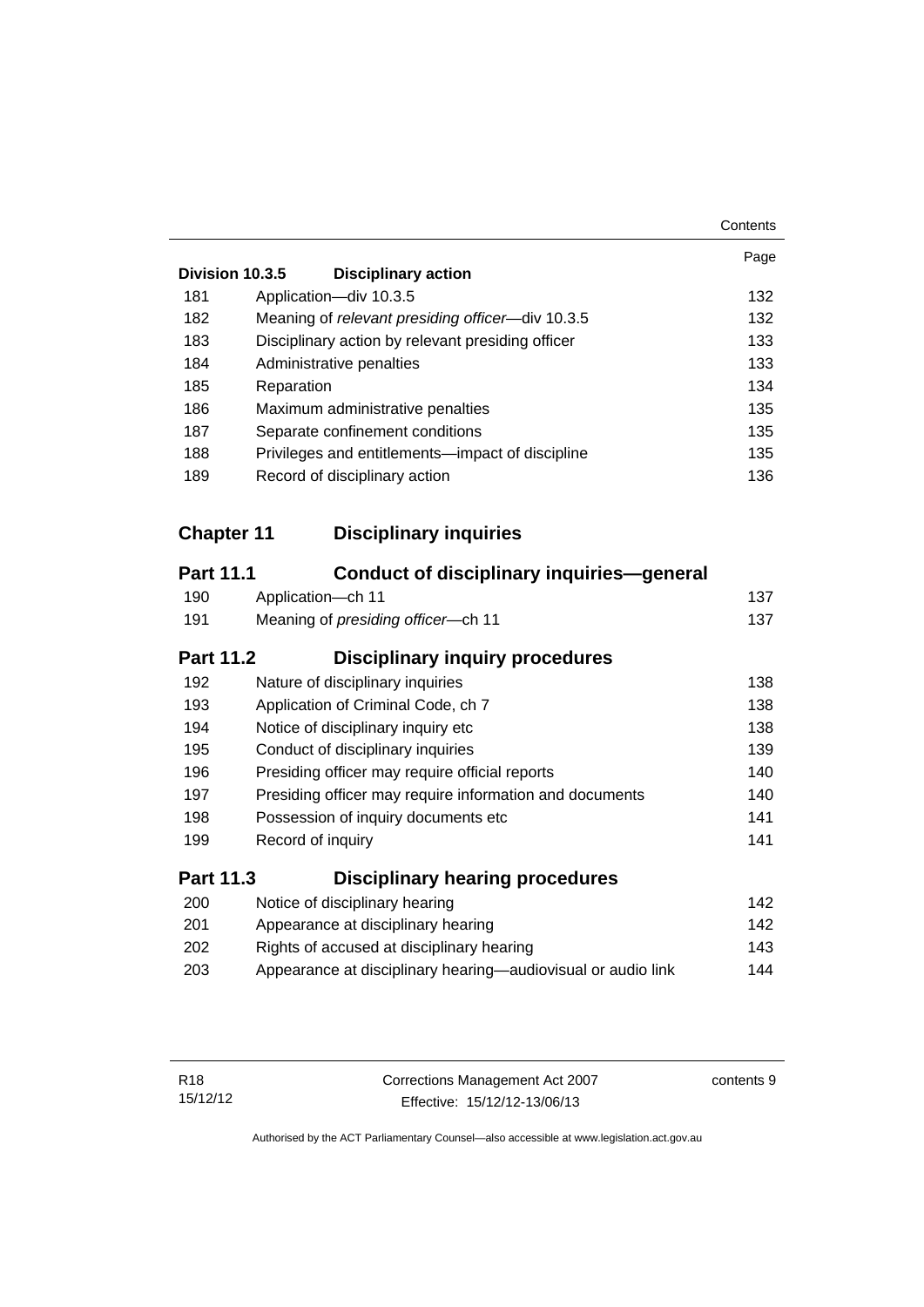| | | Page |
|---|---|---|
| **Division 10.3.5** | **Disciplinary action** | |
| 181 | Application—div 10.3.5 | 132 |
| 182 | Meaning of *relevant presiding officer*—div 10.3.5 | 132 |
| 183 | Disciplinary action by relevant presiding officer | 133 |
| 184 | Administrative penalties | 133 |
| 185 | Reparation | 134 |
| 186 | Maximum administrative penalties | 135 |
| 187 | Separate confinement conditions | 135 |
| 188 | Privileges and entitlements—impact of discipline | 135 |
| 189 | Record of disciplinary action | 136 |

## Chapter 11 Disciplinary inquiries

### Part 11.1 Conduct of disciplinary inquiries—general

| | | |
|---|---|---|
| 190 | Application—ch 11 | 137 |
| 191 | Meaning of *presiding officer*—ch 11 | 137 |

### Part 11.2 Disciplinary inquiry procedures

| | | |
|---|---|---|
| 192 | Nature of disciplinary inquiries | 138 |
| 193 | Application of Criminal Code, ch 7 | 138 |
| 194 | Notice of disciplinary inquiry etc | 138 |
| 195 | Conduct of disciplinary inquiries | 139 |
| 196 | Presiding officer may require official reports | 140 |
| 197 | Presiding officer may require information and documents | 140 |
| 198 | Possession of inquiry documents etc | 141 |
| 199 | Record of inquiry | 141 |

### Part 11.3 Disciplinary hearing procedures

| | | |
|---|---|---|
| 200 | Notice of disciplinary hearing | 142 |
| 201 | Appearance at disciplinary hearing | 142 |
| 202 | Rights of accused at disciplinary hearing | 143 |
| 203 | Appearance at disciplinary hearing—audiovisual or audio link | 144 |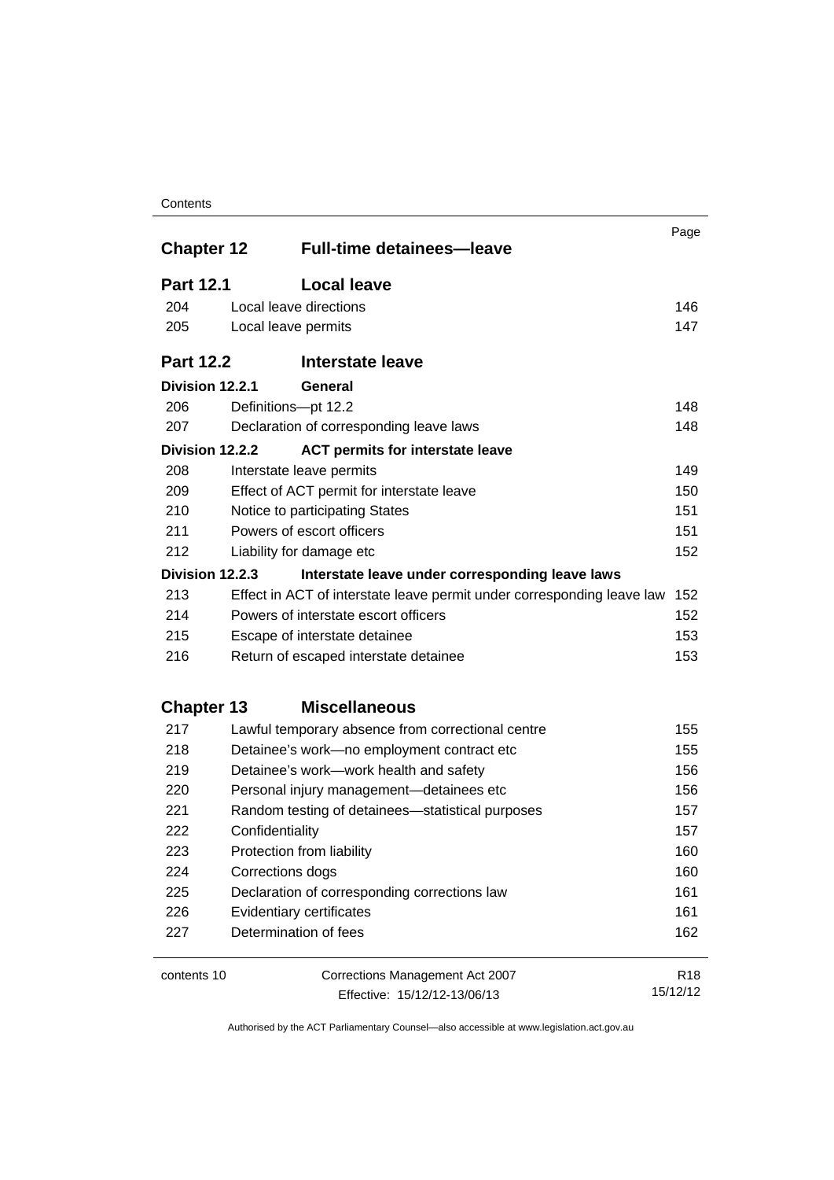| | | Page |
|---|---|---|
| **Chapter 12** | **Full-time detainees—leave** | |
| **Part 12.1** | **Local leave** | |
| 204 | Local leave directions | 146 |
| 205 | Local leave permits | 147 |
| **Part 12.2** | **Interstate leave** | |
| **Division 12.2.1** | **General** | |
| 206 | Definitions—pt 12.2 | 148 |
| 207 | Declaration of corresponding leave laws | 148 |
| **Division 12.2.2** | **ACT permits for interstate leave** | |
| 208 | Interstate leave permits | 149 |
| 209 | Effect of ACT permit for interstate leave | 150 |
| 210 | Notice to participating States | 151 |
| 211 | Powers of escort officers | 151 |
| 212 | Liability for damage etc | 152 |
| **Division 12.2.3** | **Interstate leave under corresponding leave laws** | |
| 213 | Effect in ACT of interstate leave permit under corresponding leave law | 152 |
| 214 | Powers of interstate escort officers | 152 |
| 215 | Escape of interstate detainee | 153 |
| 216 | Return of escaped interstate detainee | 153 |
| **Chapter 13** | **Miscellaneous** | |
| 217 | Lawful temporary absence from correctional centre | 155 |
| 218 | Detainee's work—no employment contract etc | 155 |
| 219 | Detainee's work—work health and safety | 156 |
| 220 | Personal injury management—detainees etc | 156 |
| 221 | Random testing of detainees—statistical purposes | 157 |
| 222 | Confidentiality | 157 |
| 223 | Protection from liability | 160 |
| 224 | Corrections dogs | 160 |
| 225 | Declaration of corresponding corrections law | 161 |
| 226 | Evidentiary certificates | 161 |
| 227 | Determination of fees | 162 |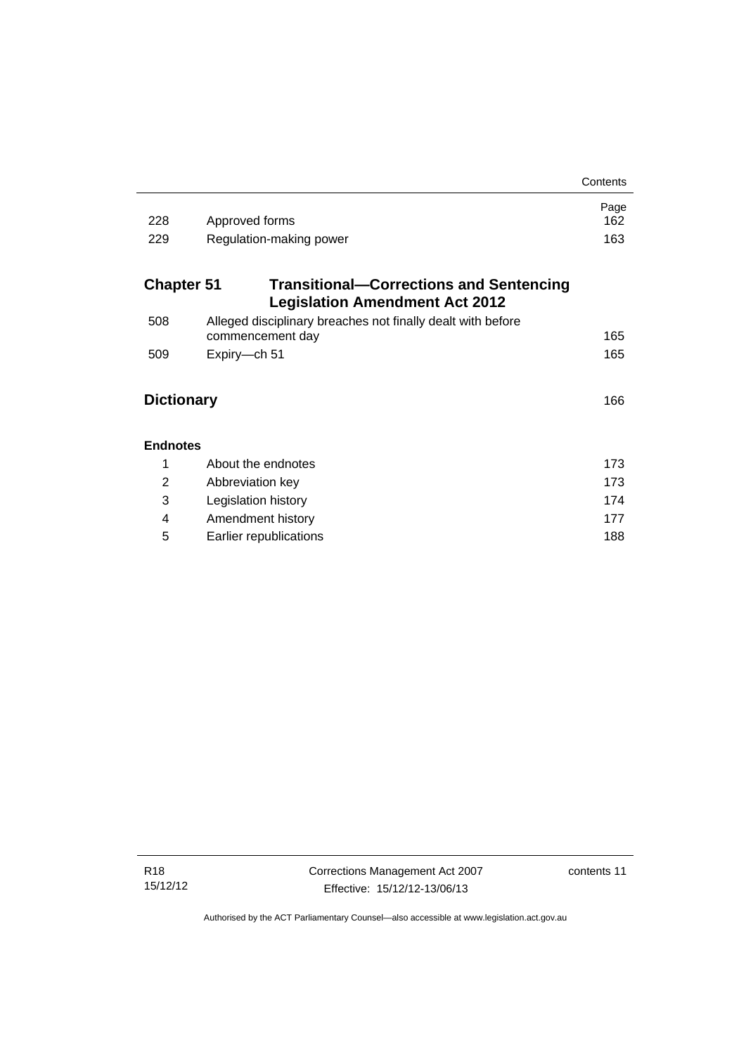| | | Page |
|---|---|---|
| 228 | Approved forms | 162 |
| 229 | Regulation-making power | 163 |

## Chapter 51 Transitional—Corrections and Sentencing Legislation Amendment Act 2012

| | | |
|---|---|---|
| 508 | Alleged disciplinary breaches not finally dealt with before commencement day | 165 |
| 509 | Expiry—ch 51 | 165 |

## Dictionary 166

### Endnotes

| | | |
|---|---|---|
| 1 | About the endnotes | 173 |
| 2 | Abbreviation key | 173 |
| 3 | Legislation history | 174 |
| 4 | Amendment history | 177 |
| 5 | Earlier republications | 188 |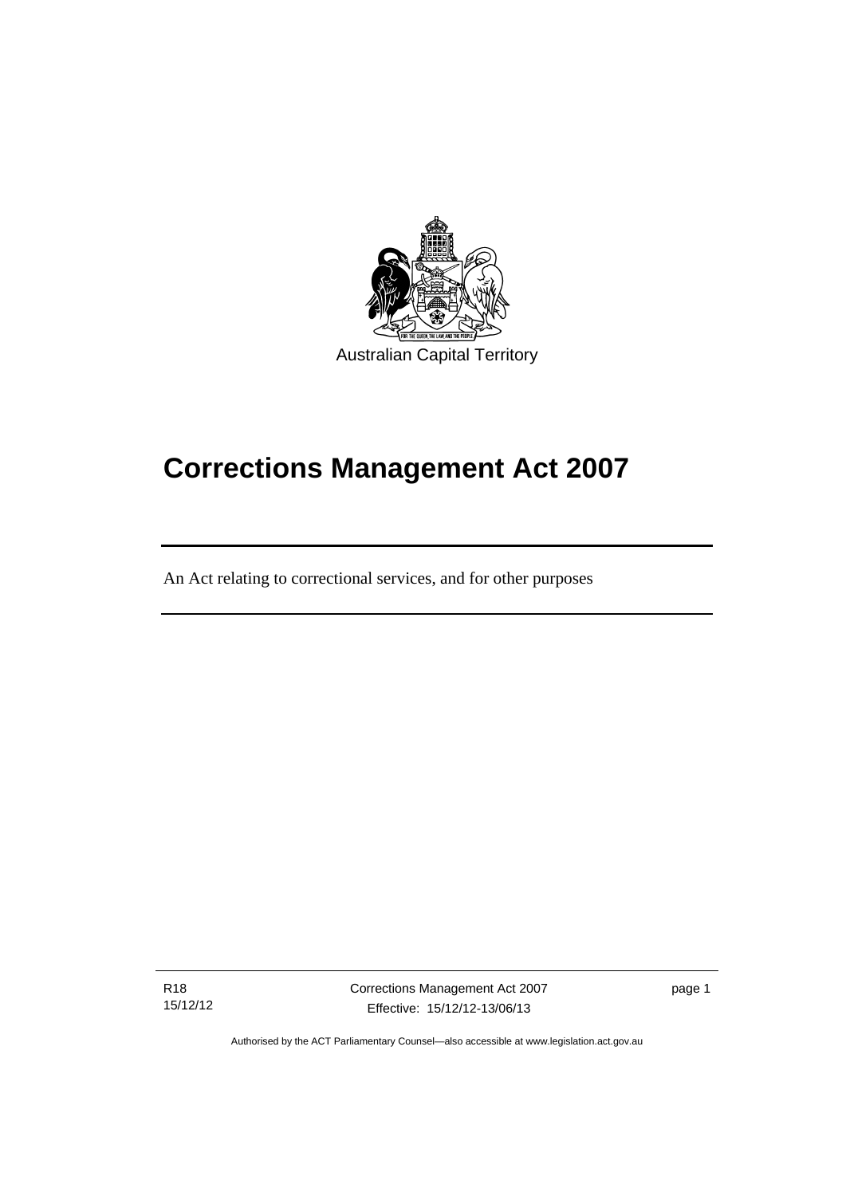Australian Capital Territory

# Corrections Management Act 2007

An Act relating to correctional services, and for other purposes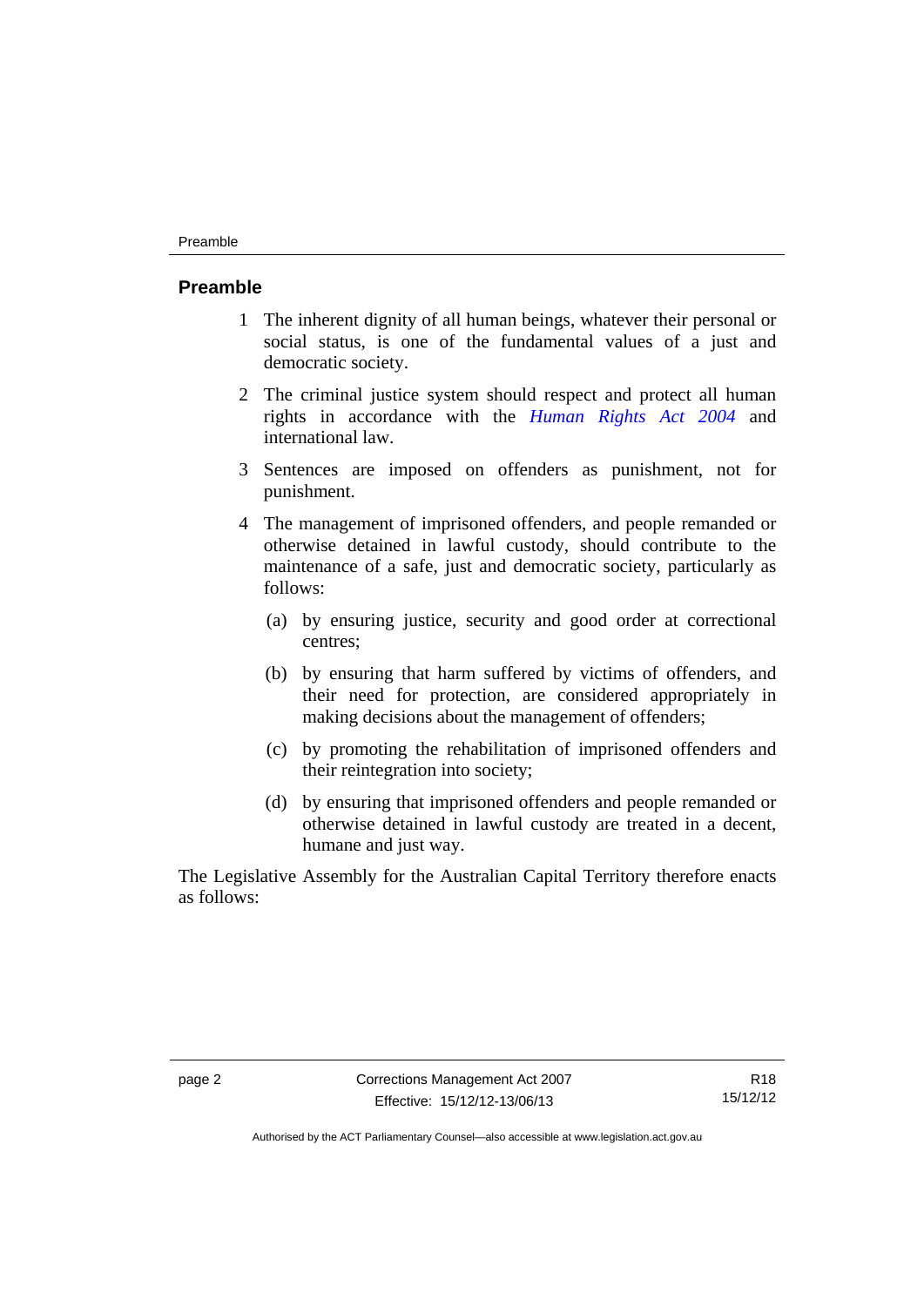## Preamble

1. The inherent dignity of all human beings, whatever their personal or social status, is one of the fundamental values of a just and democratic society.

2. The criminal justice system should respect and protect all human rights in accordance with the *Human Rights Act 2004* and international law.

3. Sentences are imposed on offenders as punishment, not for punishment.

4. The management of imprisoned offenders, and people remanded or otherwise detained in lawful custody, should contribute to the maintenance of a safe, just and democratic society, particularly as follows:

   (a) by ensuring justice, security and good order at correctional centres;

   (b) by ensuring that harm suffered by victims of offenders, and their need for protection, are considered appropriately in making decisions about the management of offenders;

   (c) by promoting the rehabilitation of imprisoned offenders and their reintegration into society;

   (d) by ensuring that imprisoned offenders and people remanded or otherwise detained in lawful custody are treated in a decent, humane and just way.

The Legislative Assembly for the Australian Capital Territory therefore enacts as follows: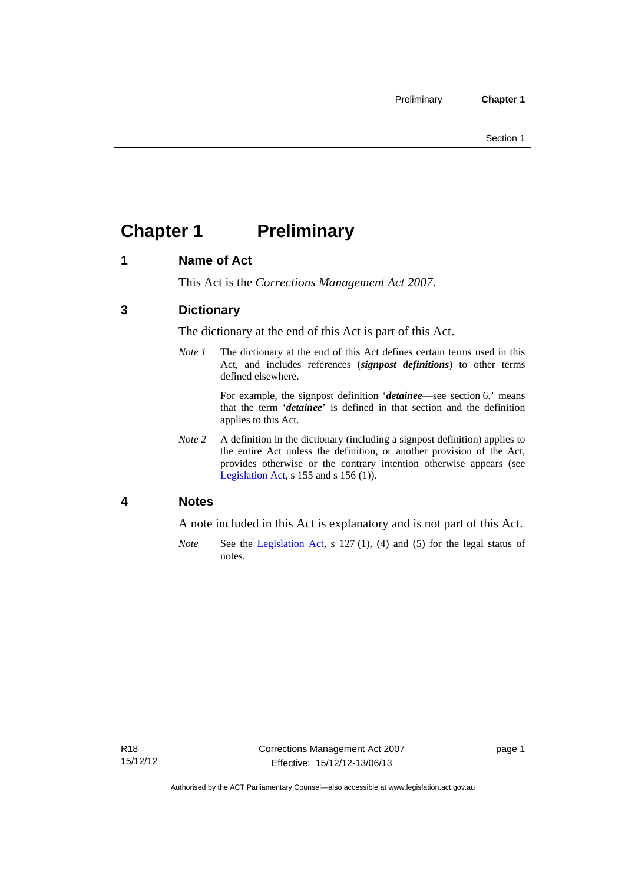# Chapter 1 Preliminary

## 1 Name of Act

This Act is the *Corrections Management Act 2007*.

## 3 Dictionary

The dictionary at the end of this Act is part of this Act.

*Note 1* The dictionary at the end of this Act defines certain terms used in this Act, and includes references (***signpost definitions***) to other terms defined elsewhere.

For example, the signpost definition '***detainee***—see section 6.' means that the term '***detainee***' is defined in that section and the definition applies to this Act.

*Note 2* A definition in the dictionary (including a signpost definition) applies to the entire Act unless the definition, or another provision of the Act, provides otherwise or the contrary intention otherwise appears (see Legislation Act, s 155 and s 156 (1)).

## 4 Notes

A note included in this Act is explanatory and is not part of this Act.

*Note* See the Legislation Act, s 127 (1), (4) and (5) for the legal status of notes.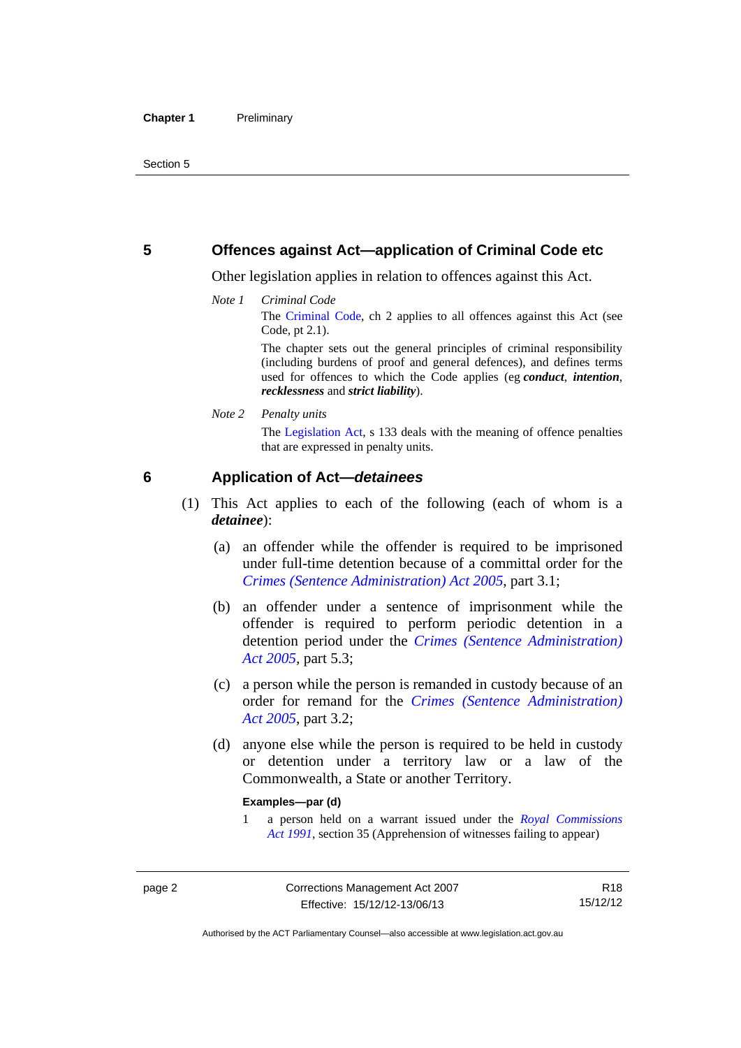## 5 Offences against Act—application of Criminal Code etc

Other legislation applies in relation to offences against this Act.

*Note 1* *Criminal Code*

The Criminal Code, ch 2 applies to all offences against this Act (see Code, pt 2.1).

The chapter sets out the general principles of criminal responsibility (including burdens of proof and general defences), and defines terms used for offences to which the Code applies (eg ***conduct***, ***intention***, ***recklessness*** and ***strict liability***).

*Note 2* *Penalty units*

The Legislation Act, s 133 deals with the meaning of offence penalties that are expressed in penalty units.

## 6 Application of Act—*detainees*

(1) This Act applies to each of the following (each of whom is a ***detainee***):

(a) an offender while the offender is required to be imprisoned under full-time detention because of a committal order for the *Crimes (Sentence Administration) Act 2005*, part 3.1;

(b) an offender under a sentence of imprisonment while the offender is required to perform periodic detention in a detention period under the *Crimes (Sentence Administration) Act 2005*, part 5.3;

(c) a person while the person is remanded in custody because of an order for remand for the *Crimes (Sentence Administration) Act 2005*, part 3.2;

(d) anyone else while the person is required to be held in custody or detention under a territory law or a law of the Commonwealth, a State or another Territory.

**Examples—par (d)**

1 a person held on a warrant issued under the *Royal Commissions Act 1991*, section 35 (Apprehension of witnesses failing to appear)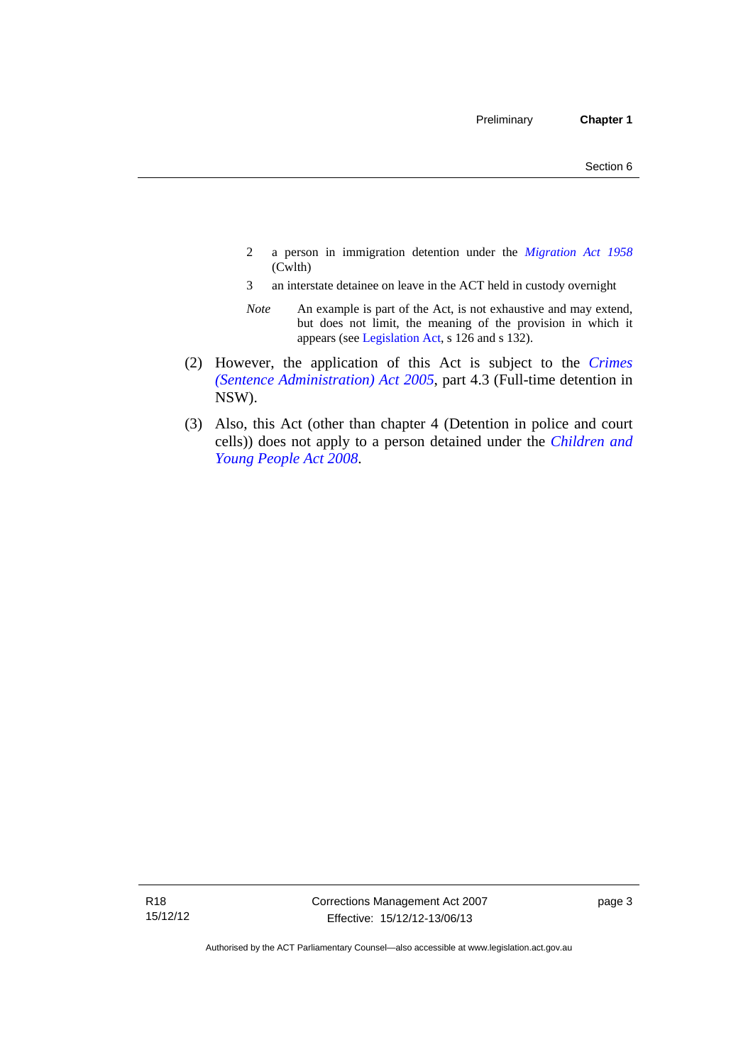2 a person in immigration detention under the *Migration Act 1958* (Cwlth)

3 an interstate detainee on leave in the ACT held in custody overnight

*Note* An example is part of the Act, is not exhaustive and may extend, but does not limit, the meaning of the provision in which it appears (see Legislation Act, s 126 and s 132).

(2) However, the application of this Act is subject to the *Crimes (Sentence Administration) Act 2005*, part 4.3 (Full-time detention in NSW).

(3) Also, this Act (other than chapter 4 (Detention in police and court cells)) does not apply to a person detained under the *Children and Young People Act 2008*.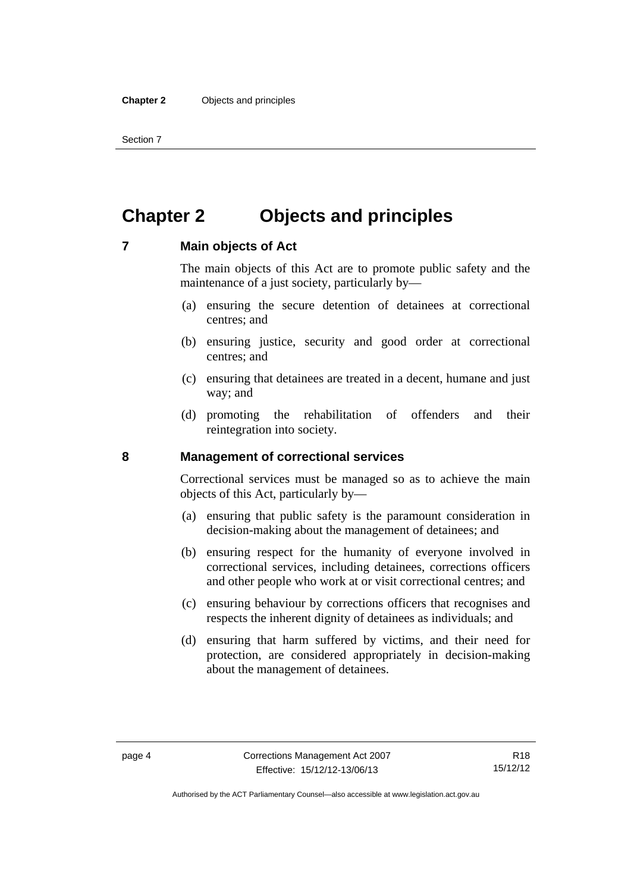# Chapter 2 Objects and principles

## 7 Main objects of Act

The main objects of this Act are to promote public safety and the maintenance of a just society, particularly by—

(a) ensuring the secure detention of detainees at correctional centres; and

(b) ensuring justice, security and good order at correctional centres; and

(c) ensuring that detainees are treated in a decent, humane and just way; and

(d) promoting the rehabilitation of offenders and their reintegration into society.

## 8 Management of correctional services

Correctional services must be managed so as to achieve the main objects of this Act, particularly by—

(a) ensuring that public safety is the paramount consideration in decision-making about the management of detainees; and

(b) ensuring respect for the humanity of everyone involved in correctional services, including detainees, corrections officers and other people who work at or visit correctional centres; and

(c) ensuring behaviour by corrections officers that recognises and respects the inherent dignity of detainees as individuals; and

(d) ensuring that harm suffered by victims, and their need for protection, are considered appropriately in decision-making about the management of detainees.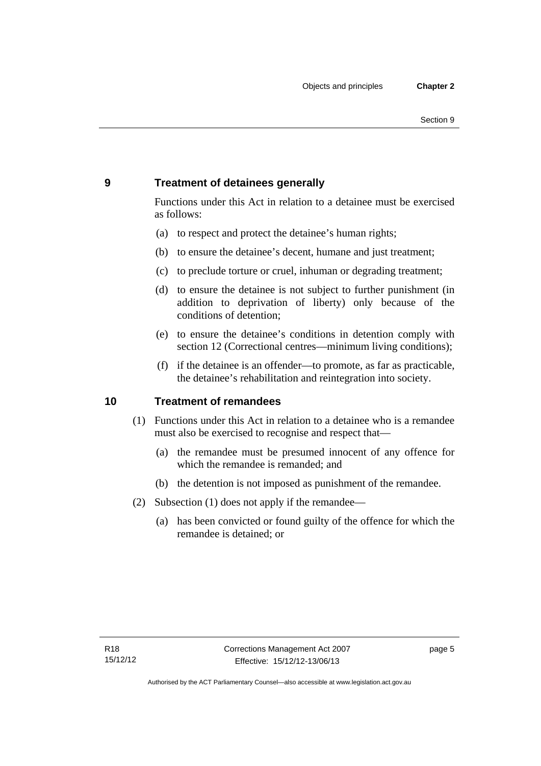## 9 Treatment of detainees generally

Functions under this Act in relation to a detainee must be exercised as follows:

(a) to respect and protect the detainee's human rights;

(b) to ensure the detainee's decent, humane and just treatment;

(c) to preclude torture or cruel, inhuman or degrading treatment;

(d) to ensure the detainee is not subject to further punishment (in addition to deprivation of liberty) only because of the conditions of detention;

(e) to ensure the detainee's conditions in detention comply with section 12 (Correctional centres—minimum living conditions);

(f) if the detainee is an offender—to promote, as far as practicable, the detainee's rehabilitation and reintegration into society.

## 10 Treatment of remandees

(1) Functions under this Act in relation to a detainee who is a remandee must also be exercised to recognise and respect that—

(a) the remandee must be presumed innocent of any offence for which the remandee is remanded; and

(b) the detention is not imposed as punishment of the remandee.

(2) Subsection (1) does not apply if the remandee—

(a) has been convicted or found guilty of the offence for which the remandee is detained; or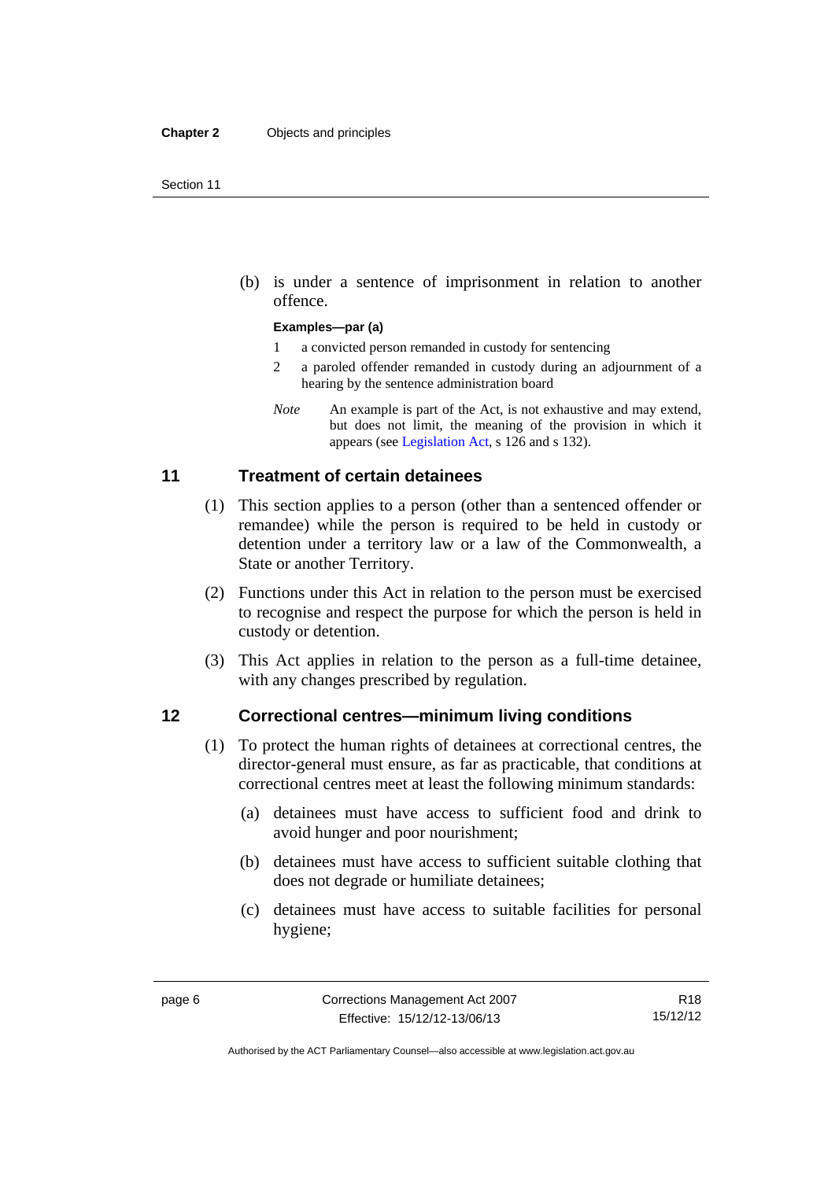(b) is under a sentence of imprisonment in relation to another offence.

**Examples—par (a)**

1 a convicted person remanded in custody for sentencing

2 a paroled offender remanded in custody during an adjournment of a hearing by the sentence administration board

*Note* An example is part of the Act, is not exhaustive and may extend, but does not limit, the meaning of the provision in which it appears (see Legislation Act, s 126 and s 132).

## 11 Treatment of certain detainees

(1) This section applies to a person (other than a sentenced offender or remandee) while the person is required to be held in custody or detention under a territory law or a law of the Commonwealth, a State or another Territory.

(2) Functions under this Act in relation to the person must be exercised to recognise and respect the purpose for which the person is held in custody or detention.

(3) This Act applies in relation to the person as a full-time detainee, with any changes prescribed by regulation.

## 12 Correctional centres—minimum living conditions

(1) To protect the human rights of detainees at correctional centres, the director-general must ensure, as far as practicable, that conditions at correctional centres meet at least the following minimum standards:

(a) detainees must have access to sufficient food and drink to avoid hunger and poor nourishment;

(b) detainees must have access to sufficient suitable clothing that does not degrade or humiliate detainees;

(c) detainees must have access to suitable facilities for personal hygiene;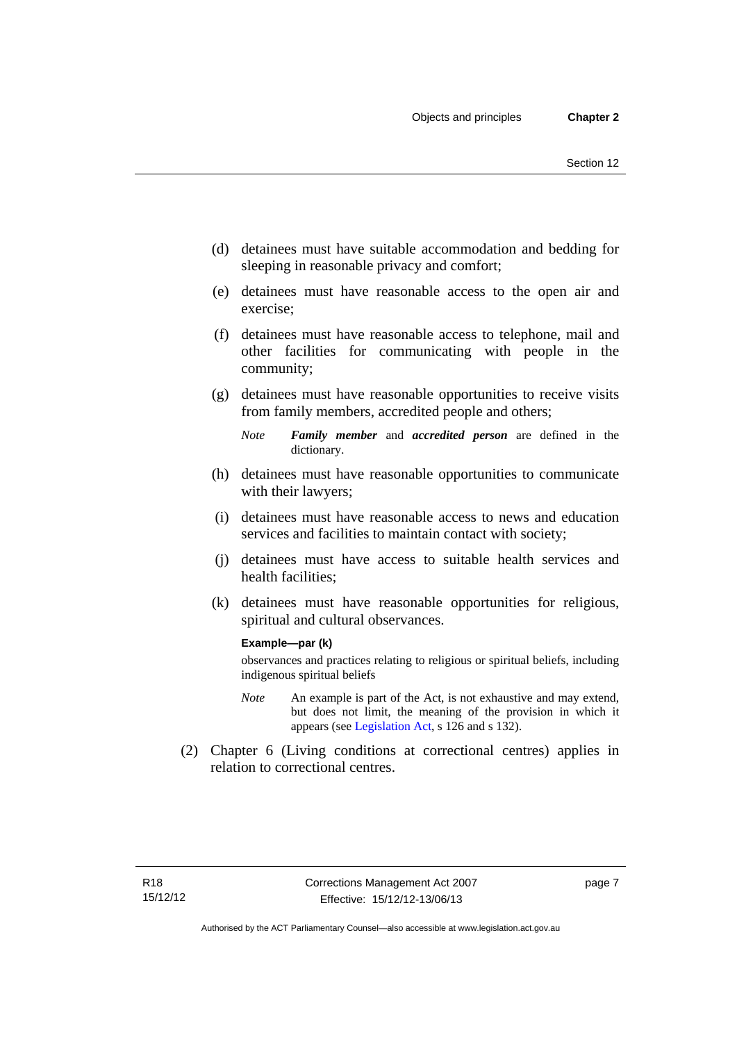(d) detainees must have suitable accommodation and bedding for sleeping in reasonable privacy and comfort;

(e) detainees must have reasonable access to the open air and exercise;

(f) detainees must have reasonable access to telephone, mail and other facilities for communicating with people in the community;

(g) detainees must have reasonable opportunities to receive visits from family members, accredited people and others;

*Note* ***Family member*** and ***accredited person*** are defined in the dictionary.

(h) detainees must have reasonable opportunities to communicate with their lawyers;

(i) detainees must have reasonable access to news and education services and facilities to maintain contact with society;

(j) detainees must have access to suitable health services and health facilities;

(k) detainees must have reasonable opportunities for religious, spiritual and cultural observances.

**Example—par (k)**

observances and practices relating to religious or spiritual beliefs, including indigenous spiritual beliefs

*Note* An example is part of the Act, is not exhaustive and may extend, but does not limit, the meaning of the provision in which it appears (see Legislation Act, s 126 and s 132).

(2) Chapter 6 (Living conditions at correctional centres) applies in relation to correctional centres.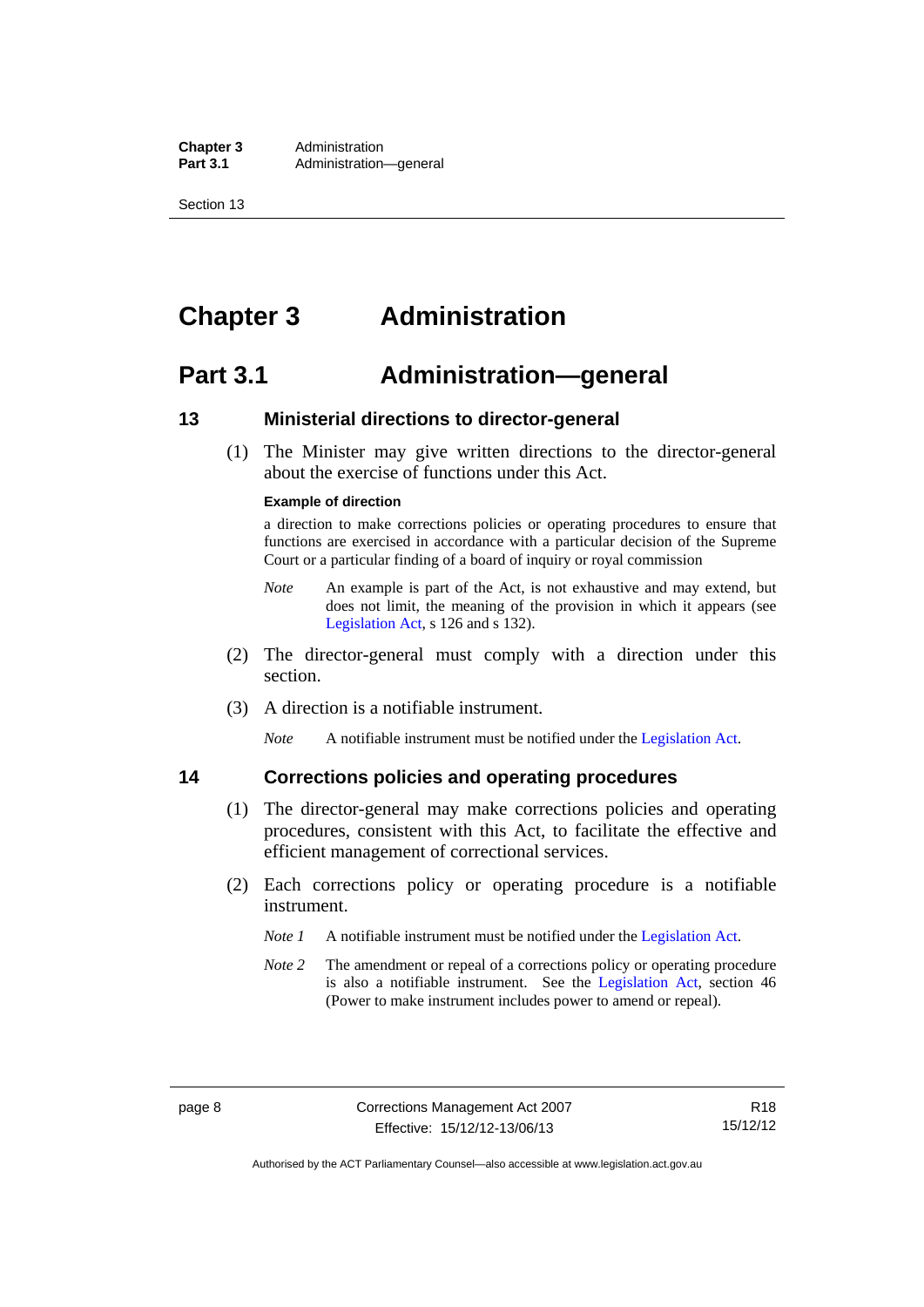# Chapter 3 Administration

## Part 3.1 Administration—general

### 13 Ministerial directions to director-general

(1) The Minister may give written directions to the director-general about the exercise of functions under this Act.

**Example of direction**

a direction to make corrections policies or operating procedures to ensure that functions are exercised in accordance with a particular decision of the Supreme Court or a particular finding of a board of inquiry or royal commission

*Note* An example is part of the Act, is not exhaustive and may extend, but does not limit, the meaning of the provision in which it appears (see Legislation Act, s 126 and s 132).

(2) The director-general must comply with a direction under this section.

(3) A direction is a notifiable instrument.

*Note* A notifiable instrument must be notified under the Legislation Act.

### 14 Corrections policies and operating procedures

(1) The director-general may make corrections policies and operating procedures, consistent with this Act, to facilitate the effective and efficient management of correctional services.

(2) Each corrections policy or operating procedure is a notifiable instrument.

*Note 1* A notifiable instrument must be notified under the Legislation Act.

*Note 2* The amendment or repeal of a corrections policy or operating procedure is also a notifiable instrument. See the Legislation Act, section 46 (Power to make instrument includes power to amend or repeal).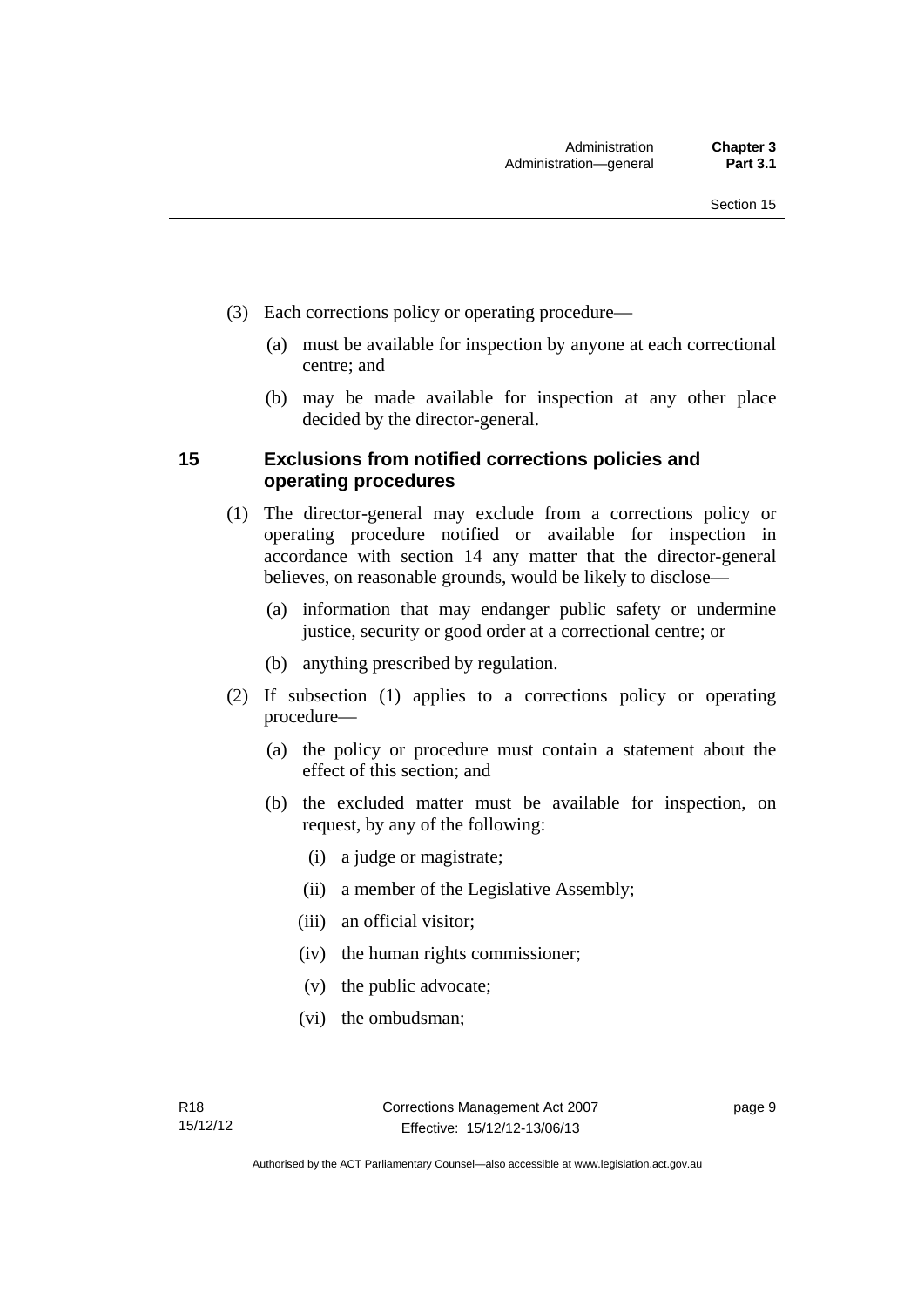(3) Each corrections policy or operating procedure—

(a) must be available for inspection by anyone at each correctional centre; and

(b) may be made available for inspection at any other place decided by the director-general.

## 15 Exclusions from notified corrections policies and operating procedures

(1) The director-general may exclude from a corrections policy or operating procedure notified or available for inspection in accordance with section 14 any matter that the director-general believes, on reasonable grounds, would be likely to disclose—

(a) information that may endanger public safety or undermine justice, security or good order at a correctional centre; or

(b) anything prescribed by regulation.

(2) If subsection (1) applies to a corrections policy or operating procedure—

(a) the policy or procedure must contain a statement about the effect of this section; and

(b) the excluded matter must be available for inspection, on request, by any of the following:

(i) a judge or magistrate;

(ii) a member of the Legislative Assembly;

(iii) an official visitor;

(iv) the human rights commissioner;

(v) the public advocate;

(vi) the ombudsman;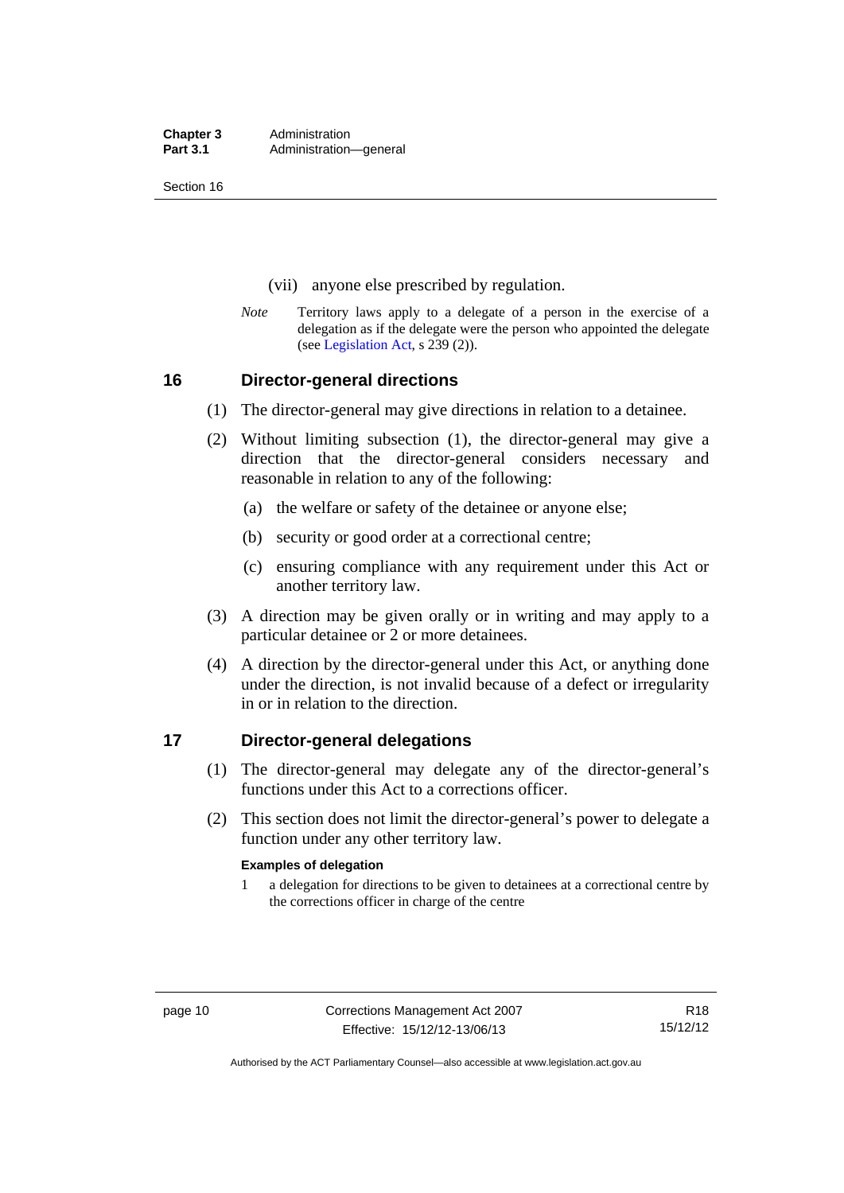(vii) anyone else prescribed by regulation.

*Note* Territory laws apply to a delegate of a person in the exercise of a delegation as if the delegate were the person who appointed the delegate (see Legislation Act, s 239 (2)).

## 16 Director-general directions

(1) The director-general may give directions in relation to a detainee.

(2) Without limiting subsection (1), the director-general may give a direction that the director-general considers necessary and reasonable in relation to any of the following:

(a) the welfare or safety of the detainee or anyone else;

(b) security or good order at a correctional centre;

(c) ensuring compliance with any requirement under this Act or another territory law.

(3) A direction may be given orally or in writing and may apply to a particular detainee or 2 or more detainees.

(4) A direction by the director-general under this Act, or anything done under the direction, is not invalid because of a defect or irregularity in or in relation to the direction.

## 17 Director-general delegations

(1) The director-general may delegate any of the director-general's functions under this Act to a corrections officer.

(2) This section does not limit the director-general's power to delegate a function under any other territory law.

**Examples of delegation**

1 a delegation for directions to be given to detainees at a correctional centre by the corrections officer in charge of the centre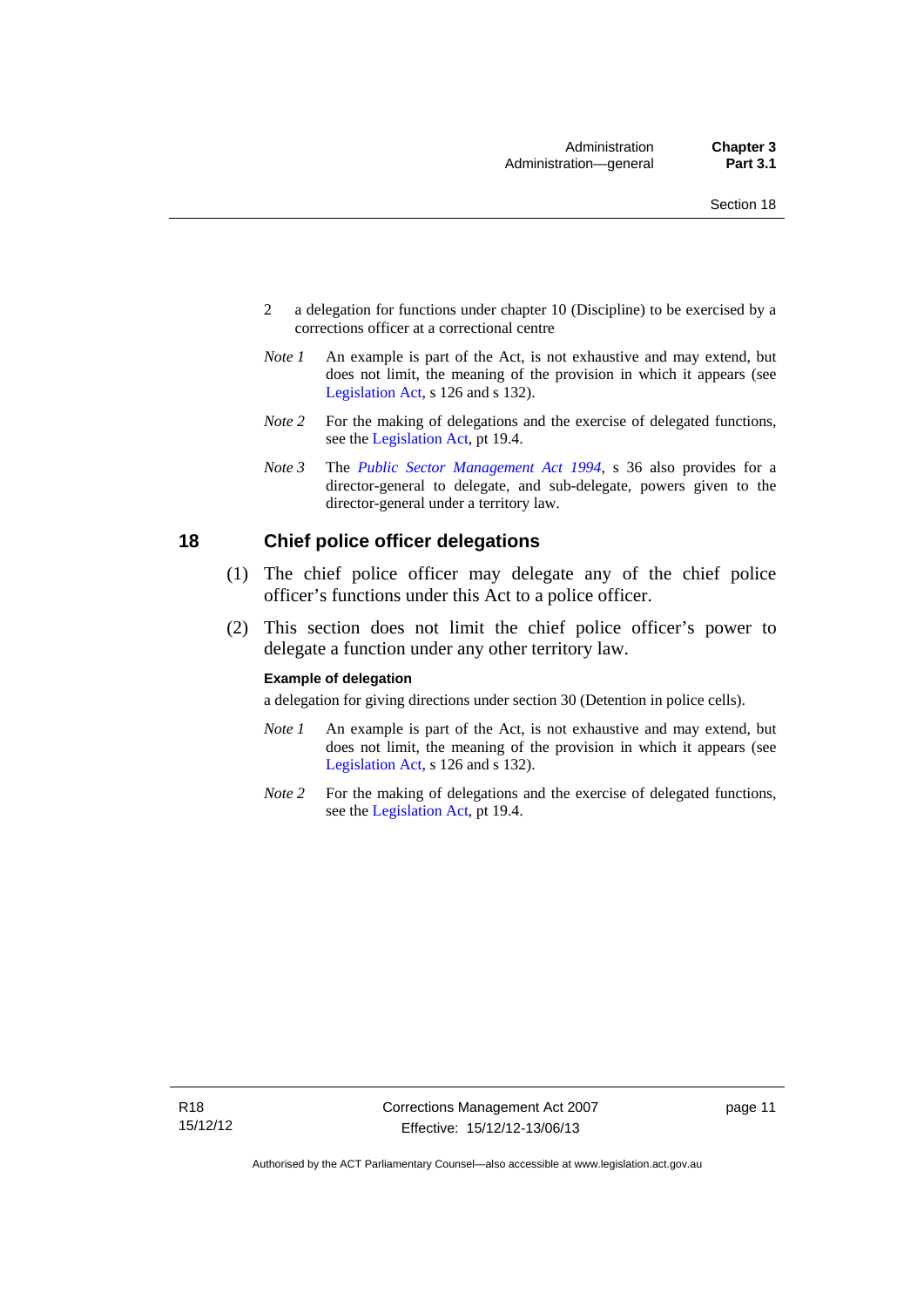2 a delegation for functions under chapter 10 (Discipline) to be exercised by a corrections officer at a correctional centre

*Note 1* An example is part of the Act, is not exhaustive and may extend, but does not limit, the meaning of the provision in which it appears (see Legislation Act, s 126 and s 132).

*Note 2* For the making of delegations and the exercise of delegated functions, see the Legislation Act, pt 19.4.

*Note 3* The *Public Sector Management Act 1994*, s 36 also provides for a director-general to delegate, and sub-delegate, powers given to the director-general under a territory law.

## 18 Chief police officer delegations

(1) The chief police officer may delegate any of the chief police officer's functions under this Act to a police officer.

(2) This section does not limit the chief police officer's power to delegate a function under any other territory law.

**Example of delegation**

a delegation for giving directions under section 30 (Detention in police cells).

*Note 1* An example is part of the Act, is not exhaustive and may extend, but does not limit, the meaning of the provision in which it appears (see Legislation Act, s 126 and s 132).

*Note 2* For the making of delegations and the exercise of delegated functions, see the Legislation Act, pt 19.4.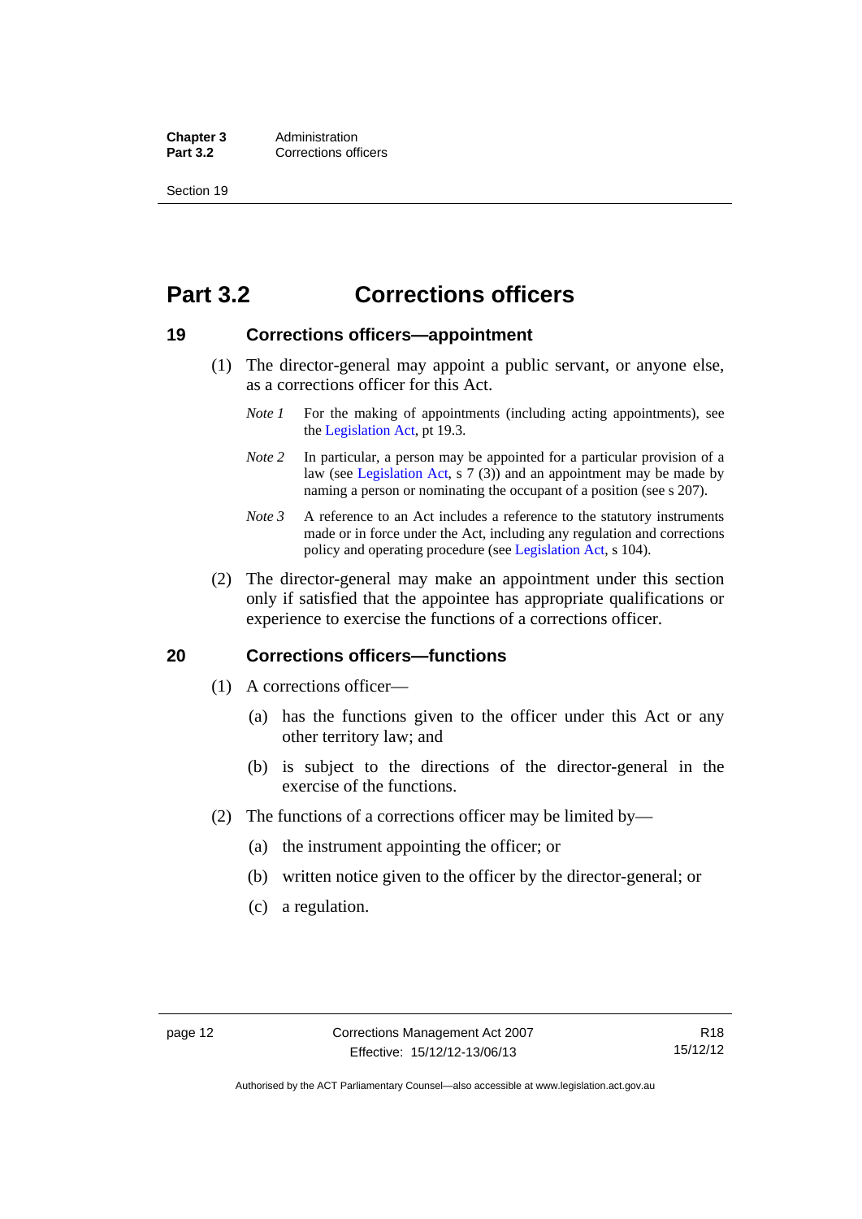# Part 3.2 Corrections officers

## 19 Corrections officers—appointment

(1) The director-general may appoint a public servant, or anyone else, as a corrections officer for this Act.

*Note 1* For the making of appointments (including acting appointments), see the Legislation Act, pt 19.3.

*Note 2* In particular, a person may be appointed for a particular provision of a law (see Legislation Act, s 7 (3)) and an appointment may be made by naming a person or nominating the occupant of a position (see s 207).

*Note 3* A reference to an Act includes a reference to the statutory instruments made or in force under the Act, including any regulation and corrections policy and operating procedure (see Legislation Act, s 104).

(2) The director-general may make an appointment under this section only if satisfied that the appointee has appropriate qualifications or experience to exercise the functions of a corrections officer.

## 20 Corrections officers—functions

(1) A corrections officer—

(a) has the functions given to the officer under this Act or any other territory law; and

(b) is subject to the directions of the director-general in the exercise of the functions.

(2) The functions of a corrections officer may be limited by—

(a) the instrument appointing the officer; or

(b) written notice given to the officer by the director-general; or

(c) a regulation.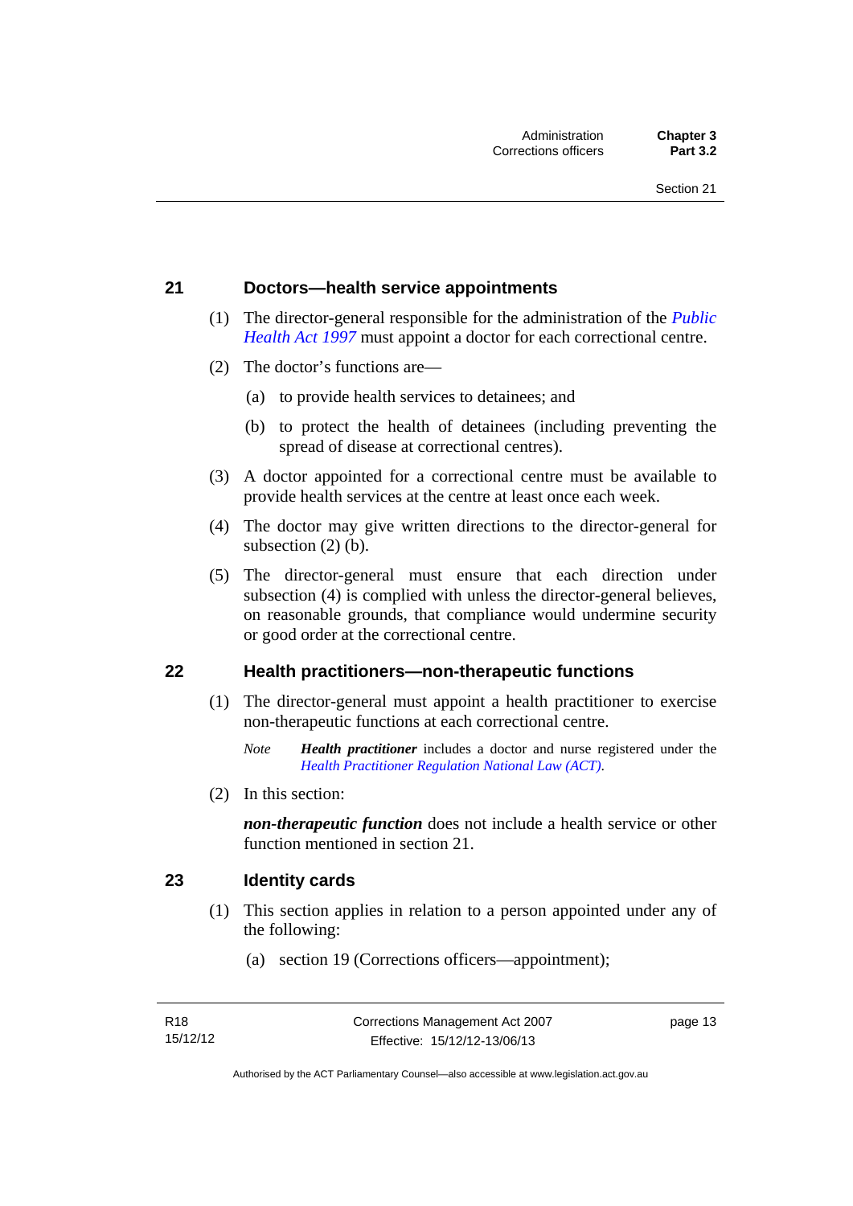## 21 Doctors—health service appointments

(1) The director-general responsible for the administration of the *Public Health Act 1997* must appoint a doctor for each correctional centre.

(2) The doctor's functions are—

(a) to provide health services to detainees; and

(b) to protect the health of detainees (including preventing the spread of disease at correctional centres).

(3) A doctor appointed for a correctional centre must be available to provide health services at the centre at least once each week.

(4) The doctor may give written directions to the director-general for subsection (2) (b).

(5) The director-general must ensure that each direction under subsection (4) is complied with unless the director-general believes, on reasonable grounds, that compliance would undermine security or good order at the correctional centre.

## 22 Health practitioners—non-therapeutic functions

(1) The director-general must appoint a health practitioner to exercise non-therapeutic functions at each correctional centre.

*Note* ***Health practitioner*** includes a doctor and nurse registered under the *Health Practitioner Regulation National Law (ACT)*.

(2) In this section:

***non-therapeutic function*** does not include a health service or other function mentioned in section 21.

## 23 Identity cards

(1) This section applies in relation to a person appointed under any of the following:

(a) section 19 (Corrections officers—appointment);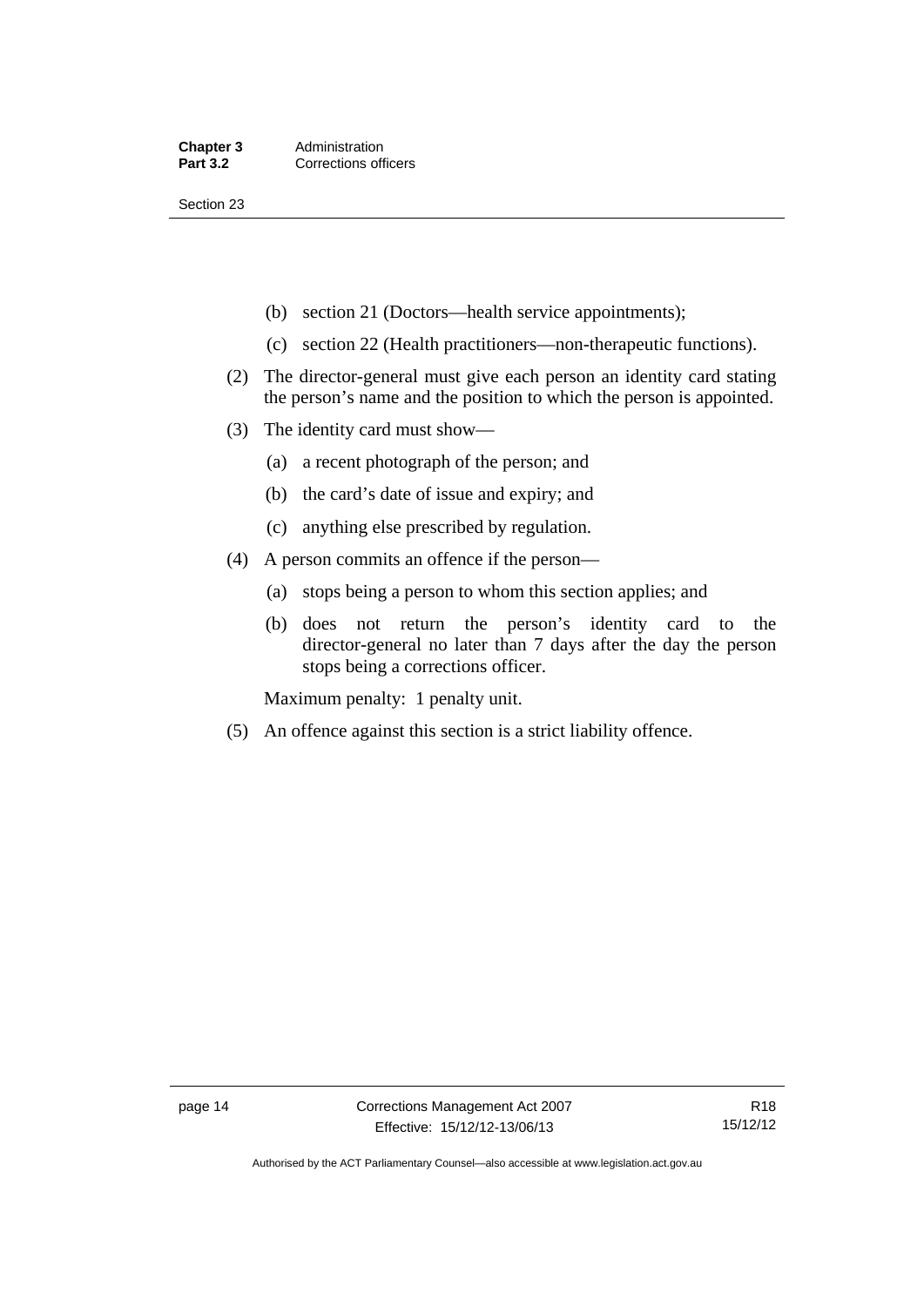(b) section 21 (Doctors—health service appointments);

(c) section 22 (Health practitioners—non-therapeutic functions).

(2) The director-general must give each person an identity card stating the person's name and the position to which the person is appointed.

(3) The identity card must show—

(a) a recent photograph of the person; and

(b) the card's date of issue and expiry; and

(c) anything else prescribed by regulation.

(4) A person commits an offence if the person—

(a) stops being a person to whom this section applies; and

(b) does not return the person's identity card to the director-general no later than 7 days after the day the person stops being a corrections officer.

Maximum penalty: 1 penalty unit.

(5) An offence against this section is a strict liability offence.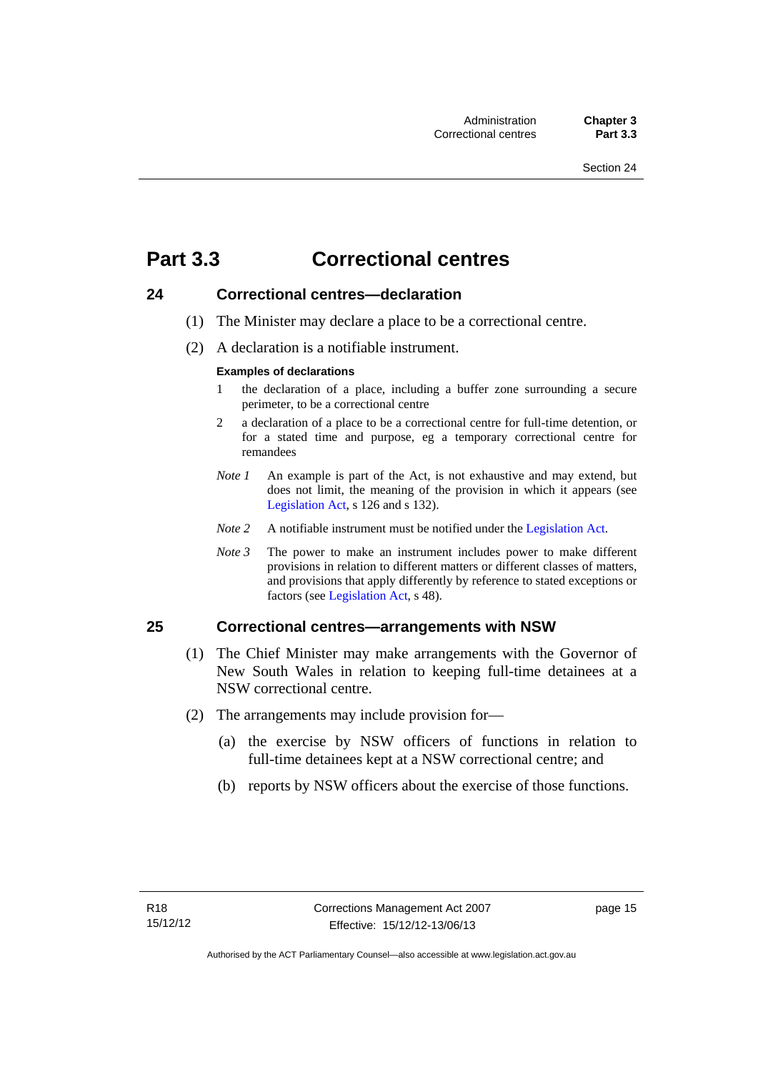# Part 3.3 Correctional centres

## 24 Correctional centres—declaration

(1) The Minister may declare a place to be a correctional centre.

(2) A declaration is a notifiable instrument.

**Examples of declarations**

1 the declaration of a place, including a buffer zone surrounding a secure perimeter, to be a correctional centre

2 a declaration of a place to be a correctional centre for full-time detention, or for a stated time and purpose, eg a temporary correctional centre for remandees

*Note 1* An example is part of the Act, is not exhaustive and may extend, but does not limit, the meaning of the provision in which it appears (see Legislation Act, s 126 and s 132).

*Note 2* A notifiable instrument must be notified under the Legislation Act.

*Note 3* The power to make an instrument includes power to make different provisions in relation to different matters or different classes of matters, and provisions that apply differently by reference to stated exceptions or factors (see Legislation Act, s 48).

## 25 Correctional centres—arrangements with NSW

(1) The Chief Minister may make arrangements with the Governor of New South Wales in relation to keeping full-time detainees at a NSW correctional centre.

(2) The arrangements may include provision for—

(a) the exercise by NSW officers of functions in relation to full-time detainees kept at a NSW correctional centre; and

(b) reports by NSW officers about the exercise of those functions.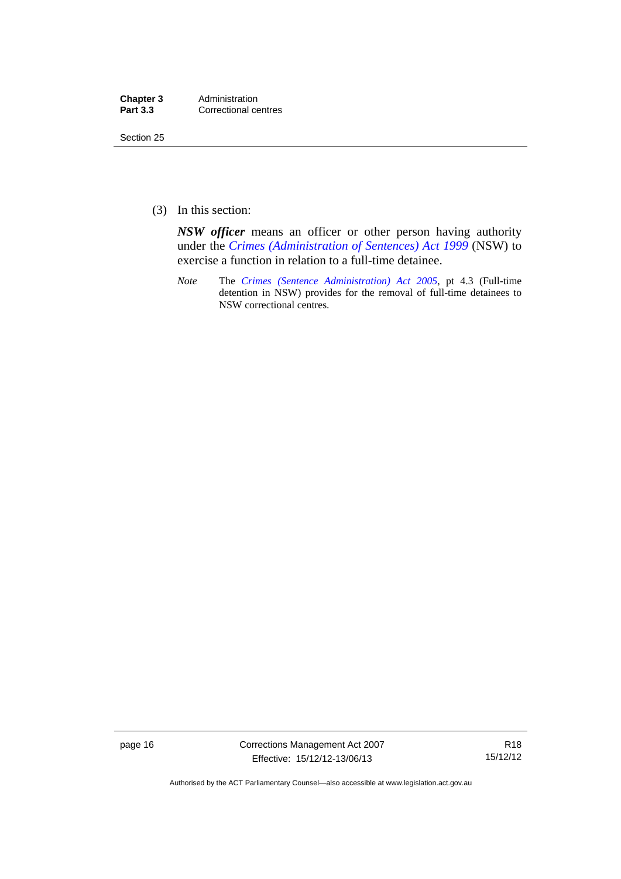(3) In this section:

***NSW officer*** means an officer or other person having authority under the *Crimes (Administration of Sentences) Act 1999* (NSW) to exercise a function in relation to a full-time detainee.

*Note* The *Crimes (Sentence Administration) Act 2005*, pt 4.3 (Full-time detention in NSW) provides for the removal of full-time detainees to NSW correctional centres.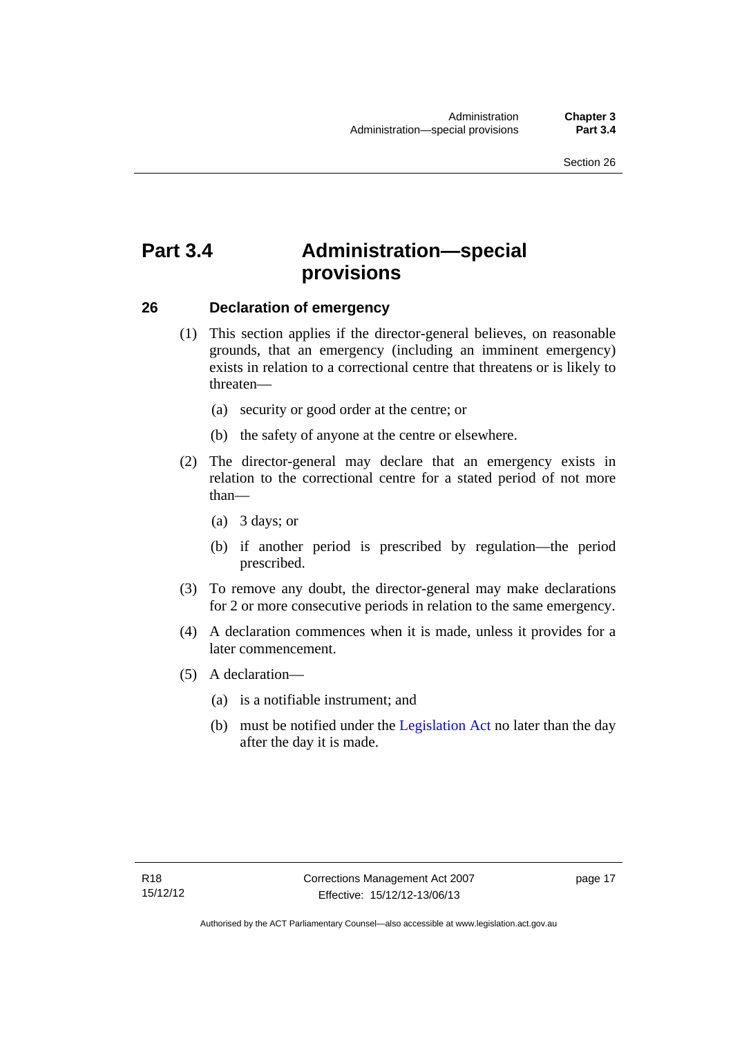# Part 3.4 Administration—special provisions

## 26 Declaration of emergency

(1) This section applies if the director-general believes, on reasonable grounds, that an emergency (including an imminent emergency) exists in relation to a correctional centre that threatens or is likely to threaten—

(a) security or good order at the centre; or

(b) the safety of anyone at the centre or elsewhere.

(2) The director-general may declare that an emergency exists in relation to the correctional centre for a stated period of not more than—

(a) 3 days; or

(b) if another period is prescribed by regulation—the period prescribed.

(3) To remove any doubt, the director-general may make declarations for 2 or more consecutive periods in relation to the same emergency.

(4) A declaration commences when it is made, unless it provides for a later commencement.

(5) A declaration—

(a) is a notifiable instrument; and

(b) must be notified under the Legislation Act no later than the day after the day it is made.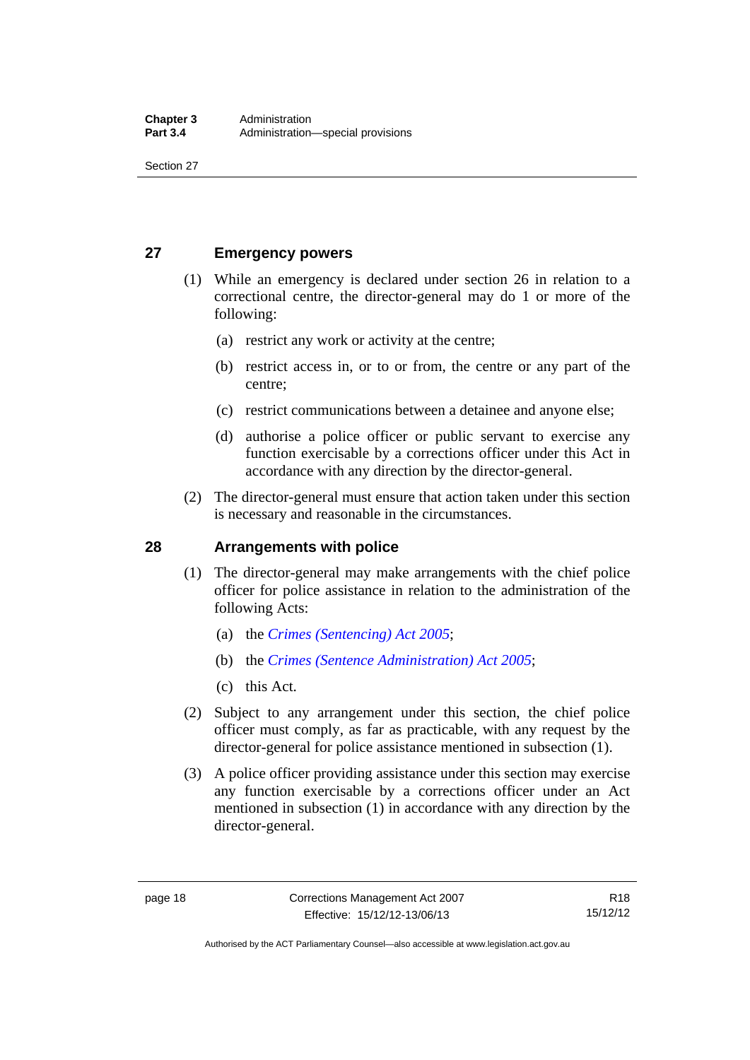## 27 Emergency powers

(1) While an emergency is declared under section 26 in relation to a correctional centre, the director-general may do 1 or more of the following:

(a) restrict any work or activity at the centre;

(b) restrict access in, or to or from, the centre or any part of the centre;

(c) restrict communications between a detainee and anyone else;

(d) authorise a police officer or public servant to exercise any function exercisable by a corrections officer under this Act in accordance with any direction by the director-general.

(2) The director-general must ensure that action taken under this section is necessary and reasonable in the circumstances.

## 28 Arrangements with police

(1) The director-general may make arrangements with the chief police officer for police assistance in relation to the administration of the following Acts:

(a) the *Crimes (Sentencing) Act 2005*;

(b) the *Crimes (Sentence Administration) Act 2005*;

(c) this Act.

(2) Subject to any arrangement under this section, the chief police officer must comply, as far as practicable, with any request by the director-general for police assistance mentioned in subsection (1).

(3) A police officer providing assistance under this section may exercise any function exercisable by a corrections officer under an Act mentioned in subsection (1) in accordance with any direction by the director-general.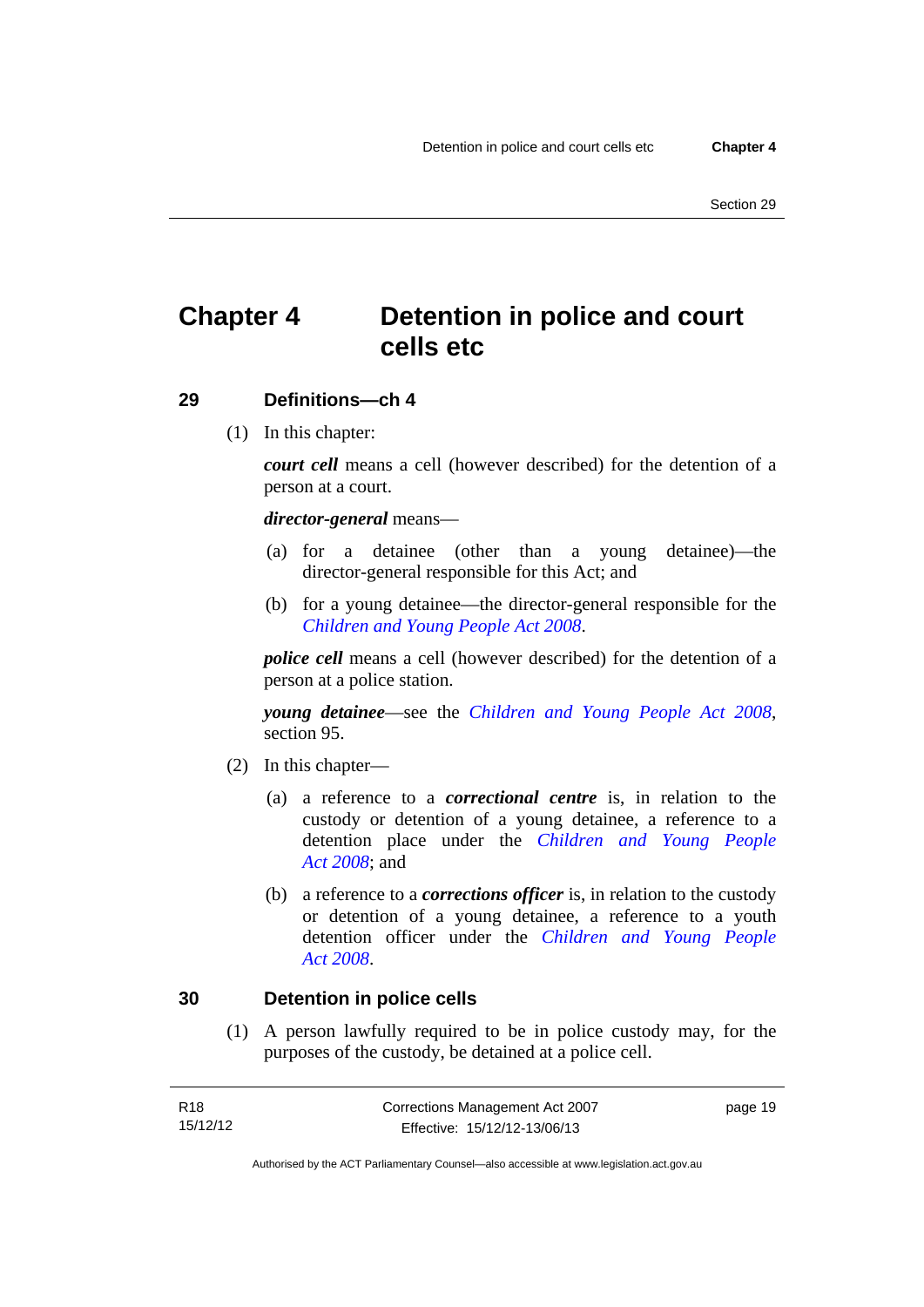# Chapter 4 Detention in police and court cells etc

## 29 Definitions—ch 4

(1) In this chapter:

***court cell*** means a cell (however described) for the detention of a person at a court.

***director-general*** means—

(a) for a detainee (other than a young detainee)—the director-general responsible for this Act; and

(b) for a young detainee—the director-general responsible for the *Children and Young People Act 2008*.

***police cell*** means a cell (however described) for the detention of a person at a police station.

***young detainee***—see the *Children and Young People Act 2008*, section 95.

(2) In this chapter—

(a) a reference to a ***correctional centre*** is, in relation to the custody or detention of a young detainee, a reference to a detention place under the *Children and Young People Act 2008*; and

(b) a reference to a ***corrections officer*** is, in relation to the custody or detention of a young detainee, a reference to a youth detention officer under the *Children and Young People Act 2008*.

## 30 Detention in police cells

(1) A person lawfully required to be in police custody may, for the purposes of the custody, be detained at a police cell.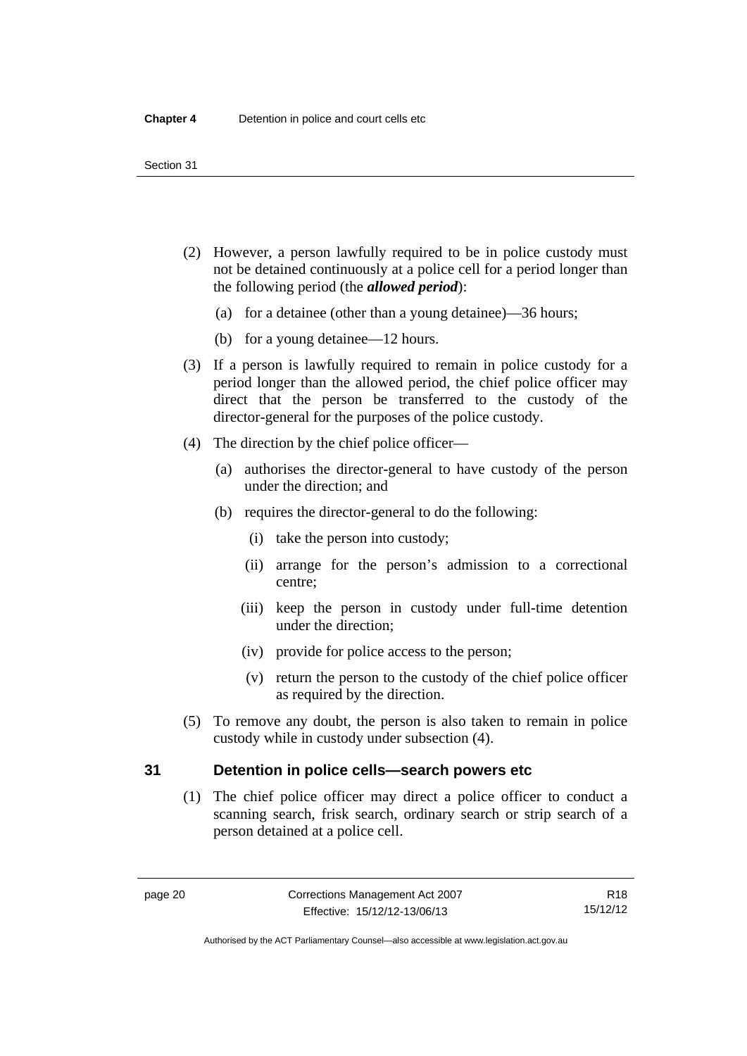(2) However, a person lawfully required to be in police custody must not be detained continuously at a police cell for a period longer than the following period (the ***allowed period***):

(a) for a detainee (other than a young detainee)—36 hours;

(b) for a young detainee—12 hours.

(3) If a person is lawfully required to remain in police custody for a period longer than the allowed period, the chief police officer may direct that the person be transferred to the custody of the director-general for the purposes of the police custody.

(4) The direction by the chief police officer—

(a) authorises the director-general to have custody of the person under the direction; and

(b) requires the director-general to do the following:

(i) take the person into custody;

(ii) arrange for the person's admission to a correctional centre;

(iii) keep the person in custody under full-time detention under the direction;

(iv) provide for police access to the person;

(v) return the person to the custody of the chief police officer as required by the direction.

(5) To remove any doubt, the person is also taken to remain in police custody while in custody under subsection (4).

### 31 Detention in police cells—search powers etc

(1) The chief police officer may direct a police officer to conduct a scanning search, frisk search, ordinary search or strip search of a person detained at a police cell.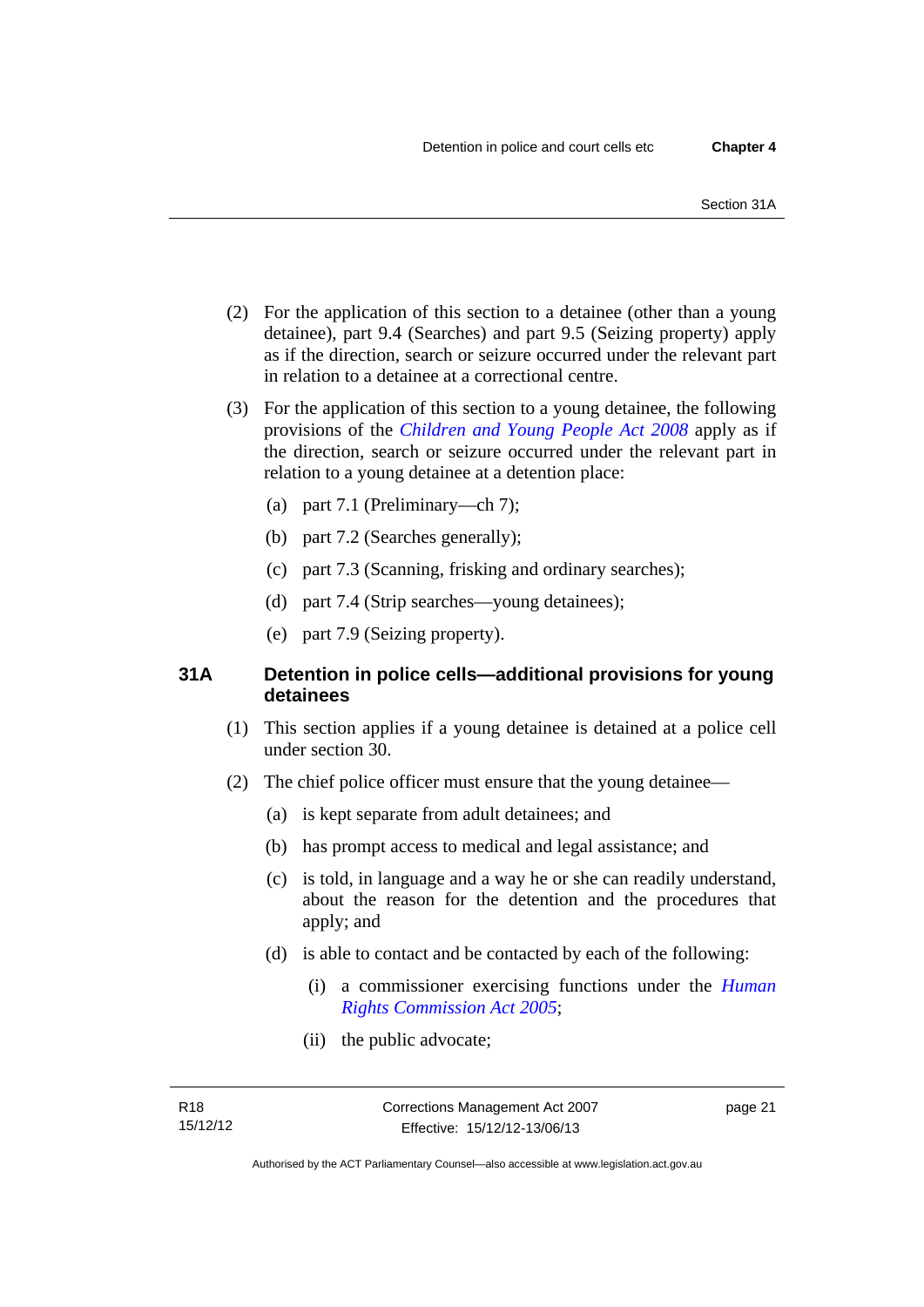(2) For the application of this section to a detainee (other than a young detainee), part 9.4 (Searches) and part 9.5 (Seizing property) apply as if the direction, search or seizure occurred under the relevant part in relation to a detainee at a correctional centre.

(3) For the application of this section to a young detainee, the following provisions of the *Children and Young People Act 2008* apply as if the direction, search or seizure occurred under the relevant part in relation to a young detainee at a detention place:

(a) part 7.1 (Preliminary—ch 7);

(b) part 7.2 (Searches generally);

(c) part 7.3 (Scanning, frisking and ordinary searches);

(d) part 7.4 (Strip searches—young detainees);

(e) part 7.9 (Seizing property).

### 31A Detention in police cells—additional provisions for young detainees

(1) This section applies if a young detainee is detained at a police cell under section 30.

(2) The chief police officer must ensure that the young detainee—

(a) is kept separate from adult detainees; and

(b) has prompt access to medical and legal assistance; and

(c) is told, in language and a way he or she can readily understand, about the reason for the detention and the procedures that apply; and

(d) is able to contact and be contacted by each of the following:

(i) a commissioner exercising functions under the *Human Rights Commission Act 2005*;

(ii) the public advocate;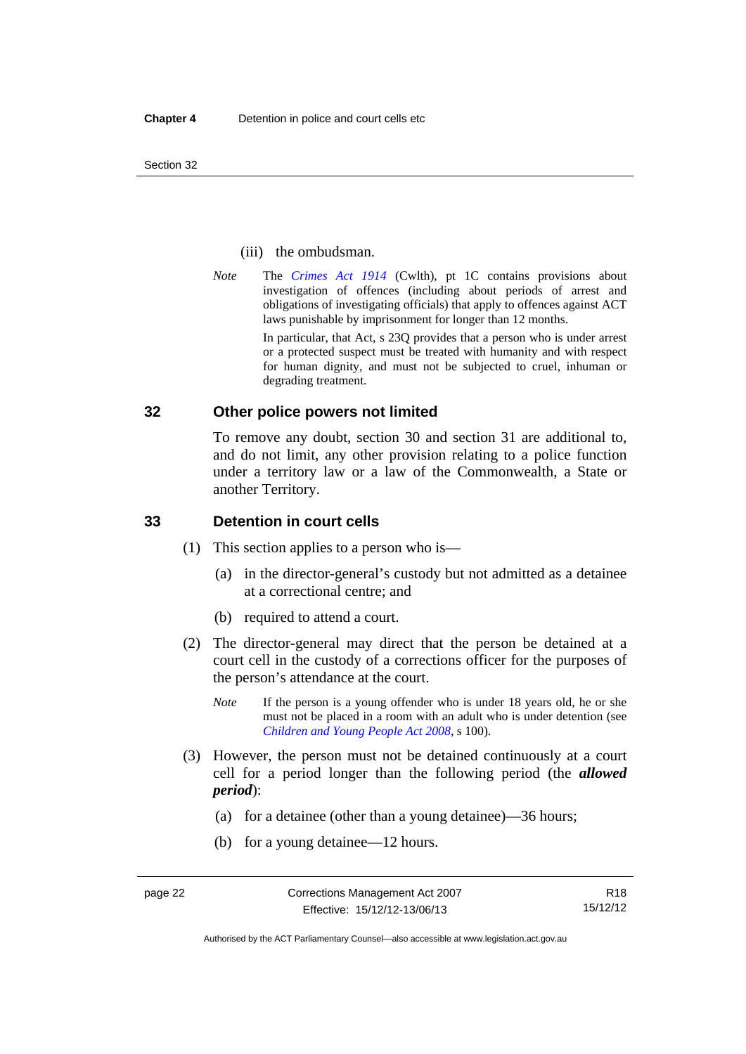(iii) the ombudsman.

*Note* The *Crimes Act 1914* (Cwlth), pt 1C contains provisions about investigation of offences (including about periods of arrest and obligations of investigating officials) that apply to offences against ACT laws punishable by imprisonment for longer than 12 months.

In particular, that Act, s 23Q provides that a person who is under arrest or a protected suspect must be treated with humanity and with respect for human dignity, and must not be subjected to cruel, inhuman or degrading treatment.

## 32 Other police powers not limited

To remove any doubt, section 30 and section 31 are additional to, and do not limit, any other provision relating to a police function under a territory law or a law of the Commonwealth, a State or another Territory.

## 33 Detention in court cells

(1) This section applies to a person who is—

(a) in the director-general's custody but not admitted as a detainee at a correctional centre; and

(b) required to attend a court.

(2) The director-general may direct that the person be detained at a court cell in the custody of a corrections officer for the purposes of the person's attendance at the court.

*Note* If the person is a young offender who is under 18 years old, he or she must not be placed in a room with an adult who is under detention (see *Children and Young People Act 2008*, s 100).

(3) However, the person must not be detained continuously at a court cell for a period longer than the following period (the ***allowed period***):

(a) for a detainee (other than a young detainee)—36 hours;

(b) for a young detainee—12 hours.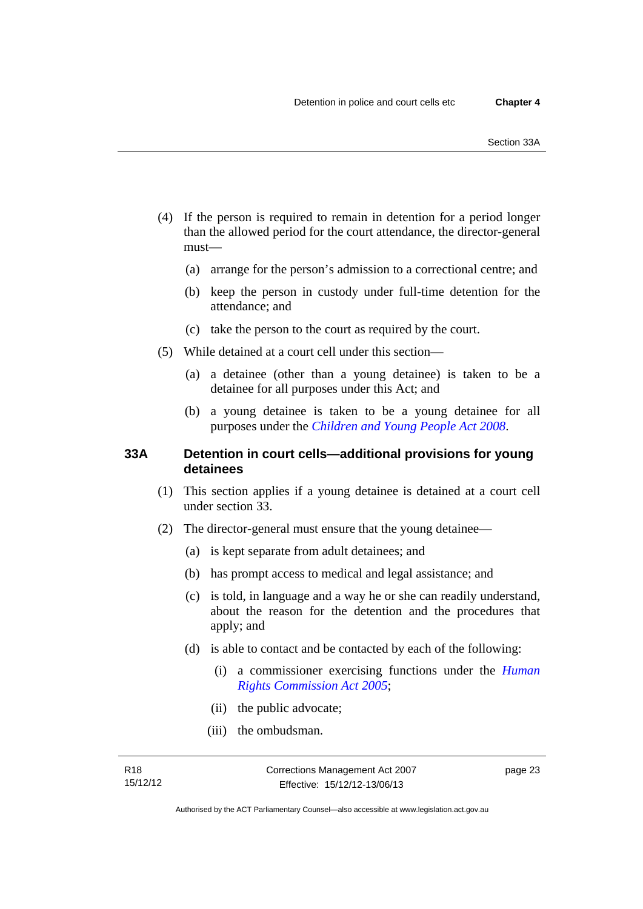(4) If the person is required to remain in detention for a period longer than the allowed period for the court attendance, the director-general must—

(a) arrange for the person's admission to a correctional centre; and

(b) keep the person in custody under full-time detention for the attendance; and

(c) take the person to the court as required by the court.

(5) While detained at a court cell under this section—

(a) a detainee (other than a young detainee) is taken to be a detainee for all purposes under this Act; and

(b) a young detainee is taken to be a young detainee for all purposes under the *Children and Young People Act 2008*.

### 33A Detention in court cells—additional provisions for young detainees

(1) This section applies if a young detainee is detained at a court cell under section 33.

(2) The director-general must ensure that the young detainee—

(a) is kept separate from adult detainees; and

(b) has prompt access to medical and legal assistance; and

(c) is told, in language and a way he or she can readily understand, about the reason for the detention and the procedures that apply; and

(d) is able to contact and be contacted by each of the following:

(i) a commissioner exercising functions under the *Human Rights Commission Act 2005*;

(ii) the public advocate;

(iii) the ombudsman.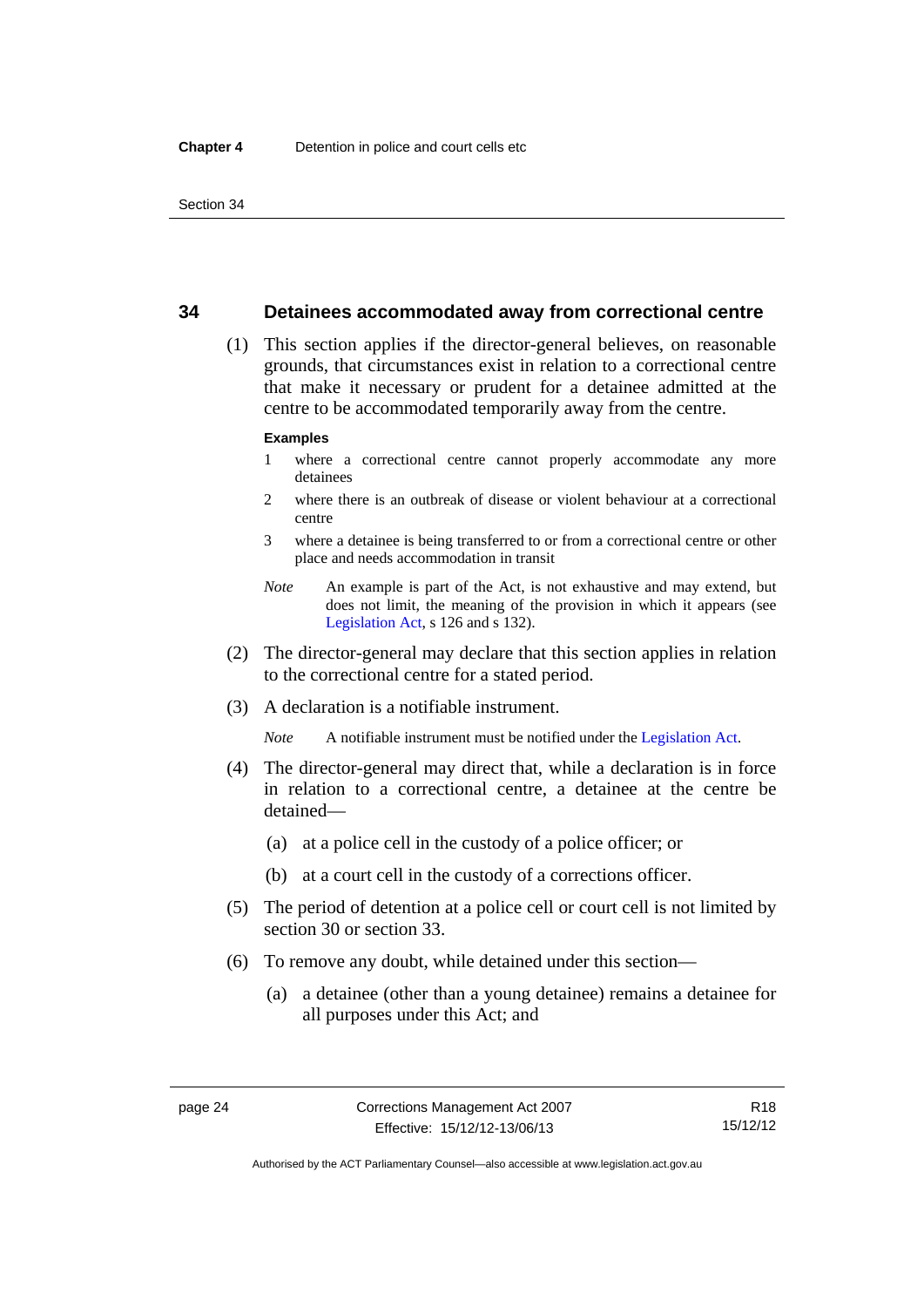## 34 Detainees accommodated away from correctional centre

(1) This section applies if the director-general believes, on reasonable grounds, that circumstances exist in relation to a correctional centre that make it necessary or prudent for a detainee admitted at the centre to be accommodated temporarily away from the centre.

**Examples**

1 where a correctional centre cannot properly accommodate any more detainees

2 where there is an outbreak of disease or violent behaviour at a correctional centre

3 where a detainee is being transferred to or from a correctional centre or other place and needs accommodation in transit

*Note* An example is part of the Act, is not exhaustive and may extend, but does not limit, the meaning of the provision in which it appears (see Legislation Act, s 126 and s 132).

(2) The director-general may declare that this section applies in relation to the correctional centre for a stated period.

(3) A declaration is a notifiable instrument.

*Note* A notifiable instrument must be notified under the Legislation Act.

(4) The director-general may direct that, while a declaration is in force in relation to a correctional centre, a detainee at the centre be detained—

(a) at a police cell in the custody of a police officer; or

(b) at a court cell in the custody of a corrections officer.

(5) The period of detention at a police cell or court cell is not limited by section 30 or section 33.

(6) To remove any doubt, while detained under this section—

(a) a detainee (other than a young detainee) remains a detainee for all purposes under this Act; and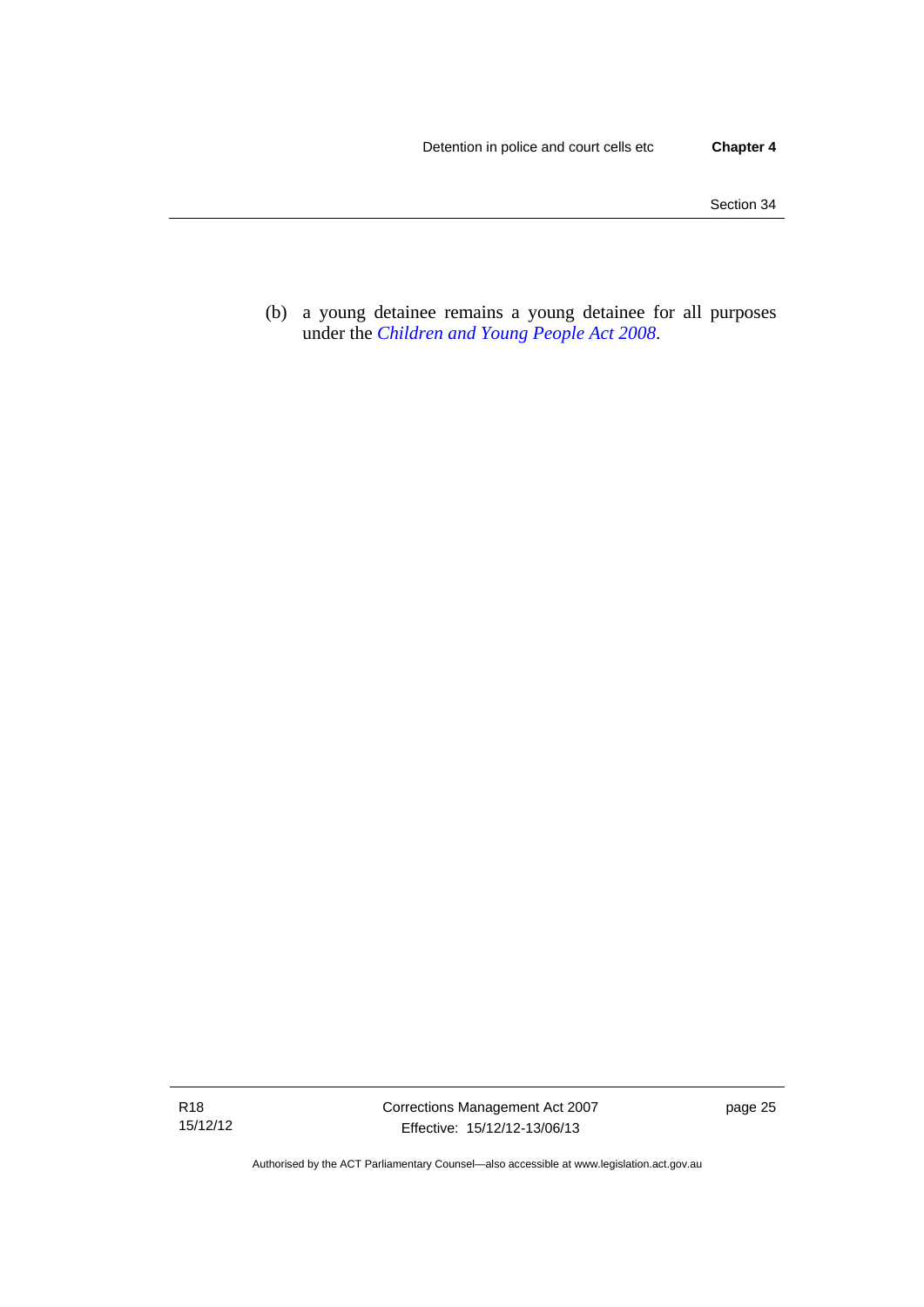(b) a young detainee remains a young detainee for all purposes under the *Children and Young People Act 2008*.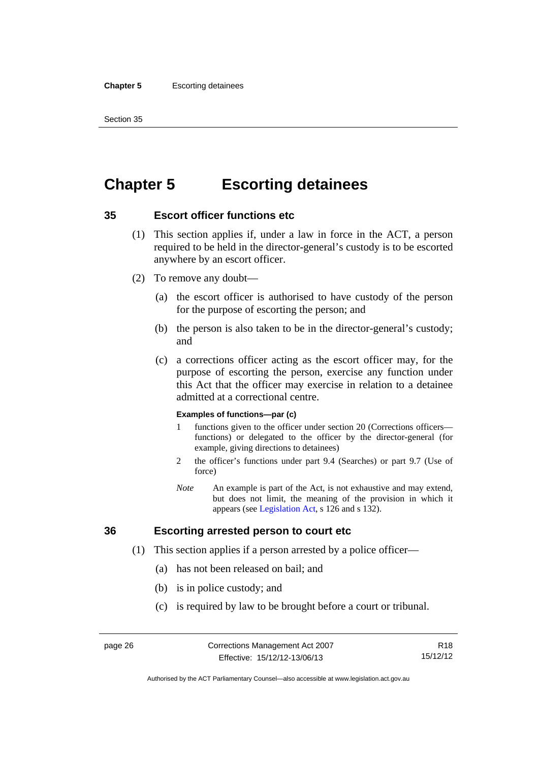# Chapter 5 Escorting detainees

## 35 Escort officer functions etc

(1) This section applies if, under a law in force in the ACT, a person required to be held in the director-general's custody is to be escorted anywhere by an escort officer.

(2) To remove any doubt—

(a) the escort officer is authorised to have custody of the person for the purpose of escorting the person; and

(b) the person is also taken to be in the director-general's custody; and

(c) a corrections officer acting as the escort officer may, for the purpose of escorting the person, exercise any function under this Act that the officer may exercise in relation to a detainee admitted at a correctional centre.

**Examples of functions—par (c)**

1 functions given to the officer under section 20 (Corrections officers—functions) or delegated to the officer by the director-general (for example, giving directions to detainees)

2 the officer's functions under part 9.4 (Searches) or part 9.7 (Use of force)

*Note* An example is part of the Act, is not exhaustive and may extend, but does not limit, the meaning of the provision in which it appears (see Legislation Act, s 126 and s 132).

## 36 Escorting arrested person to court etc

(1) This section applies if a person arrested by a police officer—

(a) has not been released on bail; and

(b) is in police custody; and

(c) is required by law to be brought before a court or tribunal.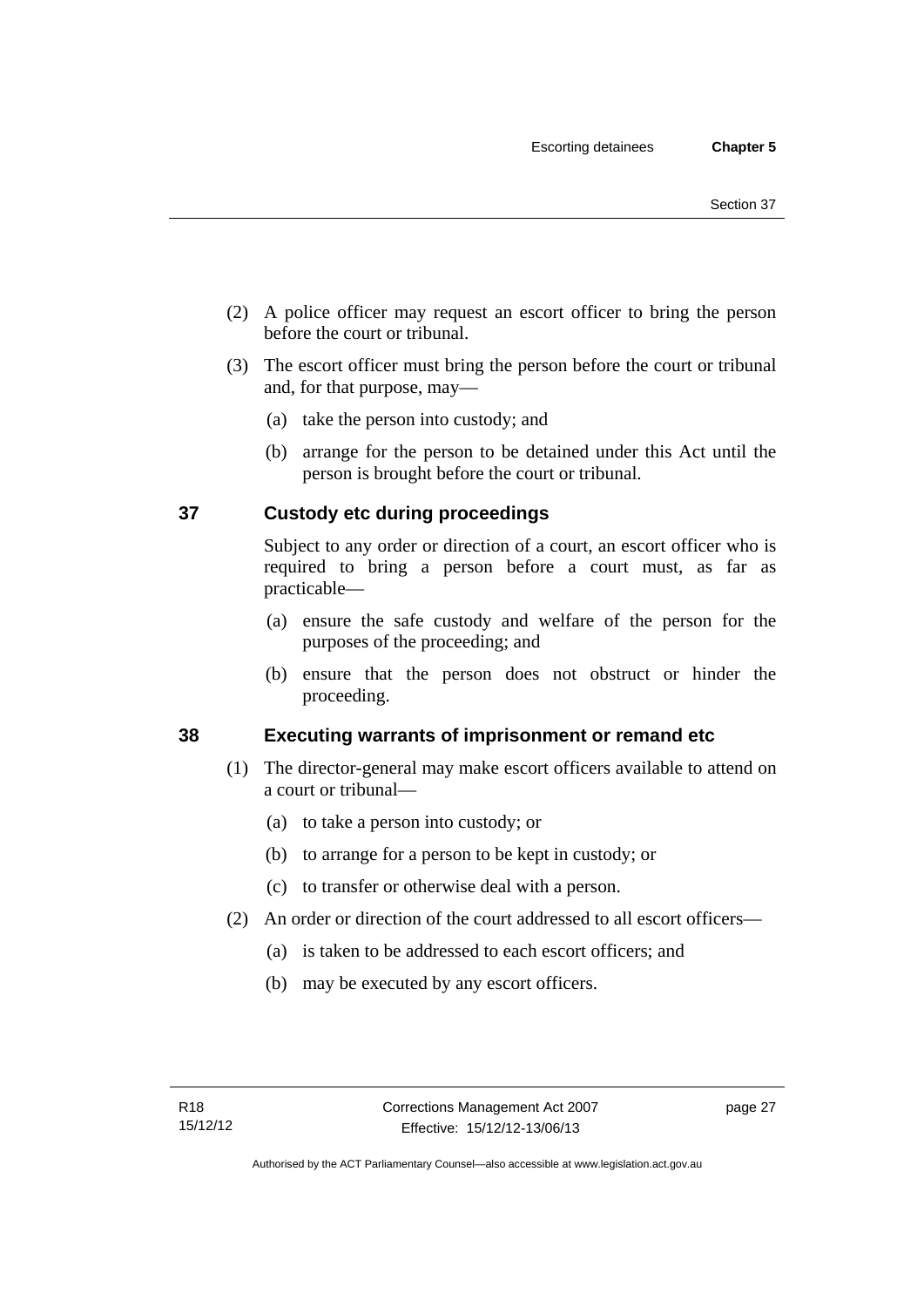(2) A police officer may request an escort officer to bring the person before the court or tribunal.

(3) The escort officer must bring the person before the court or tribunal and, for that purpose, may—

(a) take the person into custody; and

(b) arrange for the person to be detained under this Act until the person is brought before the court or tribunal.

## 37 Custody etc during proceedings

Subject to any order or direction of a court, an escort officer who is required to bring a person before a court must, as far as practicable—

(a) ensure the safe custody and welfare of the person for the purposes of the proceeding; and

(b) ensure that the person does not obstruct or hinder the proceeding.

## 38 Executing warrants of imprisonment or remand etc

(1) The director-general may make escort officers available to attend on a court or tribunal—

(a) to take a person into custody; or

(b) to arrange for a person to be kept in custody; or

(c) to transfer or otherwise deal with a person.

(2) An order or direction of the court addressed to all escort officers—

(a) is taken to be addressed to each escort officers; and

(b) may be executed by any escort officers.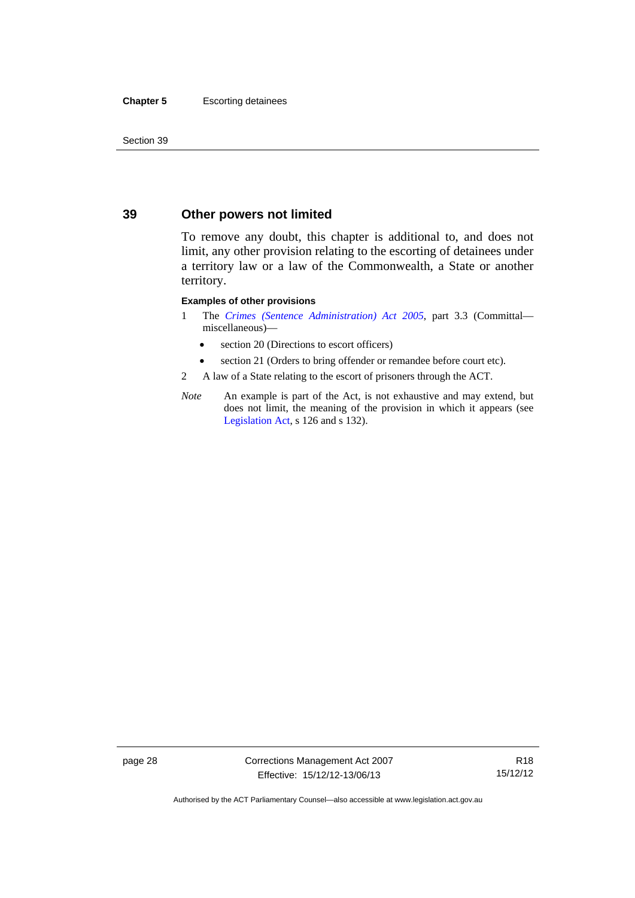## 39 Other powers not limited

To remove any doubt, this chapter is additional to, and does not limit, any other provision relating to the escorting of detainees under a territory law or a law of the Commonwealth, a State or another territory.

**Examples of other provisions**

1 The *Crimes (Sentence Administration) Act 2005*, part 3.3 (Committal—miscellaneous)—

- section 20 (Directions to escort officers)
- section 21 (Orders to bring offender or remandee before court etc).

2 A law of a State relating to the escort of prisoners through the ACT.

*Note* An example is part of the Act, is not exhaustive and may extend, but does not limit, the meaning of the provision in which it appears (see Legislation Act, s 126 and s 132).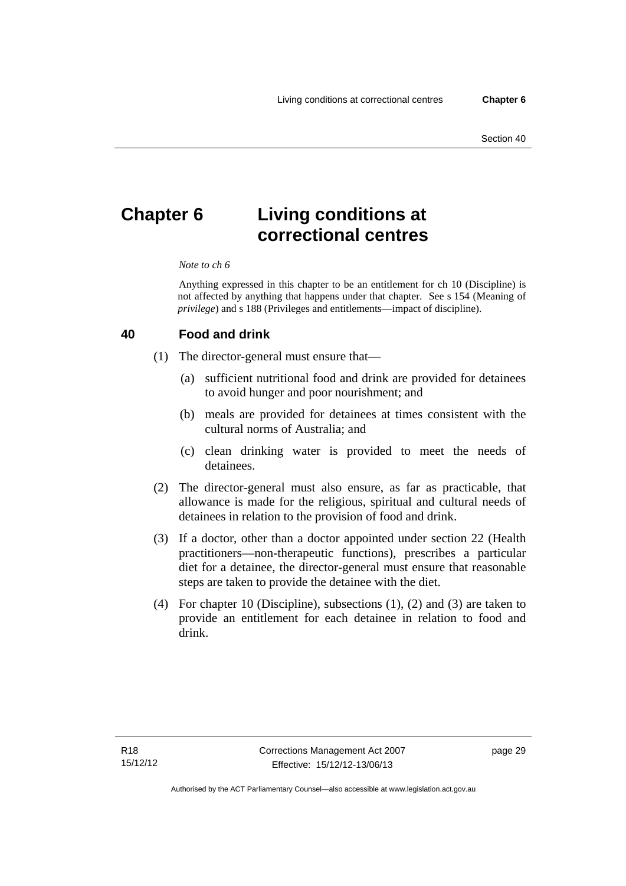# Chapter 6 Living conditions at correctional centres

*Note to ch 6*

Anything expressed in this chapter to be an entitlement for ch 10 (Discipline) is not affected by anything that happens under that chapter. See s 154 (Meaning of *privilege*) and s 188 (Privileges and entitlements—impact of discipline).

## 40 Food and drink

(1) The director-general must ensure that—

(a) sufficient nutritional food and drink are provided for detainees to avoid hunger and poor nourishment; and

(b) meals are provided for detainees at times consistent with the cultural norms of Australia; and

(c) clean drinking water is provided to meet the needs of detainees.

(2) The director-general must also ensure, as far as practicable, that allowance is made for the religious, spiritual and cultural needs of detainees in relation to the provision of food and drink.

(3) If a doctor, other than a doctor appointed under section 22 (Health practitioners—non-therapeutic functions), prescribes a particular diet for a detainee, the director-general must ensure that reasonable steps are taken to provide the detainee with the diet.

(4) For chapter 10 (Discipline), subsections (1), (2) and (3) are taken to provide an entitlement for each detainee in relation to food and drink.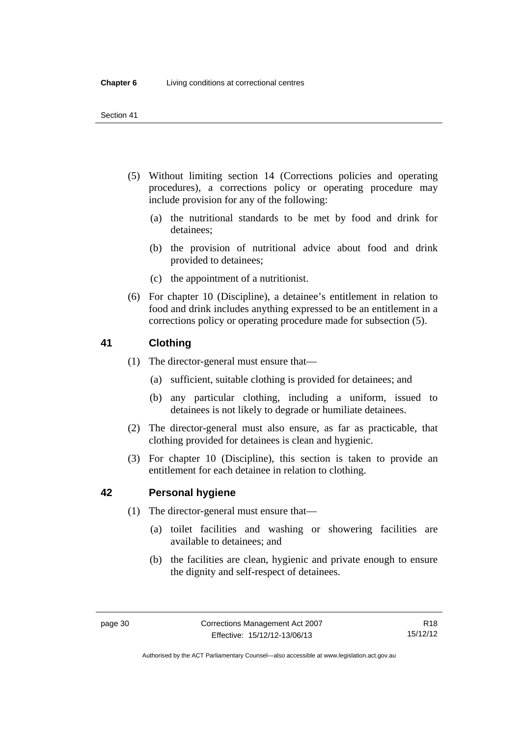(5) Without limiting section 14 (Corrections policies and operating procedures), a corrections policy or operating procedure may include provision for any of the following:

(a) the nutritional standards to be met by food and drink for detainees;

(b) the provision of nutritional advice about food and drink provided to detainees;

(c) the appointment of a nutritionist.

(6) For chapter 10 (Discipline), a detainee's entitlement in relation to food and drink includes anything expressed to be an entitlement in a corrections policy or operating procedure made for subsection (5).

## 41 Clothing

(1) The director-general must ensure that—

(a) sufficient, suitable clothing is provided for detainees; and

(b) any particular clothing, including a uniform, issued to detainees is not likely to degrade or humiliate detainees.

(2) The director-general must also ensure, as far as practicable, that clothing provided for detainees is clean and hygienic.

(3) For chapter 10 (Discipline), this section is taken to provide an entitlement for each detainee in relation to clothing.

## 42 Personal hygiene

(1) The director-general must ensure that—

(a) toilet facilities and washing or showering facilities are available to detainees; and

(b) the facilities are clean, hygienic and private enough to ensure the dignity and self-respect of detainees.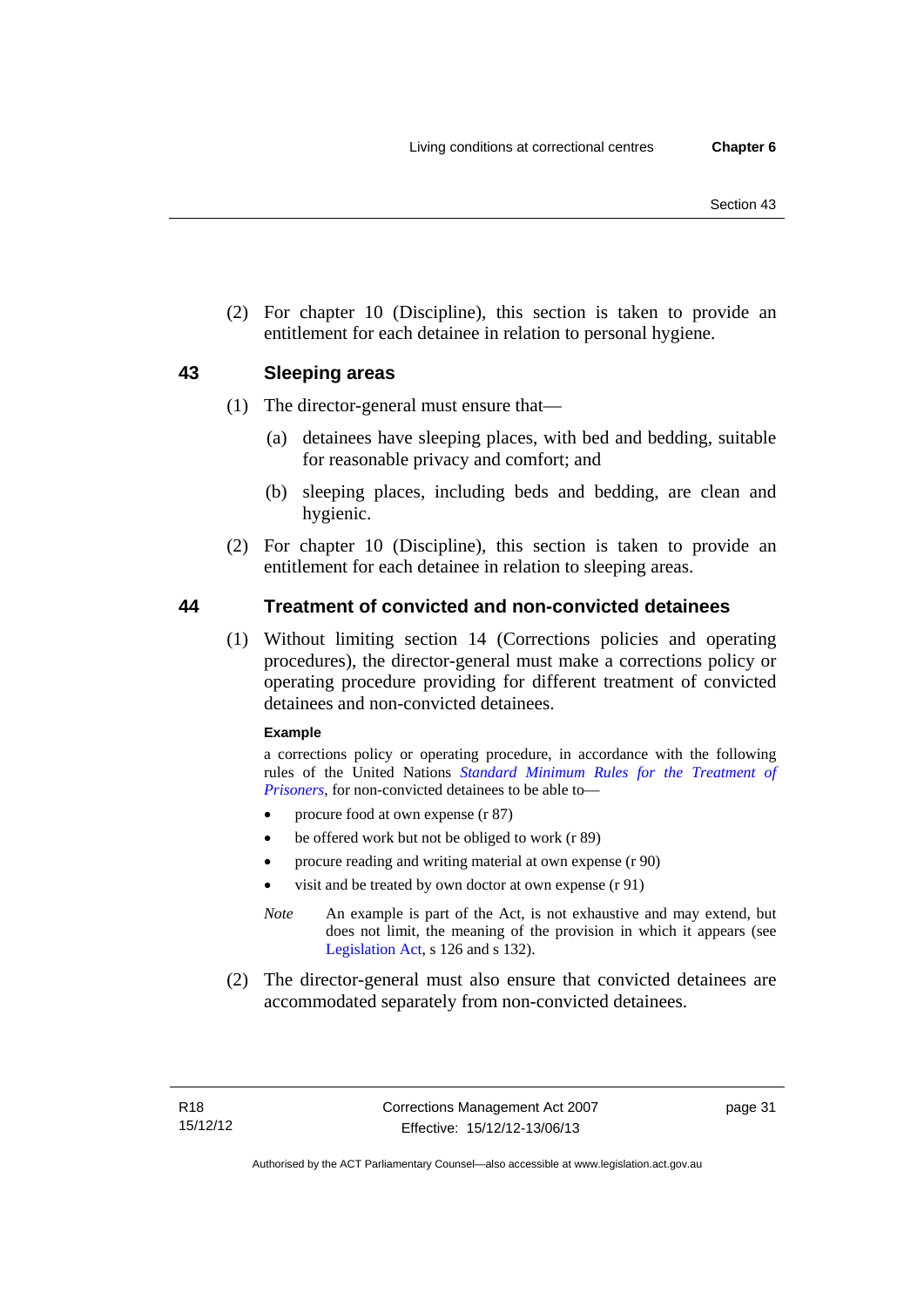(2) For chapter 10 (Discipline), this section is taken to provide an entitlement for each detainee in relation to personal hygiene.

## 43 Sleeping areas

(1) The director-general must ensure that—

(a) detainees have sleeping places, with bed and bedding, suitable for reasonable privacy and comfort; and

(b) sleeping places, including beds and bedding, are clean and hygienic.

(2) For chapter 10 (Discipline), this section is taken to provide an entitlement for each detainee in relation to sleeping areas.

## 44 Treatment of convicted and non-convicted detainees

(1) Without limiting section 14 (Corrections policies and operating procedures), the director-general must make a corrections policy or operating procedure providing for different treatment of convicted detainees and non-convicted detainees.

**Example**

a corrections policy or operating procedure, in accordance with the following rules of the United Nations *Standard Minimum Rules for the Treatment of Prisoners*, for non-convicted detainees to be able to—

- procure food at own expense (r 87)
- be offered work but not be obliged to work (r 89)
- procure reading and writing material at own expense (r 90)
- visit and be treated by own doctor at own expense (r 91)

*Note* An example is part of the Act, is not exhaustive and may extend, but does not limit, the meaning of the provision in which it appears (see Legislation Act, s 126 and s 132).

(2) The director-general must also ensure that convicted detainees are accommodated separately from non-convicted detainees.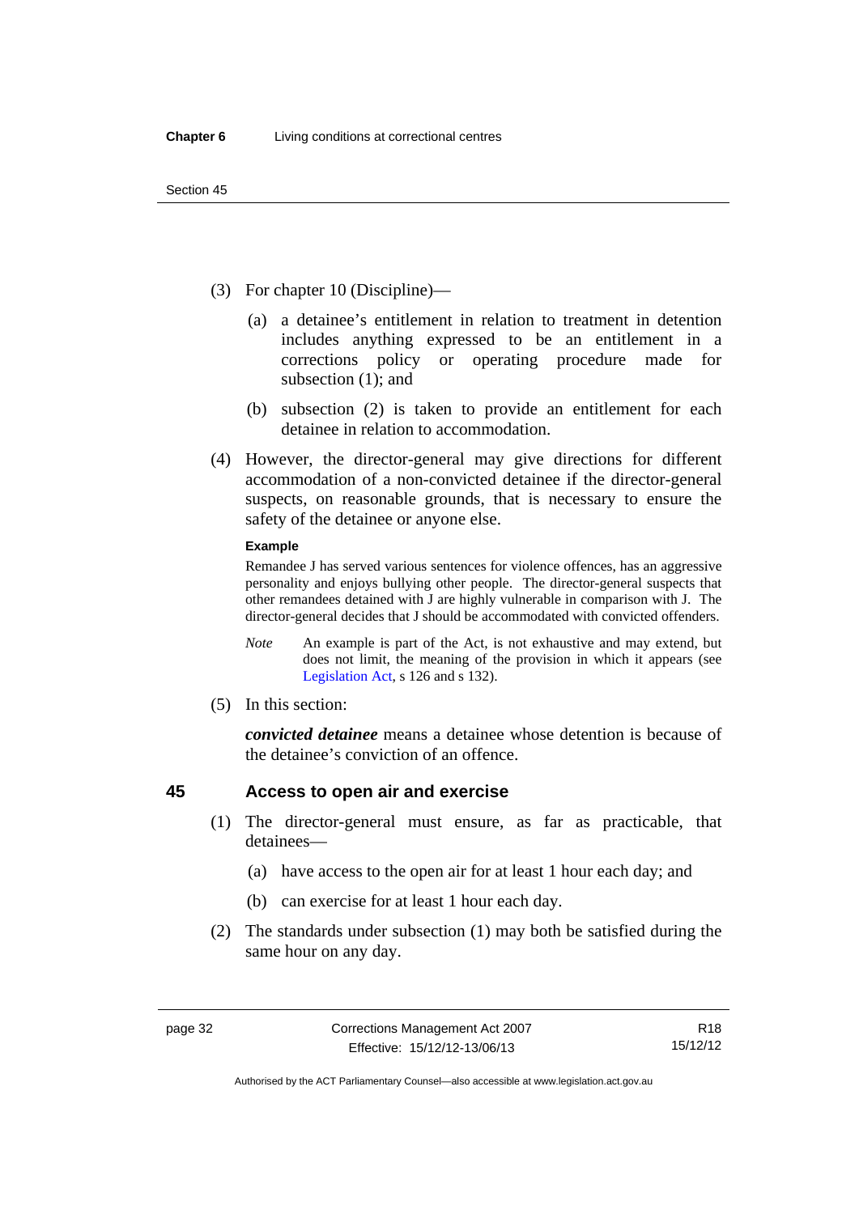(3) For chapter 10 (Discipline)—

(a) a detainee's entitlement in relation to treatment in detention includes anything expressed to be an entitlement in a corrections policy or operating procedure made for subsection (1); and

(b) subsection (2) is taken to provide an entitlement for each detainee in relation to accommodation.

(4) However, the director-general may give directions for different accommodation of a non-convicted detainee if the director-general suspects, on reasonable grounds, that is necessary to ensure the safety of the detainee or anyone else.

**Example**

Remandee J has served various sentences for violence offences, has an aggressive personality and enjoys bullying other people. The director-general suspects that other remandees detained with J are highly vulnerable in comparison with J. The director-general decides that J should be accommodated with convicted offenders.

*Note* An example is part of the Act, is not exhaustive and may extend, but does not limit, the meaning of the provision in which it appears (see Legislation Act, s 126 and s 132).

(5) In this section:

***convicted detainee*** means a detainee whose detention is because of the detainee's conviction of an offence.

## 45 Access to open air and exercise

(1) The director-general must ensure, as far as practicable, that detainees—

(a) have access to the open air for at least 1 hour each day; and

(b) can exercise for at least 1 hour each day.

(2) The standards under subsection (1) may both be satisfied during the same hour on any day.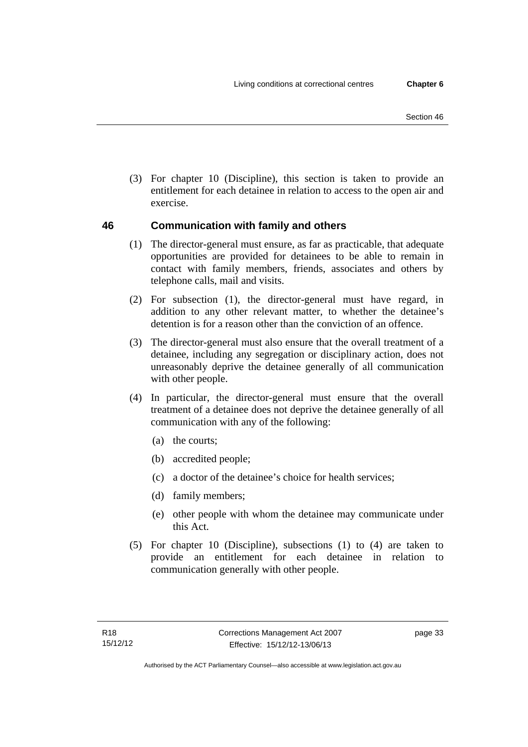(3) For chapter 10 (Discipline), this section is taken to provide an entitlement for each detainee in relation to access to the open air and exercise.

## 46 Communication with family and others

(1) The director-general must ensure, as far as practicable, that adequate opportunities are provided for detainees to be able to remain in contact with family members, friends, associates and others by telephone calls, mail and visits.

(2) For subsection (1), the director-general must have regard, in addition to any other relevant matter, to whether the detainee's detention is for a reason other than the conviction of an offence.

(3) The director-general must also ensure that the overall treatment of a detainee, including any segregation or disciplinary action, does not unreasonably deprive the detainee generally of all communication with other people.

(4) In particular, the director-general must ensure that the overall treatment of a detainee does not deprive the detainee generally of all communication with any of the following:

- (a) the courts;
- (b) accredited people;
- (c) a doctor of the detainee's choice for health services;
- (d) family members;
- (e) other people with whom the detainee may communicate under this Act.

(5) For chapter 10 (Discipline), subsections (1) to (4) are taken to provide an entitlement for each detainee in relation to communication generally with other people.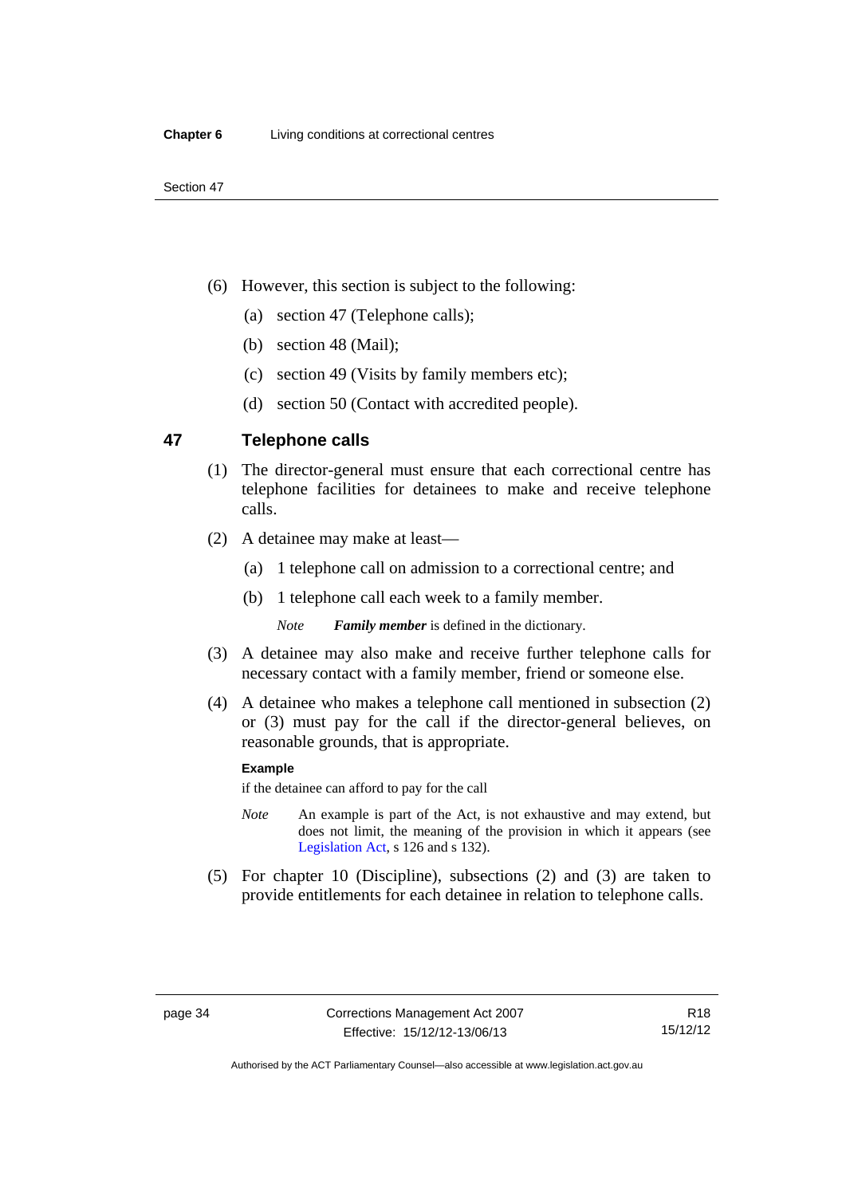(6) However, this section is subject to the following:

(a) section 47 (Telephone calls);

(b) section 48 (Mail);

(c) section 49 (Visits by family members etc);

(d) section 50 (Contact with accredited people).

## 47 Telephone calls

(1) The director-general must ensure that each correctional centre has telephone facilities for detainees to make and receive telephone calls.

(2) A detainee may make at least—

(a) 1 telephone call on admission to a correctional centre; and

(b) 1 telephone call each week to a family member.

*Note* ***Family member*** is defined in the dictionary.

(3) A detainee may also make and receive further telephone calls for necessary contact with a family member, friend or someone else.

(4) A detainee who makes a telephone call mentioned in subsection (2) or (3) must pay for the call if the director-general believes, on reasonable grounds, that is appropriate.

**Example**

if the detainee can afford to pay for the call

*Note* An example is part of the Act, is not exhaustive and may extend, but does not limit, the meaning of the provision in which it appears (see Legislation Act, s 126 and s 132).

(5) For chapter 10 (Discipline), subsections (2) and (3) are taken to provide entitlements for each detainee in relation to telephone calls.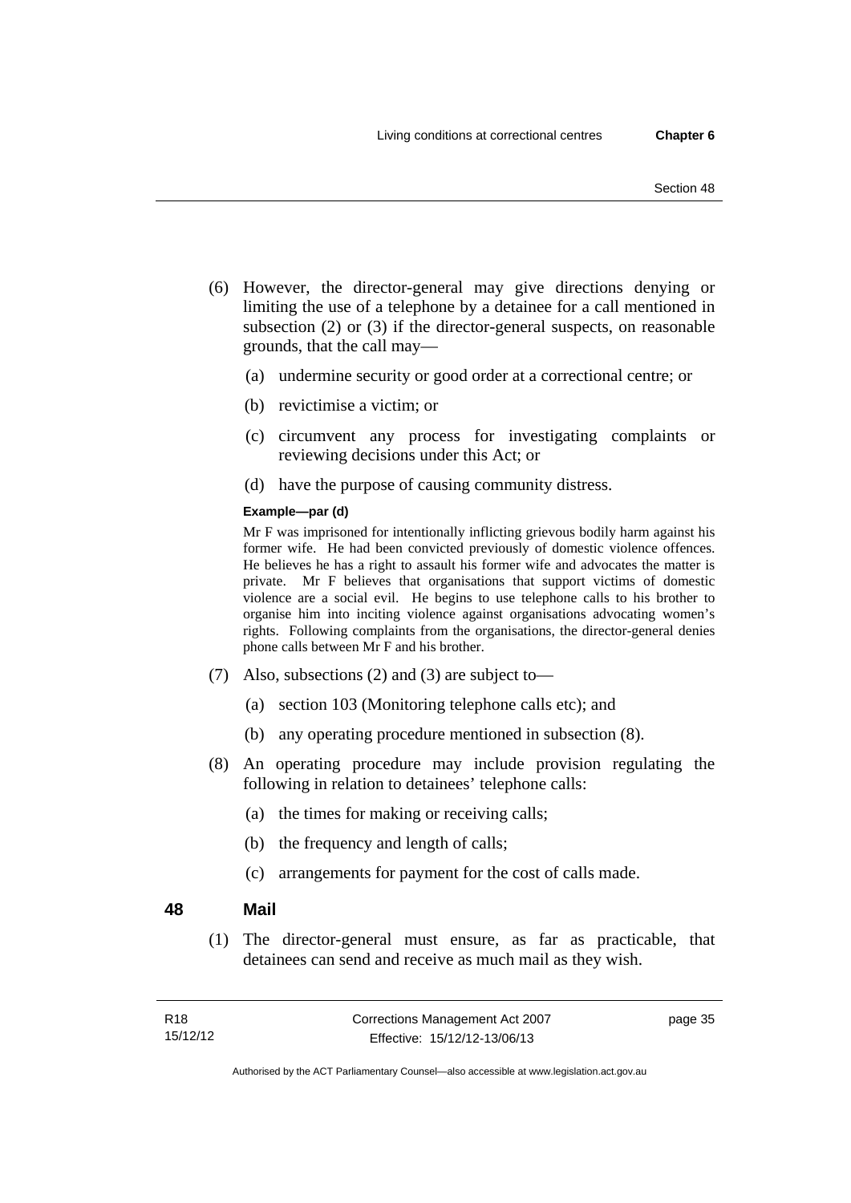(6) However, the director-general may give directions denying or limiting the use of a telephone by a detainee for a call mentioned in subsection (2) or (3) if the director-general suspects, on reasonable grounds, that the call may—

(a) undermine security or good order at a correctional centre; or

(b) revictimise a victim; or

(c) circumvent any process for investigating complaints or reviewing decisions under this Act; or

(d) have the purpose of causing community distress.

**Example—par (d)**

Mr F was imprisoned for intentionally inflicting grievous bodily harm against his former wife. He had been convicted previously of domestic violence offences. He believes he has a right to assault his former wife and advocates the matter is private. Mr F believes that organisations that support victims of domestic violence are a social evil. He begins to use telephone calls to his brother to organise him into inciting violence against organisations advocating women's rights. Following complaints from the organisations, the director-general denies phone calls between Mr F and his brother.

(7) Also, subsections (2) and (3) are subject to—

(a) section 103 (Monitoring telephone calls etc); and

(b) any operating procedure mentioned in subsection (8).

(8) An operating procedure may include provision regulating the following in relation to detainees' telephone calls:

(a) the times for making or receiving calls;

(b) the frequency and length of calls;

(c) arrangements for payment for the cost of calls made.

## 48 Mail

(1) The director-general must ensure, as far as practicable, that detainees can send and receive as much mail as they wish.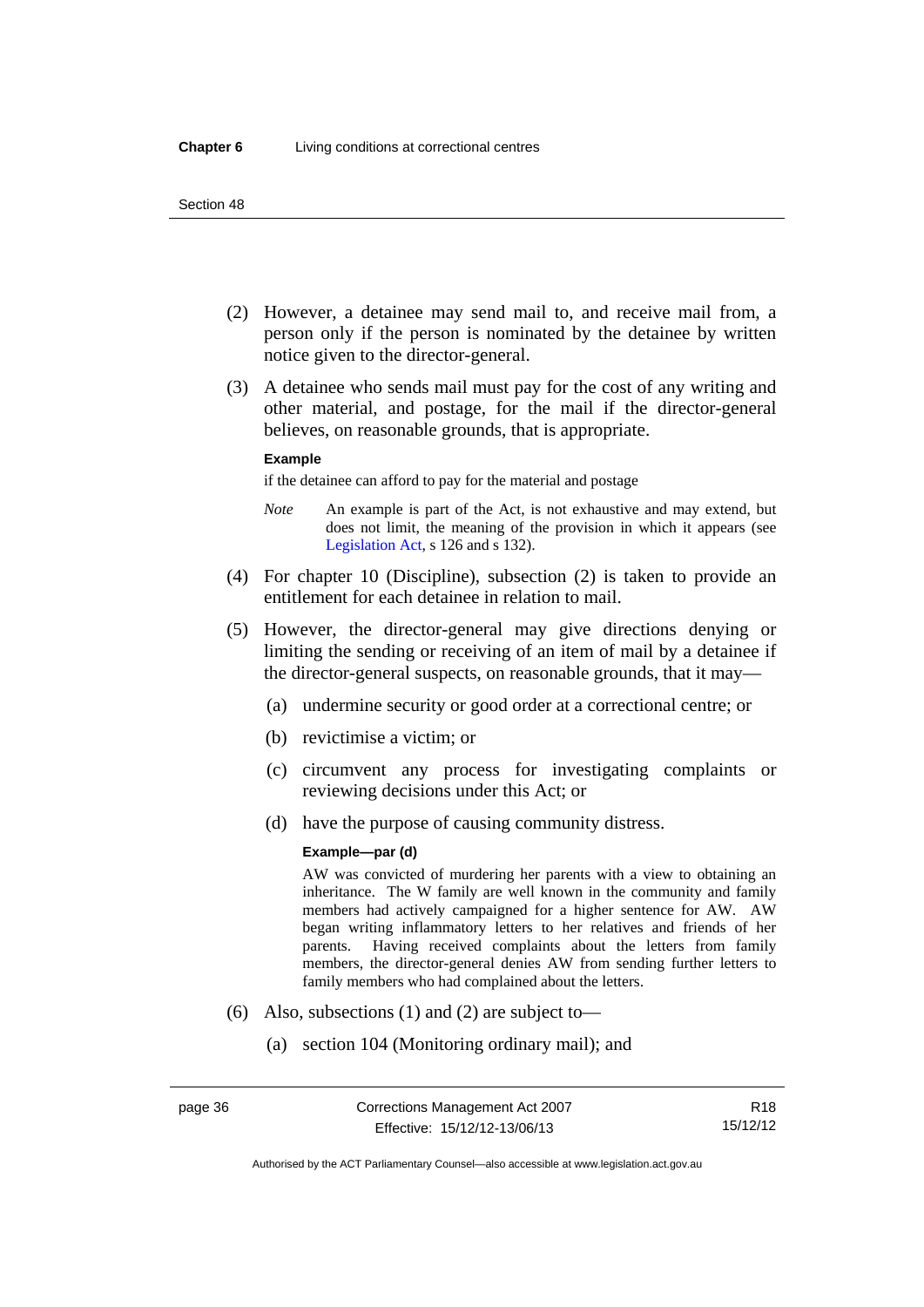(2) However, a detainee may send mail to, and receive mail from, a person only if the person is nominated by the detainee by written notice given to the director-general.

(3) A detainee who sends mail must pay for the cost of any writing and other material, and postage, for the mail if the director-general believes, on reasonable grounds, that is appropriate.

**Example**

if the detainee can afford to pay for the material and postage

*Note* An example is part of the Act, is not exhaustive and may extend, but does not limit, the meaning of the provision in which it appears (see Legislation Act, s 126 and s 132).

(4) For chapter 10 (Discipline), subsection (2) is taken to provide an entitlement for each detainee in relation to mail.

(5) However, the director-general may give directions denying or limiting the sending or receiving of an item of mail by a detainee if the director-general suspects, on reasonable grounds, that it may—

(a) undermine security or good order at a correctional centre; or

(b) revictimise a victim; or

(c) circumvent any process for investigating complaints or reviewing decisions under this Act; or

(d) have the purpose of causing community distress.

**Example—par (d)**

AW was convicted of murdering her parents with a view to obtaining an inheritance. The W family are well known in the community and family members had actively campaigned for a higher sentence for AW. AW began writing inflammatory letters to her relatives and friends of her parents. Having received complaints about the letters from family members, the director-general denies AW from sending further letters to family members who had complained about the letters.

(6) Also, subsections (1) and (2) are subject to—

(a) section 104 (Monitoring ordinary mail); and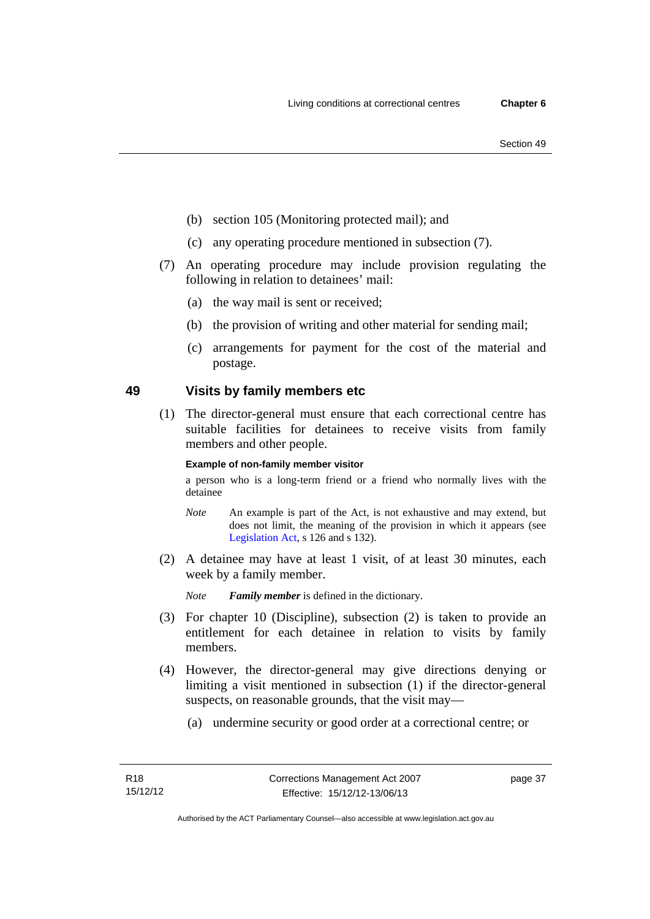(b) section 105 (Monitoring protected mail); and

(c) any operating procedure mentioned in subsection (7).

(7) An operating procedure may include provision regulating the following in relation to detainees' mail:

(a) the way mail is sent or received;

(b) the provision of writing and other material for sending mail;

(c) arrangements for payment for the cost of the material and postage.

## 49 Visits by family members etc

(1) The director-general must ensure that each correctional centre has suitable facilities for detainees to receive visits from family members and other people.

**Example of non-family member visitor**

a person who is a long-term friend or a friend who normally lives with the detainee

*Note* An example is part of the Act, is not exhaustive and may extend, but does not limit, the meaning of the provision in which it appears (see Legislation Act, s 126 and s 132).

(2) A detainee may have at least 1 visit, of at least 30 minutes, each week by a family member.

*Note* ***Family member*** is defined in the dictionary.

(3) For chapter 10 (Discipline), subsection (2) is taken to provide an entitlement for each detainee in relation to visits by family members.

(4) However, the director-general may give directions denying or limiting a visit mentioned in subsection (1) if the director-general suspects, on reasonable grounds, that the visit may—

(a) undermine security or good order at a correctional centre; or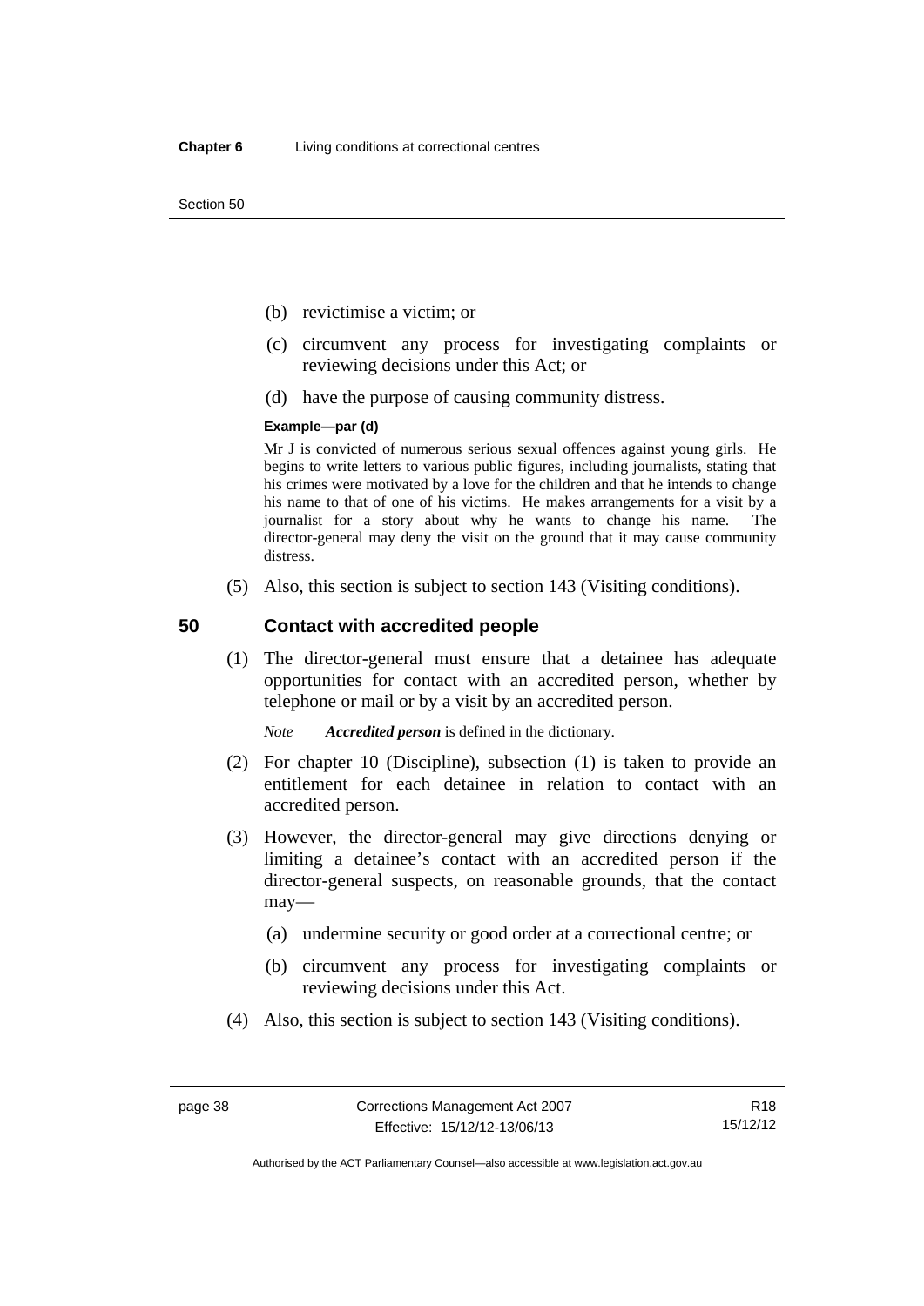- (b) revictimise a victim; or
- (c) circumvent any process for investigating complaints or reviewing decisions under this Act; or
- (d) have the purpose of causing community distress.

**Example—par (d)**

Mr J is convicted of numerous serious sexual offences against young girls. He begins to write letters to various public figures, including journalists, stating that his crimes were motivated by a love for the children and that he intends to change his name to that of one of his victims. He makes arrangements for a visit by a journalist for a story about why he wants to change his name. The director-general may deny the visit on the ground that it may cause community distress.

(5) Also, this section is subject to section 143 (Visiting conditions).

## 50 Contact with accredited people

(1) The director-general must ensure that a detainee has adequate opportunities for contact with an accredited person, whether by telephone or mail or by a visit by an accredited person.

*Note* ***Accredited person*** is defined in the dictionary.

(2) For chapter 10 (Discipline), subsection (1) is taken to provide an entitlement for each detainee in relation to contact with an accredited person.

(3) However, the director-general may give directions denying or limiting a detainee's contact with an accredited person if the director-general suspects, on reasonable grounds, that the contact may—

- (a) undermine security or good order at a correctional centre; or
- (b) circumvent any process for investigating complaints or reviewing decisions under this Act.

(4) Also, this section is subject to section 143 (Visiting conditions).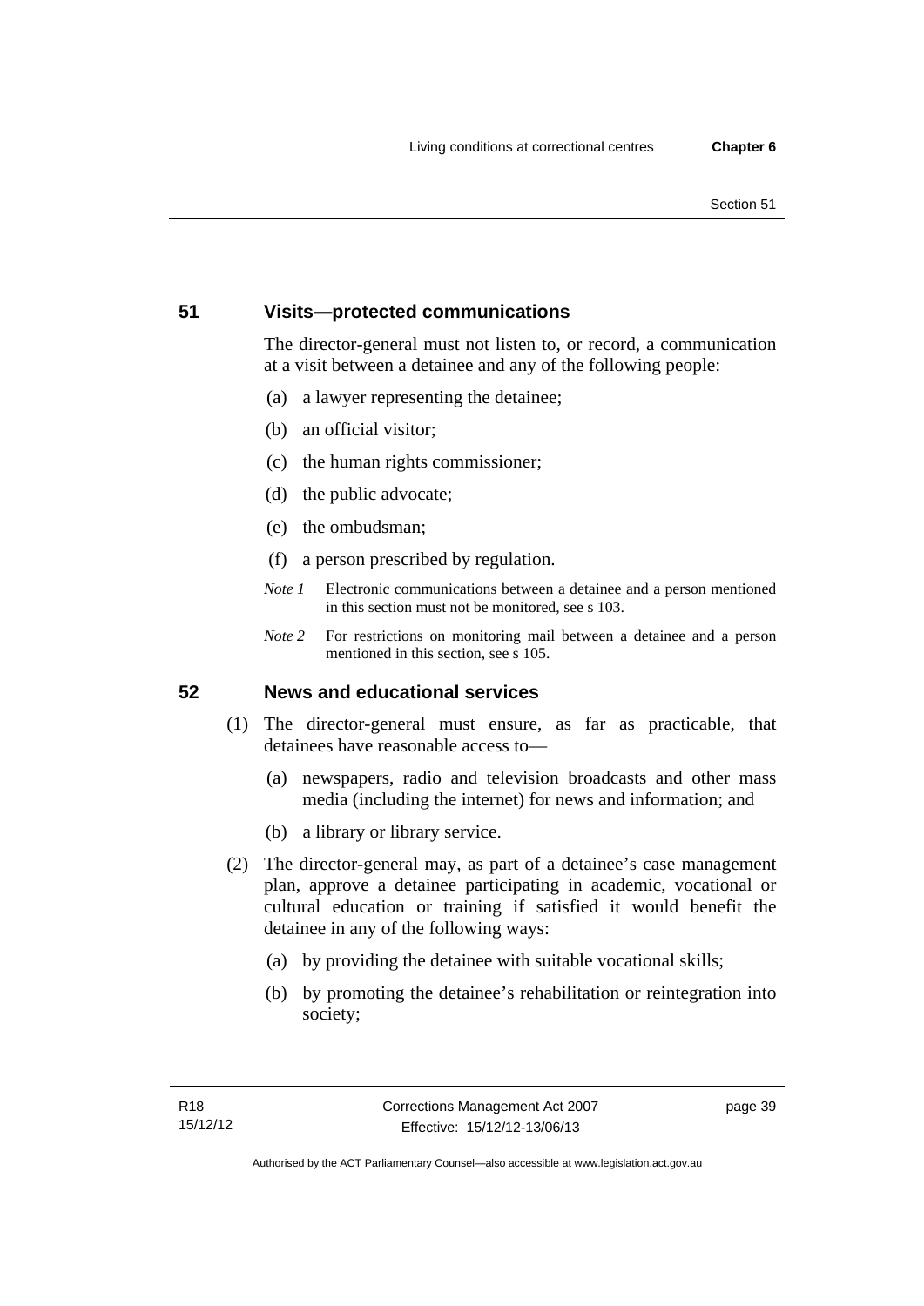## 51 Visits—protected communications

The director-general must not listen to, or record, a communication at a visit between a detainee and any of the following people:

(a) a lawyer representing the detainee;

(b) an official visitor;

(c) the human rights commissioner;

(d) the public advocate;

(e) the ombudsman;

(f) a person prescribed by regulation.

*Note 1* Electronic communications between a detainee and a person mentioned in this section must not be monitored, see s 103.

*Note 2* For restrictions on monitoring mail between a detainee and a person mentioned in this section, see s 105.

## 52 News and educational services

(1) The director-general must ensure, as far as practicable, that detainees have reasonable access to—

(a) newspapers, radio and television broadcasts and other mass media (including the internet) for news and information; and

(b) a library or library service.

(2) The director-general may, as part of a detainee's case management plan, approve a detainee participating in academic, vocational or cultural education or training if satisfied it would benefit the detainee in any of the following ways:

(a) by providing the detainee with suitable vocational skills;

(b) by promoting the detainee's rehabilitation or reintegration into society;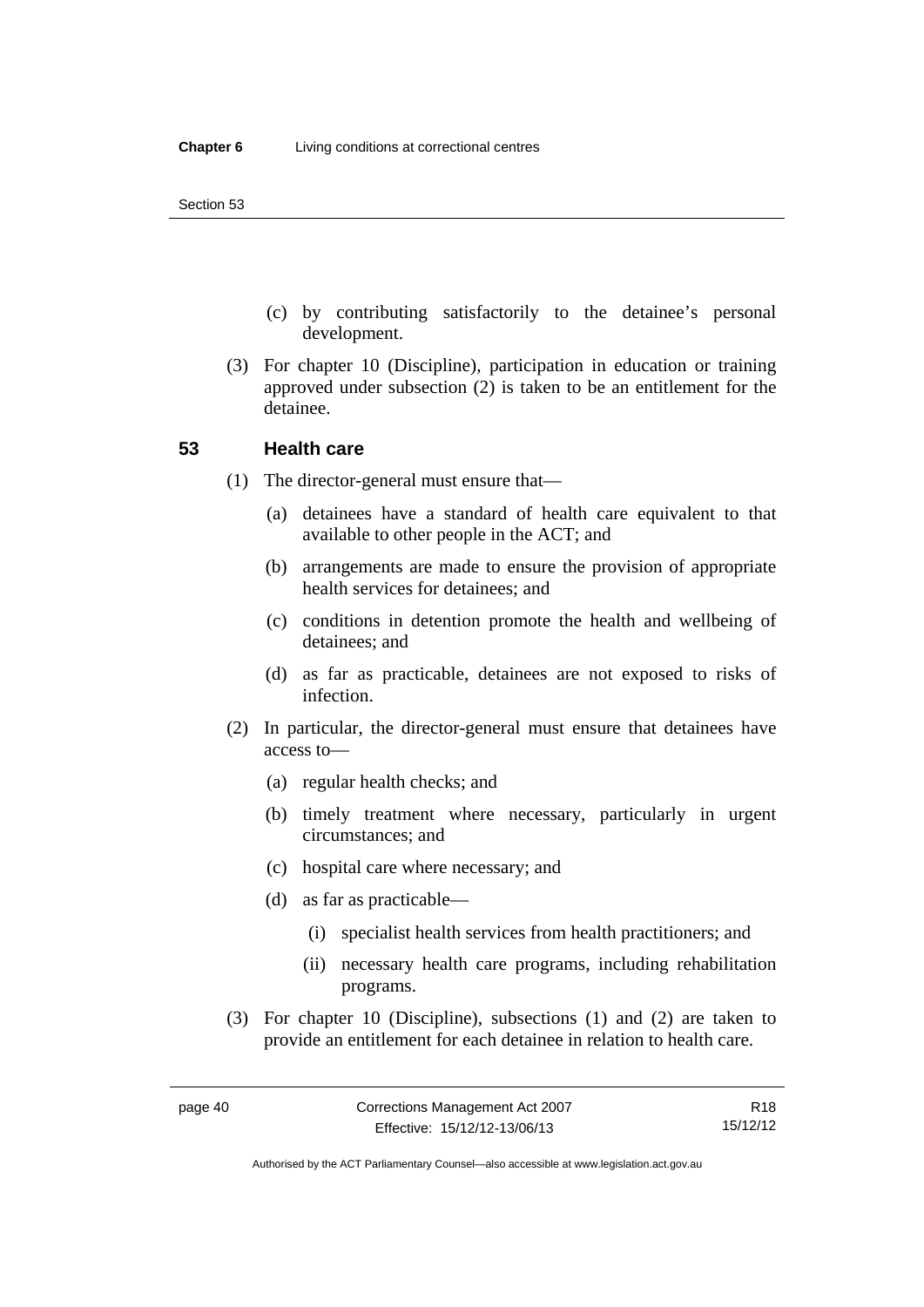(c) by contributing satisfactorily to the detainee's personal development.

(3) For chapter 10 (Discipline), participation in education or training approved under subsection (2) is taken to be an entitlement for the detainee.

## 53 Health care

(1) The director-general must ensure that—

(a) detainees have a standard of health care equivalent to that available to other people in the ACT; and

(b) arrangements are made to ensure the provision of appropriate health services for detainees; and

(c) conditions in detention promote the health and wellbeing of detainees; and

(d) as far as practicable, detainees are not exposed to risks of infection.

(2) In particular, the director-general must ensure that detainees have access to—

(a) regular health checks; and

(b) timely treatment where necessary, particularly in urgent circumstances; and

(c) hospital care where necessary; and

(d) as far as practicable—

(i) specialist health services from health practitioners; and

(ii) necessary health care programs, including rehabilitation programs.

(3) For chapter 10 (Discipline), subsections (1) and (2) are taken to provide an entitlement for each detainee in relation to health care.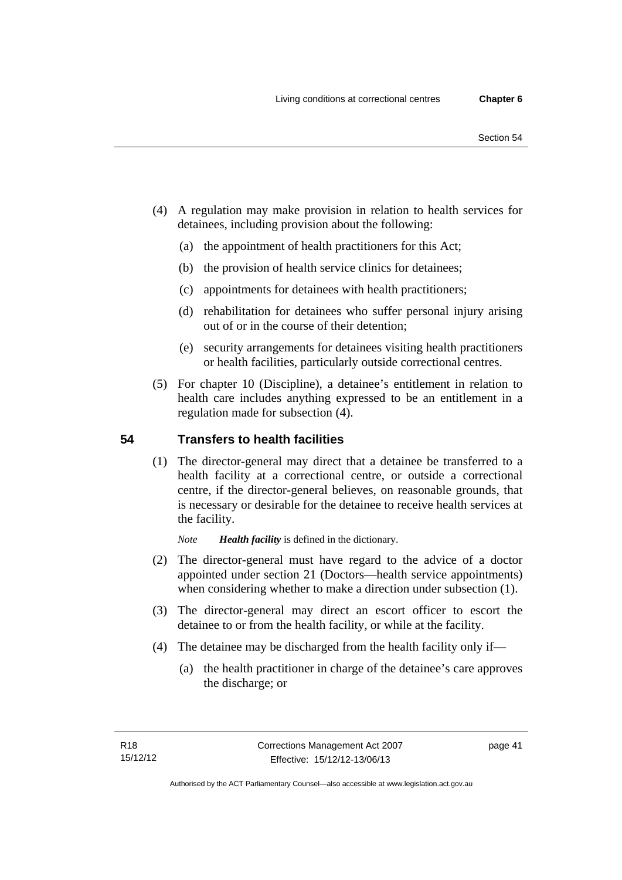(4) A regulation may make provision in relation to health services for detainees, including provision about the following:

   (a) the appointment of health practitioners for this Act;

   (b) the provision of health service clinics for detainees;

   (c) appointments for detainees with health practitioners;

   (d) rehabilitation for detainees who suffer personal injury arising out of or in the course of their detention;

   (e) security arrangements for detainees visiting health practitioners or health facilities, particularly outside correctional centres.

(5) For chapter 10 (Discipline), a detainee's entitlement in relation to health care includes anything expressed to be an entitlement in a regulation made for subsection (4).

## 54 Transfers to health facilities

(1) The director-general may direct that a detainee be transferred to a health facility at a correctional centre, or outside a correctional centre, if the director-general believes, on reasonable grounds, that is necessary or desirable for the detainee to receive health services at the facility.

*Note* ***Health facility*** is defined in the dictionary.

(2) The director-general must have regard to the advice of a doctor appointed under section 21 (Doctors—health service appointments) when considering whether to make a direction under subsection (1).

(3) The director-general may direct an escort officer to escort the detainee to or from the health facility, or while at the facility.

(4) The detainee may be discharged from the health facility only if—

   (a) the health practitioner in charge of the detainee's care approves the discharge; or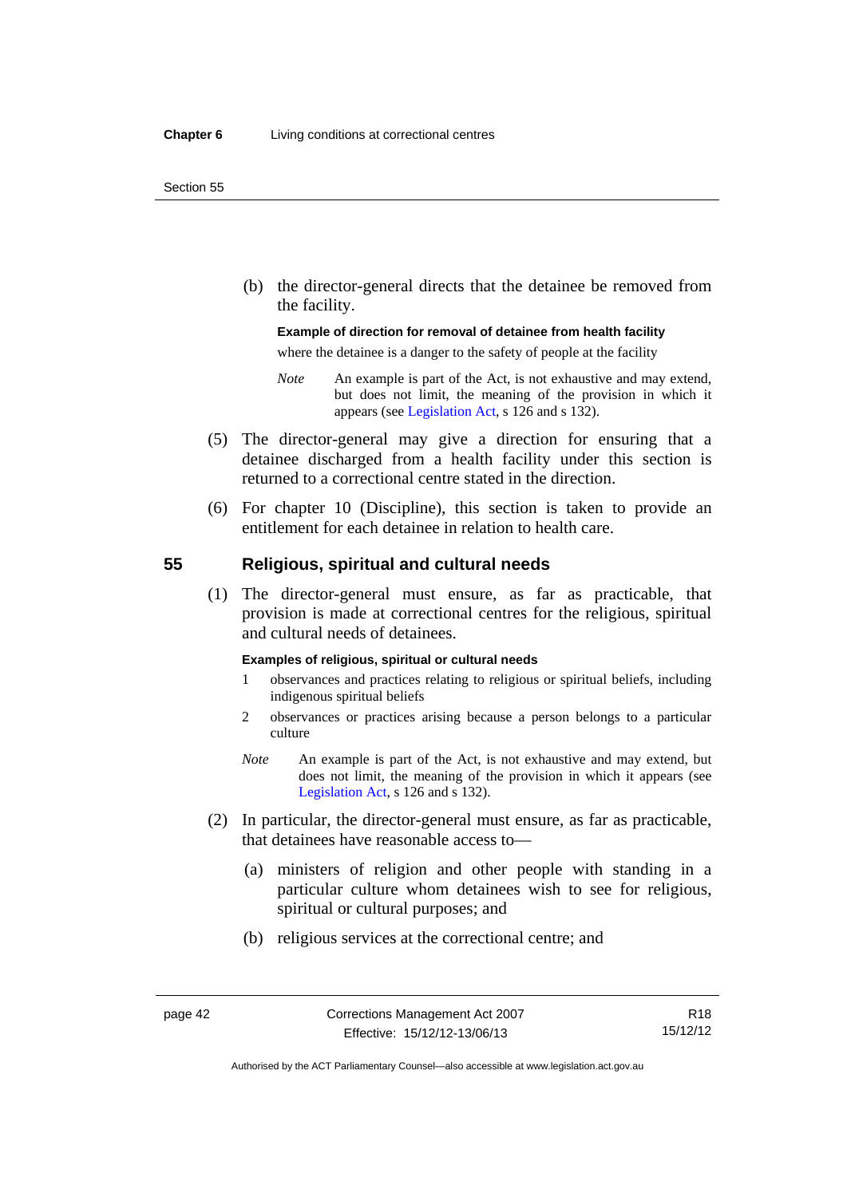(b) the director-general directs that the detainee be removed from the facility.

**Example of direction for removal of detainee from health facility**

where the detainee is a danger to the safety of people at the facility

*Note* An example is part of the Act, is not exhaustive and may extend, but does not limit, the meaning of the provision in which it appears (see Legislation Act, s 126 and s 132).

(5) The director-general may give a direction for ensuring that a detainee discharged from a health facility under this section is returned to a correctional centre stated in the direction.

(6) For chapter 10 (Discipline), this section is taken to provide an entitlement for each detainee in relation to health care.

## 55 Religious, spiritual and cultural needs

(1) The director-general must ensure, as far as practicable, that provision is made at correctional centres for the religious, spiritual and cultural needs of detainees.

**Examples of religious, spiritual or cultural needs**

1 observances and practices relating to religious or spiritual beliefs, including indigenous spiritual beliefs

2 observances or practices arising because a person belongs to a particular culture

*Note* An example is part of the Act, is not exhaustive and may extend, but does not limit, the meaning of the provision in which it appears (see Legislation Act, s 126 and s 132).

(2) In particular, the director-general must ensure, as far as practicable, that detainees have reasonable access to—

(a) ministers of religion and other people with standing in a particular culture whom detainees wish to see for religious, spiritual or cultural purposes; and

(b) religious services at the correctional centre; and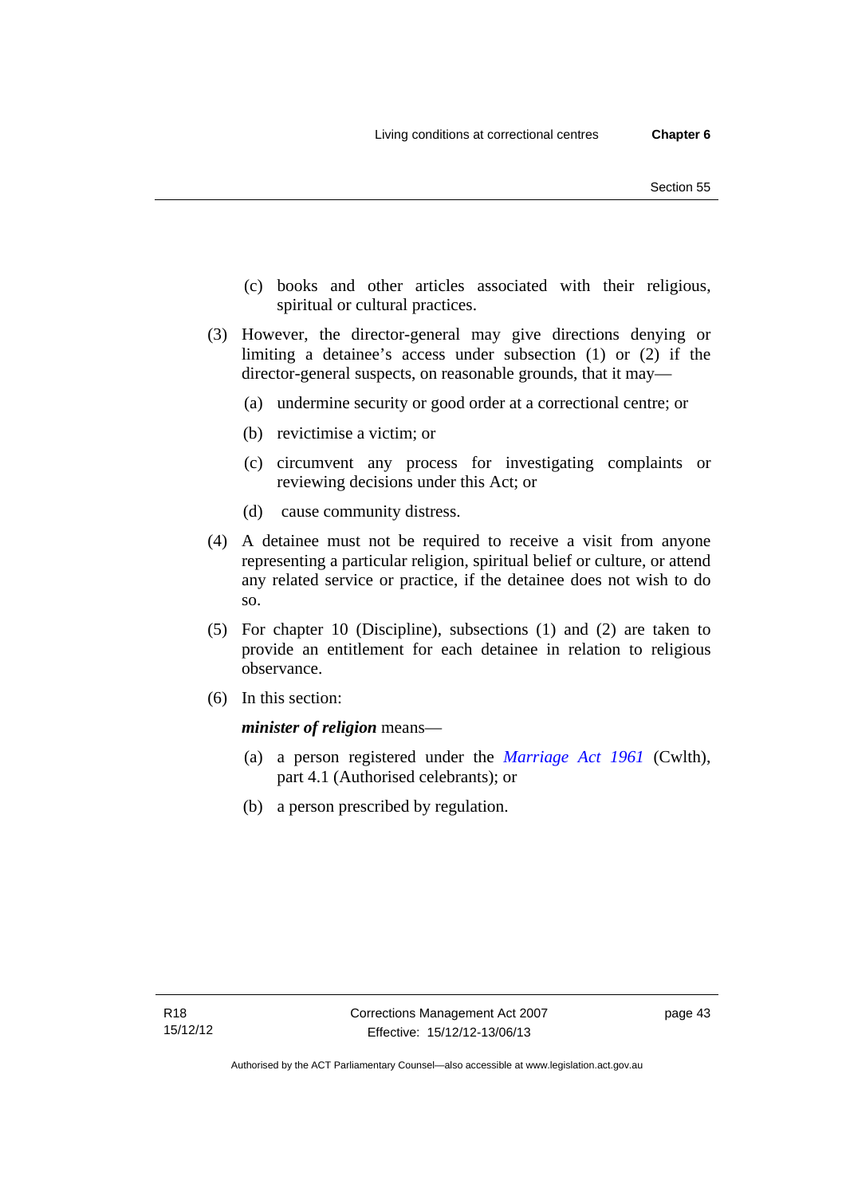(c) books and other articles associated with their religious, spiritual or cultural practices.

(3) However, the director-general may give directions denying or limiting a detainee's access under subsection (1) or (2) if the director-general suspects, on reasonable grounds, that it may—

(a) undermine security or good order at a correctional centre; or

(b) revictimise a victim; or

(c) circumvent any process for investigating complaints or reviewing decisions under this Act; or

(d) cause community distress.

(4) A detainee must not be required to receive a visit from anyone representing a particular religion, spiritual belief or culture, or attend any related service or practice, if the detainee does not wish to do so.

(5) For chapter 10 (Discipline), subsections (1) and (2) are taken to provide an entitlement for each detainee in relation to religious observance.

(6) In this section:

***minister of religion*** means—

(a) a person registered under the *Marriage Act 1961* (Cwlth), part 4.1 (Authorised celebrants); or

(b) a person prescribed by regulation.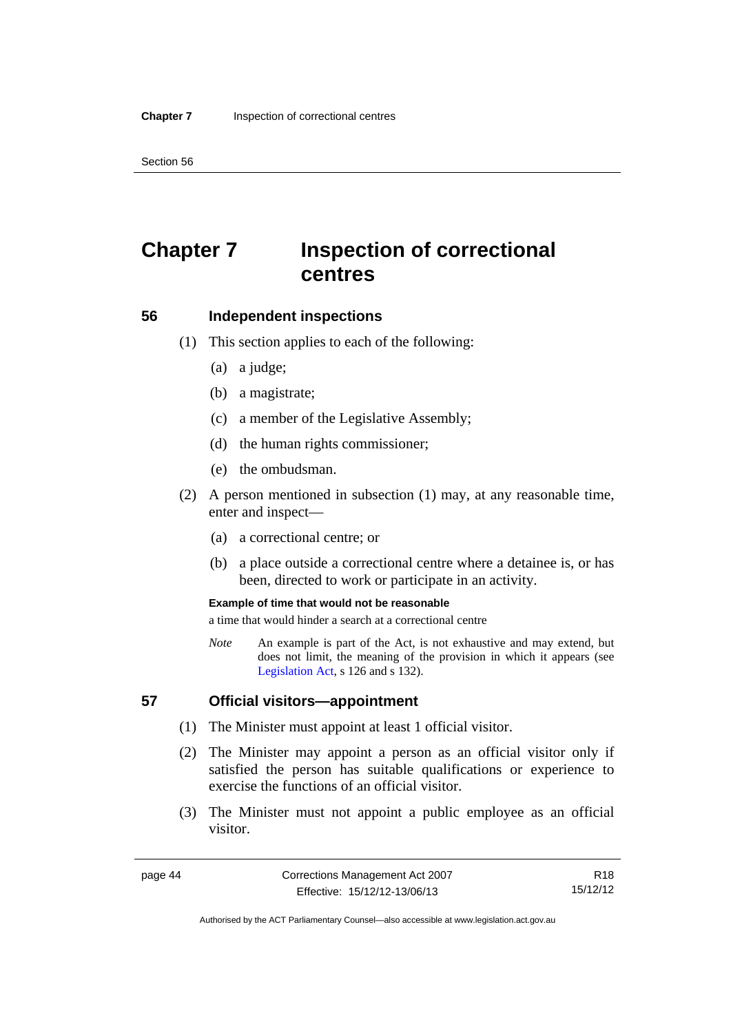# Chapter 7 Inspection of correctional centres

## 56 Independent inspections

(1) This section applies to each of the following:

(a) a judge;

(b) a magistrate;

(c) a member of the Legislative Assembly;

(d) the human rights commissioner;

(e) the ombudsman.

(2) A person mentioned in subsection (1) may, at any reasonable time, enter and inspect—

(a) a correctional centre; or

(b) a place outside a correctional centre where a detainee is, or has been, directed to work or participate in an activity.

**Example of time that would not be reasonable**

a time that would hinder a search at a correctional centre

*Note* An example is part of the Act, is not exhaustive and may extend, but does not limit, the meaning of the provision in which it appears (see Legislation Act, s 126 and s 132).

## 57 Official visitors—appointment

(1) The Minister must appoint at least 1 official visitor.

(2) The Minister may appoint a person as an official visitor only if satisfied the person has suitable qualifications or experience to exercise the functions of an official visitor.

(3) The Minister must not appoint a public employee as an official visitor.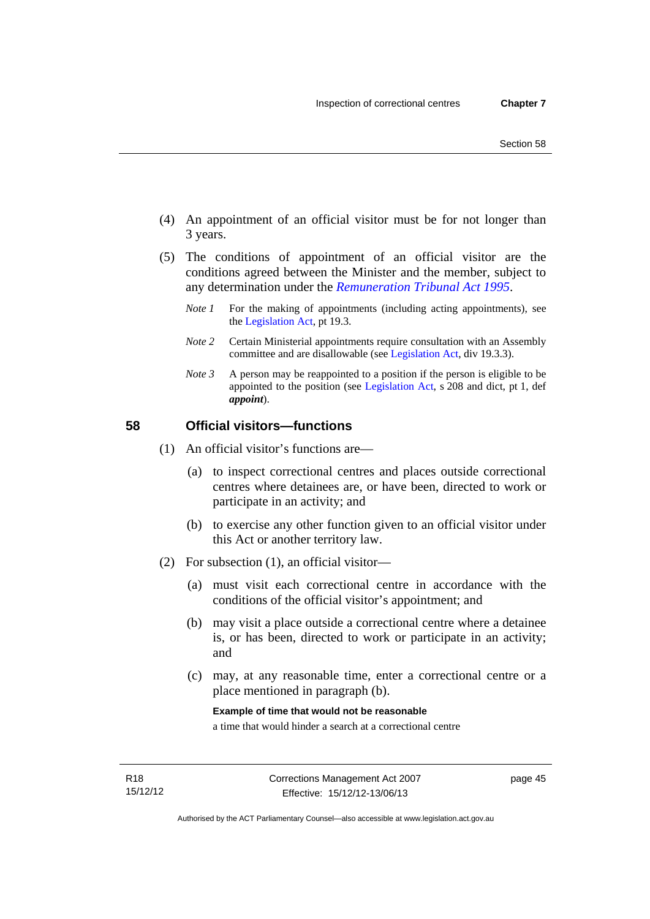(4) An appointment of an official visitor must be for not longer than 3 years.

(5) The conditions of appointment of an official visitor are the conditions agreed between the Minister and the member, subject to any determination under the *Remuneration Tribunal Act 1995*.

*Note 1* For the making of appointments (including acting appointments), see the Legislation Act, pt 19.3.

*Note 2* Certain Ministerial appointments require consultation with an Assembly committee and are disallowable (see Legislation Act, div 19.3.3).

*Note 3* A person may be reappointed to a position if the person is eligible to be appointed to the position (see Legislation Act, s 208 and dict, pt 1, def ***appoint***).

## 58 Official visitors—functions

(1) An official visitor's functions are—

(a) to inspect correctional centres and places outside correctional centres where detainees are, or have been, directed to work or participate in an activity; and

(b) to exercise any other function given to an official visitor under this Act or another territory law.

(2) For subsection (1), an official visitor—

(a) must visit each correctional centre in accordance with the conditions of the official visitor's appointment; and

(b) may visit a place outside a correctional centre where a detainee is, or has been, directed to work or participate in an activity; and

(c) may, at any reasonable time, enter a correctional centre or a place mentioned in paragraph (b).

**Example of time that would not be reasonable**

a time that would hinder a search at a correctional centre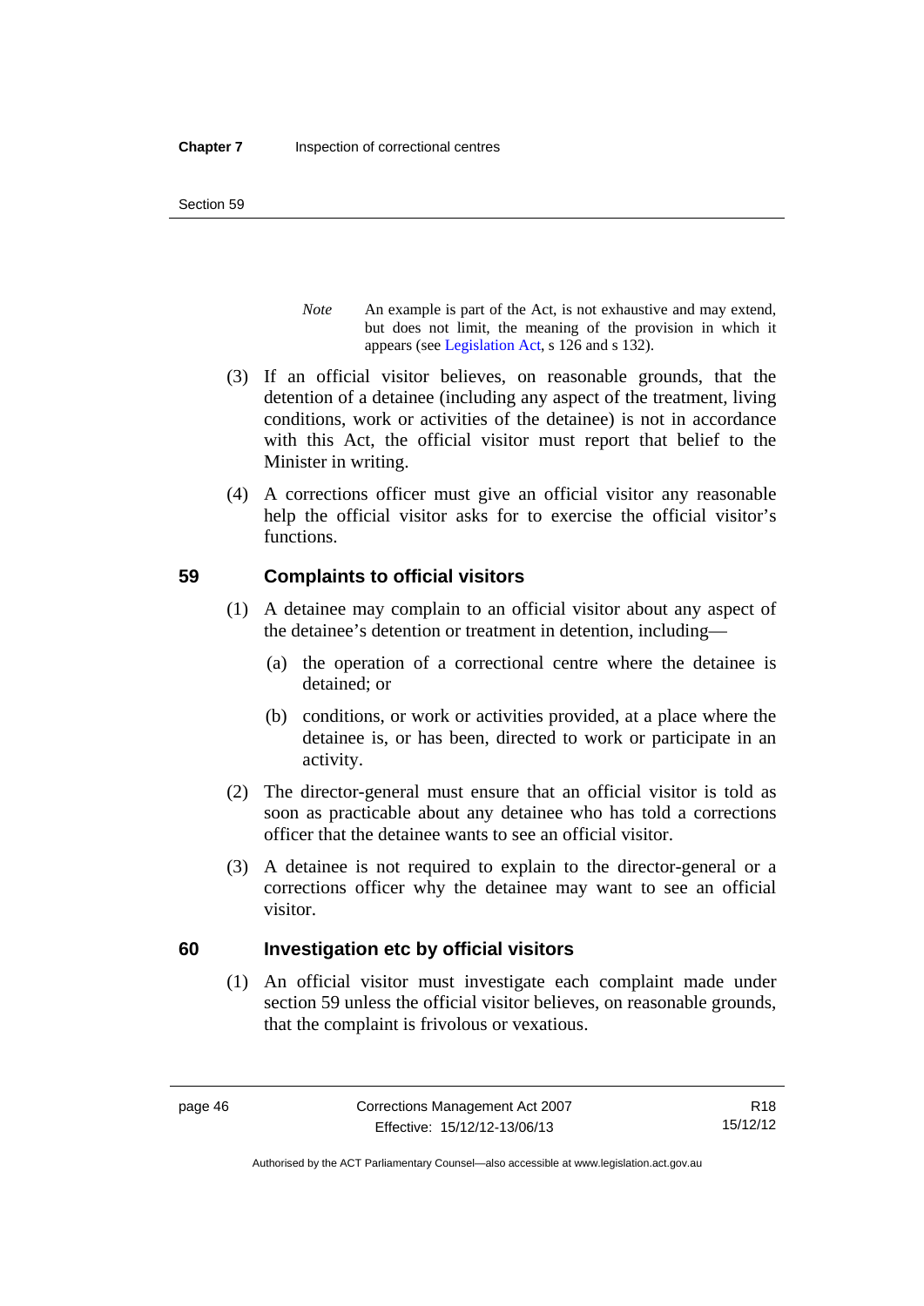*Note* An example is part of the Act, is not exhaustive and may extend, but does not limit, the meaning of the provision in which it appears (see Legislation Act, s 126 and s 132).

(3) If an official visitor believes, on reasonable grounds, that the detention of a detainee (including any aspect of the treatment, living conditions, work or activities of the detainee) is not in accordance with this Act, the official visitor must report that belief to the Minister in writing.

(4) A corrections officer must give an official visitor any reasonable help the official visitor asks for to exercise the official visitor's functions.

## 59 Complaints to official visitors

(1) A detainee may complain to an official visitor about any aspect of the detainee's detention or treatment in detention, including—

(a) the operation of a correctional centre where the detainee is detained; or

(b) conditions, or work or activities provided, at a place where the detainee is, or has been, directed to work or participate in an activity.

(2) The director-general must ensure that an official visitor is told as soon as practicable about any detainee who has told a corrections officer that the detainee wants to see an official visitor.

(3) A detainee is not required to explain to the director-general or a corrections officer why the detainee may want to see an official visitor.

## 60 Investigation etc by official visitors

(1) An official visitor must investigate each complaint made under section 59 unless the official visitor believes, on reasonable grounds, that the complaint is frivolous or vexatious.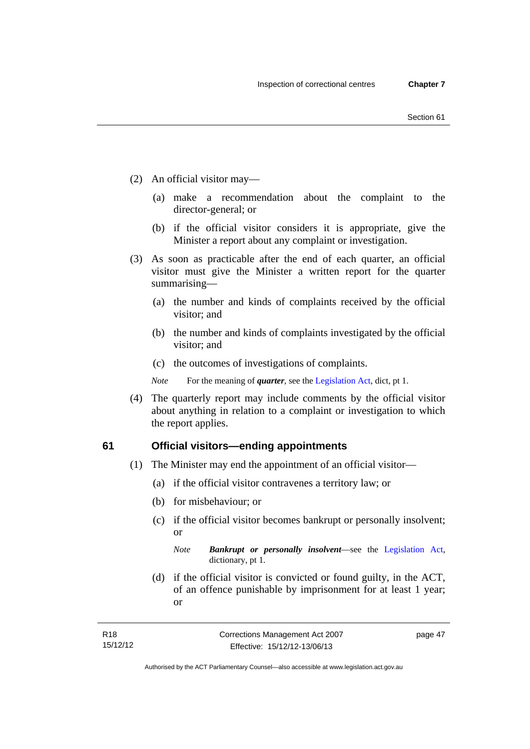(2) An official visitor may—

(a) make a recommendation about the complaint to the director-general; or

(b) if the official visitor considers it is appropriate, give the Minister a report about any complaint or investigation.

(3) As soon as practicable after the end of each quarter, an official visitor must give the Minister a written report for the quarter summarising—

(a) the number and kinds of complaints received by the official visitor; and

(b) the number and kinds of complaints investigated by the official visitor; and

(c) the outcomes of investigations of complaints.

*Note* For the meaning of ***quarter***, see the Legislation Act, dict, pt 1.

(4) The quarterly report may include comments by the official visitor about anything in relation to a complaint or investigation to which the report applies.

## 61 Official visitors—ending appointments

(1) The Minister may end the appointment of an official visitor—

(a) if the official visitor contravenes a territory law; or

(b) for misbehaviour; or

(c) if the official visitor becomes bankrupt or personally insolvent; or

*Note* ***Bankrupt or personally insolvent***—see the Legislation Act, dictionary, pt 1.

(d) if the official visitor is convicted or found guilty, in the ACT, of an offence punishable by imprisonment for at least 1 year; or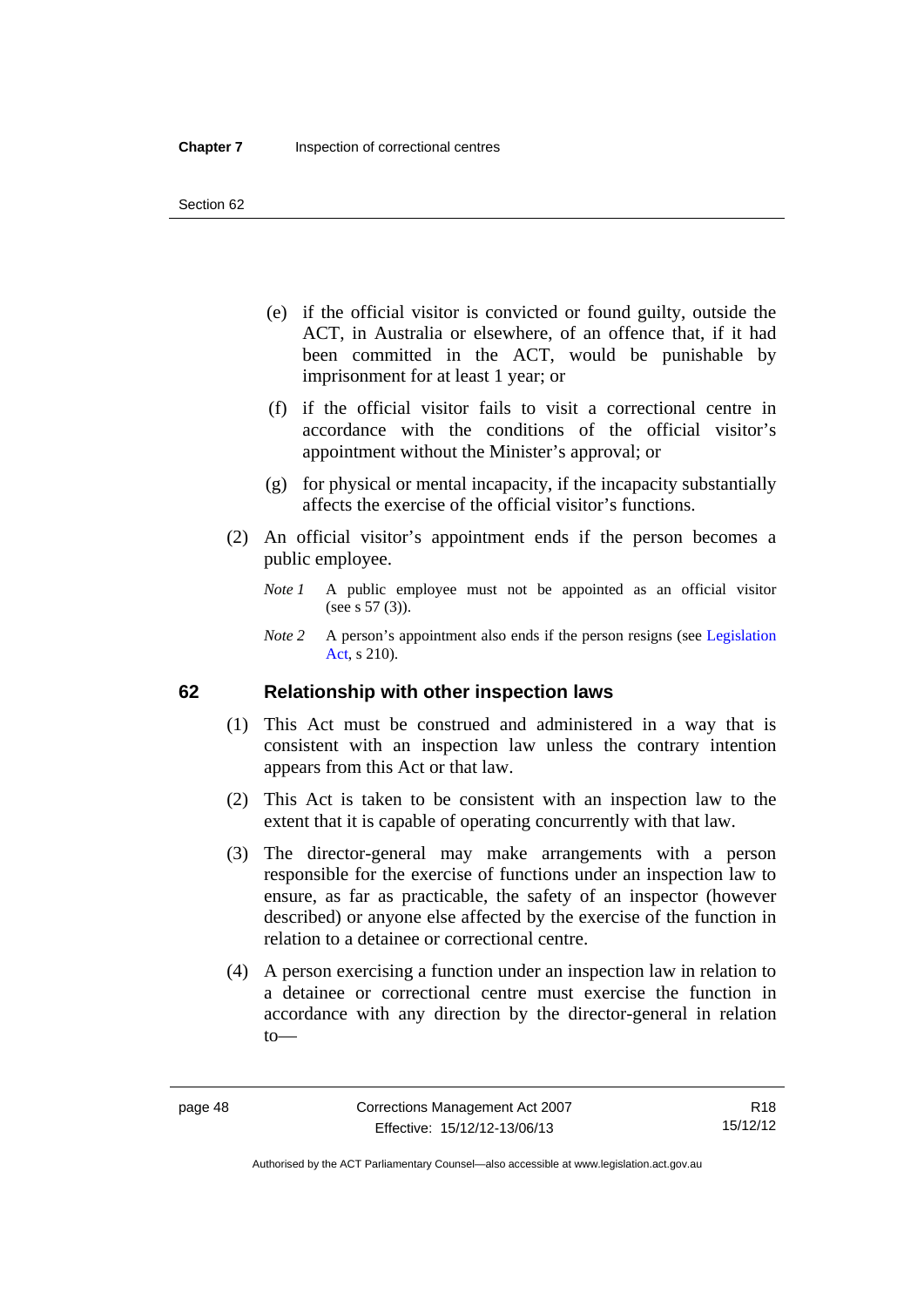(e) if the official visitor is convicted or found guilty, outside the ACT, in Australia or elsewhere, of an offence that, if it had been committed in the ACT, would be punishable by imprisonment for at least 1 year; or

(f) if the official visitor fails to visit a correctional centre in accordance with the conditions of the official visitor's appointment without the Minister's approval; or

(g) for physical or mental incapacity, if the incapacity substantially affects the exercise of the official visitor's functions.

(2) An official visitor's appointment ends if the person becomes a public employee.

*Note 1* A public employee must not be appointed as an official visitor (see s 57 (3)).

*Note 2* A person's appointment also ends if the person resigns (see Legislation Act, s 210).

## 62 Relationship with other inspection laws

(1) This Act must be construed and administered in a way that is consistent with an inspection law unless the contrary intention appears from this Act or that law.

(2) This Act is taken to be consistent with an inspection law to the extent that it is capable of operating concurrently with that law.

(3) The director-general may make arrangements with a person responsible for the exercise of functions under an inspection law to ensure, as far as practicable, the safety of an inspector (however described) or anyone else affected by the exercise of the function in relation to a detainee or correctional centre.

(4) A person exercising a function under an inspection law in relation to a detainee or correctional centre must exercise the function in accordance with any direction by the director-general in relation to—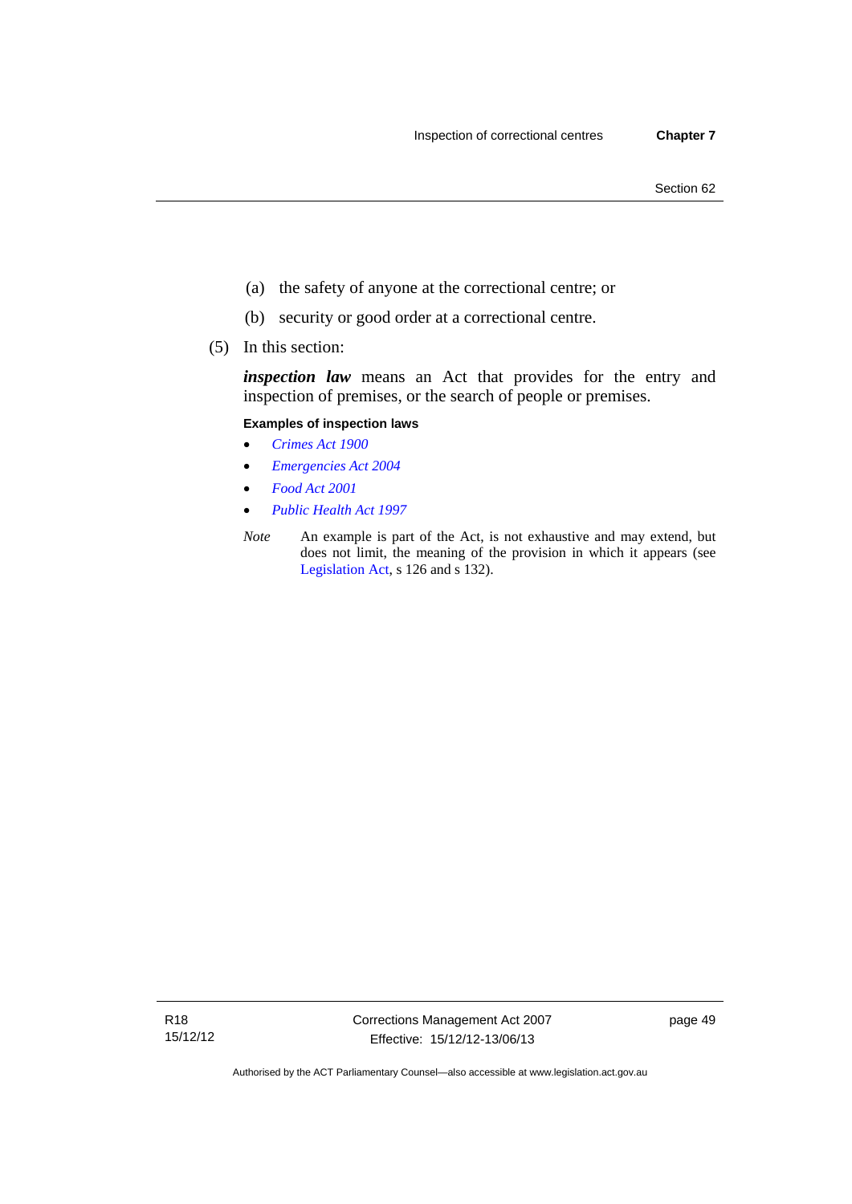(a) the safety of anyone at the correctional centre; or

(b) security or good order at a correctional centre.

(5) In this section:

***inspection law*** means an Act that provides for the entry and inspection of premises, or the search of people or premises.

**Examples of inspection laws**

- *Crimes Act 1900*
- *Emergencies Act 2004*
- *Food Act 2001*
- *Public Health Act 1997*

*Note* An example is part of the Act, is not exhaustive and may extend, but does not limit, the meaning of the provision in which it appears (see Legislation Act, s 126 and s 132).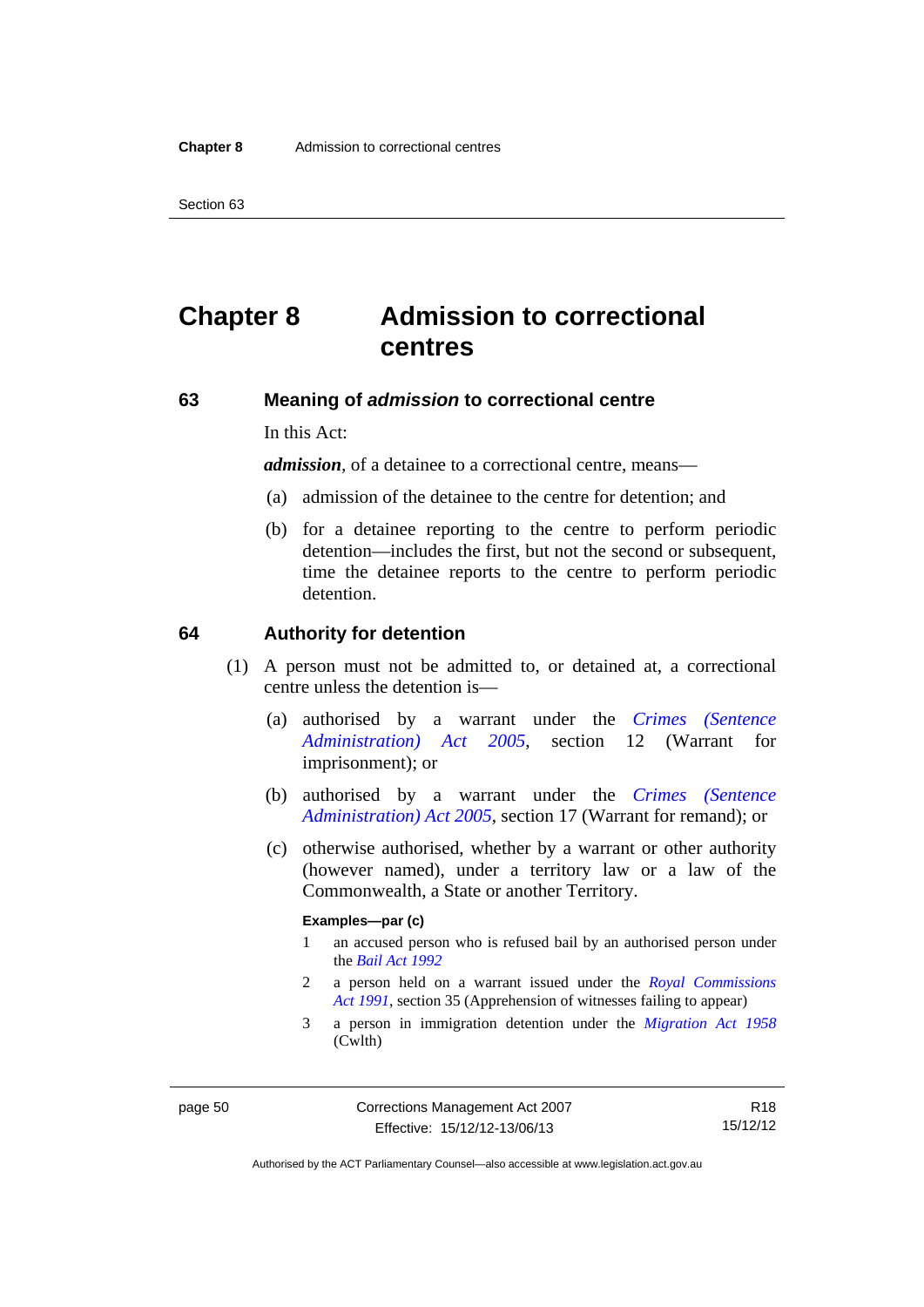# Chapter 8 Admission to correctional centres

## 63 Meaning of *admission* to correctional centre

In this Act:

***admission***, of a detainee to a correctional centre, means—

(a) admission of the detainee to the centre for detention; and

(b) for a detainee reporting to the centre to perform periodic detention—includes the first, but not the second or subsequent, time the detainee reports to the centre to perform periodic detention.

## 64 Authority for detention

(1) A person must not be admitted to, or detained at, a correctional centre unless the detention is—

(a) authorised by a warrant under the *Crimes (Sentence Administration) Act 2005*, section 12 (Warrant for imprisonment); or

(b) authorised by a warrant under the *Crimes (Sentence Administration) Act 2005*, section 17 (Warrant for remand); or

(c) otherwise authorised, whether by a warrant or other authority (however named), under a territory law or a law of the Commonwealth, a State or another Territory.

**Examples—par (c)**

1 an accused person who is refused bail by an authorised person under the *Bail Act 1992*

2 a person held on a warrant issued under the *Royal Commissions Act 1991*, section 35 (Apprehension of witnesses failing to appear)

3 a person in immigration detention under the *Migration Act 1958* (Cwlth)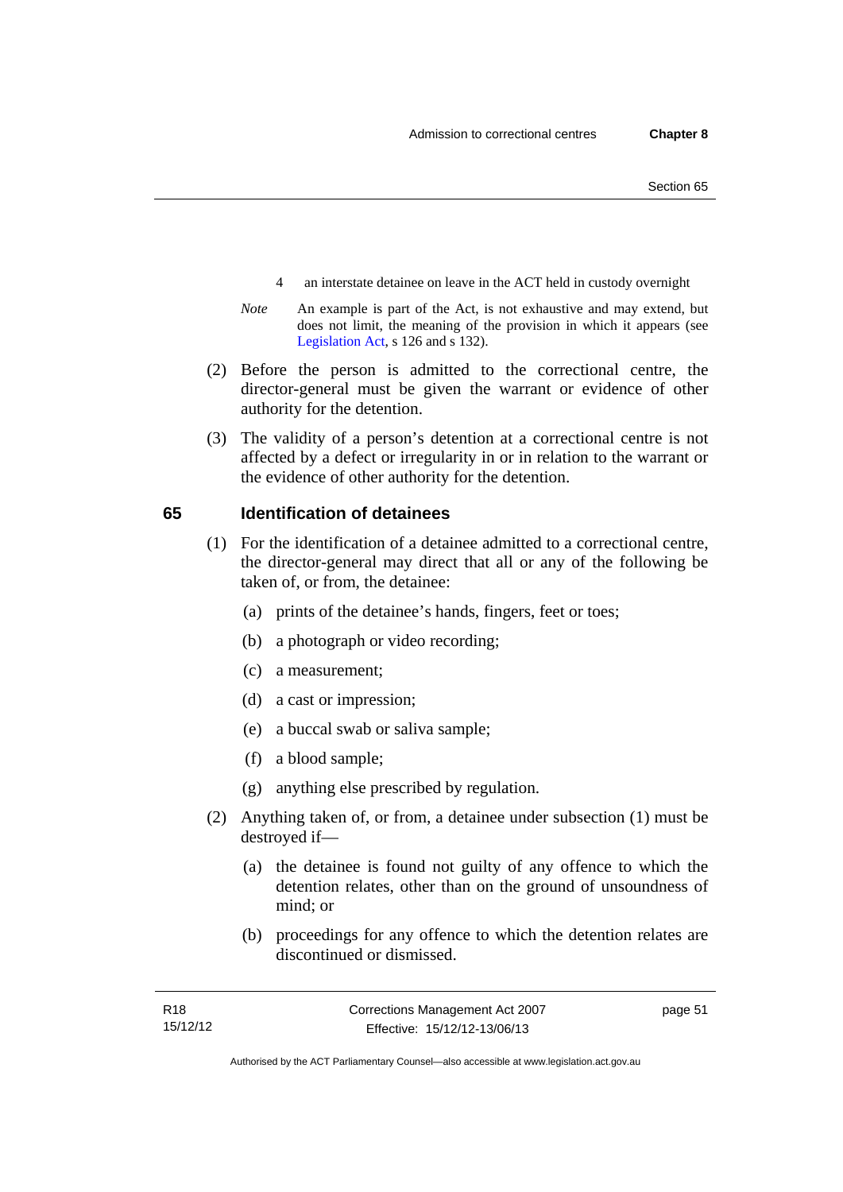4 an interstate detainee on leave in the ACT held in custody overnight

*Note* An example is part of the Act, is not exhaustive and may extend, but does not limit, the meaning of the provision in which it appears (see Legislation Act, s 126 and s 132).

(2) Before the person is admitted to the correctional centre, the director-general must be given the warrant or evidence of other authority for the detention.

(3) The validity of a person's detention at a correctional centre is not affected by a defect or irregularity in or in relation to the warrant or the evidence of other authority for the detention.

## 65 Identification of detainees

(1) For the identification of a detainee admitted to a correctional centre, the director-general may direct that all or any of the following be taken of, or from, the detainee:

(a) prints of the detainee's hands, fingers, feet or toes;

(b) a photograph or video recording;

(c) a measurement;

(d) a cast or impression;

(e) a buccal swab or saliva sample;

(f) a blood sample;

(g) anything else prescribed by regulation.

(2) Anything taken of, or from, a detainee under subsection (1) must be destroyed if—

(a) the detainee is found not guilty of any offence to which the detention relates, other than on the ground of unsoundness of mind; or

(b) proceedings for any offence to which the detention relates are discontinued or dismissed.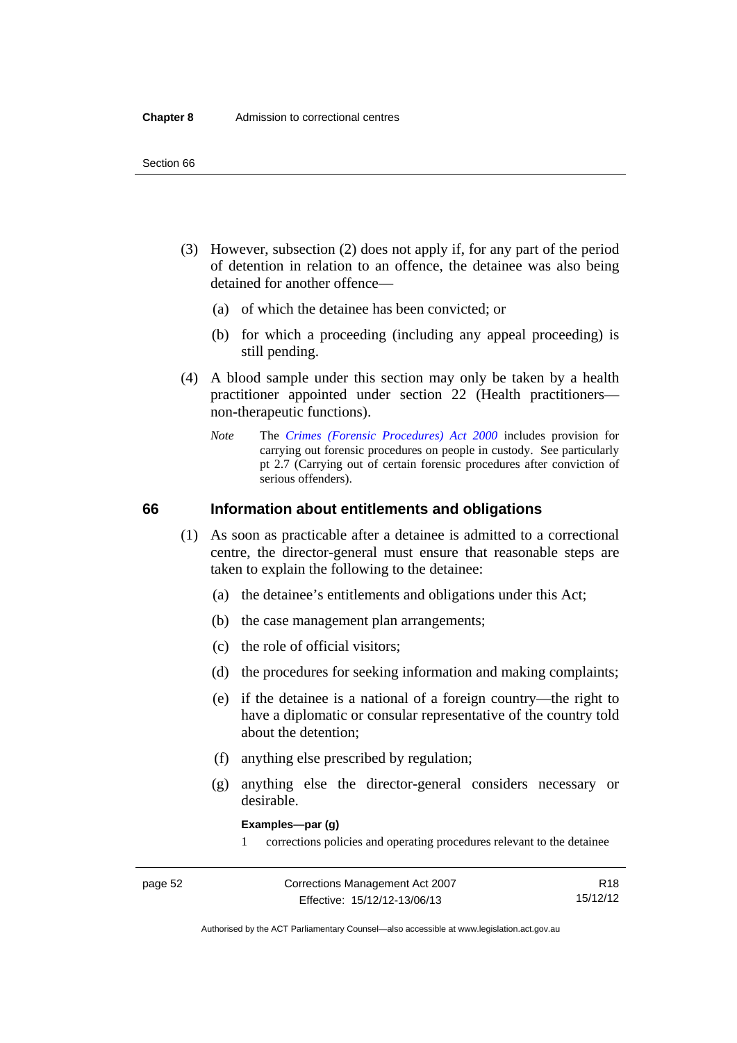(3) However, subsection (2) does not apply if, for any part of the period of detention in relation to an offence, the detainee was also being detained for another offence—

(a) of which the detainee has been convicted; or

(b) for which a proceeding (including any appeal proceeding) is still pending.

(4) A blood sample under this section may only be taken by a health practitioner appointed under section 22 (Health practitioners—non-therapeutic functions).

*Note* The *Crimes (Forensic Procedures) Act 2000* includes provision for carrying out forensic procedures on people in custody. See particularly pt 2.7 (Carrying out of certain forensic procedures after conviction of serious offenders).

## 66 Information about entitlements and obligations

(1) As soon as practicable after a detainee is admitted to a correctional centre, the director-general must ensure that reasonable steps are taken to explain the following to the detainee:

(a) the detainee's entitlements and obligations under this Act;

(b) the case management plan arrangements;

(c) the role of official visitors;

(d) the procedures for seeking information and making complaints;

(e) if the detainee is a national of a foreign country—the right to have a diplomatic or consular representative of the country told about the detention;

(f) anything else prescribed by regulation;

(g) anything else the director-general considers necessary or desirable.

**Examples—par (g)**

1 corrections policies and operating procedures relevant to the detainee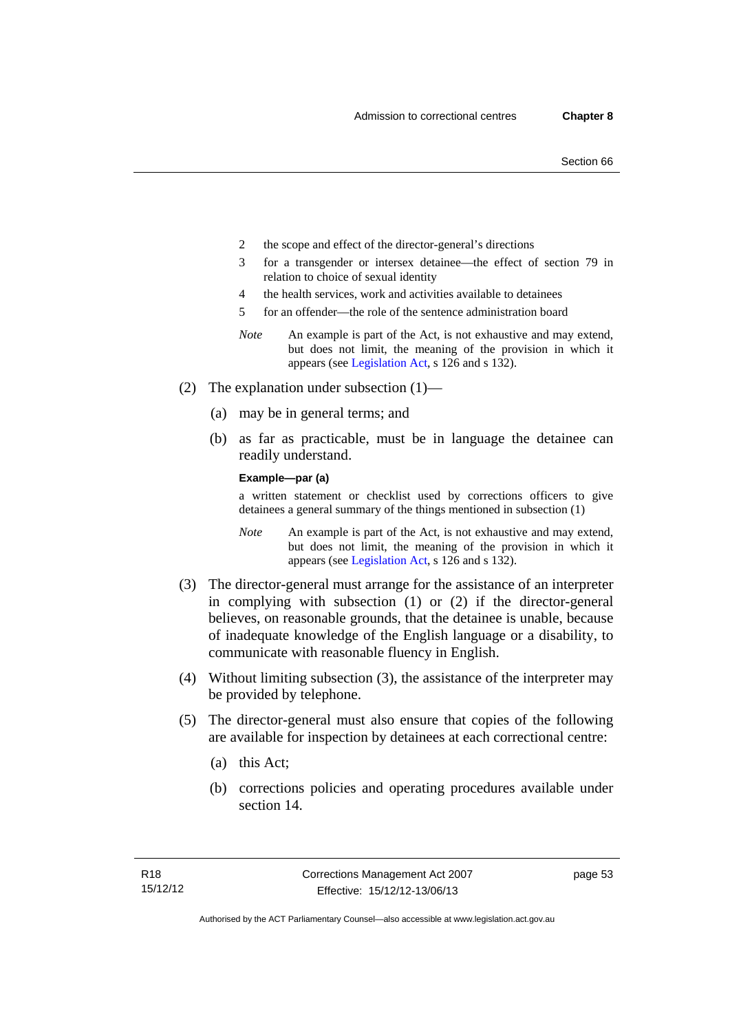2 the scope and effect of the director-general's directions

3 for a transgender or intersex detainee—the effect of section 79 in relation to choice of sexual identity

4 the health services, work and activities available to detainees

5 for an offender—the role of the sentence administration board

*Note* An example is part of the Act, is not exhaustive and may extend, but does not limit, the meaning of the provision in which it appears (see Legislation Act, s 126 and s 132).

(2) The explanation under subsection (1)—

(a) may be in general terms; and

(b) as far as practicable, must be in language the detainee can readily understand.

**Example—par (a)**

a written statement or checklist used by corrections officers to give detainees a general summary of the things mentioned in subsection (1)

*Note* An example is part of the Act, is not exhaustive and may extend, but does not limit, the meaning of the provision in which it appears (see Legislation Act, s 126 and s 132).

(3) The director-general must arrange for the assistance of an interpreter in complying with subsection (1) or (2) if the director-general believes, on reasonable grounds, that the detainee is unable, because of inadequate knowledge of the English language or a disability, to communicate with reasonable fluency in English.

(4) Without limiting subsection (3), the assistance of the interpreter may be provided by telephone.

(5) The director-general must also ensure that copies of the following are available for inspection by detainees at each correctional centre:

(a) this Act;

(b) corrections policies and operating procedures available under section 14.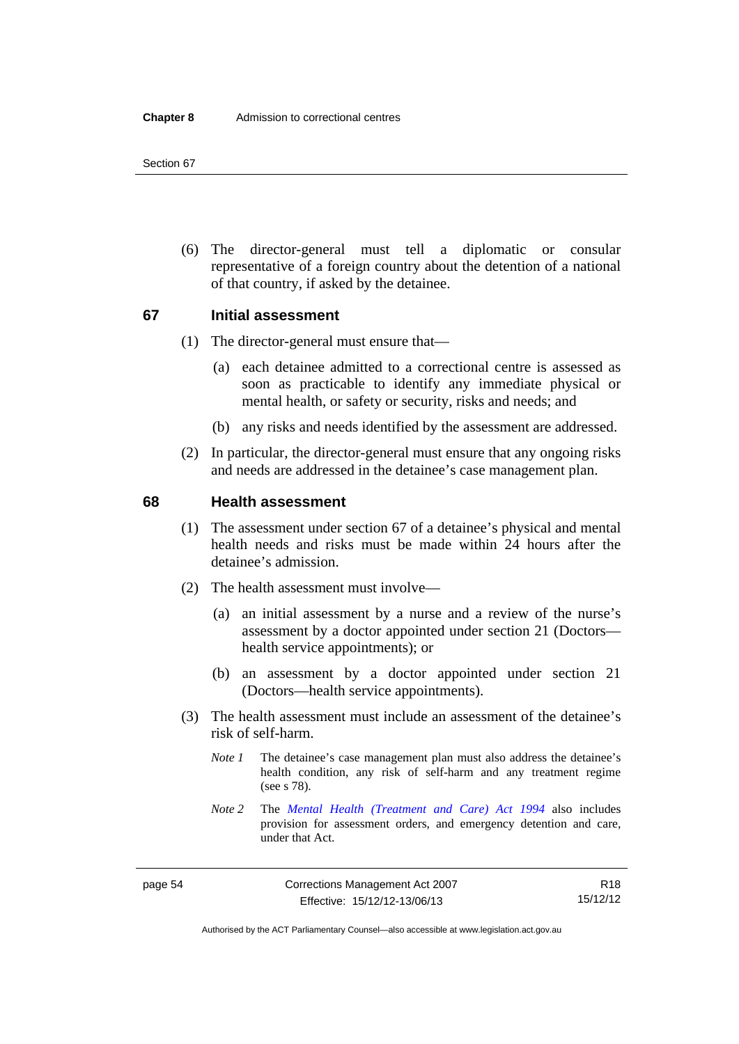(6) The director-general must tell a diplomatic or consular representative of a foreign country about the detention of a national of that country, if asked by the detainee.

## 67 Initial assessment

(1) The director-general must ensure that—

(a) each detainee admitted to a correctional centre is assessed as soon as practicable to identify any immediate physical or mental health, or safety or security, risks and needs; and

(b) any risks and needs identified by the assessment are addressed.

(2) In particular, the director-general must ensure that any ongoing risks and needs are addressed in the detainee's case management plan.

## 68 Health assessment

(1) The assessment under section 67 of a detainee's physical and mental health needs and risks must be made within 24 hours after the detainee's admission.

(2) The health assessment must involve—

(a) an initial assessment by a nurse and a review of the nurse's assessment by a doctor appointed under section 21 (Doctors—health service appointments); or

(b) an assessment by a doctor appointed under section 21 (Doctors—health service appointments).

(3) The health assessment must include an assessment of the detainee's risk of self-harm.

*Note 1* The detainee's case management plan must also address the detainee's health condition, any risk of self-harm and any treatment regime (see s 78).

*Note 2* The *Mental Health (Treatment and Care) Act 1994* also includes provision for assessment orders, and emergency detention and care, under that Act.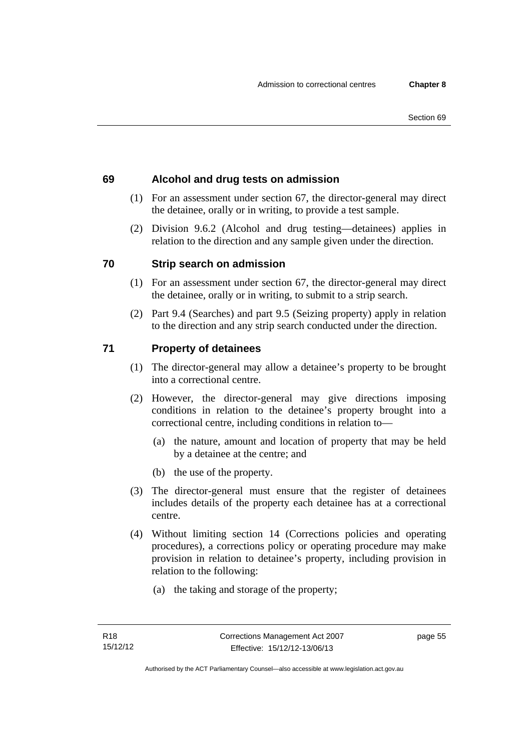## 69 Alcohol and drug tests on admission

(1) For an assessment under section 67, the director-general may direct the detainee, orally or in writing, to provide a test sample.

(2) Division 9.6.2 (Alcohol and drug testing—detainees) applies in relation to the direction and any sample given under the direction.

## 70 Strip search on admission

(1) For an assessment under section 67, the director-general may direct the detainee, orally or in writing, to submit to a strip search.

(2) Part 9.4 (Searches) and part 9.5 (Seizing property) apply in relation to the direction and any strip search conducted under the direction.

## 71 Property of detainees

(1) The director-general may allow a detainee's property to be brought into a correctional centre.

(2) However, the director-general may give directions imposing conditions in relation to the detainee's property brought into a correctional centre, including conditions in relation to—

(a) the nature, amount and location of property that may be held by a detainee at the centre; and

(b) the use of the property.

(3) The director-general must ensure that the register of detainees includes details of the property each detainee has at a correctional centre.

(4) Without limiting section 14 (Corrections policies and operating procedures), a corrections policy or operating procedure may make provision in relation to detainee's property, including provision in relation to the following:

(a) the taking and storage of the property;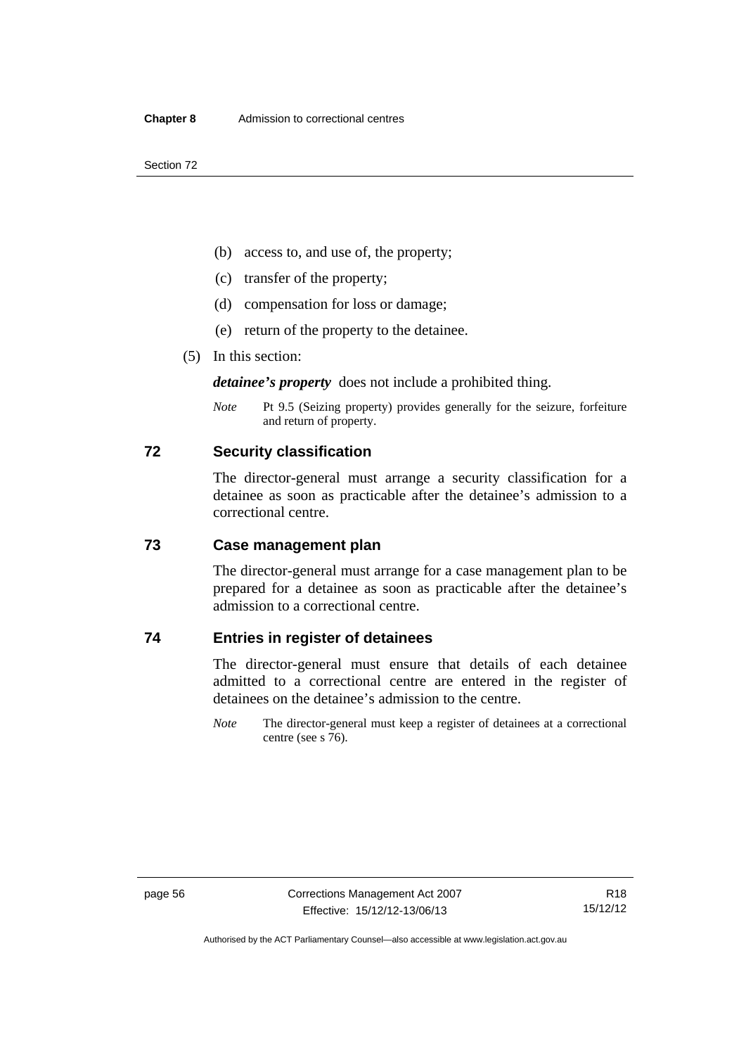(b) access to, and use of, the property;

(c) transfer of the property;

(d) compensation for loss or damage;

(e) return of the property to the detainee.

(5) In this section:

***detainee's property*** does not include a prohibited thing.

*Note* Pt 9.5 (Seizing property) provides generally for the seizure, forfeiture and return of property.

## 72 Security classification

The director-general must arrange a security classification for a detainee as soon as practicable after the detainee's admission to a correctional centre.

## 73 Case management plan

The director-general must arrange for a case management plan to be prepared for a detainee as soon as practicable after the detainee's admission to a correctional centre.

## 74 Entries in register of detainees

The director-general must ensure that details of each detainee admitted to a correctional centre are entered in the register of detainees on the detainee's admission to the centre.

*Note* The director-general must keep a register of detainees at a correctional centre (see s 76).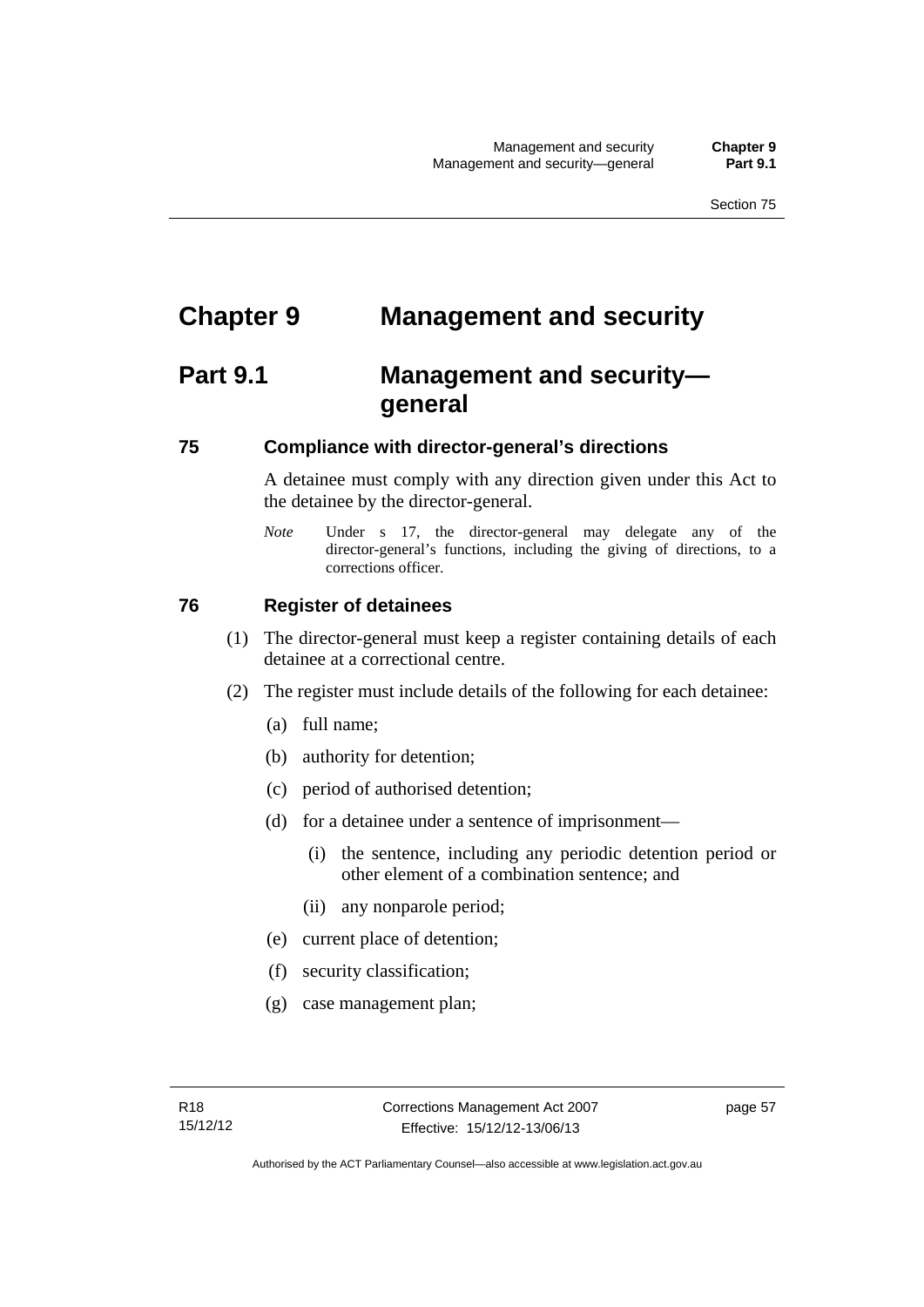# Chapter 9 Management and security

## Part 9.1 Management and security—general

### 75 Compliance with director-general's directions

A detainee must comply with any direction given under this Act to the detainee by the director-general.

*Note* Under s 17, the director-general may delegate any of the director-general's functions, including the giving of directions, to a corrections officer.

### 76 Register of detainees

(1) The director-general must keep a register containing details of each detainee at a correctional centre.

(2) The register must include details of the following for each detainee:

(a) full name;

(b) authority for detention;

(c) period of authorised detention;

(d) for a detainee under a sentence of imprisonment—

(i) the sentence, including any periodic detention period or other element of a combination sentence; and

(ii) any nonparole period;

(e) current place of detention;

(f) security classification;

(g) case management plan;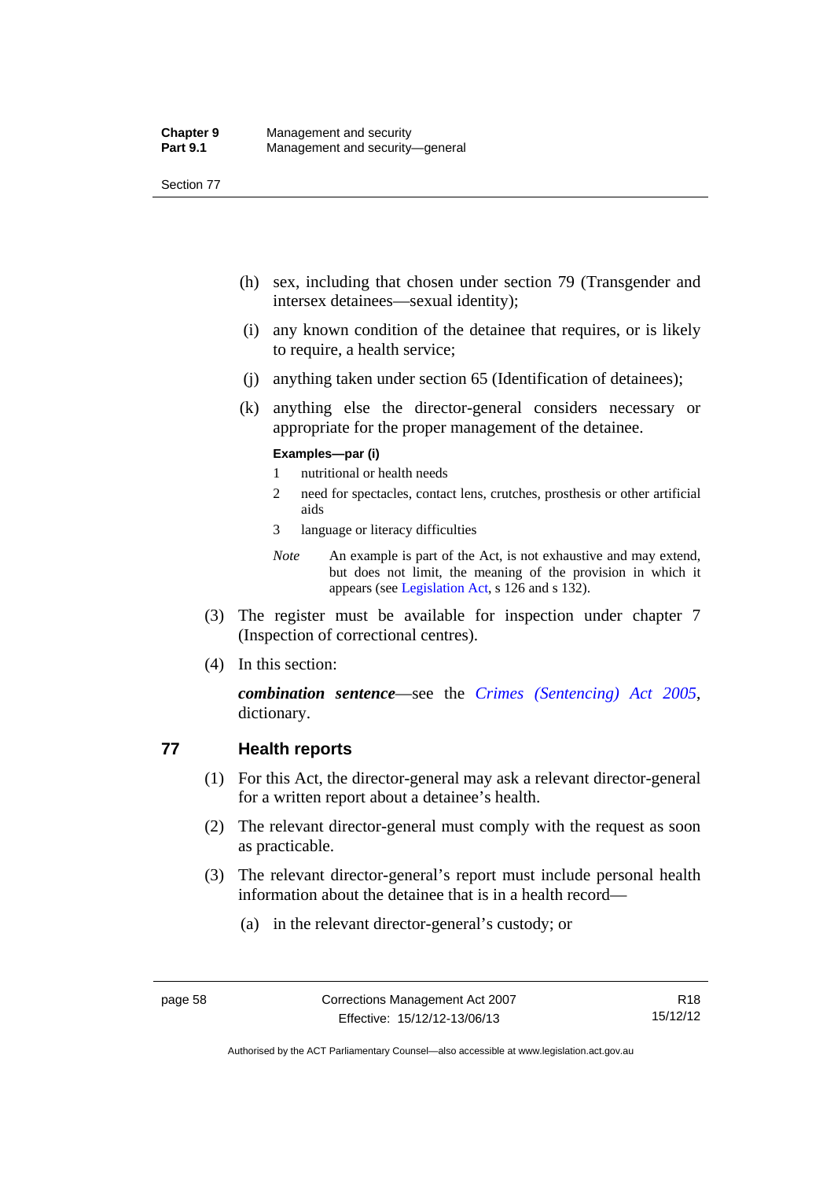(h) sex, including that chosen under section 79 (Transgender and intersex detainees—sexual identity);

(i) any known condition of the detainee that requires, or is likely to require, a health service;

(j) anything taken under section 65 (Identification of detainees);

(k) anything else the director-general considers necessary or appropriate for the proper management of the detainee.

**Examples—par (i)**

1 nutritional or health needs

2 need for spectacles, contact lens, crutches, prosthesis or other artificial aids

3 language or literacy difficulties

*Note* An example is part of the Act, is not exhaustive and may extend, but does not limit, the meaning of the provision in which it appears (see Legislation Act, s 126 and s 132).

(3) The register must be available for inspection under chapter 7 (Inspection of correctional centres).

(4) In this section:

***combination sentence***—see the *Crimes (Sentencing) Act 2005*, dictionary.

## 77 Health reports

(1) For this Act, the director-general may ask a relevant director-general for a written report about a detainee's health.

(2) The relevant director-general must comply with the request as soon as practicable.

(3) The relevant director-general's report must include personal health information about the detainee that is in a health record—

(a) in the relevant director-general's custody; or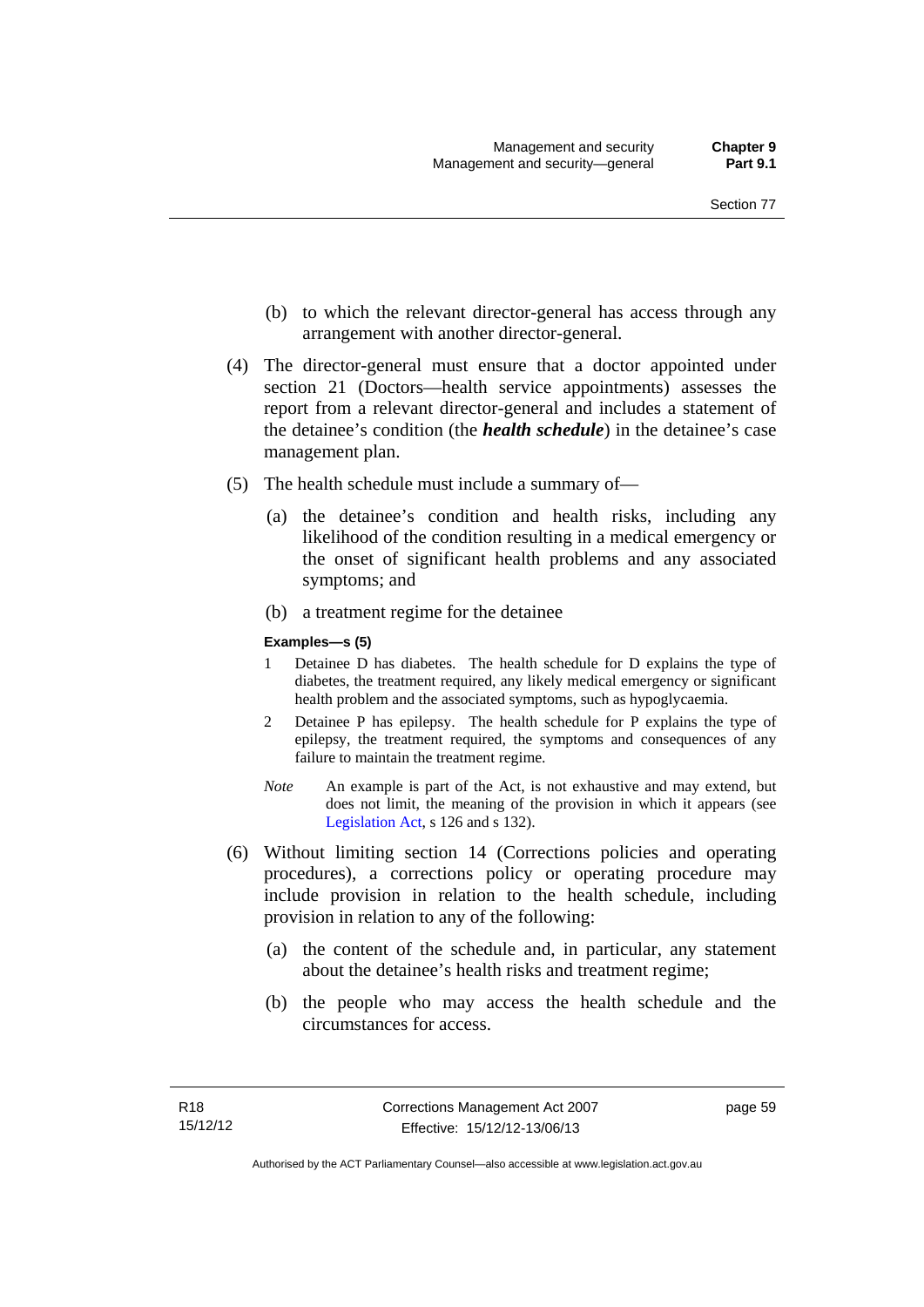(b) to which the relevant director-general has access through any arrangement with another director-general.

(4) The director-general must ensure that a doctor appointed under section 21 (Doctors—health service appointments) assesses the report from a relevant director-general and includes a statement of the detainee's condition (the ***health schedule***) in the detainee's case management plan.

(5) The health schedule must include a summary of—

(a) the detainee's condition and health risks, including any likelihood of the condition resulting in a medical emergency or the onset of significant health problems and any associated symptoms; and

(b) a treatment regime for the detainee

**Examples—s (5)**

1 Detainee D has diabetes. The health schedule for D explains the type of diabetes, the treatment required, any likely medical emergency or significant health problem and the associated symptoms, such as hypoglycaemia.

2 Detainee P has epilepsy. The health schedule for P explains the type of epilepsy, the treatment required, the symptoms and consequences of any failure to maintain the treatment regime.

*Note* An example is part of the Act, is not exhaustive and may extend, but does not limit, the meaning of the provision in which it appears (see Legislation Act, s 126 and s 132).

(6) Without limiting section 14 (Corrections policies and operating procedures), a corrections policy or operating procedure may include provision in relation to the health schedule, including provision in relation to any of the following:

(a) the content of the schedule and, in particular, any statement about the detainee's health risks and treatment regime;

(b) the people who may access the health schedule and the circumstances for access.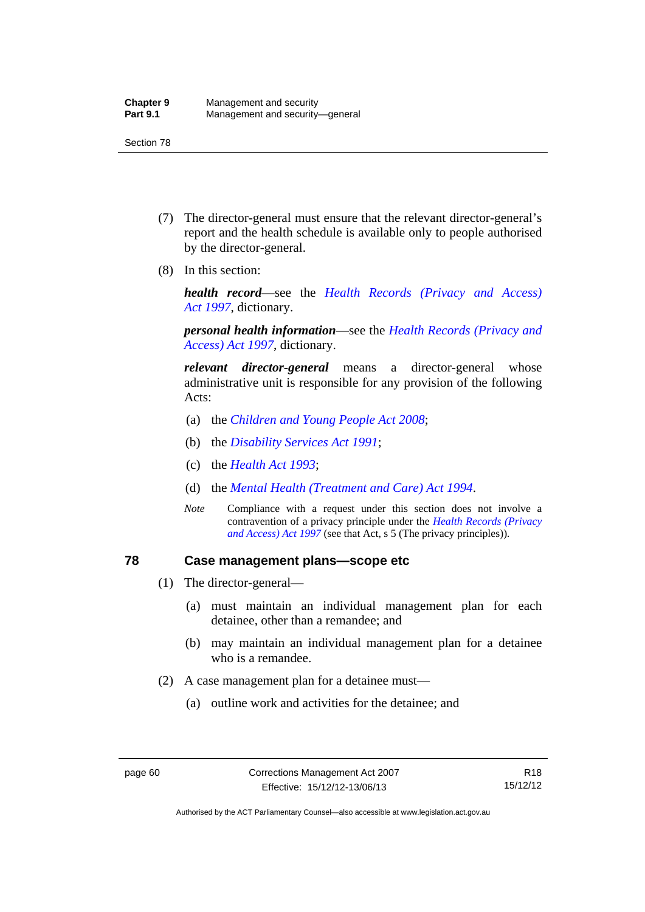(7) The director-general must ensure that the relevant director-general's report and the health schedule is available only to people authorised by the director-general.

(8) In this section:

***health record***—see the *Health Records (Privacy and Access) Act 1997*, dictionary.

***personal health information***—see the *Health Records (Privacy and Access) Act 1997*, dictionary.

***relevant director-general*** means a director-general whose administrative unit is responsible for any provision of the following Acts:

(a) the *Children and Young People Act 2008*;

(b) the *Disability Services Act 1991*;

(c) the *Health Act 1993*;

(d) the *Mental Health (Treatment and Care) Act 1994*.

*Note* Compliance with a request under this section does not involve a contravention of a privacy principle under the *Health Records (Privacy and Access) Act 1997* (see that Act, s 5 (The privacy principles)).

## 78 Case management plans—scope etc

(1) The director-general—

(a) must maintain an individual management plan for each detainee, other than a remandee; and

(b) may maintain an individual management plan for a detainee who is a remandee.

(2) A case management plan for a detainee must—

(a) outline work and activities for the detainee; and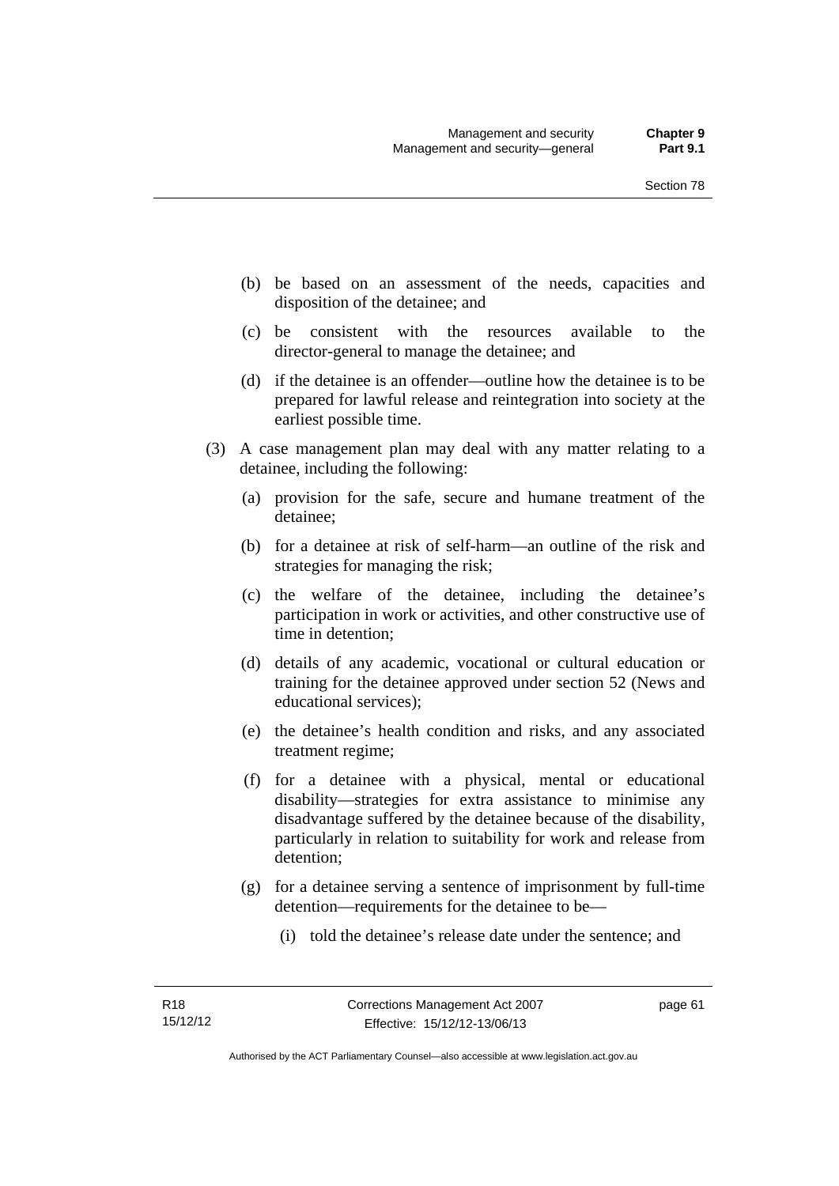(b) be based on an assessment of the needs, capacities and disposition of the detainee; and

(c) be consistent with the resources available to the director-general to manage the detainee; and

(d) if the detainee is an offender—outline how the detainee is to be prepared for lawful release and reintegration into society at the earliest possible time.

(3) A case management plan may deal with any matter relating to a detainee, including the following:

(a) provision for the safe, secure and humane treatment of the detainee;

(b) for a detainee at risk of self-harm—an outline of the risk and strategies for managing the risk;

(c) the welfare of the detainee, including the detainee's participation in work or activities, and other constructive use of time in detention;

(d) details of any academic, vocational or cultural education or training for the detainee approved under section 52 (News and educational services);

(e) the detainee's health condition and risks, and any associated treatment regime;

(f) for a detainee with a physical, mental or educational disability—strategies for extra assistance to minimise any disadvantage suffered by the detainee because of the disability, particularly in relation to suitability for work and release from detention;

(g) for a detainee serving a sentence of imprisonment by full-time detention—requirements for the detainee to be—

(i) told the detainee's release date under the sentence; and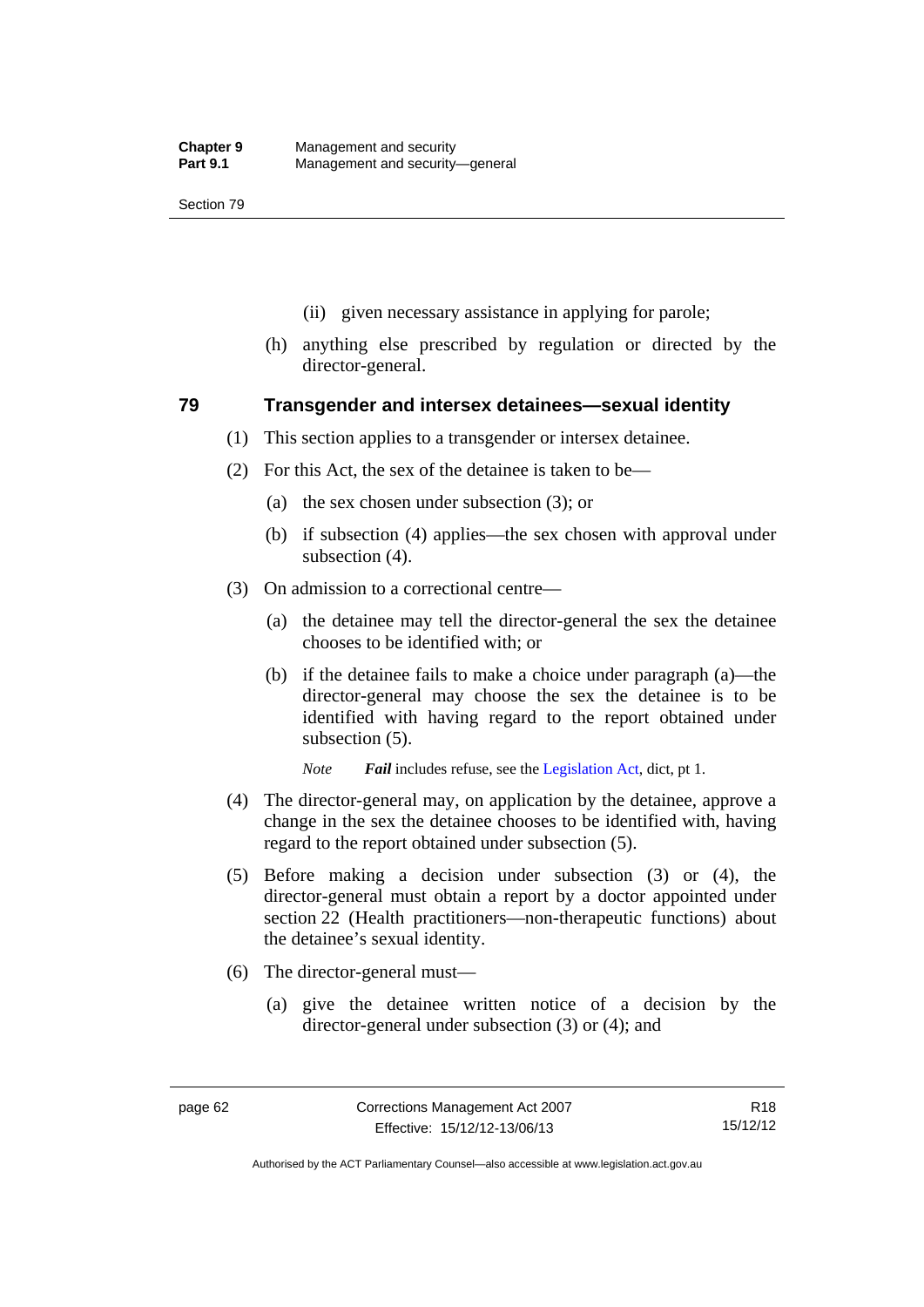(ii) given necessary assistance in applying for parole;

(h) anything else prescribed by regulation or directed by the director-general.

## 79 Transgender and intersex detainees—sexual identity

(1) This section applies to a transgender or intersex detainee.

(2) For this Act, the sex of the detainee is taken to be—

(a) the sex chosen under subsection (3); or

(b) if subsection (4) applies—the sex chosen with approval under subsection (4).

(3) On admission to a correctional centre—

(a) the detainee may tell the director-general the sex the detainee chooses to be identified with; or

(b) if the detainee fails to make a choice under paragraph (a)—the director-general may choose the sex the detainee is to be identified with having regard to the report obtained under subsection (5).

*Note* ***Fail*** includes refuse, see the Legislation Act, dict, pt 1.

(4) The director-general may, on application by the detainee, approve a change in the sex the detainee chooses to be identified with, having regard to the report obtained under subsection (5).

(5) Before making a decision under subsection (3) or (4), the director-general must obtain a report by a doctor appointed under section 22 (Health practitioners—non-therapeutic functions) about the detainee's sexual identity.

(6) The director-general must—

(a) give the detainee written notice of a decision by the director-general under subsection (3) or (4); and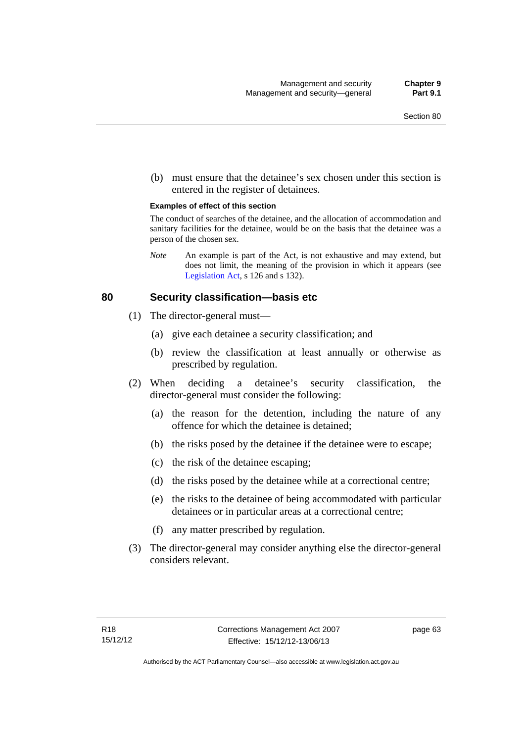(b) must ensure that the detainee's sex chosen under this section is entered in the register of detainees.

**Examples of effect of this section**

The conduct of searches of the detainee, and the allocation of accommodation and sanitary facilities for the detainee, would be on the basis that the detainee was a person of the chosen sex.

*Note* An example is part of the Act, is not exhaustive and may extend, but does not limit, the meaning of the provision in which it appears (see Legislation Act, s 126 and s 132).

## 80 Security classification—basis etc

(1) The director-general must—

(a) give each detainee a security classification; and

(b) review the classification at least annually or otherwise as prescribed by regulation.

(2) When deciding a detainee's security classification, the director-general must consider the following:

(a) the reason for the detention, including the nature of any offence for which the detainee is detained;

(b) the risks posed by the detainee if the detainee were to escape;

(c) the risk of the detainee escaping;

(d) the risks posed by the detainee while at a correctional centre;

(e) the risks to the detainee of being accommodated with particular detainees or in particular areas at a correctional centre;

(f) any matter prescribed by regulation.

(3) The director-general may consider anything else the director-general considers relevant.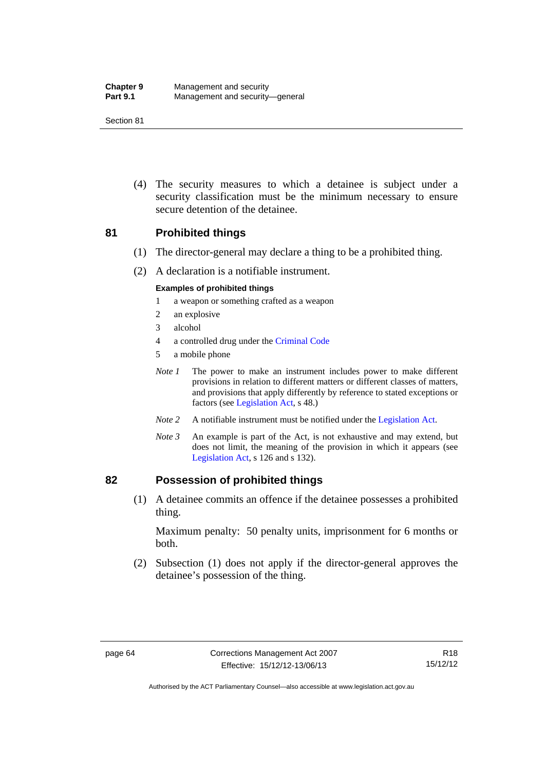(4) The security measures to which a detainee is subject under a security classification must be the minimum necessary to ensure secure detention of the detainee.

## 81 Prohibited things

(1) The director-general may declare a thing to be a prohibited thing.

(2) A declaration is a notifiable instrument.

**Examples of prohibited things**

1 a weapon or something crafted as a weapon

2 an explosive

3 alcohol

4 a controlled drug under the Criminal Code

5 a mobile phone

*Note 1* The power to make an instrument includes power to make different provisions in relation to different matters or different classes of matters, and provisions that apply differently by reference to stated exceptions or factors (see Legislation Act, s 48.)

*Note 2* A notifiable instrument must be notified under the Legislation Act.

*Note 3* An example is part of the Act, is not exhaustive and may extend, but does not limit, the meaning of the provision in which it appears (see Legislation Act, s 126 and s 132).

## 82 Possession of prohibited things

(1) A detainee commits an offence if the detainee possesses a prohibited thing.

Maximum penalty: 50 penalty units, imprisonment for 6 months or both.

(2) Subsection (1) does not apply if the director-general approves the detainee's possession of the thing.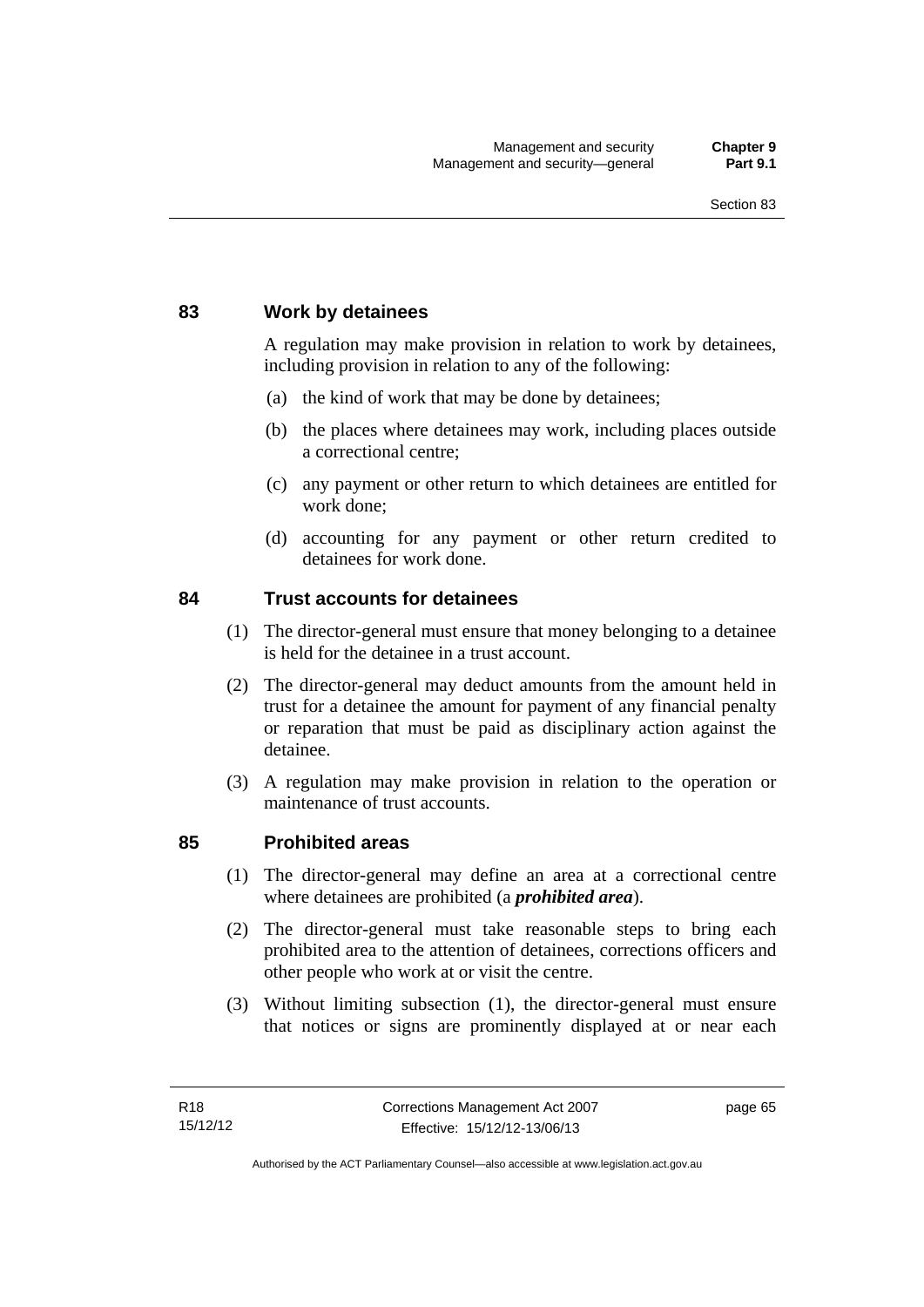## 83 Work by detainees

A regulation may make provision in relation to work by detainees, including provision in relation to any of the following:

(a) the kind of work that may be done by detainees;

(b) the places where detainees may work, including places outside a correctional centre;

(c) any payment or other return to which detainees are entitled for work done;

(d) accounting for any payment or other return credited to detainees for work done.

## 84 Trust accounts for detainees

(1) The director-general must ensure that money belonging to a detainee is held for the detainee in a trust account.

(2) The director-general may deduct amounts from the amount held in trust for a detainee the amount for payment of any financial penalty or reparation that must be paid as disciplinary action against the detainee.

(3) A regulation may make provision in relation to the operation or maintenance of trust accounts.

## 85 Prohibited areas

(1) The director-general may define an area at a correctional centre where detainees are prohibited (a ***prohibited area***).

(2) The director-general must take reasonable steps to bring each prohibited area to the attention of detainees, corrections officers and other people who work at or visit the centre.

(3) Without limiting subsection (1), the director-general must ensure that notices or signs are prominently displayed at or near each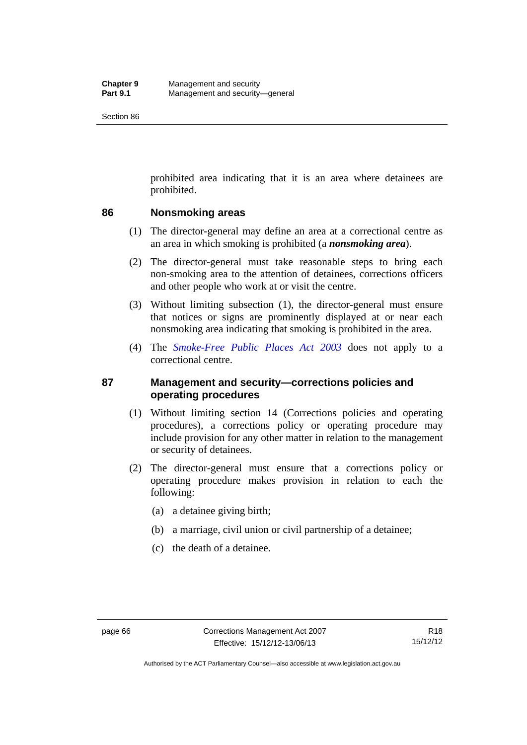prohibited area indicating that it is an area where detainees are prohibited.

## 86 Nonsmoking areas

(1) The director-general may define an area at a correctional centre as an area in which smoking is prohibited (a ***nonsmoking area***).

(2) The director-general must take reasonable steps to bring each non-smoking area to the attention of detainees, corrections officers and other people who work at or visit the centre.

(3) Without limiting subsection (1), the director-general must ensure that notices or signs are prominently displayed at or near each nonsmoking area indicating that smoking is prohibited in the area.

(4) The *Smoke-Free Public Places Act 2003* does not apply to a correctional centre.

## 87 Management and security—corrections policies and operating procedures

(1) Without limiting section 14 (Corrections policies and operating procedures), a corrections policy or operating procedure may include provision for any other matter in relation to the management or security of detainees.

(2) The director-general must ensure that a corrections policy or operating procedure makes provision in relation to each the following:

(a) a detainee giving birth;

(b) a marriage, civil union or civil partnership of a detainee;

(c) the death of a detainee.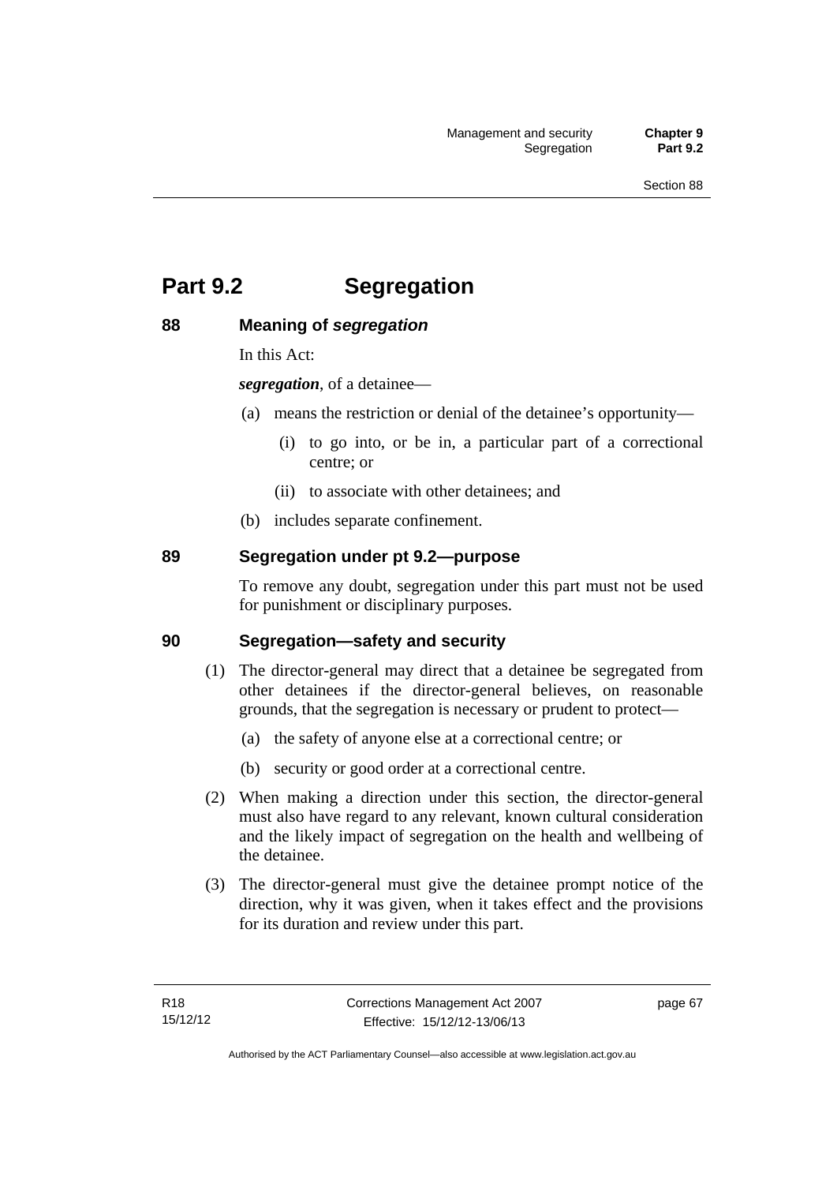# Part 9.2 Segregation

## 88 Meaning of *segregation*

In this Act:

***segregation***, of a detainee—

(a) means the restriction or denial of the detainee's opportunity—

(i) to go into, or be in, a particular part of a correctional centre; or

(ii) to associate with other detainees; and

(b) includes separate confinement.

## 89 Segregation under pt 9.2—purpose

To remove any doubt, segregation under this part must not be used for punishment or disciplinary purposes.

## 90 Segregation—safety and security

(1) The director-general may direct that a detainee be segregated from other detainees if the director-general believes, on reasonable grounds, that the segregation is necessary or prudent to protect—

(a) the safety of anyone else at a correctional centre; or

(b) security or good order at a correctional centre.

(2) When making a direction under this section, the director-general must also have regard to any relevant, known cultural consideration and the likely impact of segregation on the health and wellbeing of the detainee.

(3) The director-general must give the detainee prompt notice of the direction, why it was given, when it takes effect and the provisions for its duration and review under this part.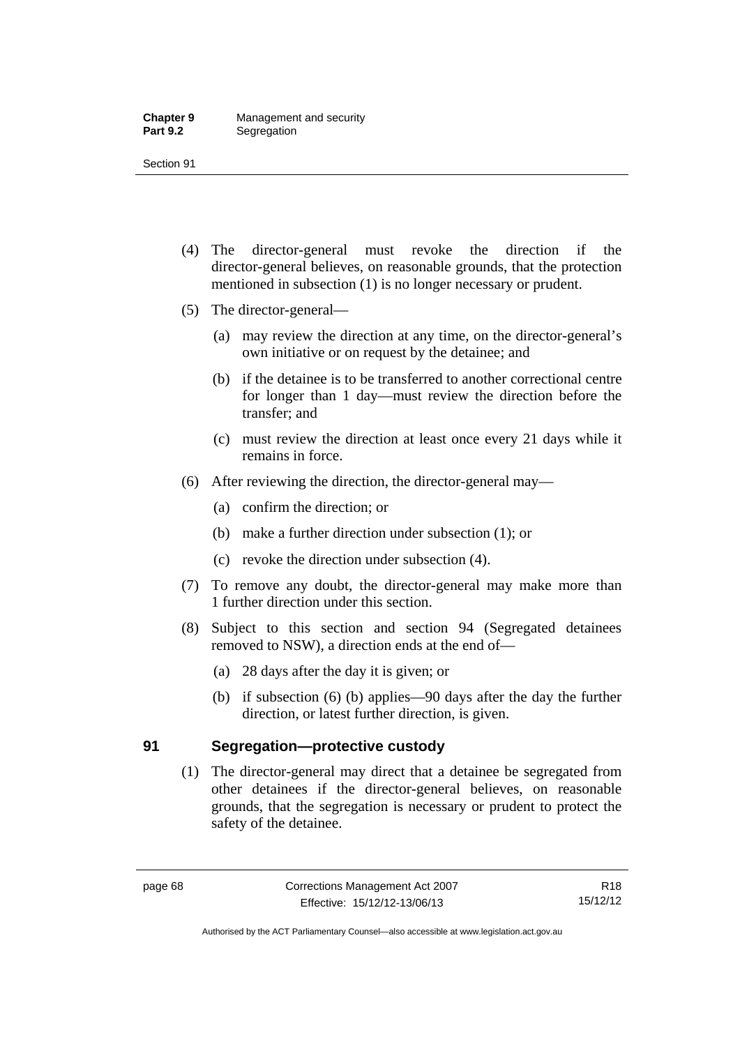(4) The director-general must revoke the direction if the director-general believes, on reasonable grounds, that the protection mentioned in subsection (1) is no longer necessary or prudent.

(5) The director-general—

(a) may review the direction at any time, on the director-general's own initiative or on request by the detainee; and

(b) if the detainee is to be transferred to another correctional centre for longer than 1 day—must review the direction before the transfer; and

(c) must review the direction at least once every 21 days while it remains in force.

(6) After reviewing the direction, the director-general may—

(a) confirm the direction; or

(b) make a further direction under subsection (1); or

(c) revoke the direction under subsection (4).

(7) To remove any doubt, the director-general may make more than 1 further direction under this section.

(8) Subject to this section and section 94 (Segregated detainees removed to NSW), a direction ends at the end of—

(a) 28 days after the day it is given; or

(b) if subsection (6) (b) applies—90 days after the day the further direction, or latest further direction, is given.

## 91 Segregation—protective custody

(1) The director-general may direct that a detainee be segregated from other detainees if the director-general believes, on reasonable grounds, that the segregation is necessary or prudent to protect the safety of the detainee.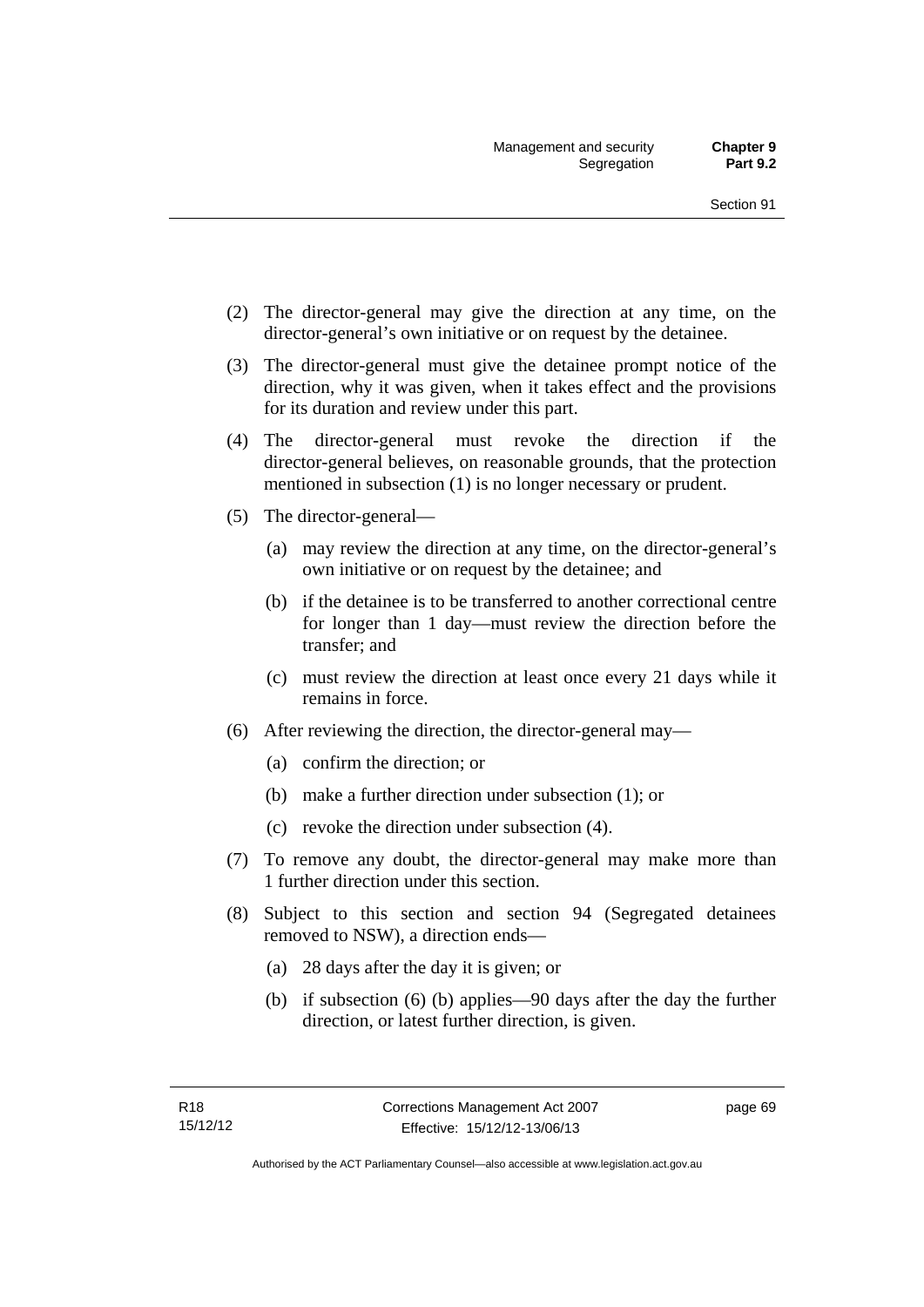(2) The director-general may give the direction at any time, on the director-general's own initiative or on request by the detainee.

(3) The director-general must give the detainee prompt notice of the direction, why it was given, when it takes effect and the provisions for its duration and review under this part.

(4) The director-general must revoke the direction if the director-general believes, on reasonable grounds, that the protection mentioned in subsection (1) is no longer necessary or prudent.

(5) The director-general—

(a) may review the direction at any time, on the director-general's own initiative or on request by the detainee; and

(b) if the detainee is to be transferred to another correctional centre for longer than 1 day—must review the direction before the transfer; and

(c) must review the direction at least once every 21 days while it remains in force.

(6) After reviewing the direction, the director-general may—

(a) confirm the direction; or

(b) make a further direction under subsection (1); or

(c) revoke the direction under subsection (4).

(7) To remove any doubt, the director-general may make more than 1 further direction under this section.

(8) Subject to this section and section 94 (Segregated detainees removed to NSW), a direction ends—

(a) 28 days after the day it is given; or

(b) if subsection (6) (b) applies—90 days after the day the further direction, or latest further direction, is given.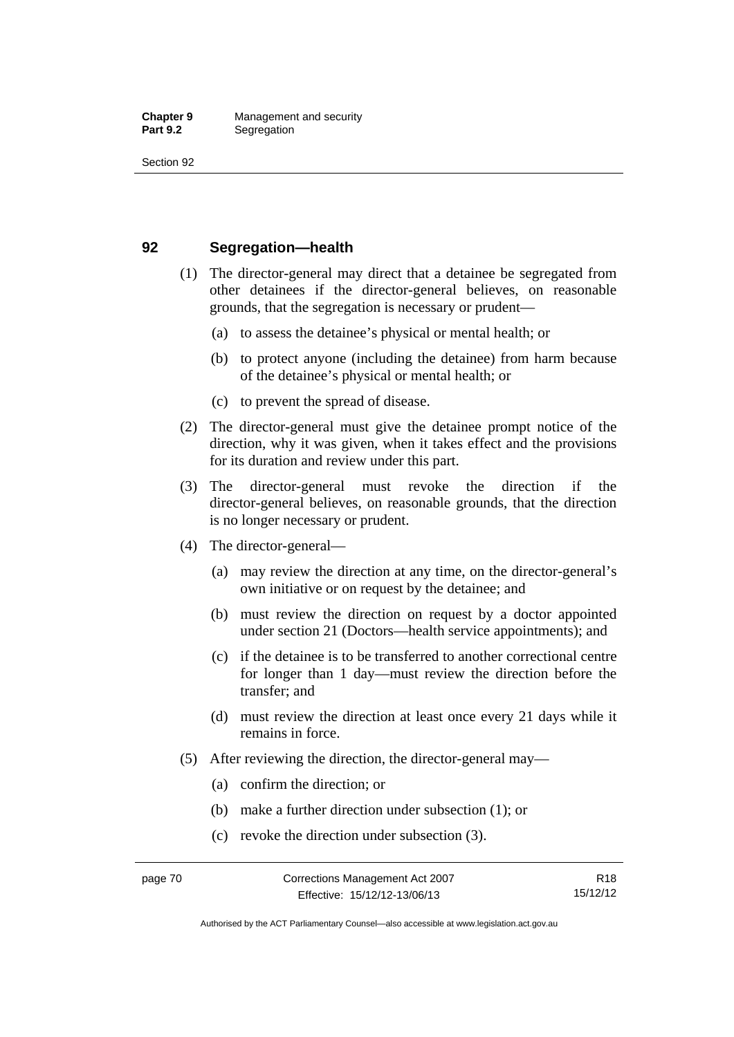## 92 Segregation—health

(1) The director-general may direct that a detainee be segregated from other detainees if the director-general believes, on reasonable grounds, that the segregation is necessary or prudent—

(a) to assess the detainee's physical or mental health; or

(b) to protect anyone (including the detainee) from harm because of the detainee's physical or mental health; or

(c) to prevent the spread of disease.

(2) The director-general must give the detainee prompt notice of the direction, why it was given, when it takes effect and the provisions for its duration and review under this part.

(3) The director-general must revoke the direction if the director-general believes, on reasonable grounds, that the direction is no longer necessary or prudent.

(4) The director-general—

(a) may review the direction at any time, on the director-general's own initiative or on request by the detainee; and

(b) must review the direction on request by a doctor appointed under section 21 (Doctors—health service appointments); and

(c) if the detainee is to be transferred to another correctional centre for longer than 1 day—must review the direction before the transfer; and

(d) must review the direction at least once every 21 days while it remains in force.

(5) After reviewing the direction, the director-general may—

(a) confirm the direction; or

(b) make a further direction under subsection (1); or

(c) revoke the direction under subsection (3).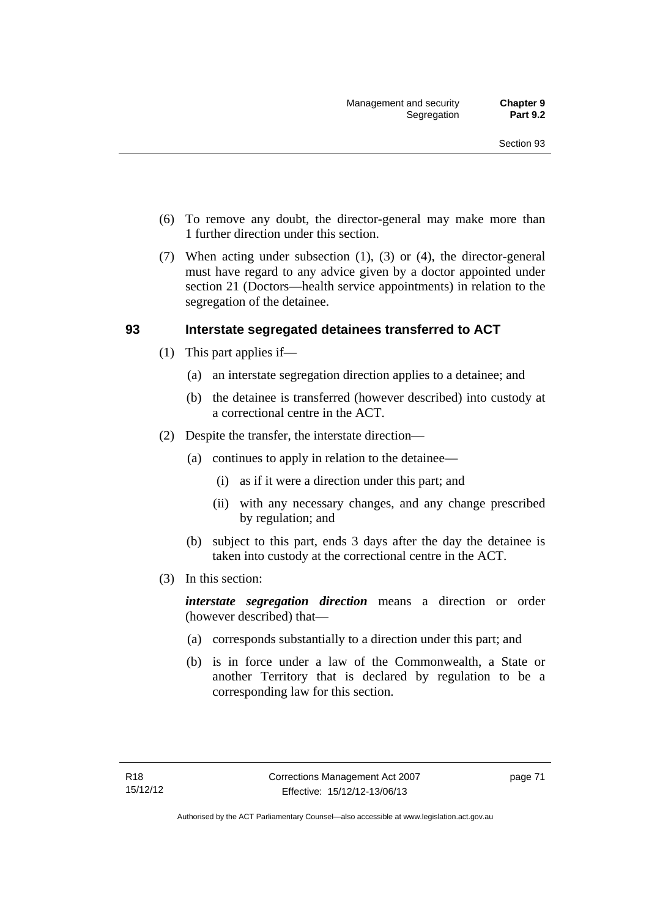(6) To remove any doubt, the director-general may make more than 1 further direction under this section.

(7) When acting under subsection (1), (3) or (4), the director-general must have regard to any advice given by a doctor appointed under section 21 (Doctors—health service appointments) in relation to the segregation of the detainee.

### 93 Interstate segregated detainees transferred to ACT

(1) This part applies if—

(a) an interstate segregation direction applies to a detainee; and

(b) the detainee is transferred (however described) into custody at a correctional centre in the ACT.

(2) Despite the transfer, the interstate direction—

(a) continues to apply in relation to the detainee—

(i) as if it were a direction under this part; and

(ii) with any necessary changes, and any change prescribed by regulation; and

(b) subject to this part, ends 3 days after the day the detainee is taken into custody at the correctional centre in the ACT.

(3) In this section:

***interstate segregation direction*** means a direction or order (however described) that—

(a) corresponds substantially to a direction under this part; and

(b) is in force under a law of the Commonwealth, a State or another Territory that is declared by regulation to be a corresponding law for this section.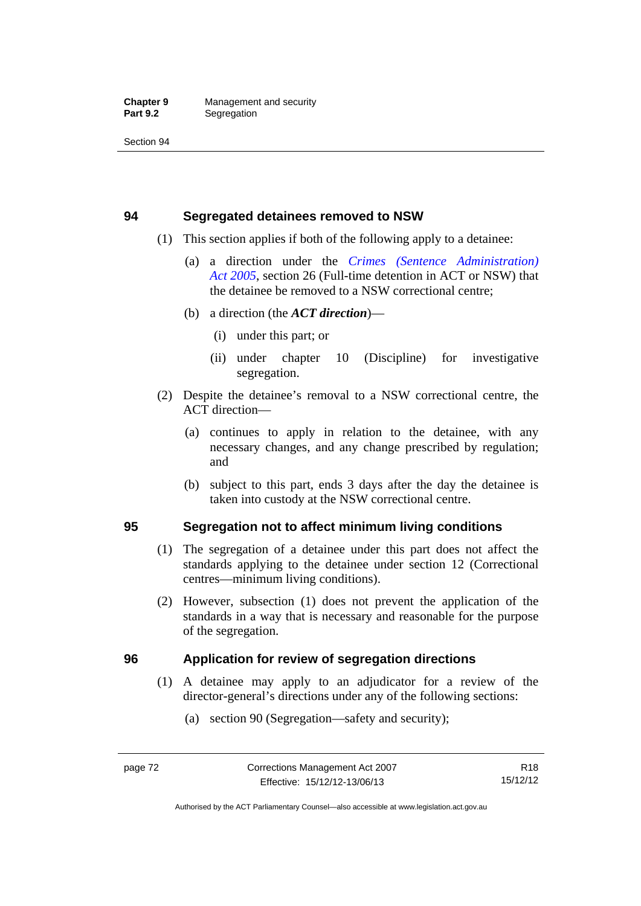## 94 Segregated detainees removed to NSW

(1) This section applies if both of the following apply to a detainee:

(a) a direction under the *Crimes (Sentence Administration) Act 2005*, section 26 (Full-time detention in ACT or NSW) that the detainee be removed to a NSW correctional centre;

(b) a direction (the ***ACT direction***)—

(i) under this part; or

(ii) under chapter 10 (Discipline) for investigative segregation.

(2) Despite the detainee's removal to a NSW correctional centre, the ACT direction—

(a) continues to apply in relation to the detainee, with any necessary changes, and any change prescribed by regulation; and

(b) subject to this part, ends 3 days after the day the detainee is taken into custody at the NSW correctional centre.

## 95 Segregation not to affect minimum living conditions

(1) The segregation of a detainee under this part does not affect the standards applying to the detainee under section 12 (Correctional centres—minimum living conditions).

(2) However, subsection (1) does not prevent the application of the standards in a way that is necessary and reasonable for the purpose of the segregation.

## 96 Application for review of segregation directions

(1) A detainee may apply to an adjudicator for a review of the director-general's directions under any of the following sections:

(a) section 90 (Segregation—safety and security);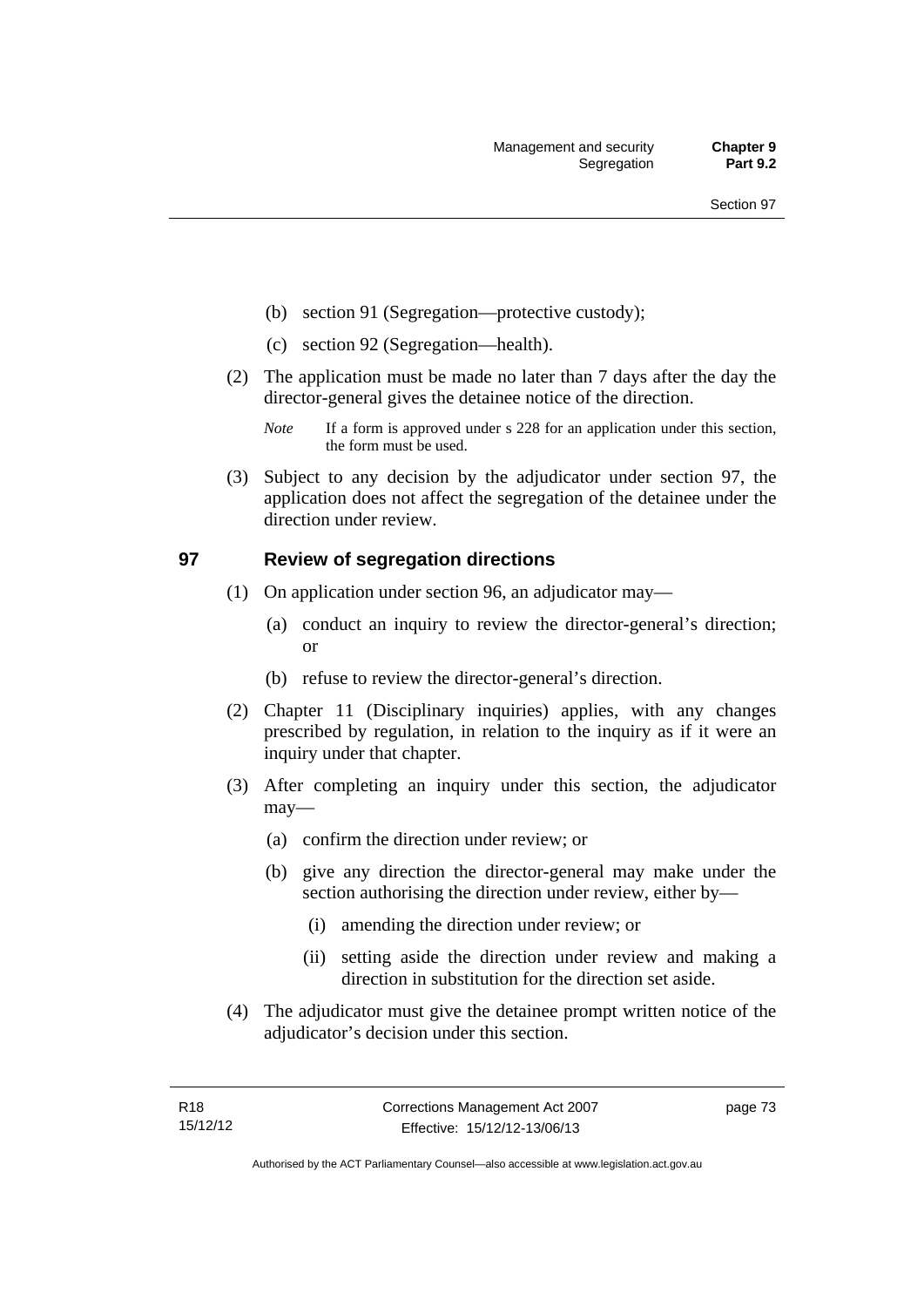(b) section 91 (Segregation—protective custody);

(c) section 92 (Segregation—health).

(2) The application must be made no later than 7 days after the day the director-general gives the detainee notice of the direction.

*Note* If a form is approved under s 228 for an application under this section, the form must be used.

(3) Subject to any decision by the adjudicator under section 97, the application does not affect the segregation of the detainee under the direction under review.

## 97 Review of segregation directions

(1) On application under section 96, an adjudicator may—

(a) conduct an inquiry to review the director-general's direction; or

(b) refuse to review the director-general's direction.

(2) Chapter 11 (Disciplinary inquiries) applies, with any changes prescribed by regulation, in relation to the inquiry as if it were an inquiry under that chapter.

(3) After completing an inquiry under this section, the adjudicator may—

(a) confirm the direction under review; or

(b) give any direction the director-general may make under the section authorising the direction under review, either by—

(i) amending the direction under review; or

(ii) setting aside the direction under review and making a direction in substitution for the direction set aside.

(4) The adjudicator must give the detainee prompt written notice of the adjudicator's decision under this section.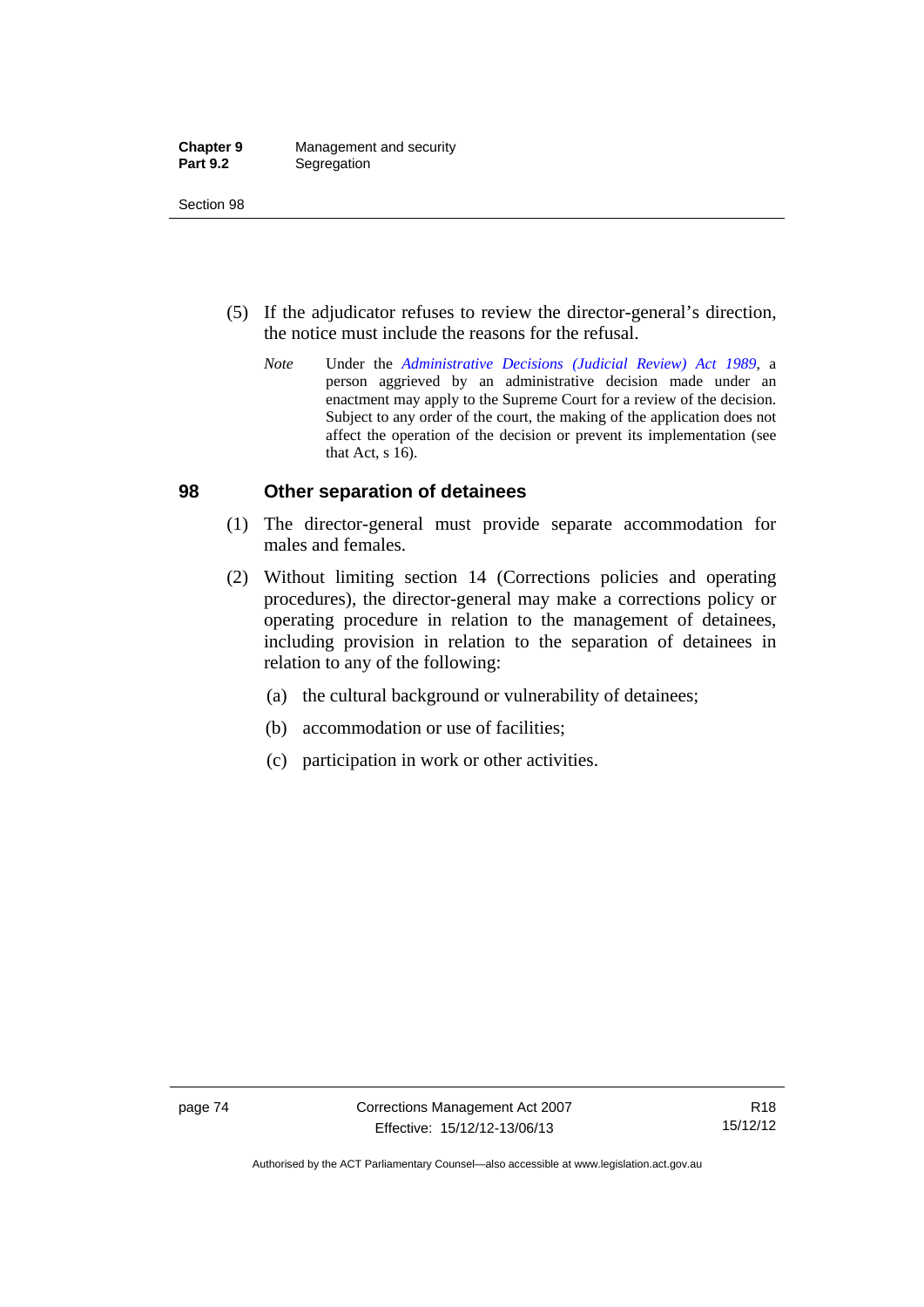(5) If the adjudicator refuses to review the director-general's direction, the notice must include the reasons for the refusal.

*Note* Under the *Administrative Decisions (Judicial Review) Act 1989*, a person aggrieved by an administrative decision made under an enactment may apply to the Supreme Court for a review of the decision. Subject to any order of the court, the making of the application does not affect the operation of the decision or prevent its implementation (see that Act, s 16).

## 98 Other separation of detainees

(1) The director-general must provide separate accommodation for males and females.

(2) Without limiting section 14 (Corrections policies and operating procedures), the director-general may make a corrections policy or operating procedure in relation to the management of detainees, including provision in relation to the separation of detainees in relation to any of the following:

(a) the cultural background or vulnerability of detainees;

(b) accommodation or use of facilities;

(c) participation in work or other activities.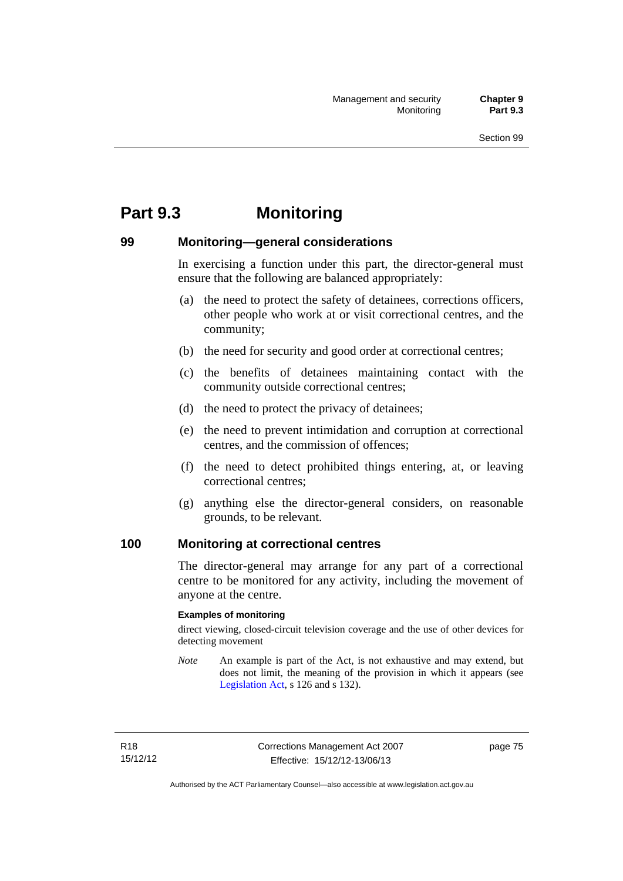# Part 9.3 Monitoring

## 99 Monitoring—general considerations

In exercising a function under this part, the director-general must ensure that the following are balanced appropriately:

(a) the need to protect the safety of detainees, corrections officers, other people who work at or visit correctional centres, and the community;

(b) the need for security and good order at correctional centres;

(c) the benefits of detainees maintaining contact with the community outside correctional centres;

(d) the need to protect the privacy of detainees;

(e) the need to prevent intimidation and corruption at correctional centres, and the commission of offences;

(f) the need to detect prohibited things entering, at, or leaving correctional centres;

(g) anything else the director-general considers, on reasonable grounds, to be relevant.

## 100 Monitoring at correctional centres

The director-general may arrange for any part of a correctional centre to be monitored for any activity, including the movement of anyone at the centre.

**Examples of monitoring**

direct viewing, closed-circuit television coverage and the use of other devices for detecting movement

*Note* An example is part of the Act, is not exhaustive and may extend, but does not limit, the meaning of the provision in which it appears (see Legislation Act, s 126 and s 132).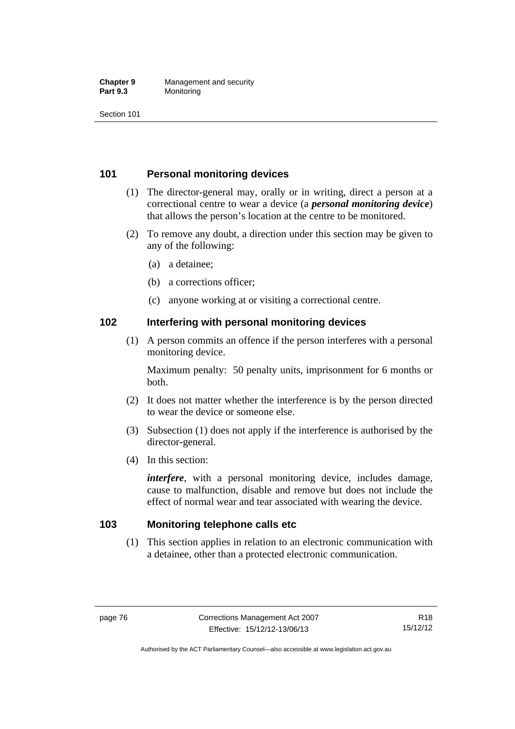## 101 Personal monitoring devices

(1) The director-general may, orally or in writing, direct a person at a correctional centre to wear a device (a ***personal monitoring device***) that allows the person's location at the centre to be monitored.

(2) To remove any doubt, a direction under this section may be given to any of the following:

(a) a detainee;

(b) a corrections officer;

(c) anyone working at or visiting a correctional centre.

## 102 Interfering with personal monitoring devices

(1) A person commits an offence if the person interferes with a personal monitoring device.

Maximum penalty: 50 penalty units, imprisonment for 6 months or both.

(2) It does not matter whether the interference is by the person directed to wear the device or someone else.

(3) Subsection (1) does not apply if the interference is authorised by the director-general.

(4) In this section:

***interfere***, with a personal monitoring device, includes damage, cause to malfunction, disable and remove but does not include the effect of normal wear and tear associated with wearing the device.

## 103 Monitoring telephone calls etc

(1) This section applies in relation to an electronic communication with a detainee, other than a protected electronic communication.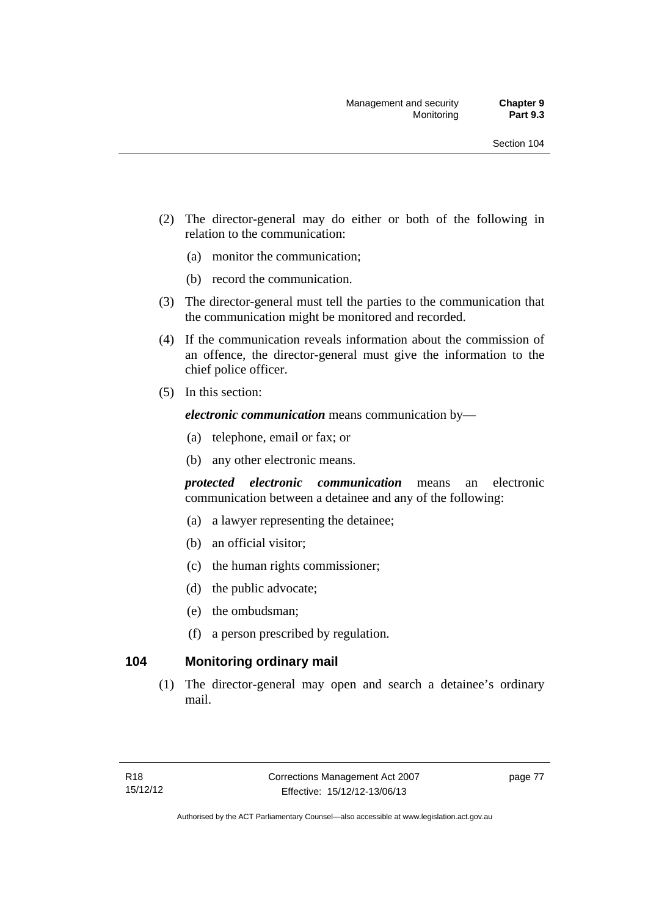(2) The director-general may do either or both of the following in relation to the communication:

(a) monitor the communication;

(b) record the communication.

(3) The director-general must tell the parties to the communication that the communication might be monitored and recorded.

(4) If the communication reveals information about the commission of an offence, the director-general must give the information to the chief police officer.

(5) In this section:

***electronic communication*** means communication by—

(a) telephone, email or fax; or

(b) any other electronic means.

***protected electronic communication*** means an electronic communication between a detainee and any of the following:

(a) a lawyer representing the detainee;

(b) an official visitor;

(c) the human rights commissioner;

(d) the public advocate;

(e) the ombudsman;

(f) a person prescribed by regulation.

## 104 Monitoring ordinary mail

(1) The director-general may open and search a detainee's ordinary mail.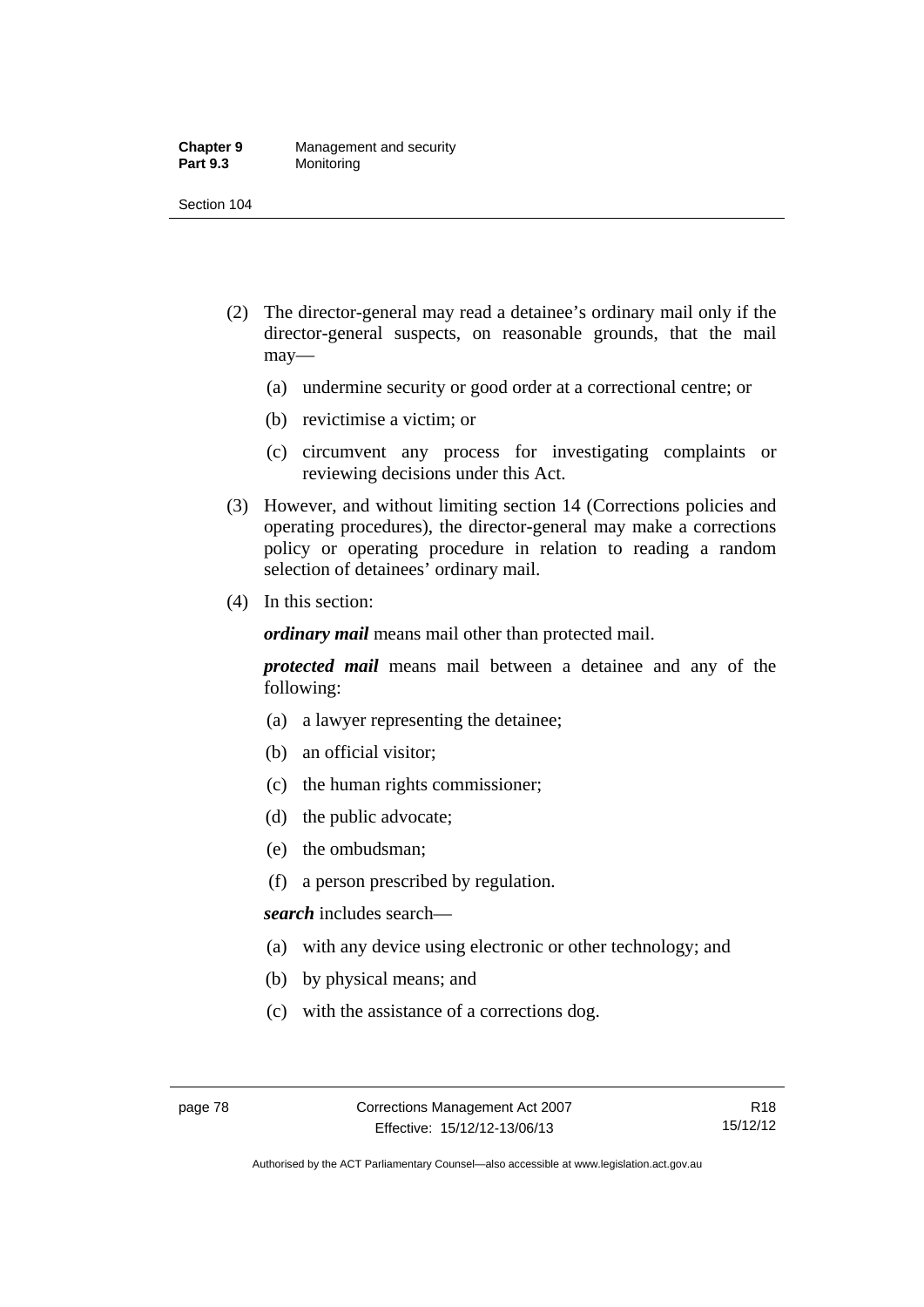(2) The director-general may read a detainee's ordinary mail only if the director-general suspects, on reasonable grounds, that the mail may—

(a) undermine security or good order at a correctional centre; or

(b) revictimise a victim; or

(c) circumvent any process for investigating complaints or reviewing decisions under this Act.

(3) However, and without limiting section 14 (Corrections policies and operating procedures), the director-general may make a corrections policy or operating procedure in relation to reading a random selection of detainees' ordinary mail.

(4) In this section:

***ordinary mail*** means mail other than protected mail.

***protected mail*** means mail between a detainee and any of the following:

(a) a lawyer representing the detainee;

(b) an official visitor;

(c) the human rights commissioner;

(d) the public advocate;

(e) the ombudsman;

(f) a person prescribed by regulation.

***search*** includes search—

(a) with any device using electronic or other technology; and

(b) by physical means; and

(c) with the assistance of a corrections dog.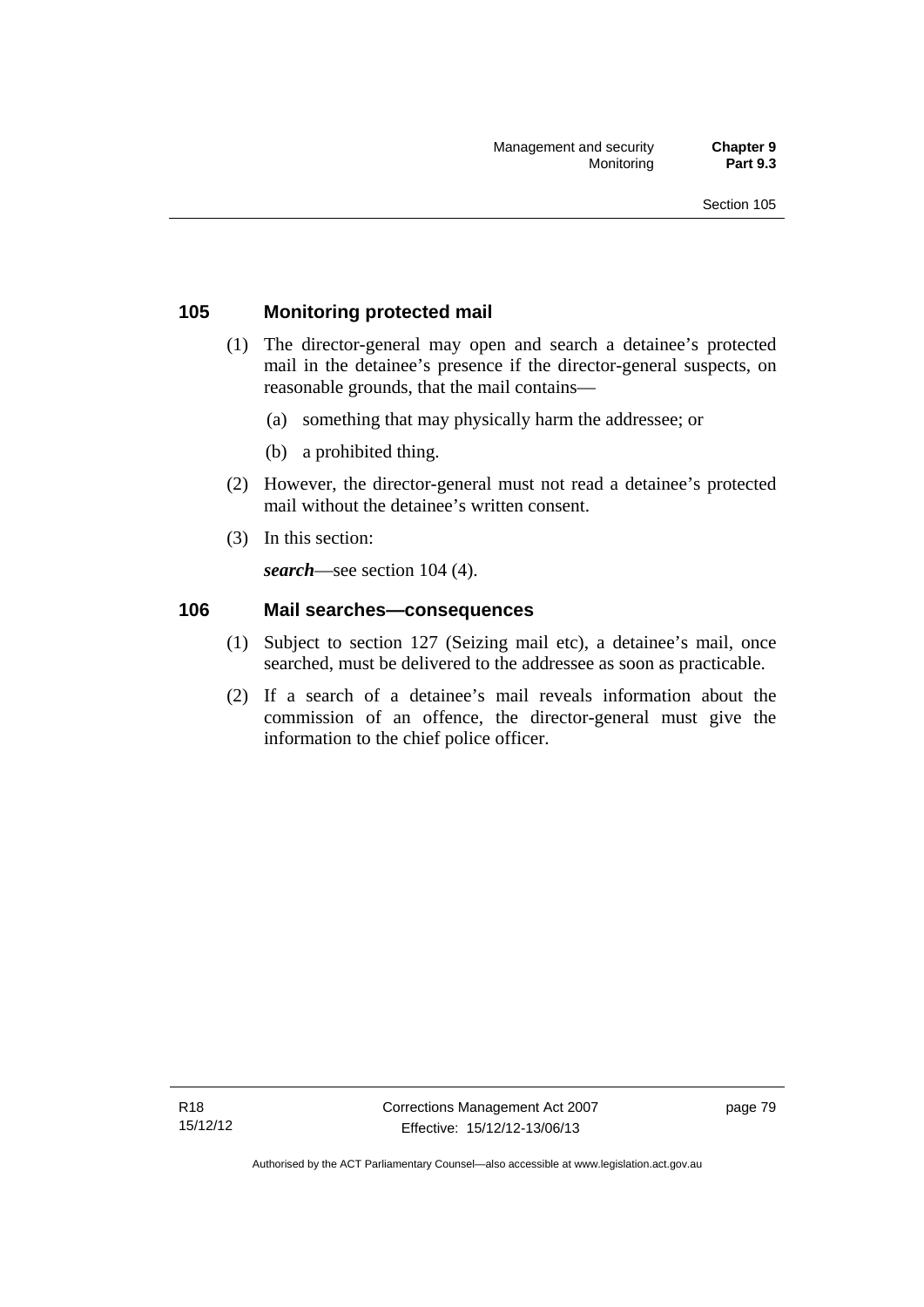## 105 Monitoring protected mail

(1) The director-general may open and search a detainee's protected mail in the detainee's presence if the director-general suspects, on reasonable grounds, that the mail contains—

(a) something that may physically harm the addressee; or

(b) a prohibited thing.

(2) However, the director-general must not read a detainee's protected mail without the detainee's written consent.

(3) In this section:

***search***—see section 104 (4).

## 106 Mail searches—consequences

(1) Subject to section 127 (Seizing mail etc), a detainee's mail, once searched, must be delivered to the addressee as soon as practicable.

(2) If a search of a detainee's mail reveals information about the commission of an offence, the director-general must give the information to the chief police officer.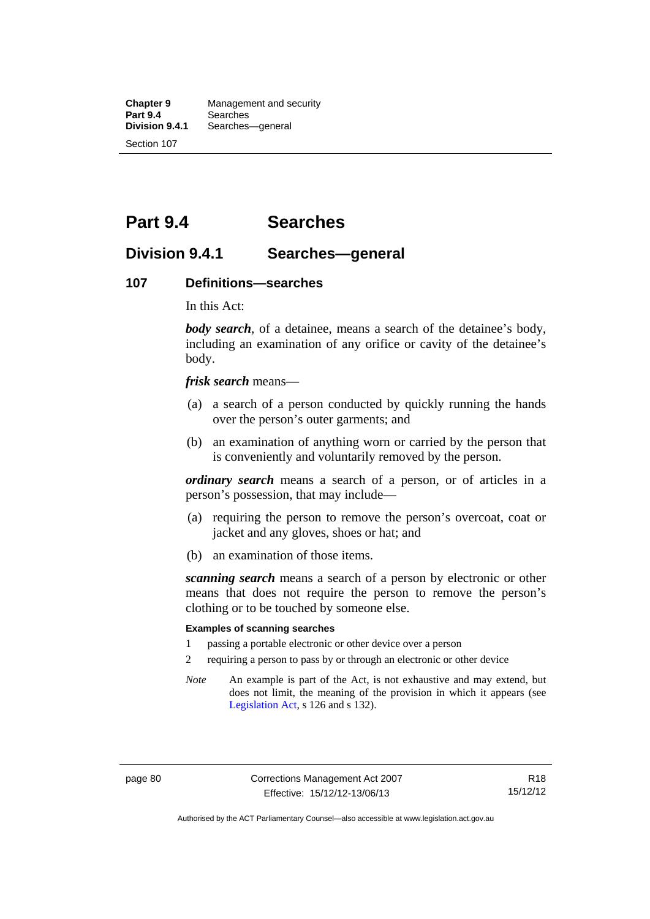# Part 9.4 Searches

## Division 9.4.1 Searches—general

### 107 Definitions—searches

In this Act:

***body search***, of a detainee, means a search of the detainee's body, including an examination of any orifice or cavity of the detainee's body.

***frisk search*** means—

(a) a search of a person conducted by quickly running the hands over the person's outer garments; and

(b) an examination of anything worn or carried by the person that is conveniently and voluntarily removed by the person.

***ordinary search*** means a search of a person, or of articles in a person's possession, that may include—

(a) requiring the person to remove the person's overcoat, coat or jacket and any gloves, shoes or hat; and

(b) an examination of those items.

***scanning search*** means a search of a person by electronic or other means that does not require the person to remove the person's clothing or to be touched by someone else.

**Examples of scanning searches**

1 passing a portable electronic or other device over a person

2 requiring a person to pass by or through an electronic or other device

*Note* An example is part of the Act, is not exhaustive and may extend, but does not limit, the meaning of the provision in which it appears (see Legislation Act, s 126 and s 132).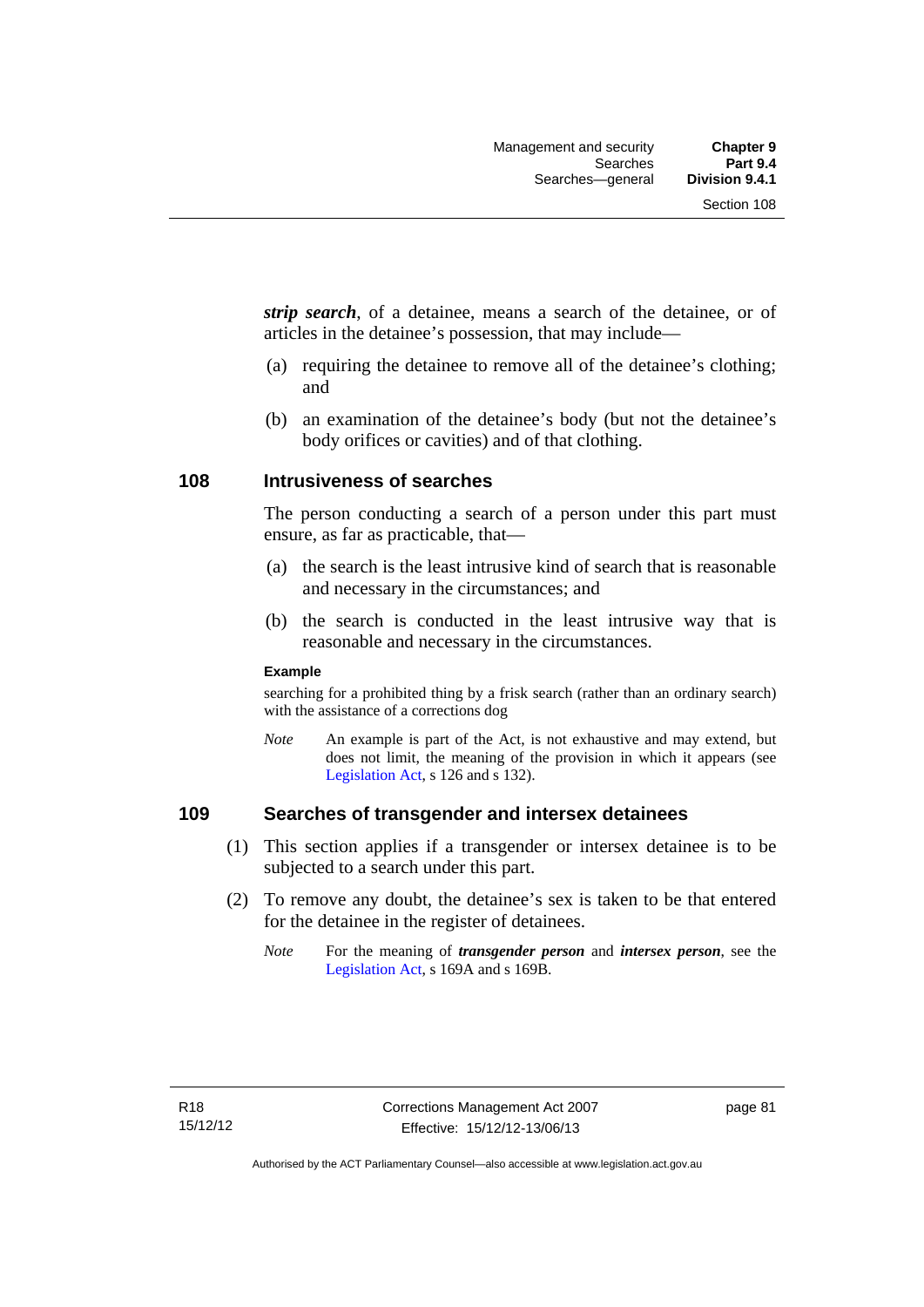***strip search***, of a detainee, means a search of the detainee, or of articles in the detainee's possession, that may include—

(a) requiring the detainee to remove all of the detainee's clothing; and

(b) an examination of the detainee's body (but not the detainee's body orifices or cavities) and of that clothing.

## 108 Intrusiveness of searches

The person conducting a search of a person under this part must ensure, as far as practicable, that—

(a) the search is the least intrusive kind of search that is reasonable and necessary in the circumstances; and

(b) the search is conducted in the least intrusive way that is reasonable and necessary in the circumstances.

**Example**

searching for a prohibited thing by a frisk search (rather than an ordinary search) with the assistance of a corrections dog

*Note* An example is part of the Act, is not exhaustive and may extend, but does not limit, the meaning of the provision in which it appears (see Legislation Act, s 126 and s 132).

## 109 Searches of transgender and intersex detainees

(1) This section applies if a transgender or intersex detainee is to be subjected to a search under this part.

(2) To remove any doubt, the detainee's sex is taken to be that entered for the detainee in the register of detainees.

*Note* For the meaning of ***transgender person*** and ***intersex person***, see the Legislation Act, s 169A and s 169B.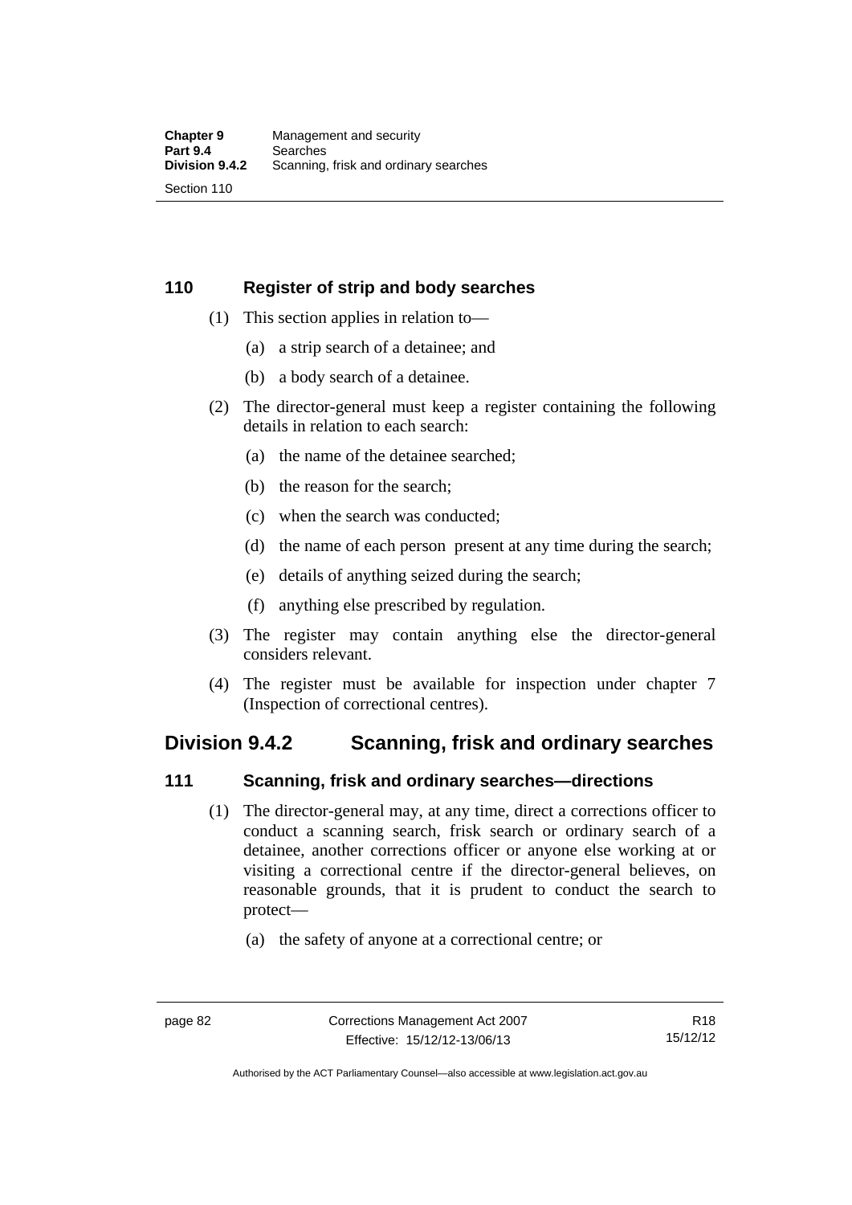### 110 Register of strip and body searches

(1) This section applies in relation to—

(a) a strip search of a detainee; and

(b) a body search of a detainee.

(2) The director-general must keep a register containing the following details in relation to each search:

(a) the name of the detainee searched;

(b) the reason for the search;

(c) when the search was conducted;

(d) the name of each person present at any time during the search;

(e) details of anything seized during the search;

(f) anything else prescribed by regulation.

(3) The register may contain anything else the director-general considers relevant.

(4) The register must be available for inspection under chapter 7 (Inspection of correctional centres).

## Division 9.4.2 Scanning, frisk and ordinary searches

### 111 Scanning, frisk and ordinary searches—directions

(1) The director-general may, at any time, direct a corrections officer to conduct a scanning search, frisk search or ordinary search of a detainee, another corrections officer or anyone else working at or visiting a correctional centre if the director-general believes, on reasonable grounds, that it is prudent to conduct the search to protect—

(a) the safety of anyone at a correctional centre; or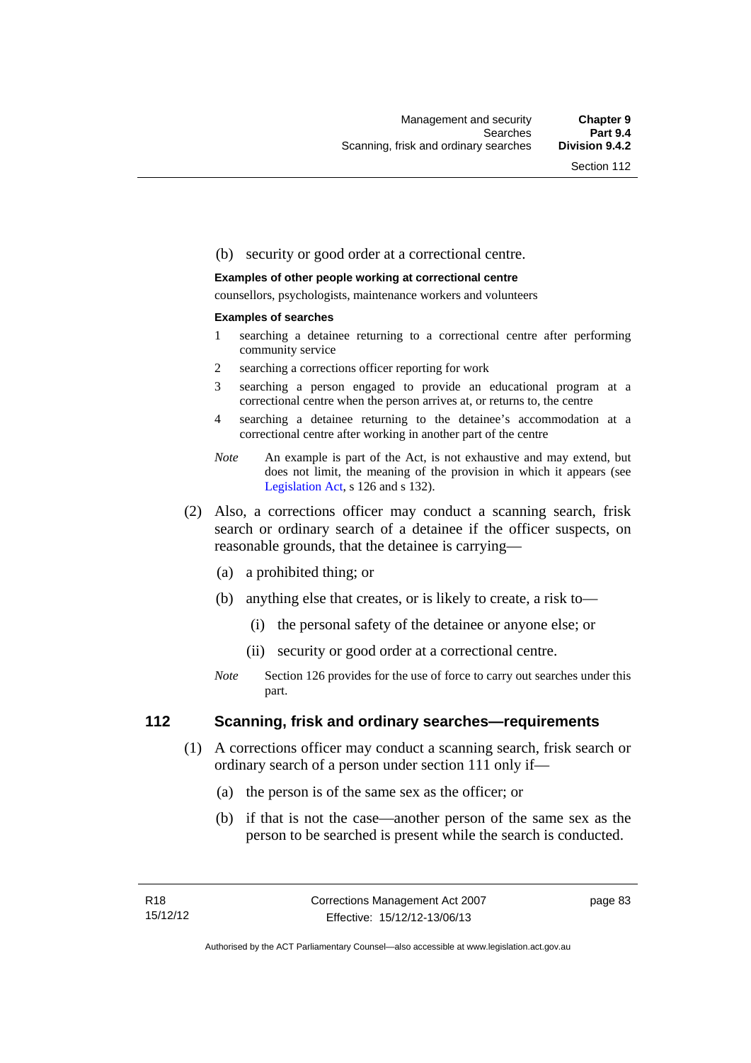(b) security or good order at a correctional centre.

**Examples of other people working at correctional centre**

counsellors, psychologists, maintenance workers and volunteers

**Examples of searches**

1. searching a detainee returning to a correctional centre after performing community service
2. searching a corrections officer reporting for work
3. searching a person engaged to provide an educational program at a correctional centre when the person arrives at, or returns to, the centre
4. searching a detainee returning to the detainee's accommodation at a correctional centre after working in another part of the centre

*Note* An example is part of the Act, is not exhaustive and may extend, but does not limit, the meaning of the provision in which it appears (see Legislation Act, s 126 and s 132).

(2) Also, a corrections officer may conduct a scanning search, frisk search or ordinary search of a detainee if the officer suspects, on reasonable grounds, that the detainee is carrying—

(a) a prohibited thing; or

(b) anything else that creates, or is likely to create, a risk to—

(i) the personal safety of the detainee or anyone else; or

(ii) security or good order at a correctional centre.

*Note* Section 126 provides for the use of force to carry out searches under this part.

## 112 Scanning, frisk and ordinary searches—requirements

(1) A corrections officer may conduct a scanning search, frisk search or ordinary search of a person under section 111 only if—

(a) the person is of the same sex as the officer; or

(b) if that is not the case—another person of the same sex as the person to be searched is present while the search is conducted.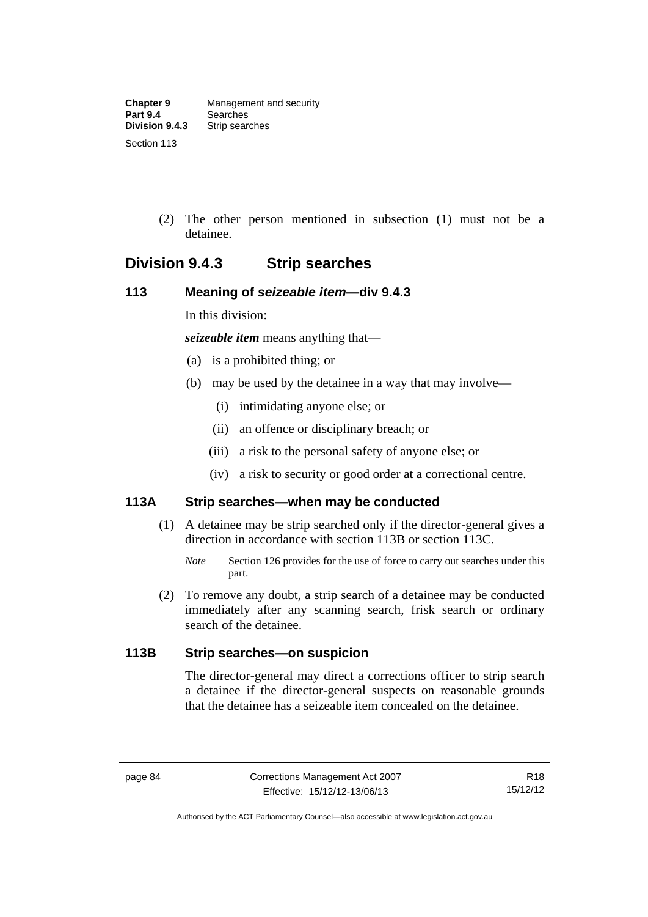(2) The other person mentioned in subsection (1) must not be a detainee.

## Division 9.4.3 Strip searches

### 113 Meaning of *seizeable item*—div 9.4.3

In this division:

***seizeable item*** means anything that—

(a) is a prohibited thing; or

(b) may be used by the detainee in a way that may involve—

(i) intimidating anyone else; or

(ii) an offence or disciplinary breach; or

(iii) a risk to the personal safety of anyone else; or

(iv) a risk to security or good order at a correctional centre.

### 113A Strip searches—when may be conducted

(1) A detainee may be strip searched only if the director-general gives a direction in accordance with section 113B or section 113C.

*Note* Section 126 provides for the use of force to carry out searches under this part.

(2) To remove any doubt, a strip search of a detainee may be conducted immediately after any scanning search, frisk search or ordinary search of the detainee.

### 113B Strip searches—on suspicion

The director-general may direct a corrections officer to strip search a detainee if the director-general suspects on reasonable grounds that the detainee has a seizeable item concealed on the detainee.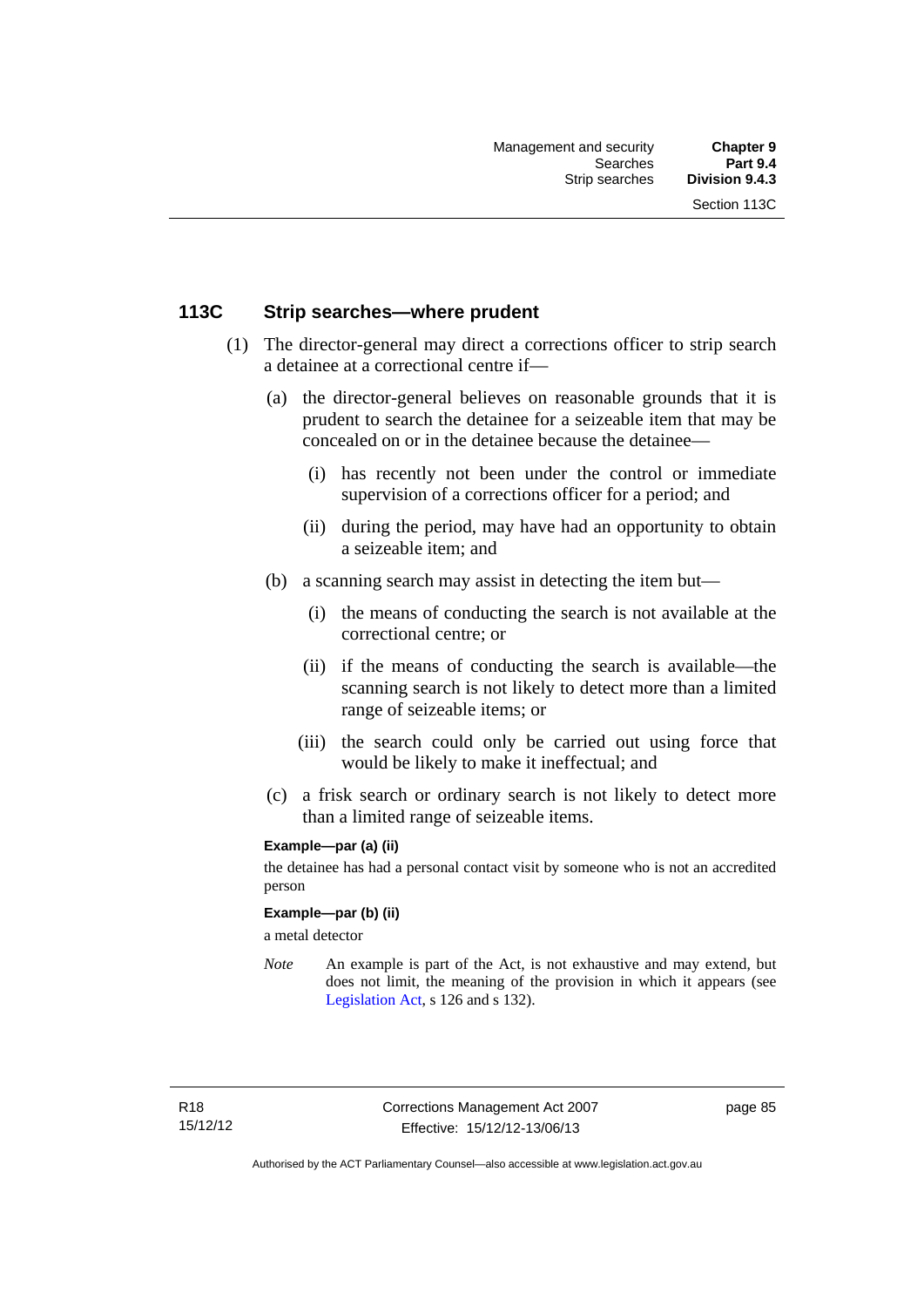## 113C Strip searches—where prudent

(1) The director-general may direct a corrections officer to strip search a detainee at a correctional centre if—

(a) the director-general believes on reasonable grounds that it is prudent to search the detainee for a seizeable item that may be concealed on or in the detainee because the detainee—

(i) has recently not been under the control or immediate supervision of a corrections officer for a period; and

(ii) during the period, may have had an opportunity to obtain a seizeable item; and

(b) a scanning search may assist in detecting the item but—

(i) the means of conducting the search is not available at the correctional centre; or

(ii) if the means of conducting the search is available—the scanning search is not likely to detect more than a limited range of seizeable items; or

(iii) the search could only be carried out using force that would be likely to make it ineffectual; and

(c) a frisk search or ordinary search is not likely to detect more than a limited range of seizeable items.

**Example—par (a) (ii)**

the detainee has had a personal contact visit by someone who is not an accredited person

**Example—par (b) (ii)**

a metal detector

*Note* An example is part of the Act, is not exhaustive and may extend, but does not limit, the meaning of the provision in which it appears (see Legislation Act, s 126 and s 132).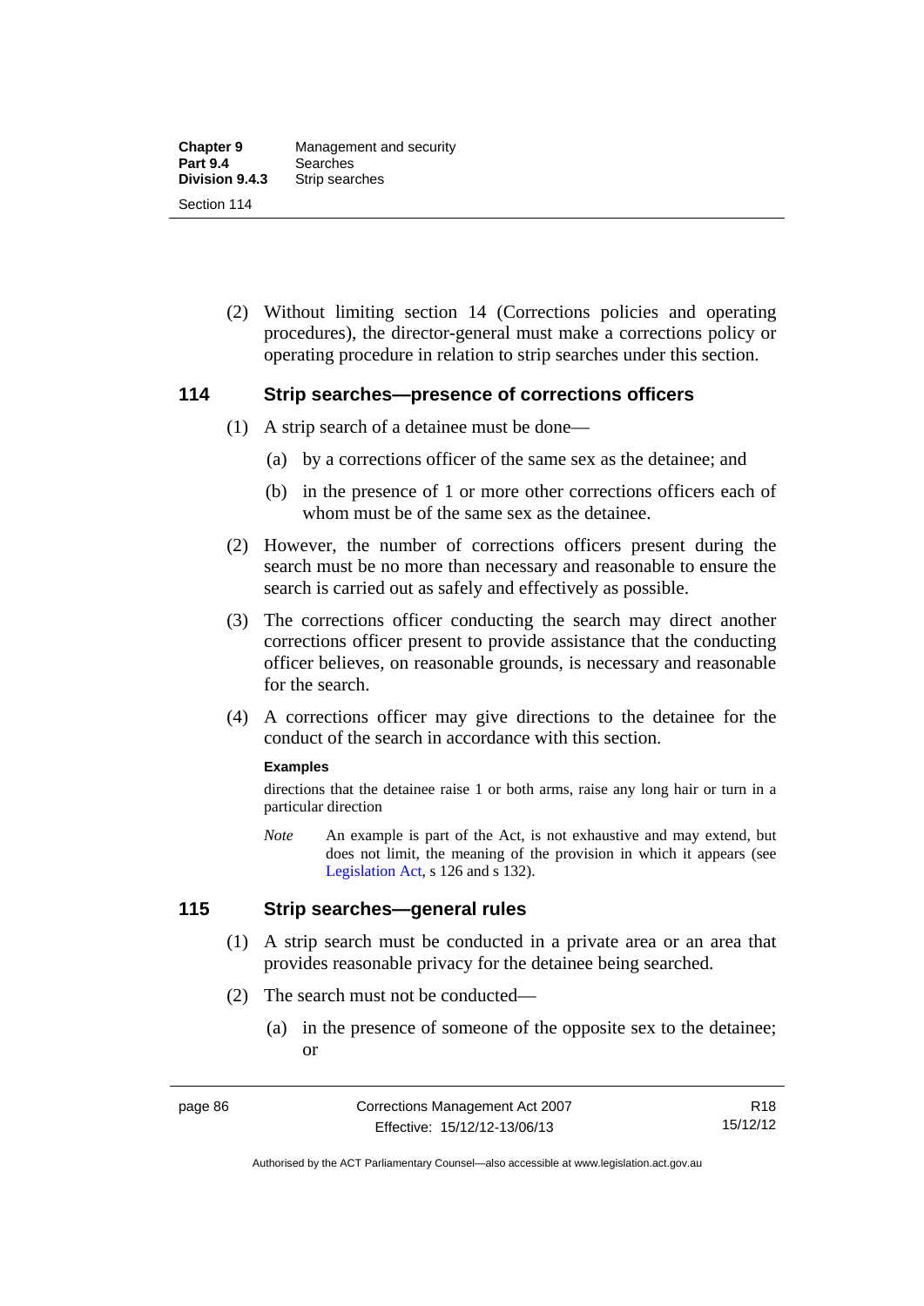(2) Without limiting section 14 (Corrections policies and operating procedures), the director-general must make a corrections policy or operating procedure in relation to strip searches under this section.

## 114 Strip searches—presence of corrections officers

(1) A strip search of a detainee must be done—

(a) by a corrections officer of the same sex as the detainee; and

(b) in the presence of 1 or more other corrections officers each of whom must be of the same sex as the detainee.

(2) However, the number of corrections officers present during the search must be no more than necessary and reasonable to ensure the search is carried out as safely and effectively as possible.

(3) The corrections officer conducting the search may direct another corrections officer present to provide assistance that the conducting officer believes, on reasonable grounds, is necessary and reasonable for the search.

(4) A corrections officer may give directions to the detainee for the conduct of the search in accordance with this section.

**Examples**

directions that the detainee raise 1 or both arms, raise any long hair or turn in a particular direction

*Note* An example is part of the Act, is not exhaustive and may extend, but does not limit, the meaning of the provision in which it appears (see Legislation Act, s 126 and s 132).

## 115 Strip searches—general rules

(1) A strip search must be conducted in a private area or an area that provides reasonable privacy for the detainee being searched.

(2) The search must not be conducted—

(a) in the presence of someone of the opposite sex to the detainee; or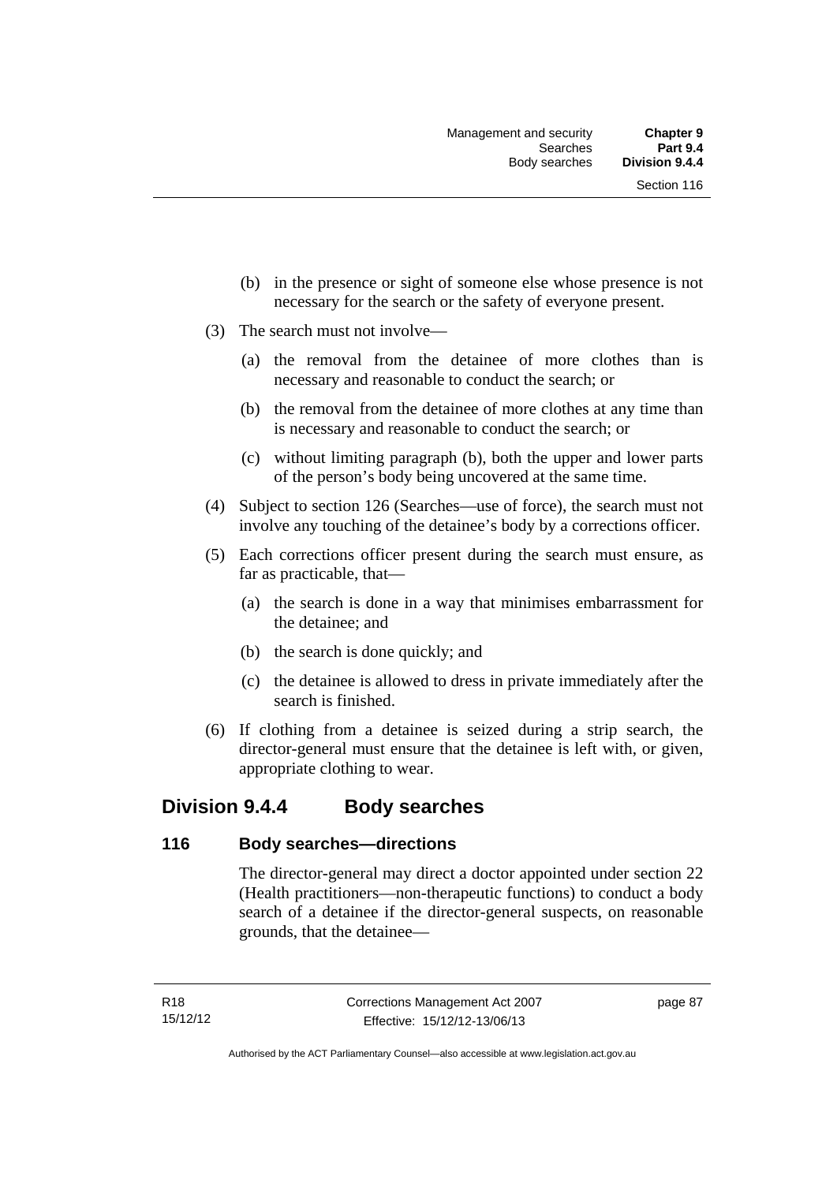(b) in the presence or sight of someone else whose presence is not necessary for the search or the safety of everyone present.

(3) The search must not involve—

(a) the removal from the detainee of more clothes than is necessary and reasonable to conduct the search; or

(b) the removal from the detainee of more clothes at any time than is necessary and reasonable to conduct the search; or

(c) without limiting paragraph (b), both the upper and lower parts of the person's body being uncovered at the same time.

(4) Subject to section 126 (Searches—use of force), the search must not involve any touching of the detainee's body by a corrections officer.

(5) Each corrections officer present during the search must ensure, as far as practicable, that—

(a) the search is done in a way that minimises embarrassment for the detainee; and

(b) the search is done quickly; and

(c) the detainee is allowed to dress in private immediately after the search is finished.

(6) If clothing from a detainee is seized during a strip search, the director-general must ensure that the detainee is left with, or given, appropriate clothing to wear.

## Division 9.4.4 Body searches

### 116 Body searches—directions

The director-general may direct a doctor appointed under section 22 (Health practitioners—non-therapeutic functions) to conduct a body search of a detainee if the director-general suspects, on reasonable grounds, that the detainee—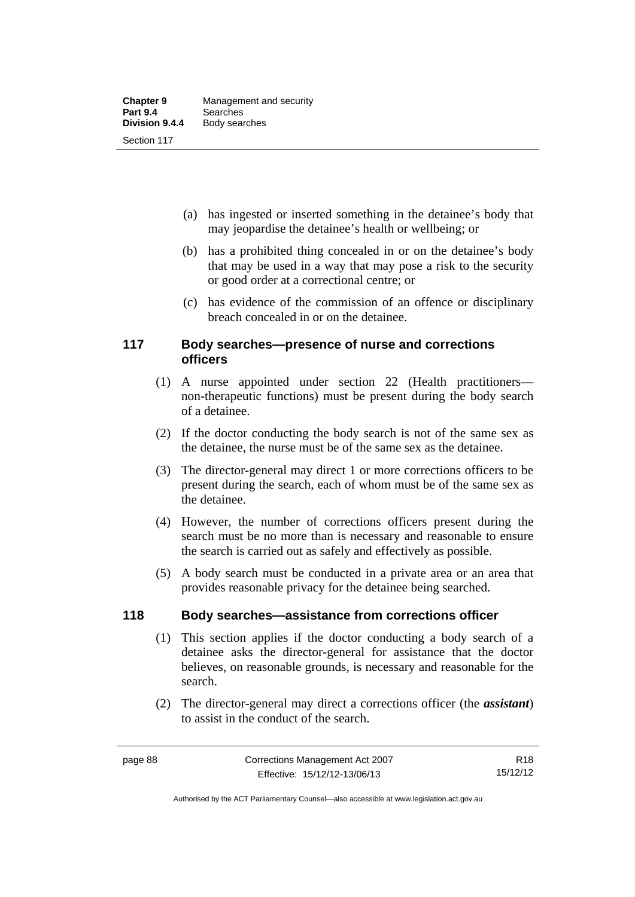(a) has ingested or inserted something in the detainee's body that may jeopardise the detainee's health or wellbeing; or

(b) has a prohibited thing concealed in or on the detainee's body that may be used in a way that may pose a risk to the security or good order at a correctional centre; or

(c) has evidence of the commission of an offence or disciplinary breach concealed in or on the detainee.

## 117 Body searches—presence of nurse and corrections officers

(1) A nurse appointed under section 22 (Health practitioners—non-therapeutic functions) must be present during the body search of a detainee.

(2) If the doctor conducting the body search is not of the same sex as the detainee, the nurse must be of the same sex as the detainee.

(3) The director-general may direct 1 or more corrections officers to be present during the search, each of whom must be of the same sex as the detainee.

(4) However, the number of corrections officers present during the search must be no more than is necessary and reasonable to ensure the search is carried out as safely and effectively as possible.

(5) A body search must be conducted in a private area or an area that provides reasonable privacy for the detainee being searched.

## 118 Body searches—assistance from corrections officer

(1) This section applies if the doctor conducting a body search of a detainee asks the director-general for assistance that the doctor believes, on reasonable grounds, is necessary and reasonable for the search.

(2) The director-general may direct a corrections officer (the ***assistant***) to assist in the conduct of the search.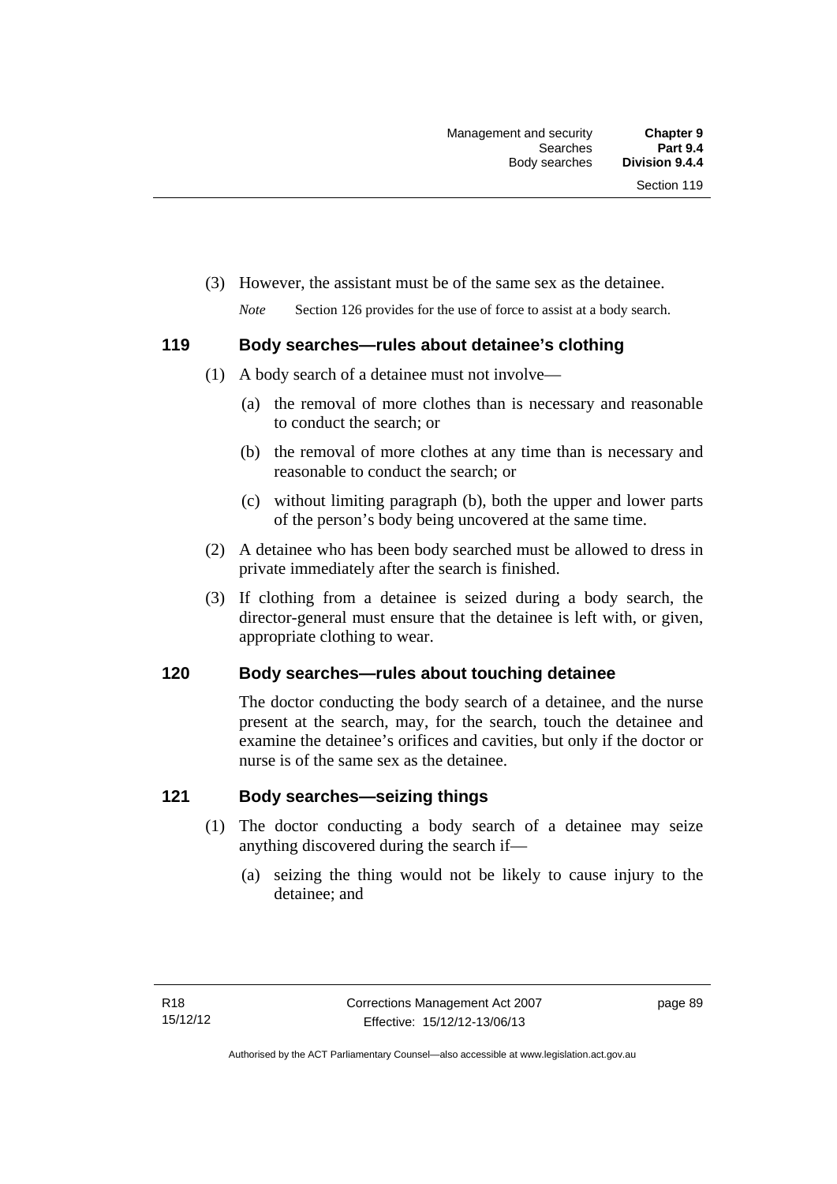(3) However, the assistant must be of the same sex as the detainee.

*Note* Section 126 provides for the use of force to assist at a body search.

### 119 Body searches—rules about detainee's clothing

(1) A body search of a detainee must not involve—

(a) the removal of more clothes than is necessary and reasonable to conduct the search; or

(b) the removal of more clothes at any time than is necessary and reasonable to conduct the search; or

(c) without limiting paragraph (b), both the upper and lower parts of the person's body being uncovered at the same time.

(2) A detainee who has been body searched must be allowed to dress in private immediately after the search is finished.

(3) If clothing from a detainee is seized during a body search, the director-general must ensure that the detainee is left with, or given, appropriate clothing to wear.

### 120 Body searches—rules about touching detainee

The doctor conducting the body search of a detainee, and the nurse present at the search, may, for the search, touch the detainee and examine the detainee's orifices and cavities, but only if the doctor or nurse is of the same sex as the detainee.

### 121 Body searches—seizing things

(1) The doctor conducting a body search of a detainee may seize anything discovered during the search if—

(a) seizing the thing would not be likely to cause injury to the detainee; and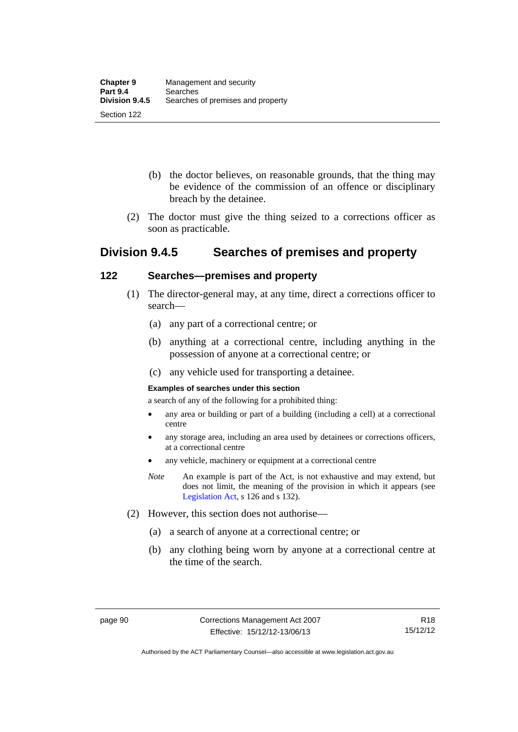(b) the doctor believes, on reasonable grounds, that the thing may be evidence of the commission of an offence or disciplinary breach by the detainee.

(2) The doctor must give the thing seized to a corrections officer as soon as practicable.

## Division 9.4.5 Searches of premises and property

### 122 Searches—premises and property

(1) The director-general may, at any time, direct a corrections officer to search—

(a) any part of a correctional centre; or

(b) anything at a correctional centre, including anything in the possession of anyone at a correctional centre; or

(c) any vehicle used for transporting a detainee.

**Examples of searches under this section**

a search of any of the following for a prohibited thing:

- any area or building or part of a building (including a cell) at a correctional centre
- any storage area, including an area used by detainees or corrections officers, at a correctional centre
- any vehicle, machinery or equipment at a correctional centre

*Note* An example is part of the Act, is not exhaustive and may extend, but does not limit, the meaning of the provision in which it appears (see Legislation Act, s 126 and s 132).

(2) However, this section does not authorise—

(a) a search of anyone at a correctional centre; or

(b) any clothing being worn by anyone at a correctional centre at the time of the search.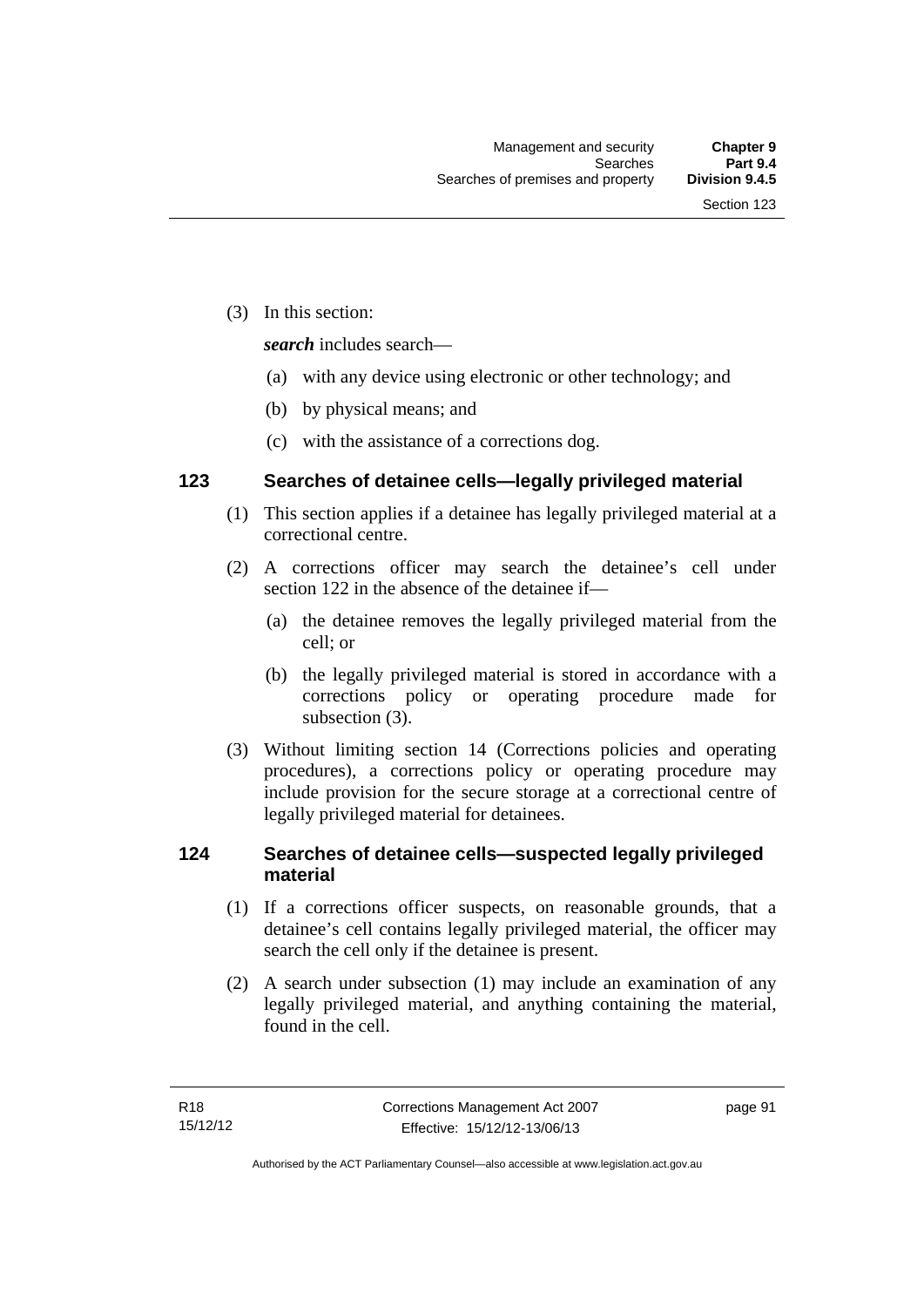(3) In this section:

***search*** includes search—

(a) with any device using electronic or other technology; and

(b) by physical means; and

(c) with the assistance of a corrections dog.

### 123 Searches of detainee cells—legally privileged material

(1) This section applies if a detainee has legally privileged material at a correctional centre.

(2) A corrections officer may search the detainee's cell under section 122 in the absence of the detainee if—

(a) the detainee removes the legally privileged material from the cell; or

(b) the legally privileged material is stored in accordance with a corrections policy or operating procedure made for subsection (3).

(3) Without limiting section 14 (Corrections policies and operating procedures), a corrections policy or operating procedure may include provision for the secure storage at a correctional centre of legally privileged material for detainees.

### 124 Searches of detainee cells—suspected legally privileged material

(1) If a corrections officer suspects, on reasonable grounds, that a detainee's cell contains legally privileged material, the officer may search the cell only if the detainee is present.

(2) A search under subsection (1) may include an examination of any legally privileged material, and anything containing the material, found in the cell.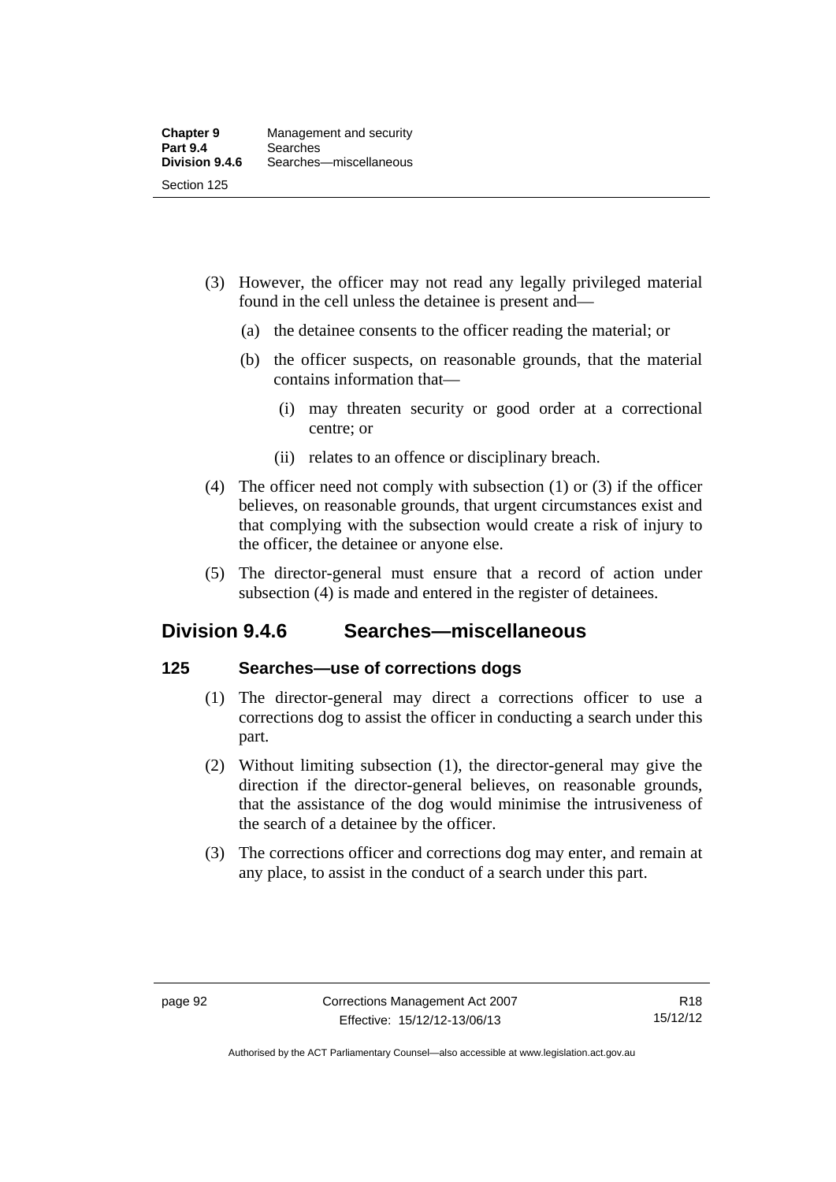(3) However, the officer may not read any legally privileged material found in the cell unless the detainee is present and—

(a) the detainee consents to the officer reading the material; or

(b) the officer suspects, on reasonable grounds, that the material contains information that—

(i) may threaten security or good order at a correctional centre; or

(ii) relates to an offence or disciplinary breach.

(4) The officer need not comply with subsection (1) or (3) if the officer believes, on reasonable grounds, that urgent circumstances exist and that complying with the subsection would create a risk of injury to the officer, the detainee or anyone else.

(5) The director-general must ensure that a record of action under subsection (4) is made and entered in the register of detainees.

## Division 9.4.6 Searches—miscellaneous

### 125 Searches—use of corrections dogs

(1) The director-general may direct a corrections officer to use a corrections dog to assist the officer in conducting a search under this part.

(2) Without limiting subsection (1), the director-general may give the direction if the director-general believes, on reasonable grounds, that the assistance of the dog would minimise the intrusiveness of the search of a detainee by the officer.

(3) The corrections officer and corrections dog may enter, and remain at any place, to assist in the conduct of a search under this part.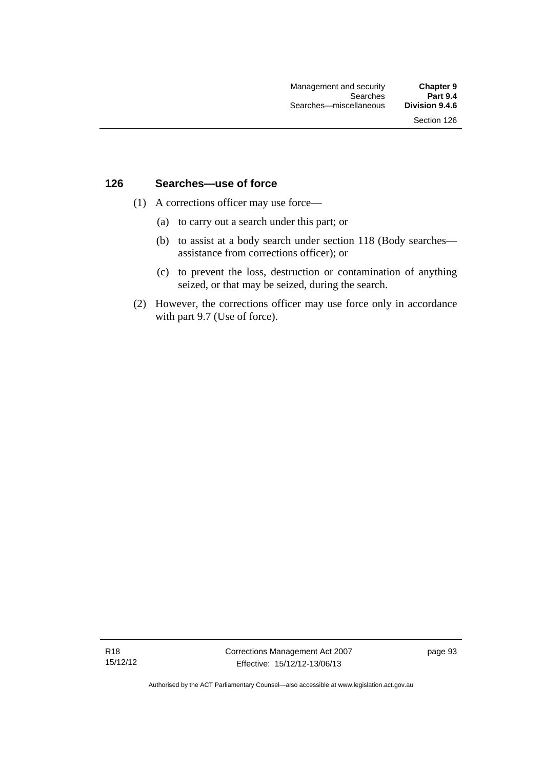## 126 Searches—use of force

(1) A corrections officer may use force—

(a) to carry out a search under this part; or

(b) to assist at a body search under section 118 (Body searches—assistance from corrections officer); or

(c) to prevent the loss, destruction or contamination of anything seized, or that may be seized, during the search.

(2) However, the corrections officer may use force only in accordance with part 9.7 (Use of force).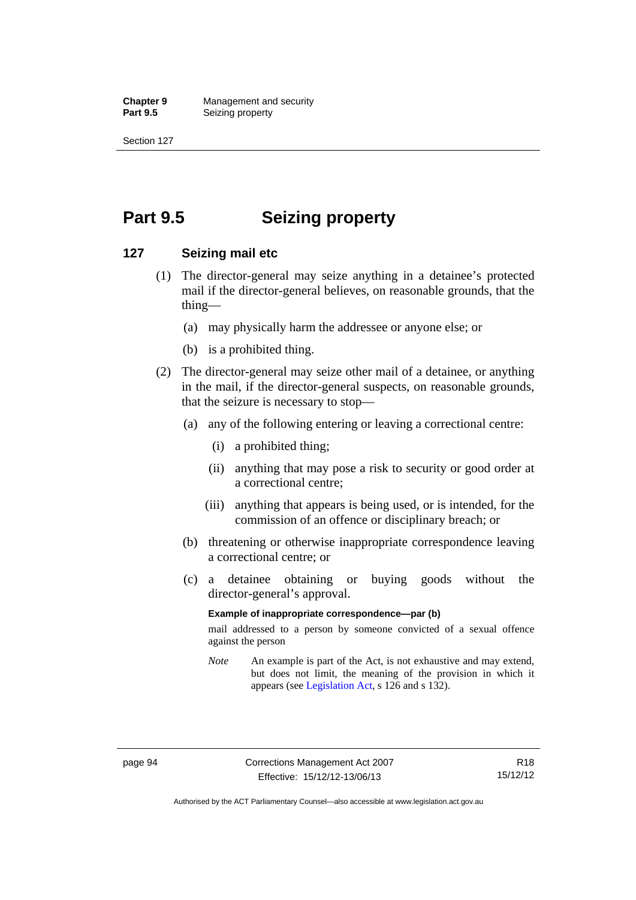# Part 9.5 Seizing property

## 127 Seizing mail etc

(1) The director-general may seize anything in a detainee's protected mail if the director-general believes, on reasonable grounds, that the thing—

(a) may physically harm the addressee or anyone else; or

(b) is a prohibited thing.

(2) The director-general may seize other mail of a detainee, or anything in the mail, if the director-general suspects, on reasonable grounds, that the seizure is necessary to stop—

(a) any of the following entering or leaving a correctional centre:

(i) a prohibited thing;

(ii) anything that may pose a risk to security or good order at a correctional centre;

(iii) anything that appears is being used, or is intended, for the commission of an offence or disciplinary breach; or

(b) threatening or otherwise inappropriate correspondence leaving a correctional centre; or

(c) a detainee obtaining or buying goods without the director-general's approval.

**Example of inappropriate correspondence—par (b)**

mail addressed to a person by someone convicted of a sexual offence against the person

*Note* An example is part of the Act, is not exhaustive and may extend, but does not limit, the meaning of the provision in which it appears (see Legislation Act, s 126 and s 132).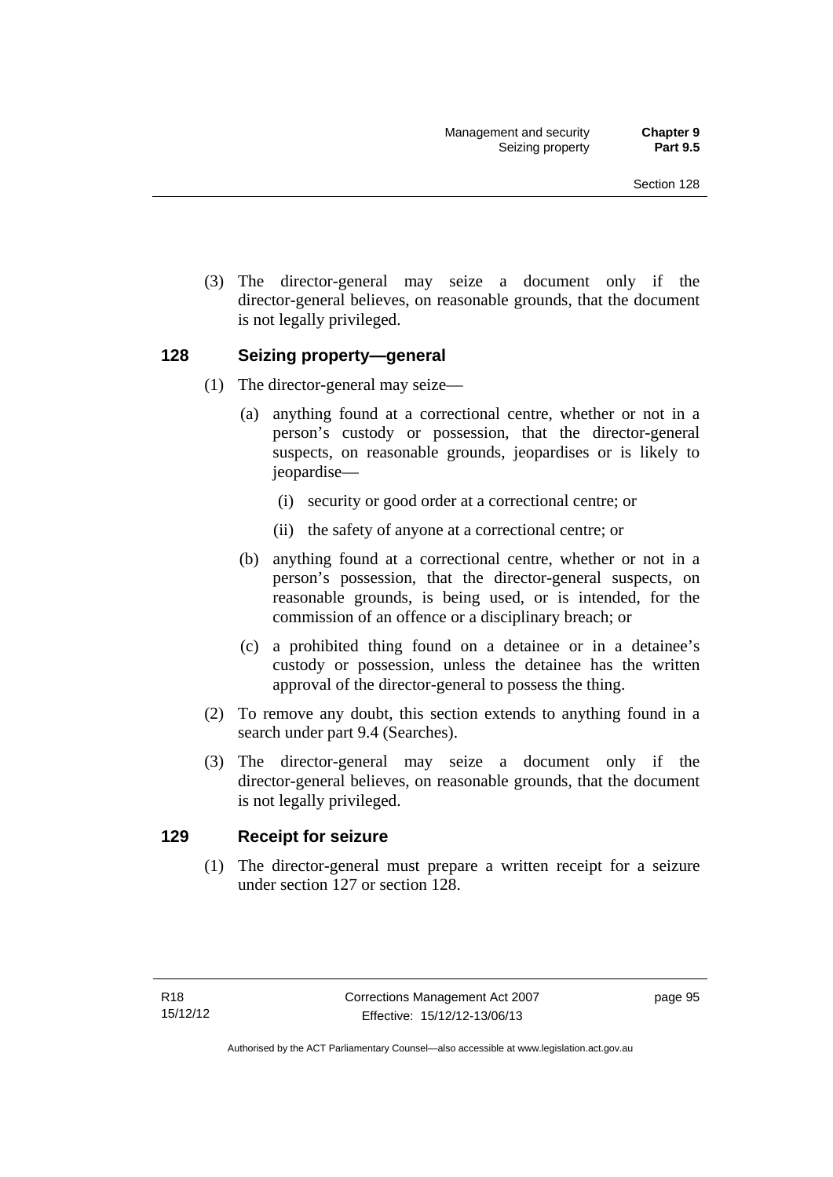(3) The director-general may seize a document only if the director-general believes, on reasonable grounds, that the document is not legally privileged.

## 128 Seizing property—general

(1) The director-general may seize—

   (a) anything found at a correctional centre, whether or not in a person's custody or possession, that the director-general suspects, on reasonable grounds, jeopardises or is likely to jeopardise—

      (i) security or good order at a correctional centre; or

      (ii) the safety of anyone at a correctional centre; or

   (b) anything found at a correctional centre, whether or not in a person's possession, that the director-general suspects, on reasonable grounds, is being used, or is intended, for the commission of an offence or a disciplinary breach; or

   (c) a prohibited thing found on a detainee or in a detainee's custody or possession, unless the detainee has the written approval of the director-general to possess the thing.

(2) To remove any doubt, this section extends to anything found in a search under part 9.4 (Searches).

(3) The director-general may seize a document only if the director-general believes, on reasonable grounds, that the document is not legally privileged.

## 129 Receipt for seizure

(1) The director-general must prepare a written receipt for a seizure under section 127 or section 128.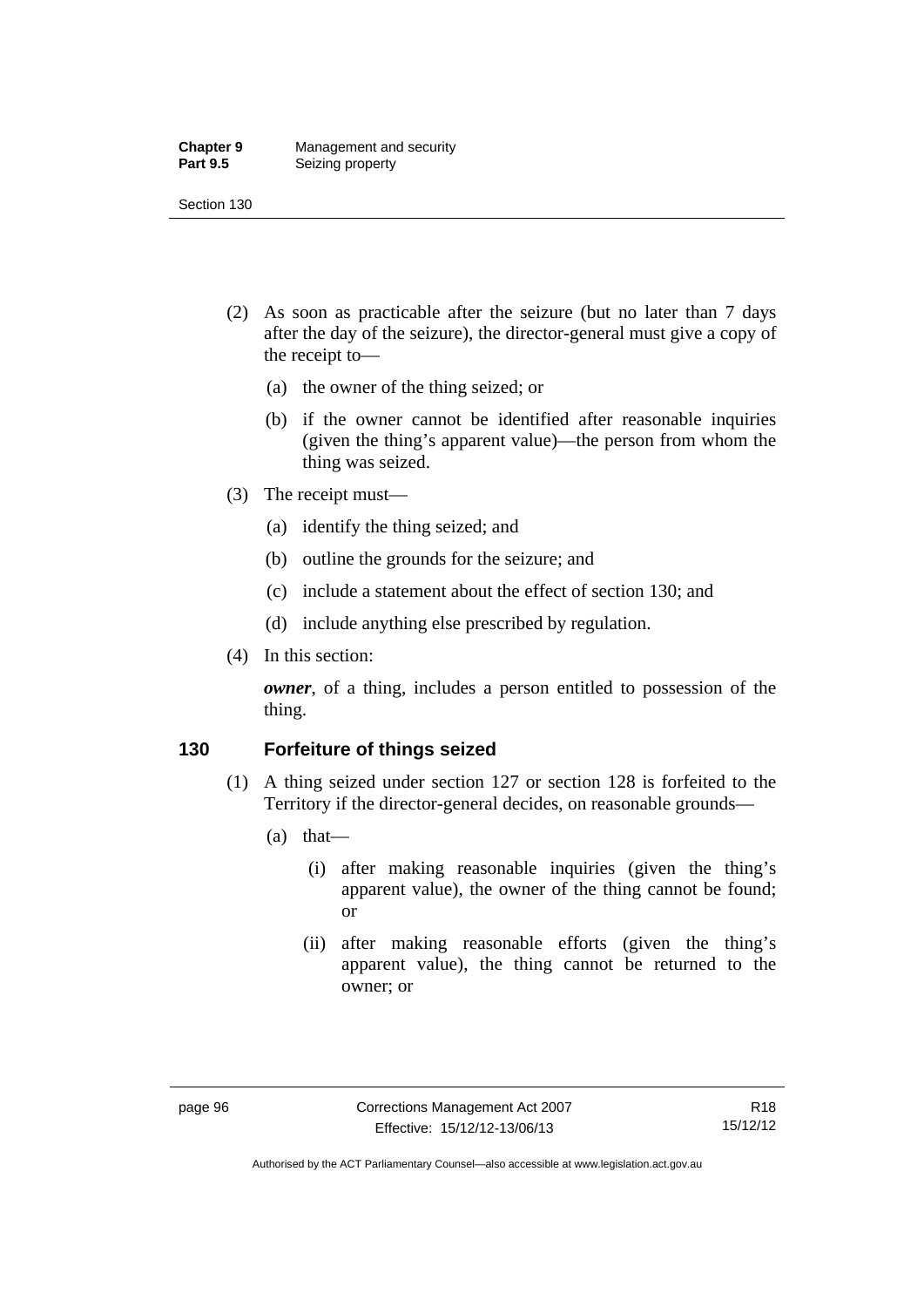(2) As soon as practicable after the seizure (but no later than 7 days after the day of the seizure), the director-general must give a copy of the receipt to—

(a) the owner of the thing seized; or

(b) if the owner cannot be identified after reasonable inquiries (given the thing's apparent value)—the person from whom the thing was seized.

(3) The receipt must—

(a) identify the thing seized; and

(b) outline the grounds for the seizure; and

(c) include a statement about the effect of section 130; and

(d) include anything else prescribed by regulation.

(4) In this section:

***owner***, of a thing, includes a person entitled to possession of the thing.

### 130 Forfeiture of things seized

(1) A thing seized under section 127 or section 128 is forfeited to the Territory if the director-general decides, on reasonable grounds—

(a) that—

(i) after making reasonable inquiries (given the thing's apparent value), the owner of the thing cannot be found; or

(ii) after making reasonable efforts (given the thing's apparent value), the thing cannot be returned to the owner; or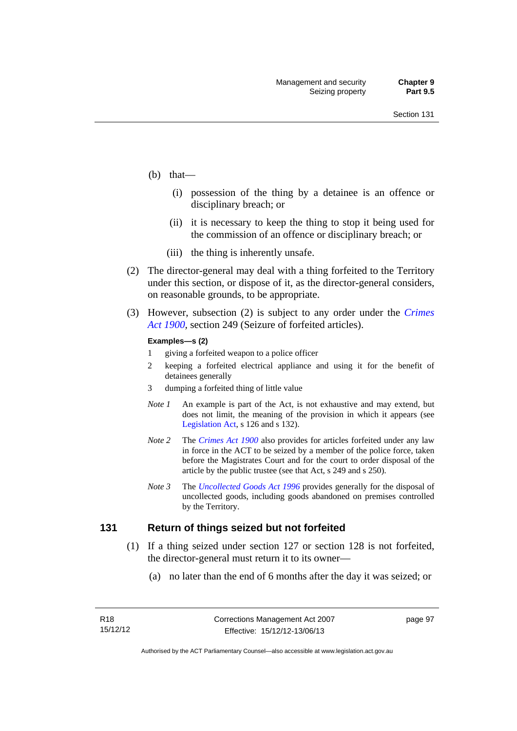(b) that—

   (i) possession of the thing by a detainee is an offence or disciplinary breach; or

   (ii) it is necessary to keep the thing to stop it being used for the commission of an offence or disciplinary breach; or

   (iii) the thing is inherently unsafe.

(2) The director-general may deal with a thing forfeited to the Territory under this section, or dispose of it, as the director-general considers, on reasonable grounds, to be appropriate.

(3) However, subsection (2) is subject to any order under the *Crimes Act 1900*, section 249 (Seizure of forfeited articles).

**Examples—s (2)**

1 giving a forfeited weapon to a police officer

2 keeping a forfeited electrical appliance and using it for the benefit of detainees generally

3 dumping a forfeited thing of little value

*Note 1* An example is part of the Act, is not exhaustive and may extend, but does not limit, the meaning of the provision in which it appears (see Legislation Act, s 126 and s 132).

*Note 2* The *Crimes Act 1900* also provides for articles forfeited under any law in force in the ACT to be seized by a member of the police force, taken before the Magistrates Court and for the court to order disposal of the article by the public trustee (see that Act, s 249 and s 250).

*Note 3* The *Uncollected Goods Act 1996* provides generally for the disposal of uncollected goods, including goods abandoned on premises controlled by the Territory.

## 131 Return of things seized but not forfeited

(1) If a thing seized under section 127 or section 128 is not forfeited, the director-general must return it to its owner—

(a) no later than the end of 6 months after the day it was seized; or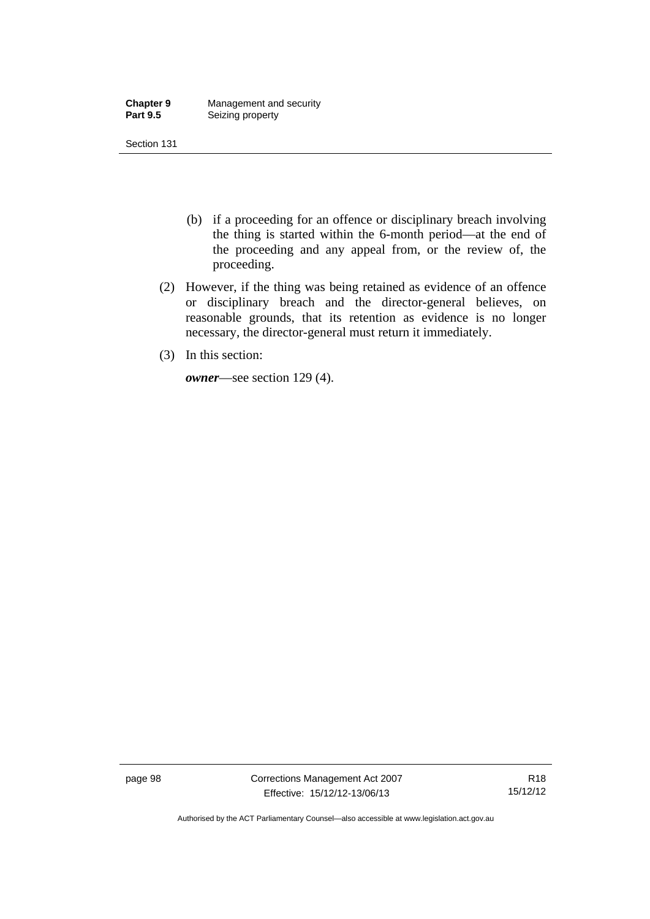(b) if a proceeding for an offence or disciplinary breach involving the thing is started within the 6-month period—at the end of the proceeding and any appeal from, or the review of, the proceeding.

(2) However, if the thing was being retained as evidence of an offence or disciplinary breach and the director-general believes, on reasonable grounds, that its retention as evidence is no longer necessary, the director-general must return it immediately.

(3) In this section:

***owner***—see section 129 (4).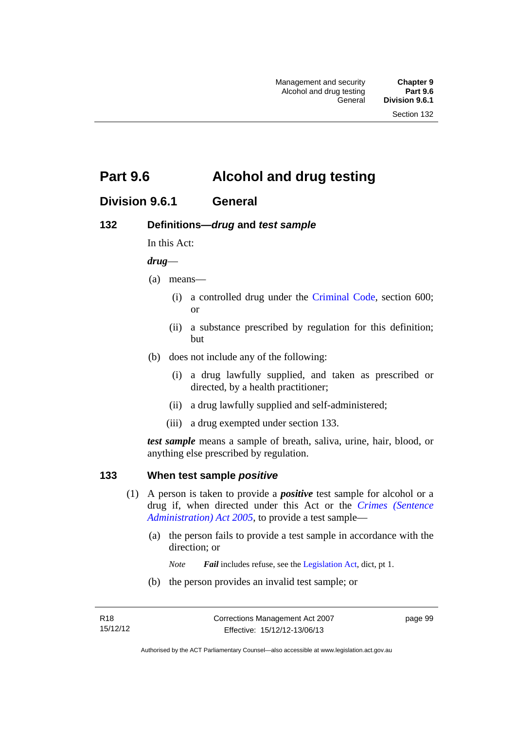# Part 9.6 Alcohol and drug testing

## Division 9.6.1 General

### 132 Definitions—*drug* and *test sample*

In this Act:

***drug***—

(a) means—

(i) a controlled drug under the Criminal Code, section 600; or

(ii) a substance prescribed by regulation for this definition; but

(b) does not include any of the following:

(i) a drug lawfully supplied, and taken as prescribed or directed, by a health practitioner;

(ii) a drug lawfully supplied and self-administered;

(iii) a drug exempted under section 133.

***test sample*** means a sample of breath, saliva, urine, hair, blood, or anything else prescribed by regulation.

### 133 When test sample *positive*

(1) A person is taken to provide a ***positive*** test sample for alcohol or a drug if, when directed under this Act or the *Crimes (Sentence Administration) Act 2005*, to provide a test sample—

(a) the person fails to provide a test sample in accordance with the direction; or

*Note* ***Fail*** includes refuse, see the Legislation Act, dict, pt 1.

(b) the person provides an invalid test sample; or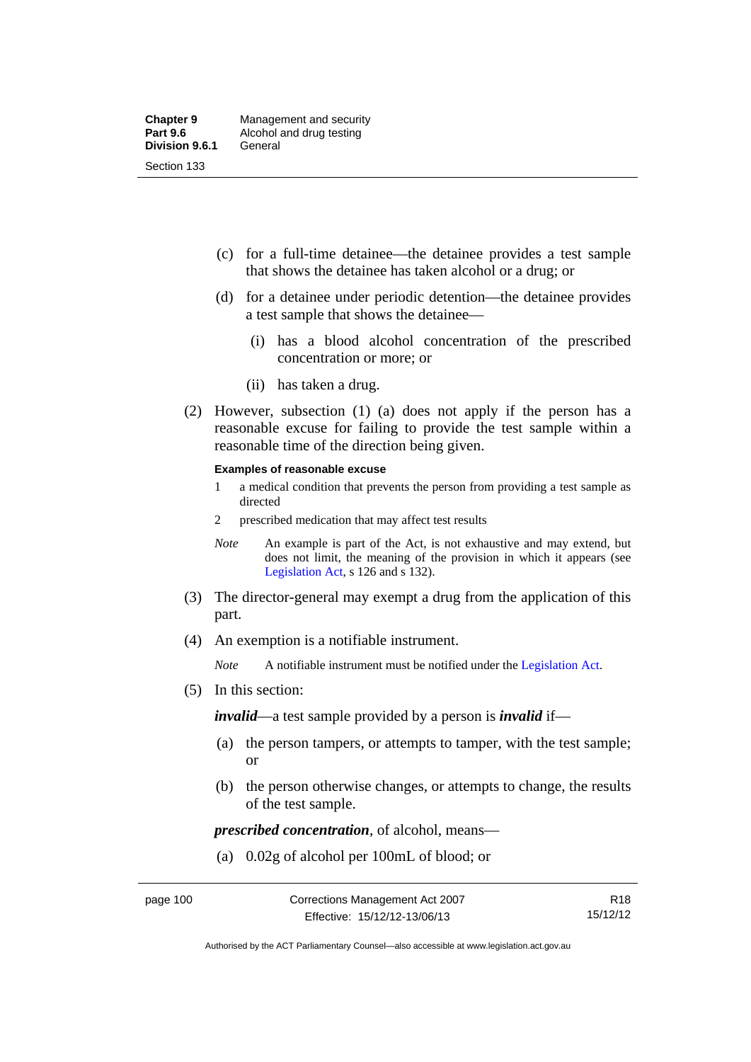(c) for a full-time detainee—the detainee provides a test sample that shows the detainee has taken alcohol or a drug; or

(d) for a detainee under periodic detention—the detainee provides a test sample that shows the detainee—

(i) has a blood alcohol concentration of the prescribed concentration or more; or

(ii) has taken a drug.

(2) However, subsection (1) (a) does not apply if the person has a reasonable excuse for failing to provide the test sample within a reasonable time of the direction being given.

**Examples of reasonable excuse**

1 a medical condition that prevents the person from providing a test sample as directed

2 prescribed medication that may affect test results

*Note* An example is part of the Act, is not exhaustive and may extend, but does not limit, the meaning of the provision in which it appears (see Legislation Act, s 126 and s 132).

(3) The director-general may exempt a drug from the application of this part.

(4) An exemption is a notifiable instrument.

*Note* A notifiable instrument must be notified under the Legislation Act.

(5) In this section:

***invalid***—a test sample provided by a person is ***invalid*** if—

(a) the person tampers, or attempts to tamper, with the test sample; or

(b) the person otherwise changes, or attempts to change, the results of the test sample.

***prescribed concentration***, of alcohol, means—

(a) 0.02g of alcohol per 100mL of blood; or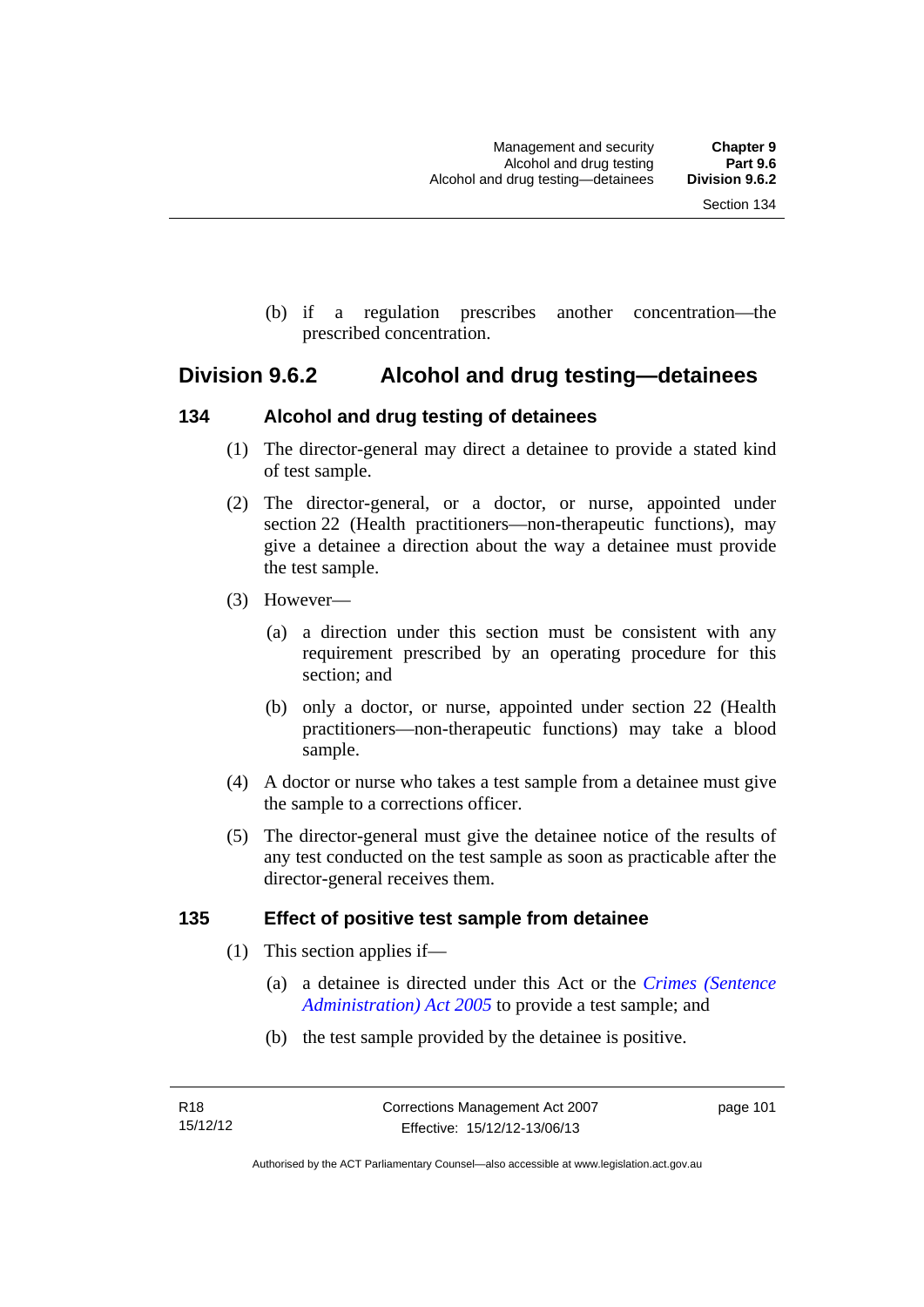(b) if a regulation prescribes another concentration—the prescribed concentration.

## Division 9.6.2 Alcohol and drug testing—detainees

### 134 Alcohol and drug testing of detainees

(1) The director-general may direct a detainee to provide a stated kind of test sample.

(2) The director-general, or a doctor, or nurse, appointed under section 22 (Health practitioners—non-therapeutic functions), may give a detainee a direction about the way a detainee must provide the test sample.

(3) However—

(a) a direction under this section must be consistent with any requirement prescribed by an operating procedure for this section; and

(b) only a doctor, or nurse, appointed under section 22 (Health practitioners—non-therapeutic functions) may take a blood sample.

(4) A doctor or nurse who takes a test sample from a detainee must give the sample to a corrections officer.

(5) The director-general must give the detainee notice of the results of any test conducted on the test sample as soon as practicable after the director-general receives them.

### 135 Effect of positive test sample from detainee

(1) This section applies if—

(a) a detainee is directed under this Act or the *Crimes (Sentence Administration) Act 2005* to provide a test sample; and

(b) the test sample provided by the detainee is positive.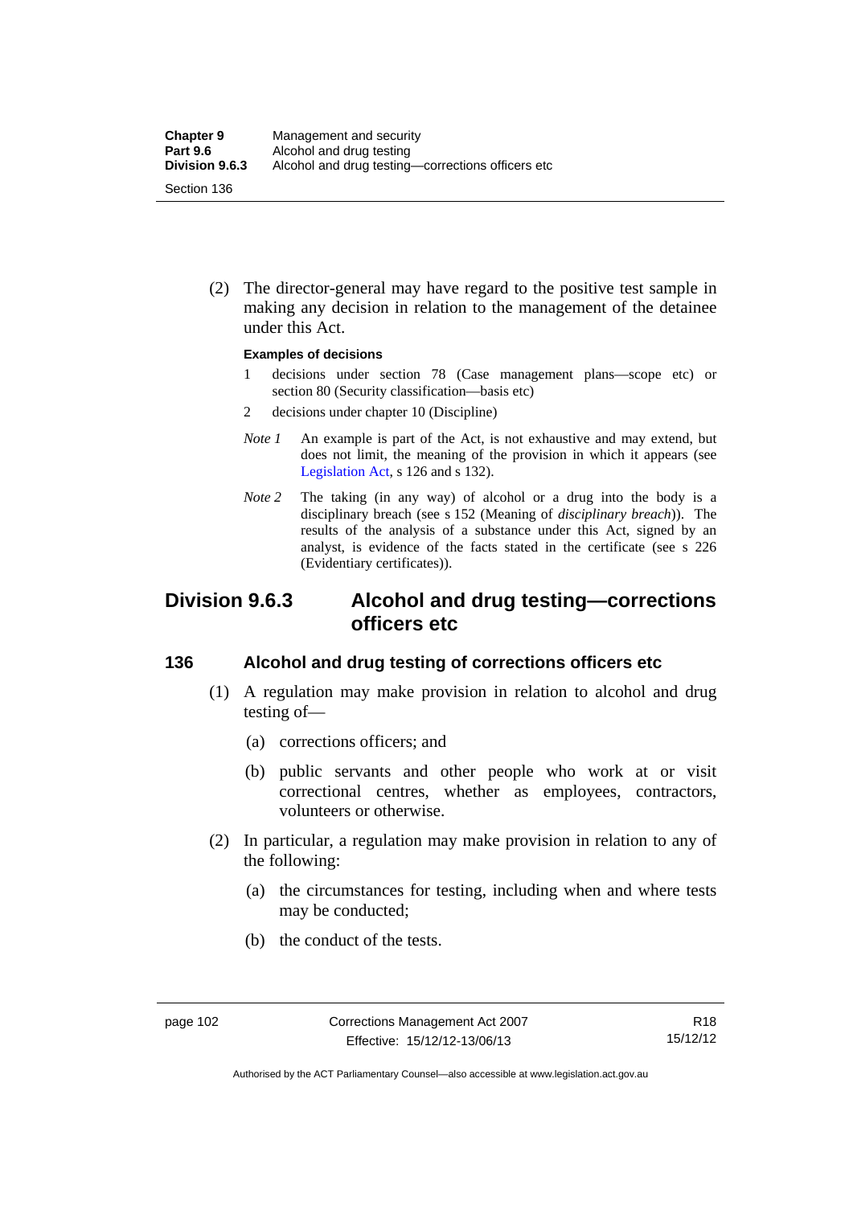(2) The director-general may have regard to the positive test sample in making any decision in relation to the management of the detainee under this Act.

**Examples of decisions**

1 decisions under section 78 (Case management plans—scope etc) or section 80 (Security classification—basis etc)

2 decisions under chapter 10 (Discipline)

*Note 1* An example is part of the Act, is not exhaustive and may extend, but does not limit, the meaning of the provision in which it appears (see Legislation Act, s 126 and s 132).

*Note 2* The taking (in any way) of alcohol or a drug into the body is a disciplinary breach (see s 152 (Meaning of *disciplinary breach*)). The results of the analysis of a substance under this Act, signed by an analyst, is evidence of the facts stated in the certificate (see s 226 (Evidentiary certificates)).

## Division 9.6.3 Alcohol and drug testing—corrections officers etc

### 136 Alcohol and drug testing of corrections officers etc

(1) A regulation may make provision in relation to alcohol and drug testing of—

(a) corrections officers; and

(b) public servants and other people who work at or visit correctional centres, whether as employees, contractors, volunteers or otherwise.

(2) In particular, a regulation may make provision in relation to any of the following:

(a) the circumstances for testing, including when and where tests may be conducted;

(b) the conduct of the tests.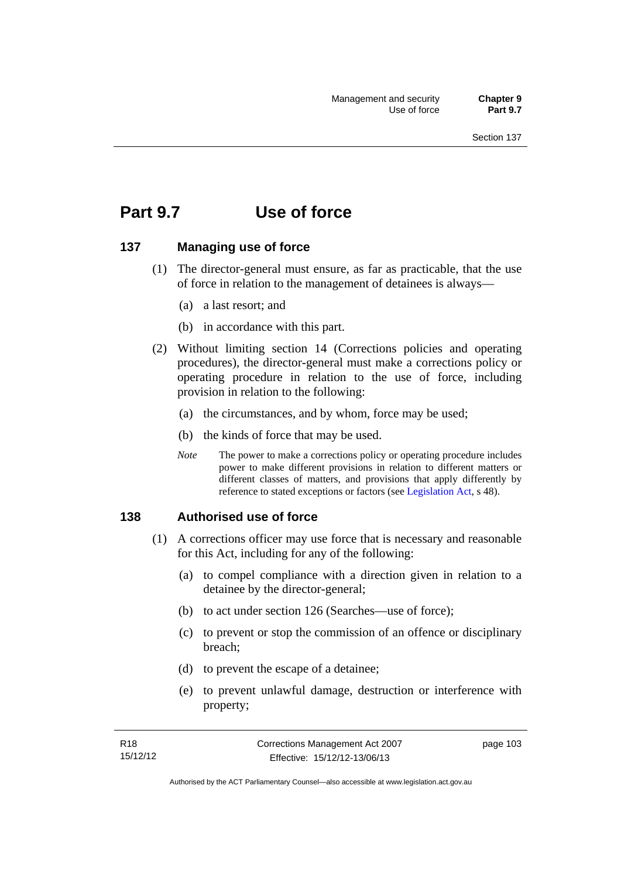# Part 9.7 Use of force

## 137 Managing use of force

(1) The director-general must ensure, as far as practicable, that the use of force in relation to the management of detainees is always—

(a) a last resort; and

(b) in accordance with this part.

(2) Without limiting section 14 (Corrections policies and operating procedures), the director-general must make a corrections policy or operating procedure in relation to the use of force, including provision in relation to the following:

(a) the circumstances, and by whom, force may be used;

(b) the kinds of force that may be used.

*Note* The power to make a corrections policy or operating procedure includes power to make different provisions in relation to different matters or different classes of matters, and provisions that apply differently by reference to stated exceptions or factors (see Legislation Act, s 48).

## 138 Authorised use of force

(1) A corrections officer may use force that is necessary and reasonable for this Act, including for any of the following:

(a) to compel compliance with a direction given in relation to a detainee by the director-general;

(b) to act under section 126 (Searches—use of force);

(c) to prevent or stop the commission of an offence or disciplinary breach;

(d) to prevent the escape of a detainee;

(e) to prevent unlawful damage, destruction or interference with property;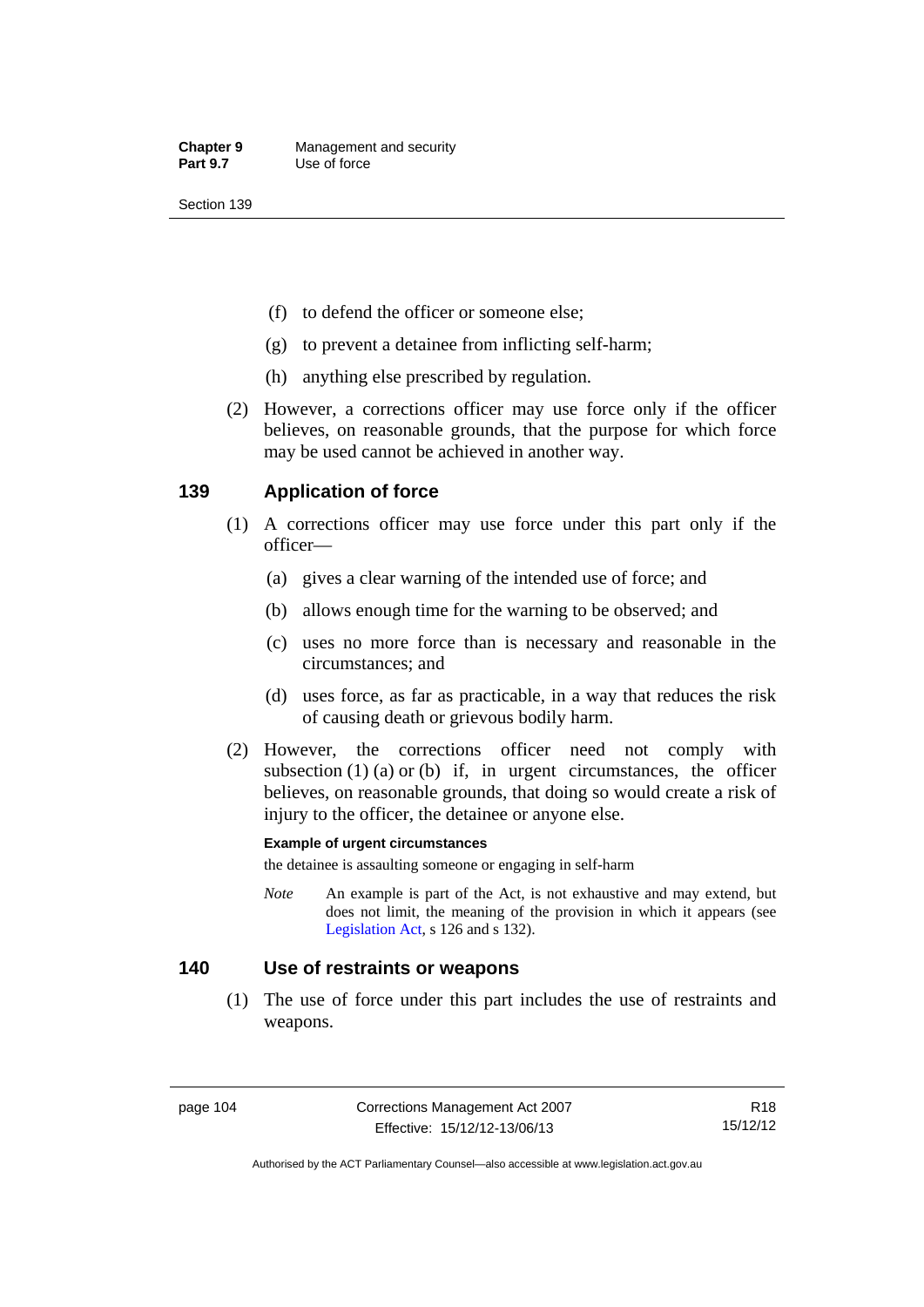(f) to defend the officer or someone else;

(g) to prevent a detainee from inflicting self-harm;

(h) anything else prescribed by regulation.

(2) However, a corrections officer may use force only if the officer believes, on reasonable grounds, that the purpose for which force may be used cannot be achieved in another way.

## 139 Application of force

(1) A corrections officer may use force under this part only if the officer—

(a) gives a clear warning of the intended use of force; and

(b) allows enough time for the warning to be observed; and

(c) uses no more force than is necessary and reasonable in the circumstances; and

(d) uses force, as far as practicable, in a way that reduces the risk of causing death or grievous bodily harm.

(2) However, the corrections officer need not comply with subsection (1) (a) or (b) if, in urgent circumstances, the officer believes, on reasonable grounds, that doing so would create a risk of injury to the officer, the detainee or anyone else.

**Example of urgent circumstances**

the detainee is assaulting someone or engaging in self-harm

*Note* An example is part of the Act, is not exhaustive and may extend, but does not limit, the meaning of the provision in which it appears (see Legislation Act, s 126 and s 132).

## 140 Use of restraints or weapons

(1) The use of force under this part includes the use of restraints and weapons.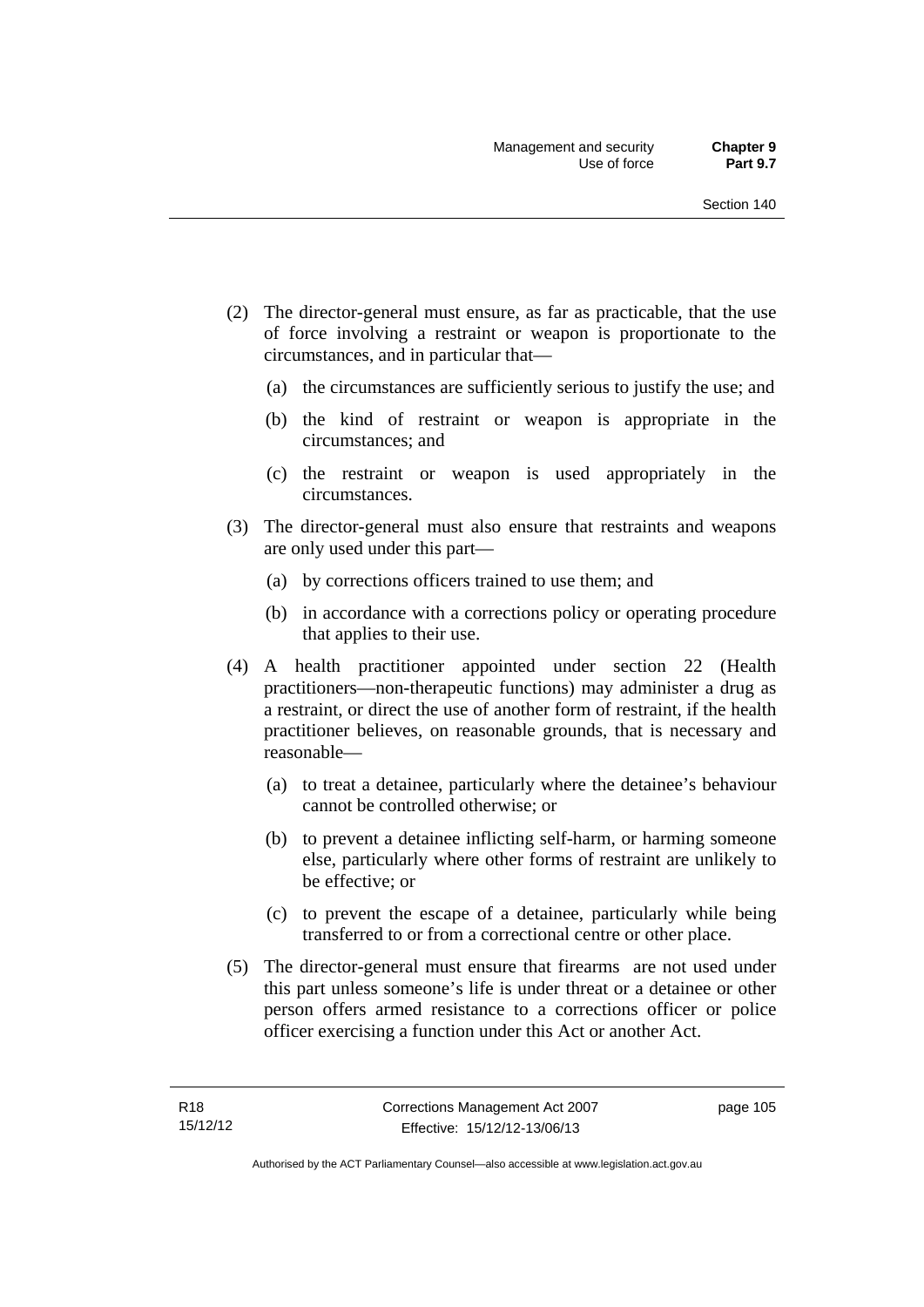(2) The director-general must ensure, as far as practicable, that the use of force involving a restraint or weapon is proportionate to the circumstances, and in particular that—

(a) the circumstances are sufficiently serious to justify the use; and

(b) the kind of restraint or weapon is appropriate in the circumstances; and

(c) the restraint or weapon is used appropriately in the circumstances.

(3) The director-general must also ensure that restraints and weapons are only used under this part—

(a) by corrections officers trained to use them; and

(b) in accordance with a corrections policy or operating procedure that applies to their use.

(4) A health practitioner appointed under section 22 (Health practitioners—non-therapeutic functions) may administer a drug as a restraint, or direct the use of another form of restraint, if the health practitioner believes, on reasonable grounds, that is necessary and reasonable—

(a) to treat a detainee, particularly where the detainee's behaviour cannot be controlled otherwise; or

(b) to prevent a detainee inflicting self-harm, or harming someone else, particularly where other forms of restraint are unlikely to be effective; or

(c) to prevent the escape of a detainee, particularly while being transferred to or from a correctional centre or other place.

(5) The director-general must ensure that firearms are not used under this part unless someone's life is under threat or a detainee or other person offers armed resistance to a corrections officer or police officer exercising a function under this Act or another Act.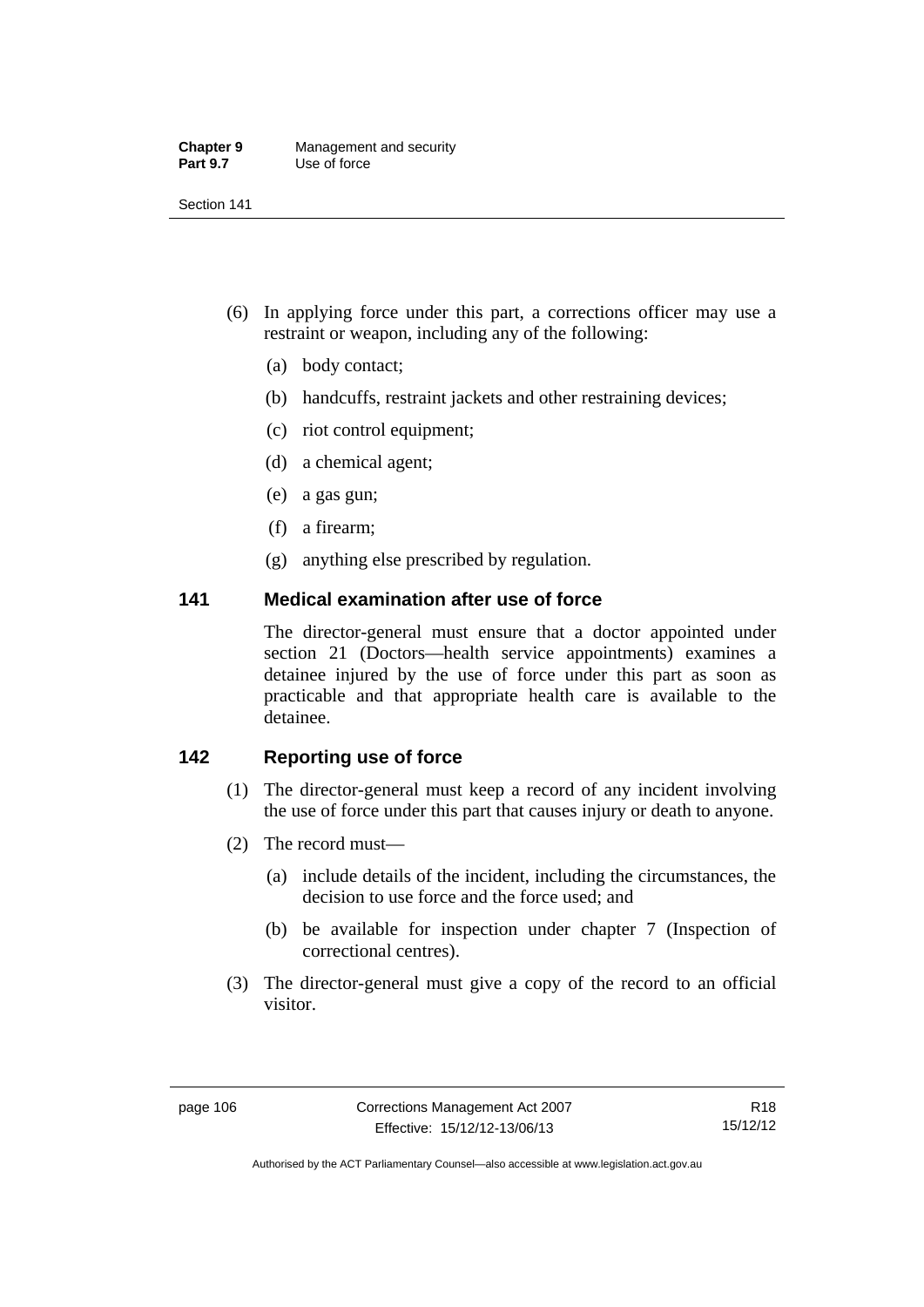(6) In applying force under this part, a corrections officer may use a restraint or weapon, including any of the following:

(a) body contact;

(b) handcuffs, restraint jackets and other restraining devices;

(c) riot control equipment;

(d) a chemical agent;

(e) a gas gun;

(f) a firearm;

(g) anything else prescribed by regulation.

## 141 Medical examination after use of force

The director-general must ensure that a doctor appointed under section 21 (Doctors—health service appointments) examines a detainee injured by the use of force under this part as soon as practicable and that appropriate health care is available to the detainee.

## 142 Reporting use of force

(1) The director-general must keep a record of any incident involving the use of force under this part that causes injury or death to anyone.

(2) The record must—

(a) include details of the incident, including the circumstances, the decision to use force and the force used; and

(b) be available for inspection under chapter 7 (Inspection of correctional centres).

(3) The director-general must give a copy of the record to an official visitor.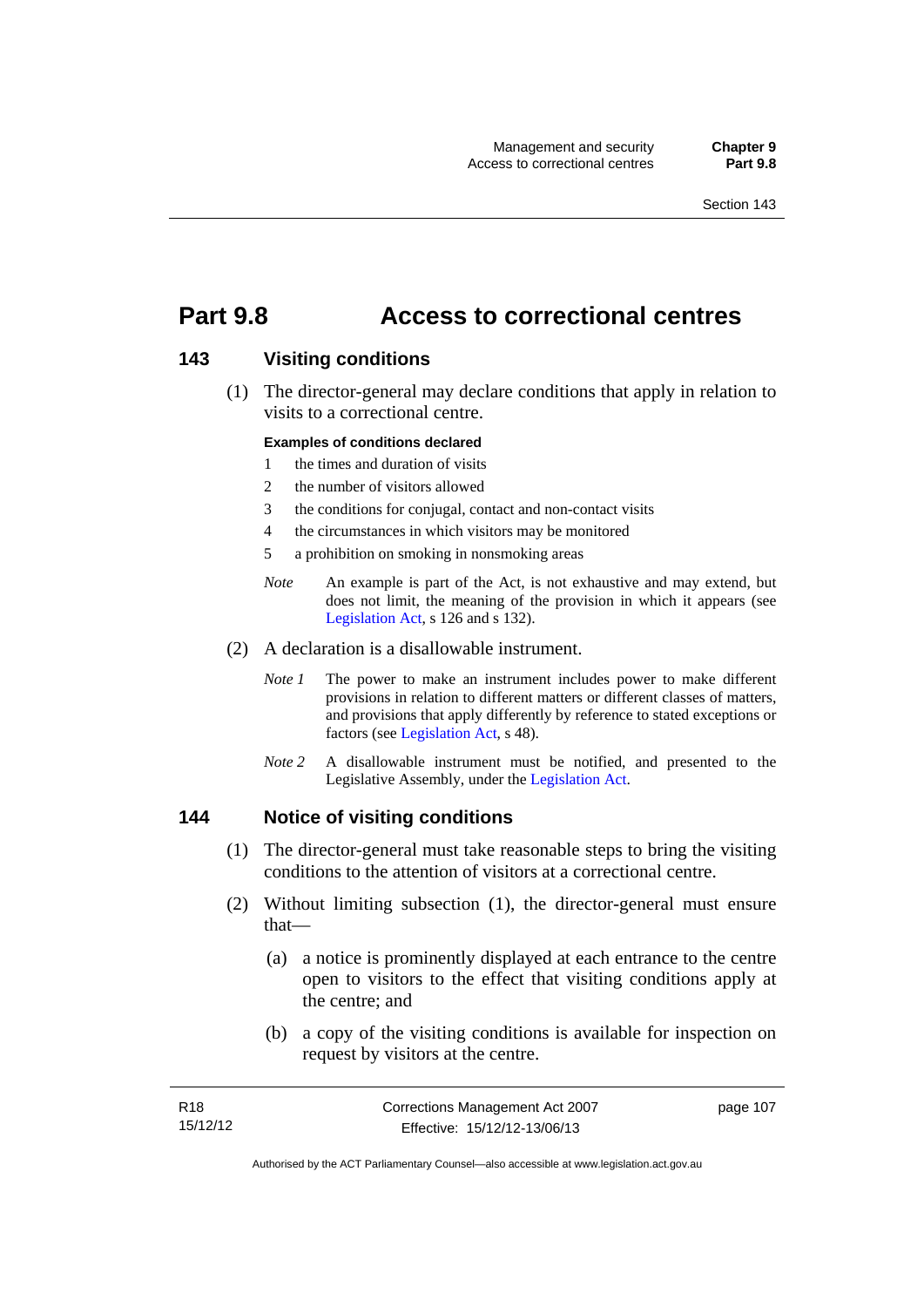# Part 9.8 Access to correctional centres

## 143 Visiting conditions

(1) The director-general may declare conditions that apply in relation to visits to a correctional centre.

**Examples of conditions declared**

1 the times and duration of visits
2 the number of visitors allowed
3 the conditions for conjugal, contact and non-contact visits
4 the circumstances in which visitors may be monitored
5 a prohibition on smoking in nonsmoking areas

*Note* An example is part of the Act, is not exhaustive and may extend, but does not limit, the meaning of the provision in which it appears (see Legislation Act, s 126 and s 132).

(2) A declaration is a disallowable instrument.

*Note 1* The power to make an instrument includes power to make different provisions in relation to different matters or different classes of matters, and provisions that apply differently by reference to stated exceptions or factors (see Legislation Act, s 48).

*Note 2* A disallowable instrument must be notified, and presented to the Legislative Assembly, under the Legislation Act.

## 144 Notice of visiting conditions

(1) The director-general must take reasonable steps to bring the visiting conditions to the attention of visitors at a correctional centre.

(2) Without limiting subsection (1), the director-general must ensure that—

(a) a notice is prominently displayed at each entrance to the centre open to visitors to the effect that visiting conditions apply at the centre; and

(b) a copy of the visiting conditions is available for inspection on request by visitors at the centre.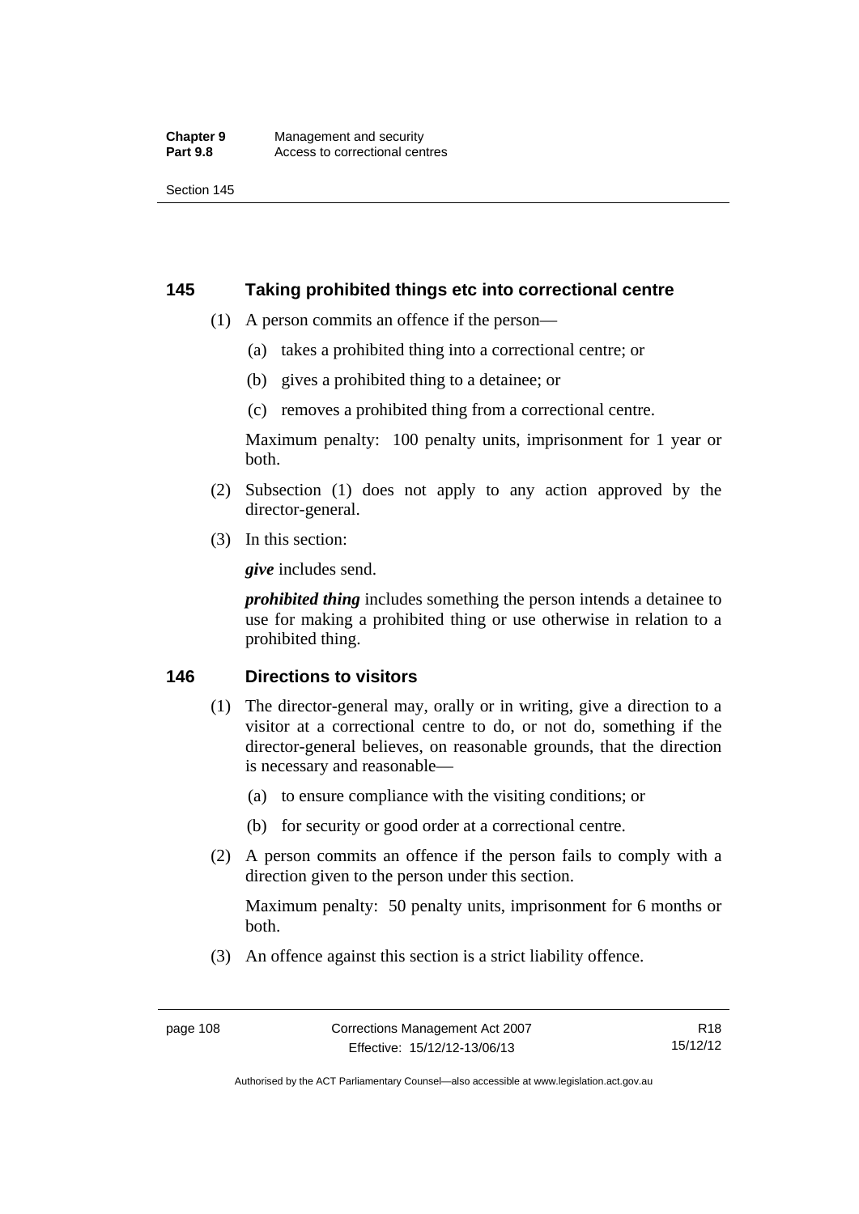### 145 Taking prohibited things etc into correctional centre

(1) A person commits an offence if the person—

  (a) takes a prohibited thing into a correctional centre; or

  (b) gives a prohibited thing to a detainee; or

  (c) removes a prohibited thing from a correctional centre.

Maximum penalty: 100 penalty units, imprisonment for 1 year or both.

(2) Subsection (1) does not apply to any action approved by the director-general.

(3) In this section:

***give*** includes send.

***prohibited thing*** includes something the person intends a detainee to use for making a prohibited thing or use otherwise in relation to a prohibited thing.

### 146 Directions to visitors

(1) The director-general may, orally or in writing, give a direction to a visitor at a correctional centre to do, or not do, something if the director-general believes, on reasonable grounds, that the direction is necessary and reasonable—

  (a) to ensure compliance with the visiting conditions; or

  (b) for security or good order at a correctional centre.

(2) A person commits an offence if the person fails to comply with a direction given to the person under this section.

Maximum penalty: 50 penalty units, imprisonment for 6 months or both.

(3) An offence against this section is a strict liability offence.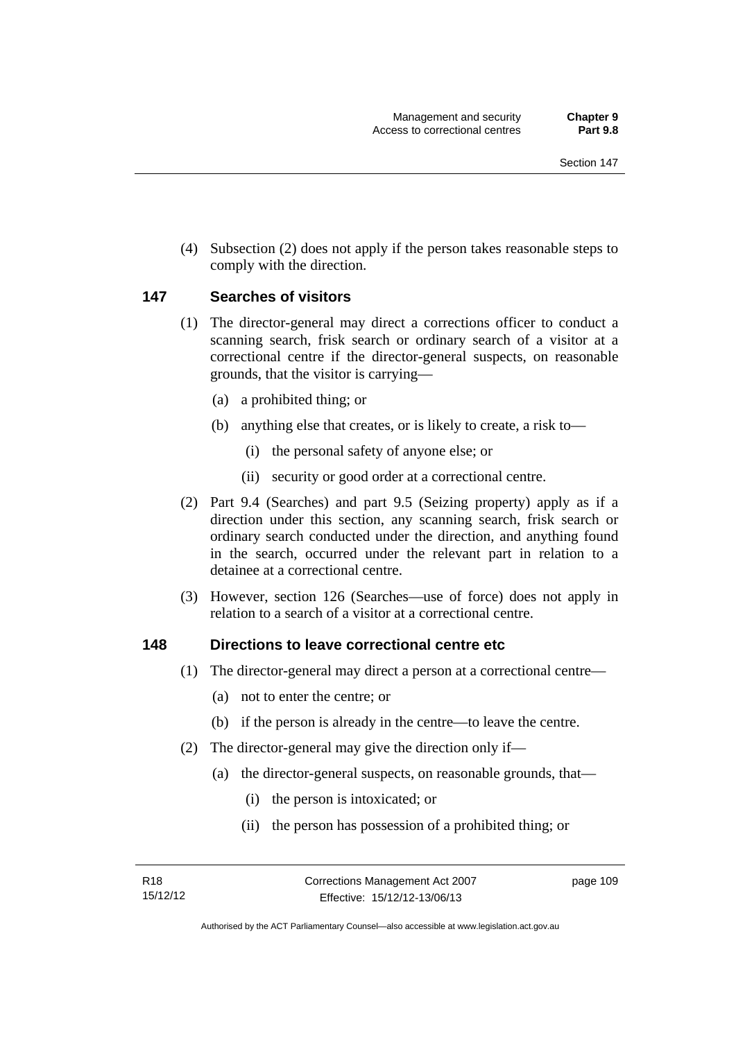(4) Subsection (2) does not apply if the person takes reasonable steps to comply with the direction.

## 147 Searches of visitors

(1) The director-general may direct a corrections officer to conduct a scanning search, frisk search or ordinary search of a visitor at a correctional centre if the director-general suspects, on reasonable grounds, that the visitor is carrying—

(a) a prohibited thing; or

(b) anything else that creates, or is likely to create, a risk to—

(i) the personal safety of anyone else; or

(ii) security or good order at a correctional centre.

(2) Part 9.4 (Searches) and part 9.5 (Seizing property) apply as if a direction under this section, any scanning search, frisk search or ordinary search conducted under the direction, and anything found in the search, occurred under the relevant part in relation to a detainee at a correctional centre.

(3) However, section 126 (Searches—use of force) does not apply in relation to a search of a visitor at a correctional centre.

## 148 Directions to leave correctional centre etc

(1) The director-general may direct a person at a correctional centre—

(a) not to enter the centre; or

(b) if the person is already in the centre—to leave the centre.

(2) The director-general may give the direction only if—

(a) the director-general suspects, on reasonable grounds, that—

(i) the person is intoxicated; or

(ii) the person has possession of a prohibited thing; or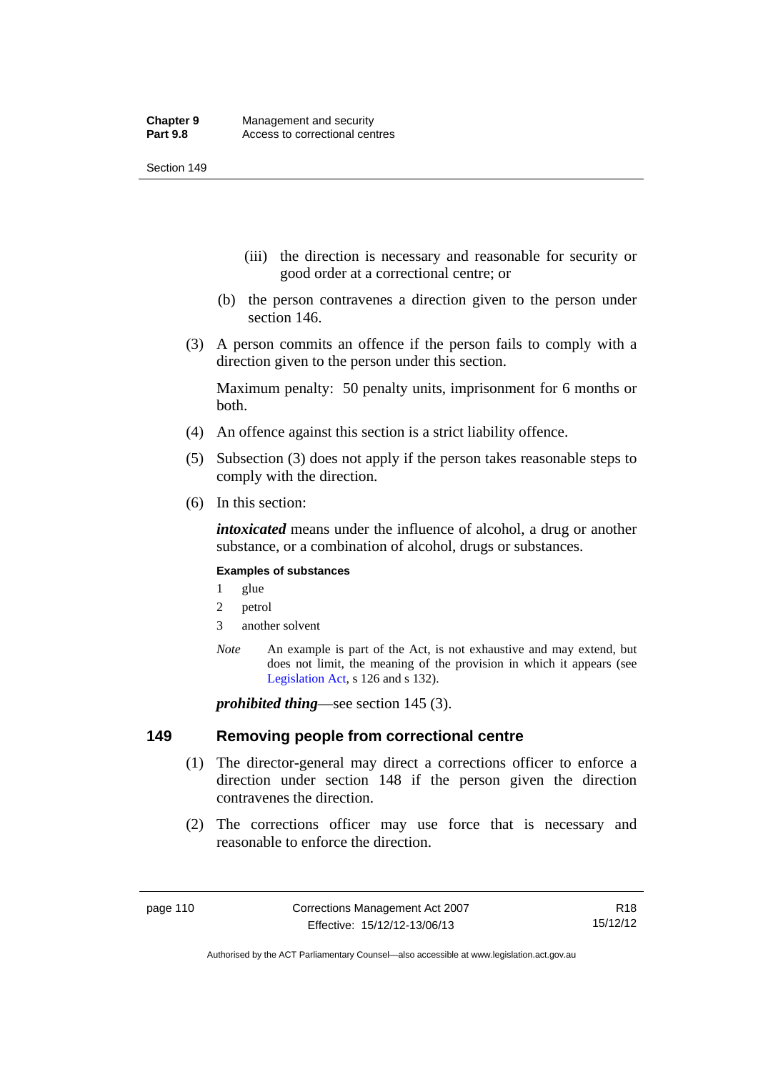(iii) the direction is necessary and reasonable for security or good order at a correctional centre; or

(b) the person contravenes a direction given to the person under section 146.

(3) A person commits an offence if the person fails to comply with a direction given to the person under this section.

Maximum penalty: 50 penalty units, imprisonment for 6 months or both.

(4) An offence against this section is a strict liability offence.

(5) Subsection (3) does not apply if the person takes reasonable steps to comply with the direction.

(6) In this section:

***intoxicated*** means under the influence of alcohol, a drug or another substance, or a combination of alcohol, drugs or substances.

**Examples of substances**

1 glue

2 petrol

3 another solvent

*Note* An example is part of the Act, is not exhaustive and may extend, but does not limit, the meaning of the provision in which it appears (see Legislation Act, s 126 and s 132).

***prohibited thing***—see section 145 (3).

## 149 Removing people from correctional centre

(1) The director-general may direct a corrections officer to enforce a direction under section 148 if the person given the direction contravenes the direction.

(2) The corrections officer may use force that is necessary and reasonable to enforce the direction.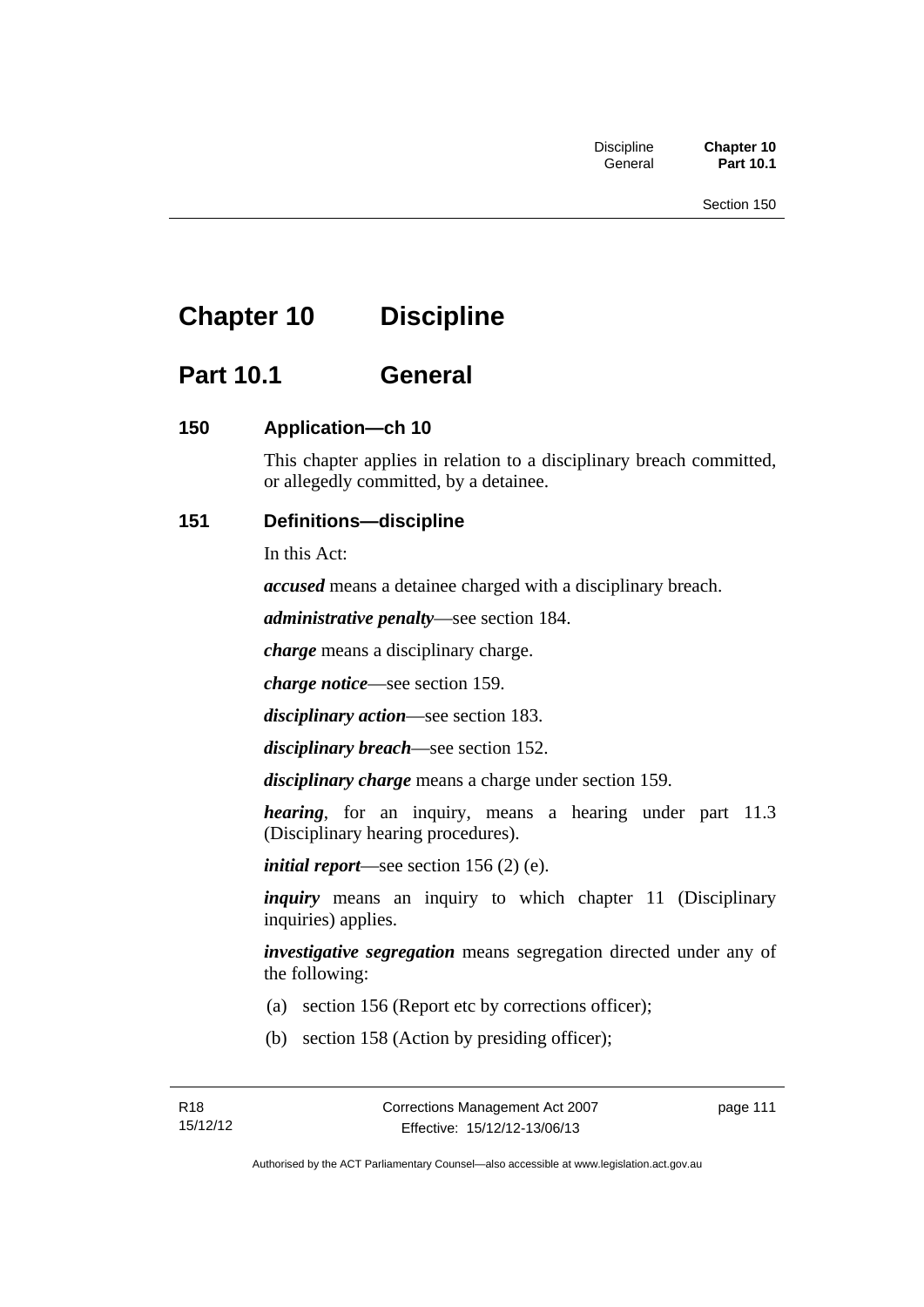# Chapter 10 Discipline

## Part 10.1 General

### 150 Application—ch 10

This chapter applies in relation to a disciplinary breach committed, or allegedly committed, by a detainee.

### 151 Definitions—discipline

In this Act:

***accused*** means a detainee charged with a disciplinary breach.

***administrative penalty***—see section 184.

***charge*** means a disciplinary charge.

***charge notice***—see section 159.

***disciplinary action***—see section 183.

***disciplinary breach***—see section 152.

***disciplinary charge*** means a charge under section 159.

***hearing***, for an inquiry, means a hearing under part 11.3 (Disciplinary hearing procedures).

***initial report***—see section 156 (2) (e).

***inquiry*** means an inquiry to which chapter 11 (Disciplinary inquiries) applies.

***investigative segregation*** means segregation directed under any of the following:

(a) section 156 (Report etc by corrections officer);

(b) section 158 (Action by presiding officer);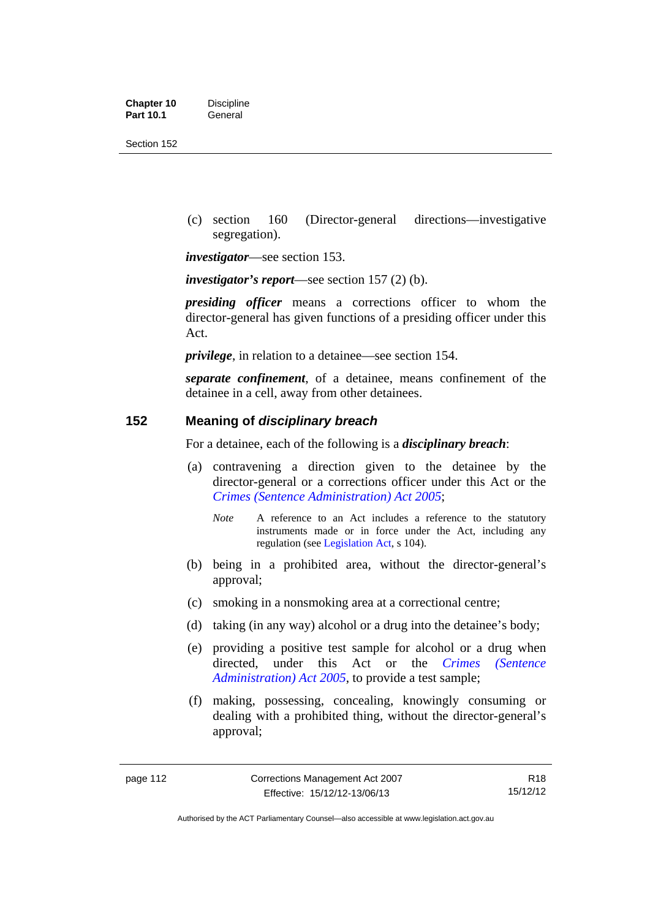(c) section 160 (Director-general directions—investigative segregation).

***investigator***—see section 153.

***investigator's report***—see section 157 (2) (b).

***presiding officer*** means a corrections officer to whom the director-general has given functions of a presiding officer under this Act.

***privilege***, in relation to a detainee—see section 154.

***separate confinement***, of a detainee, means confinement of the detainee in a cell, away from other detainees.

## 152 Meaning of *disciplinary breach*

For a detainee, each of the following is a ***disciplinary breach***:

(a) contravening a direction given to the detainee by the director-general or a corrections officer under this Act or the *Crimes (Sentence Administration) Act 2005*;

> *Note* A reference to an Act includes a reference to the statutory instruments made or in force under the Act, including any regulation (see Legislation Act, s 104).

(b) being in a prohibited area, without the director-general's approval;

(c) smoking in a nonsmoking area at a correctional centre;

(d) taking (in any way) alcohol or a drug into the detainee's body;

(e) providing a positive test sample for alcohol or a drug when directed, under this Act or the *Crimes (Sentence Administration) Act 2005*, to provide a test sample;

(f) making, possessing, concealing, knowingly consuming or dealing with a prohibited thing, without the director-general's approval;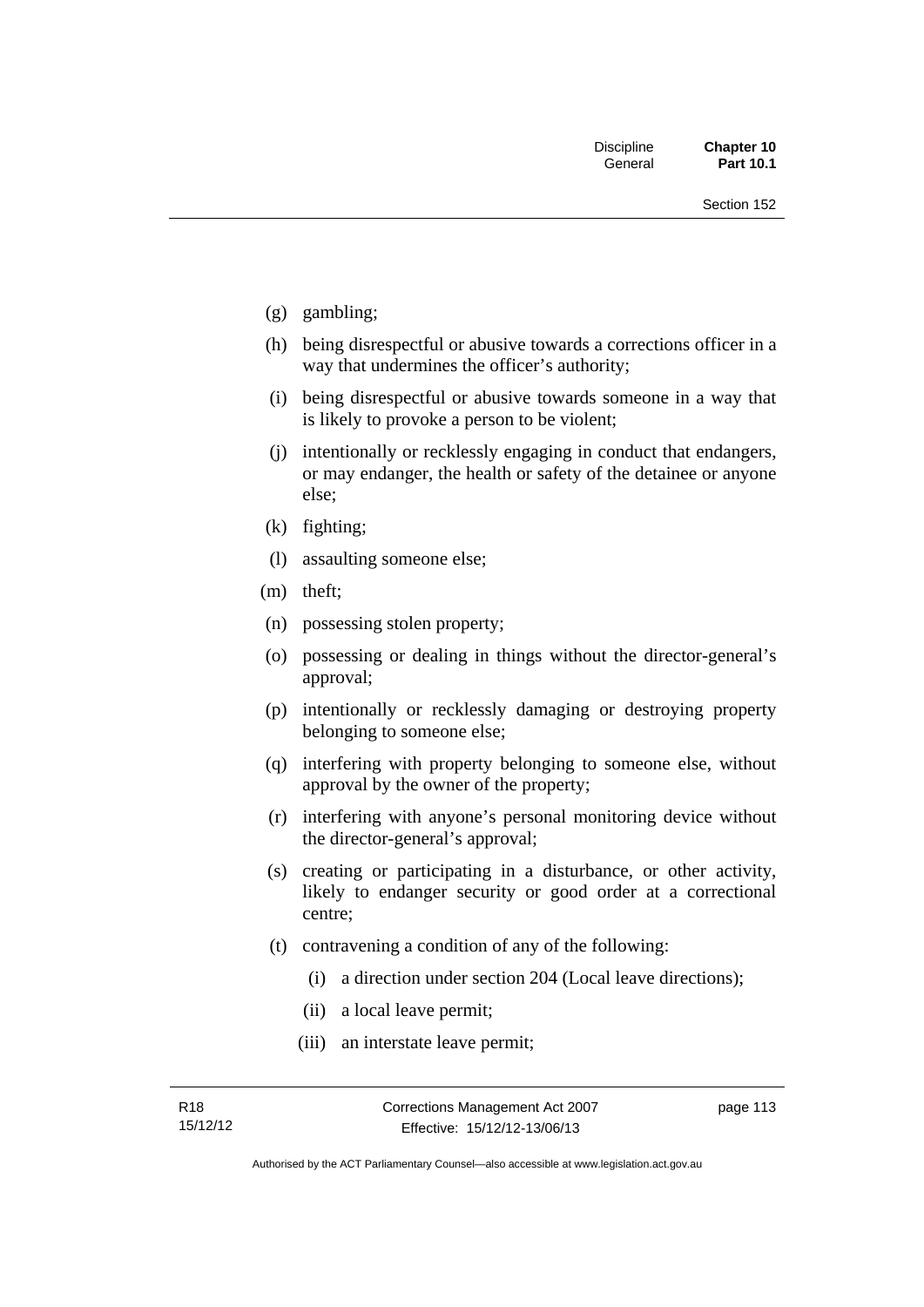(g) gambling;

(h) being disrespectful or abusive towards a corrections officer in a way that undermines the officer's authority;

(i) being disrespectful or abusive towards someone in a way that is likely to provoke a person to be violent;

(j) intentionally or recklessly engaging in conduct that endangers, or may endanger, the health or safety of the detainee or anyone else;

(k) fighting;

(l) assaulting someone else;

(m) theft;

(n) possessing stolen property;

(o) possessing or dealing in things without the director-general's approval;

(p) intentionally or recklessly damaging or destroying property belonging to someone else;

(q) interfering with property belonging to someone else, without approval by the owner of the property;

(r) interfering with anyone's personal monitoring device without the director-general's approval;

(s) creating or participating in a disturbance, or other activity, likely to endanger security or good order at a correctional centre;

(t) contravening a condition of any of the following:

  (i) a direction under section 204 (Local leave directions);

  (ii) a local leave permit;

  (iii) an interstate leave permit;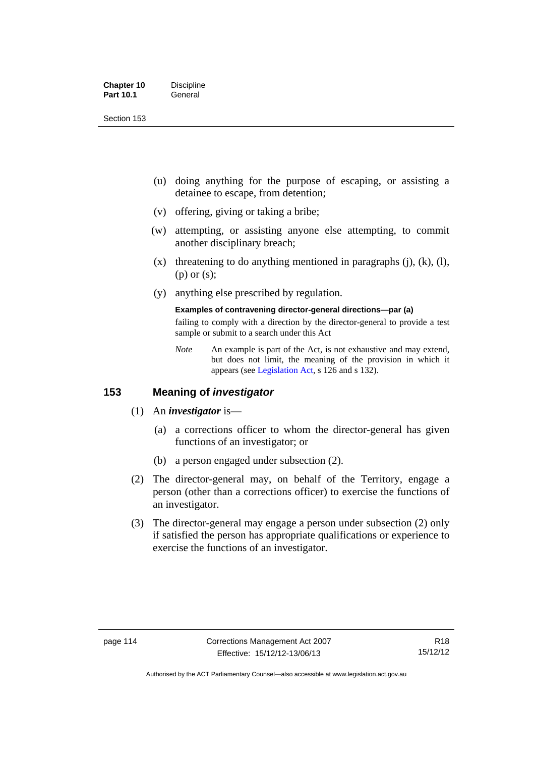(u) doing anything for the purpose of escaping, or assisting a detainee to escape, from detention;

(v) offering, giving or taking a bribe;

(w) attempting, or assisting anyone else attempting, to commit another disciplinary breach;

(x) threatening to do anything mentioned in paragraphs (j), (k), (l), (p) or (s);

(y) anything else prescribed by regulation.

**Examples of contravening director-general directions—par (a)**

failing to comply with a direction by the director-general to provide a test sample or submit to a search under this Act

*Note* An example is part of the Act, is not exhaustive and may extend, but does not limit, the meaning of the provision in which it appears (see Legislation Act, s 126 and s 132).

## 153 Meaning of *investigator*

(1) An ***investigator*** is—

(a) a corrections officer to whom the director-general has given functions of an investigator; or

(b) a person engaged under subsection (2).

(2) The director-general may, on behalf of the Territory, engage a person (other than a corrections officer) to exercise the functions of an investigator.

(3) The director-general may engage a person under subsection (2) only if satisfied the person has appropriate qualifications or experience to exercise the functions of an investigator.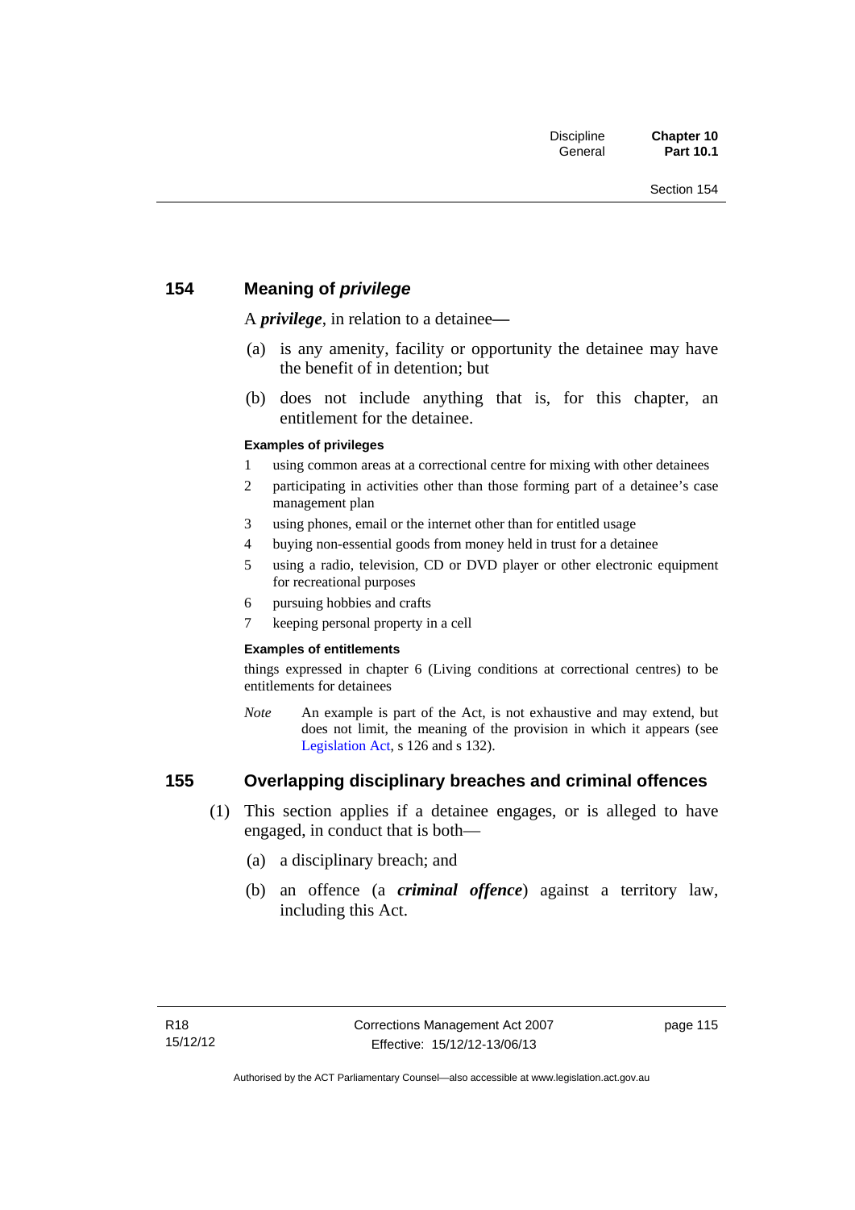## 154 Meaning of *privilege*

A ***privilege***, in relation to a detainee—

(a) is any amenity, facility or opportunity the detainee may have the benefit of in detention; but

(b) does not include anything that is, for this chapter, an entitlement for the detainee.

**Examples of privileges**

1 using common areas at a correctional centre for mixing with other detainees

2 participating in activities other than those forming part of a detainee's case management plan

3 using phones, email or the internet other than for entitled usage

4 buying non-essential goods from money held in trust for a detainee

5 using a radio, television, CD or DVD player or other electronic equipment for recreational purposes

6 pursuing hobbies and crafts

7 keeping personal property in a cell

**Examples of entitlements**

things expressed in chapter 6 (Living conditions at correctional centres) to be entitlements for detainees

*Note* An example is part of the Act, is not exhaustive and may extend, but does not limit, the meaning of the provision in which it appears (see Legislation Act, s 126 and s 132).

## 155 Overlapping disciplinary breaches and criminal offences

(1) This section applies if a detainee engages, or is alleged to have engaged, in conduct that is both—

(a) a disciplinary breach; and

(b) an offence (a ***criminal offence***) against a territory law, including this Act.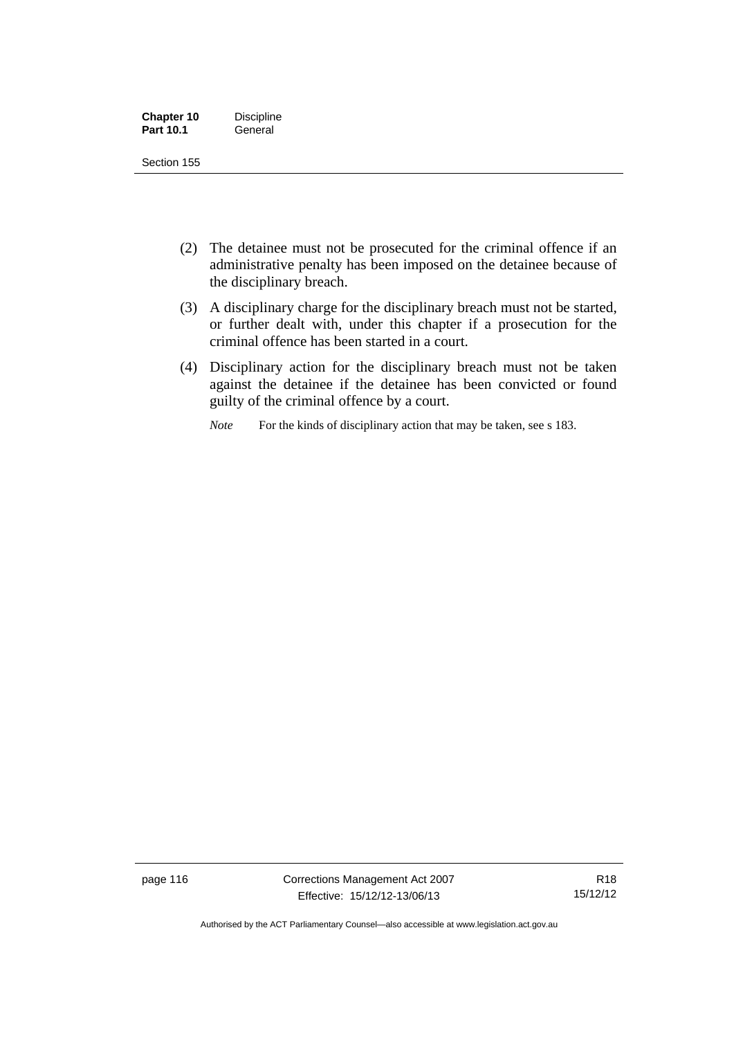(2) The detainee must not be prosecuted for the criminal offence if an administrative penalty has been imposed on the detainee because of the disciplinary breach.

(3) A disciplinary charge for the disciplinary breach must not be started, or further dealt with, under this chapter if a prosecution for the criminal offence has been started in a court.

(4) Disciplinary action for the disciplinary breach must not be taken against the detainee if the detainee has been convicted or found guilty of the criminal offence by a court.

*Note* For the kinds of disciplinary action that may be taken, see s 183.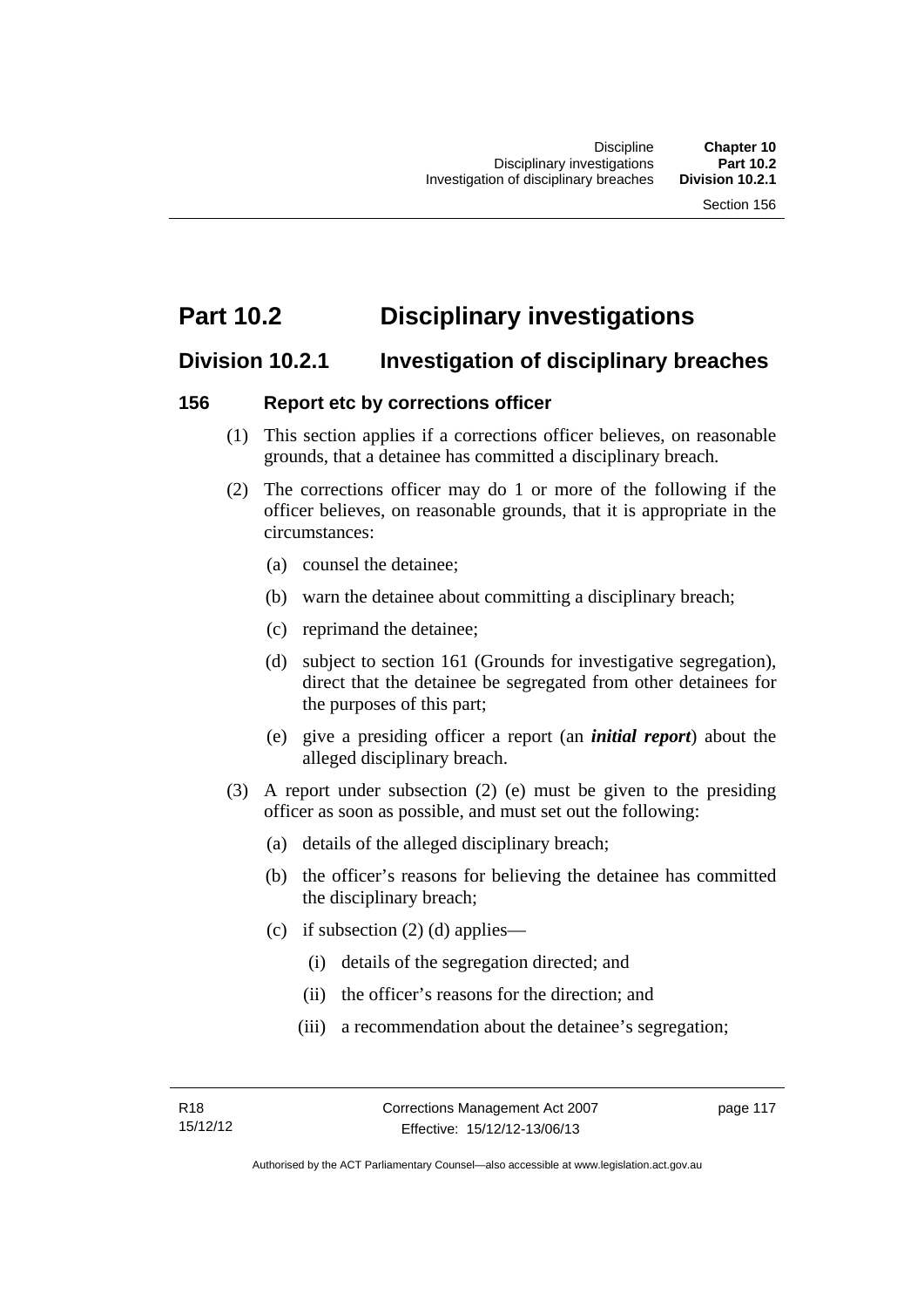# Part 10.2 Disciplinary investigations

## Division 10.2.1 Investigation of disciplinary breaches

### 156 Report etc by corrections officer

(1) This section applies if a corrections officer believes, on reasonable grounds, that a detainee has committed a disciplinary breach.

(2) The corrections officer may do 1 or more of the following if the officer believes, on reasonable grounds, that it is appropriate in the circumstances:

- (a) counsel the detainee;
- (b) warn the detainee about committing a disciplinary breach;
- (c) reprimand the detainee;
- (d) subject to section 161 (Grounds for investigative segregation), direct that the detainee be segregated from other detainees for the purposes of this part;
- (e) give a presiding officer a report (an ***initial report***) about the alleged disciplinary breach.

(3) A report under subsection (2) (e) must be given to the presiding officer as soon as possible, and must set out the following:

- (a) details of the alleged disciplinary breach;
- (b) the officer's reasons for believing the detainee has committed the disciplinary breach;
- (c) if subsection (2) (d) applies—
  - (i) details of the segregation directed; and
  - (ii) the officer's reasons for the direction; and
  - (iii) a recommendation about the detainee's segregation;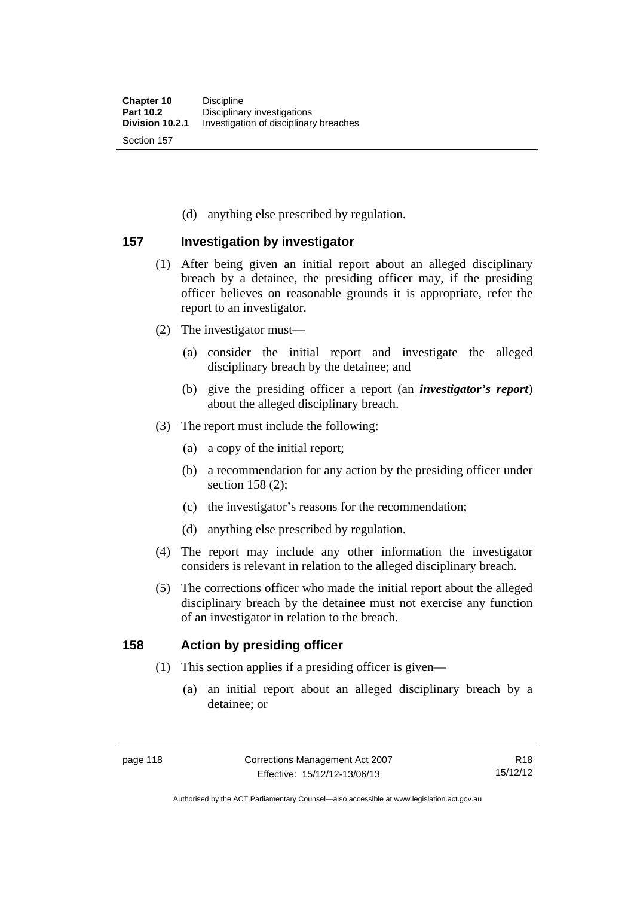(d) anything else prescribed by regulation.

## 157 Investigation by investigator

(1) After being given an initial report about an alleged disciplinary breach by a detainee, the presiding officer may, if the presiding officer believes on reasonable grounds it is appropriate, refer the report to an investigator.

(2) The investigator must—

(a) consider the initial report and investigate the alleged disciplinary breach by the detainee; and

(b) give the presiding officer a report (an ***investigator's report***) about the alleged disciplinary breach.

(3) The report must include the following:

(a) a copy of the initial report;

(b) a recommendation for any action by the presiding officer under section 158 (2);

(c) the investigator's reasons for the recommendation;

(d) anything else prescribed by regulation.

(4) The report may include any other information the investigator considers is relevant in relation to the alleged disciplinary breach.

(5) The corrections officer who made the initial report about the alleged disciplinary breach by the detainee must not exercise any function of an investigator in relation to the breach.

## 158 Action by presiding officer

(1) This section applies if a presiding officer is given—

(a) an initial report about an alleged disciplinary breach by a detainee; or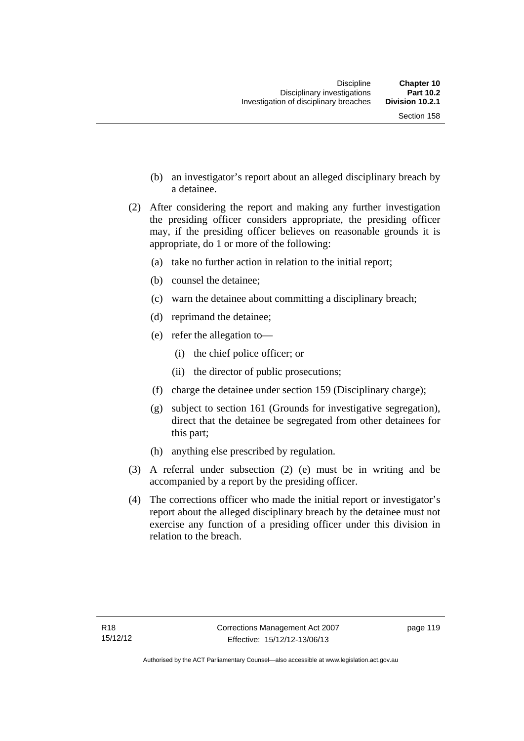(b) an investigator's report about an alleged disciplinary breach by a detainee.

(2) After considering the report and making any further investigation the presiding officer considers appropriate, the presiding officer may, if the presiding officer believes on reasonable grounds it is appropriate, do 1 or more of the following:

(a) take no further action in relation to the initial report;

(b) counsel the detainee;

(c) warn the detainee about committing a disciplinary breach;

(d) reprimand the detainee;

(e) refer the allegation to—

(i) the chief police officer; or

(ii) the director of public prosecutions;

(f) charge the detainee under section 159 (Disciplinary charge);

(g) subject to section 161 (Grounds for investigative segregation), direct that the detainee be segregated from other detainees for this part;

(h) anything else prescribed by regulation.

(3) A referral under subsection (2) (e) must be in writing and be accompanied by a report by the presiding officer.

(4) The corrections officer who made the initial report or investigator's report about the alleged disciplinary breach by the detainee must not exercise any function of a presiding officer under this division in relation to the breach.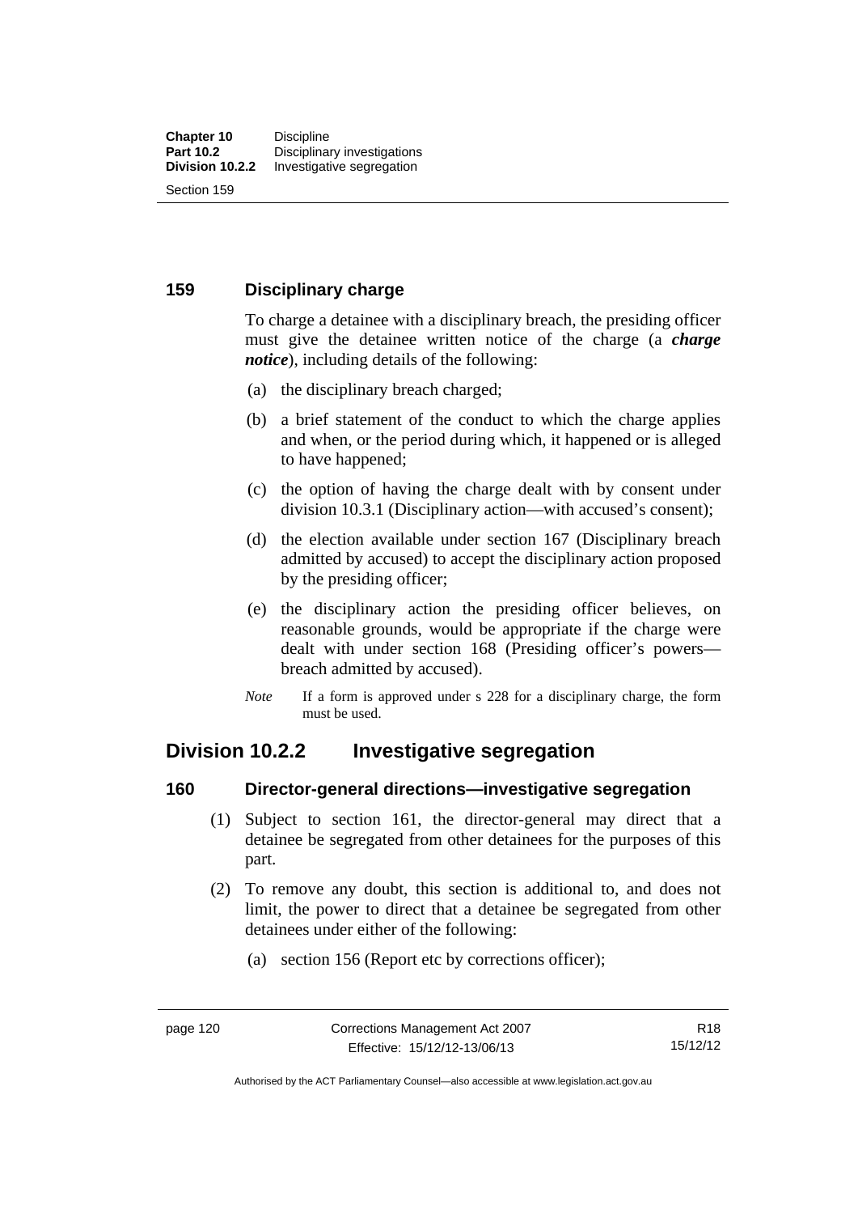### 159 Disciplinary charge

To charge a detainee with a disciplinary breach, the presiding officer must give the detainee written notice of the charge (a ***charge notice***), including details of the following:

(a) the disciplinary breach charged;

(b) a brief statement of the conduct to which the charge applies and when, or the period during which, it happened or is alleged to have happened;

(c) the option of having the charge dealt with by consent under division 10.3.1 (Disciplinary action—with accused's consent);

(d) the election available under section 167 (Disciplinary breach admitted by accused) to accept the disciplinary action proposed by the presiding officer;

(e) the disciplinary action the presiding officer believes, on reasonable grounds, would be appropriate if the charge were dealt with under section 168 (Presiding officer's powers—breach admitted by accused).

*Note* If a form is approved under s 228 for a disciplinary charge, the form must be used.

## Division 10.2.2 Investigative segregation

### 160 Director-general directions—investigative segregation

(1) Subject to section 161, the director-general may direct that a detainee be segregated from other detainees for the purposes of this part.

(2) To remove any doubt, this section is additional to, and does not limit, the power to direct that a detainee be segregated from other detainees under either of the following:

(a) section 156 (Report etc by corrections officer);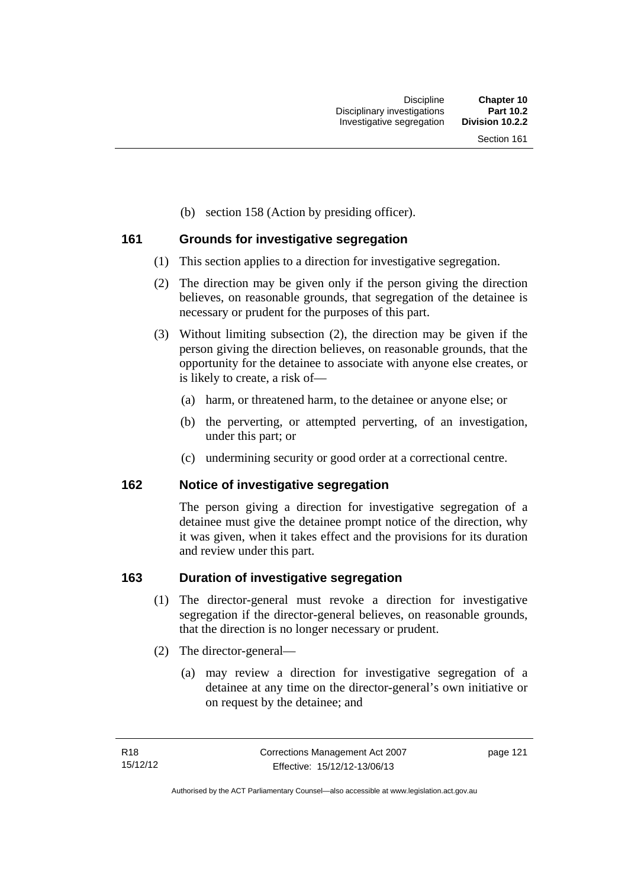(b) section 158 (Action by presiding officer).

### 161 Grounds for investigative segregation

(1) This section applies to a direction for investigative segregation.

(2) The direction may be given only if the person giving the direction believes, on reasonable grounds, that segregation of the detainee is necessary or prudent for the purposes of this part.

(3) Without limiting subsection (2), the direction may be given if the person giving the direction believes, on reasonable grounds, that the opportunity for the detainee to associate with anyone else creates, or is likely to create, a risk of—

(a) harm, or threatened harm, to the detainee or anyone else; or

(b) the perverting, or attempted perverting, of an investigation, under this part; or

(c) undermining security or good order at a correctional centre.

### 162 Notice of investigative segregation

The person giving a direction for investigative segregation of a detainee must give the detainee prompt notice of the direction, why it was given, when it takes effect and the provisions for its duration and review under this part.

### 163 Duration of investigative segregation

(1) The director-general must revoke a direction for investigative segregation if the director-general believes, on reasonable grounds, that the direction is no longer necessary or prudent.

(2) The director-general—

(a) may review a direction for investigative segregation of a detainee at any time on the director-general's own initiative or on request by the detainee; and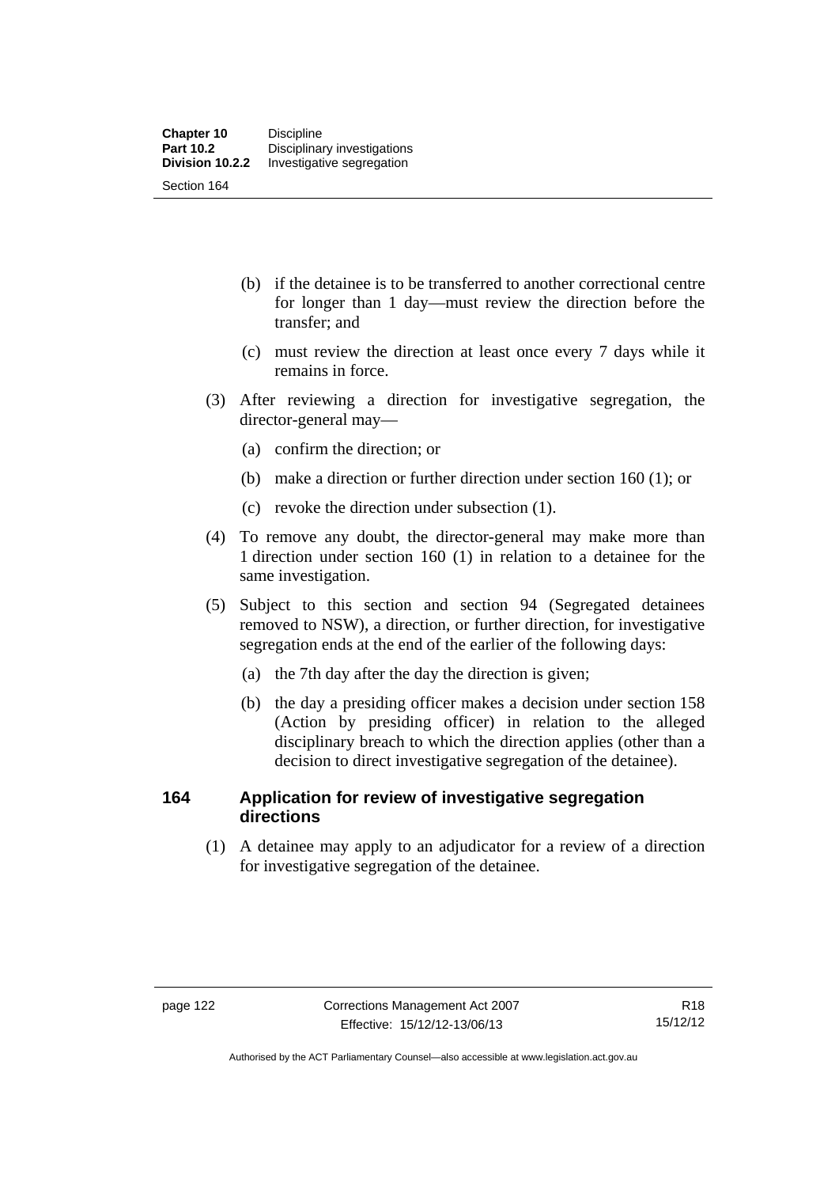(b) if the detainee is to be transferred to another correctional centre for longer than 1 day—must review the direction before the transfer; and

(c) must review the direction at least once every 7 days while it remains in force.

(3) After reviewing a direction for investigative segregation, the director-general may—

(a) confirm the direction; or

(b) make a direction or further direction under section 160 (1); or

(c) revoke the direction under subsection (1).

(4) To remove any doubt, the director-general may make more than 1 direction under section 160 (1) in relation to a detainee for the same investigation.

(5) Subject to this section and section 94 (Segregated detainees removed to NSW), a direction, or further direction, for investigative segregation ends at the end of the earlier of the following days:

(a) the 7th day after the day the direction is given;

(b) the day a presiding officer makes a decision under section 158 (Action by presiding officer) in relation to the alleged disciplinary breach to which the direction applies (other than a decision to direct investigative segregation of the detainee).

## 164 Application for review of investigative segregation directions

(1) A detainee may apply to an adjudicator for a review of a direction for investigative segregation of the detainee.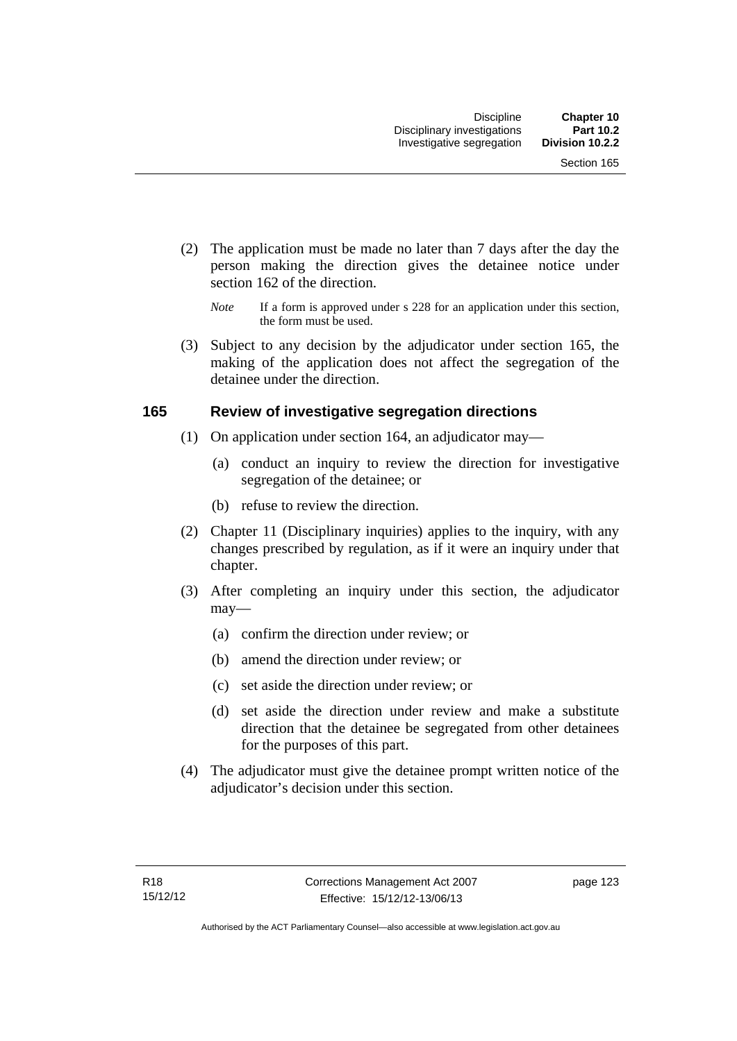(2) The application must be made no later than 7 days after the day the person making the direction gives the detainee notice under section 162 of the direction.

*Note* If a form is approved under s 228 for an application under this section, the form must be used.

(3) Subject to any decision by the adjudicator under section 165, the making of the application does not affect the segregation of the detainee under the direction.

### 165 Review of investigative segregation directions

(1) On application under section 164, an adjudicator may—

(a) conduct an inquiry to review the direction for investigative segregation of the detainee; or

(b) refuse to review the direction.

(2) Chapter 11 (Disciplinary inquiries) applies to the inquiry, with any changes prescribed by regulation, as if it were an inquiry under that chapter.

(3) After completing an inquiry under this section, the adjudicator may—

(a) confirm the direction under review; or

(b) amend the direction under review; or

(c) set aside the direction under review; or

(d) set aside the direction under review and make a substitute direction that the detainee be segregated from other detainees for the purposes of this part.

(4) The adjudicator must give the detainee prompt written notice of the adjudicator's decision under this section.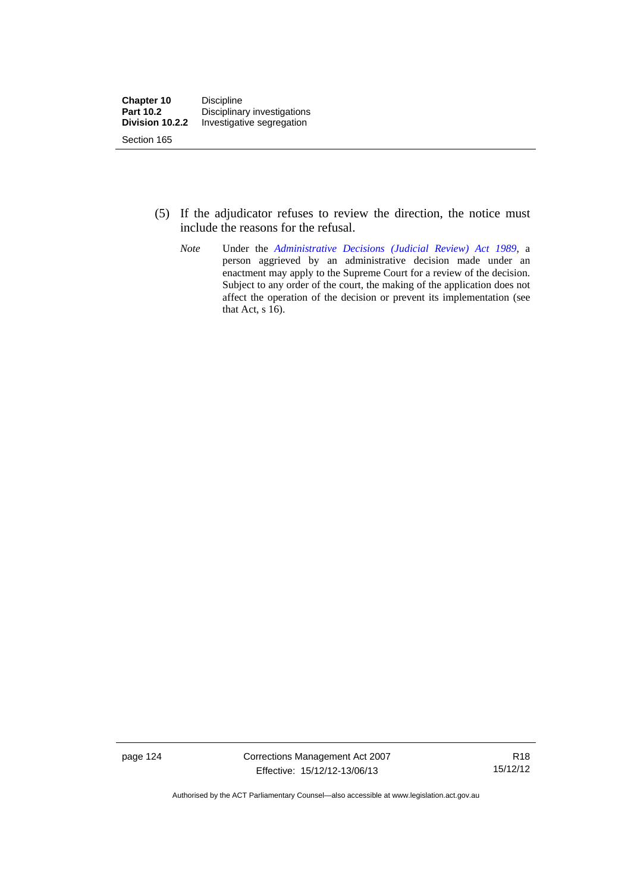(5) If the adjudicator refuses to review the direction, the notice must include the reasons for the refusal.

*Note* Under the *Administrative Decisions (Judicial Review) Act 1989*, a person aggrieved by an administrative decision made under an enactment may apply to the Supreme Court for a review of the decision. Subject to any order of the court, the making of the application does not affect the operation of the decision or prevent its implementation (see that Act, s 16).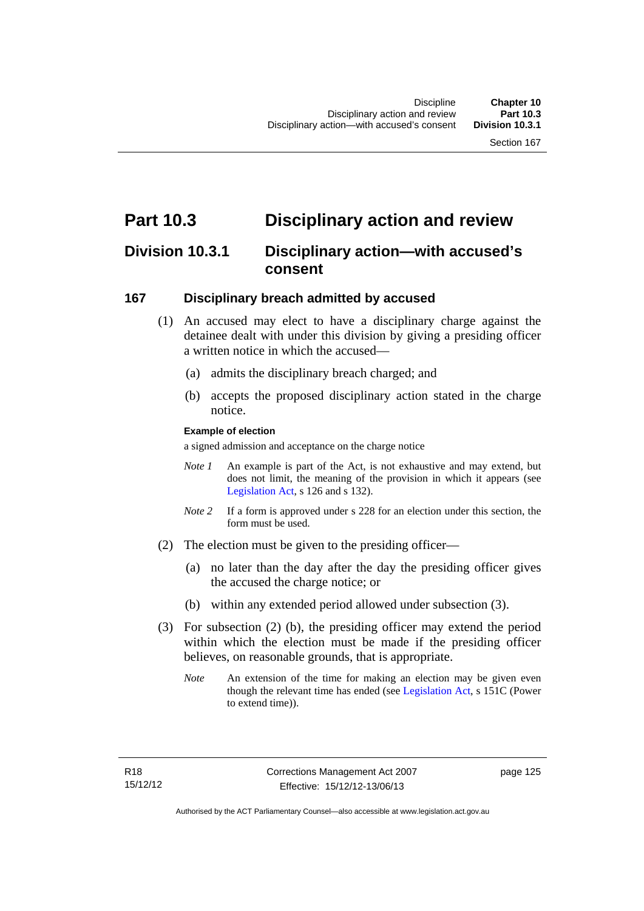# Part 10.3 Disciplinary action and review

## Division 10.3.1 Disciplinary action—with accused's consent

### 167 Disciplinary breach admitted by accused

(1) An accused may elect to have a disciplinary charge against the detainee dealt with under this division by giving a presiding officer a written notice in which the accused—

(a) admits the disciplinary breach charged; and

(b) accepts the proposed disciplinary action stated in the charge notice.

**Example of election**

a signed admission and acceptance on the charge notice

*Note 1* An example is part of the Act, is not exhaustive and may extend, but does not limit, the meaning of the provision in which it appears (see Legislation Act, s 126 and s 132).

*Note 2* If a form is approved under s 228 for an election under this section, the form must be used.

(2) The election must be given to the presiding officer—

(a) no later than the day after the day the presiding officer gives the accused the charge notice; or

(b) within any extended period allowed under subsection (3).

(3) For subsection (2) (b), the presiding officer may extend the period within which the election must be made if the presiding officer believes, on reasonable grounds, that is appropriate.

*Note* An extension of the time for making an election may be given even though the relevant time has ended (see Legislation Act, s 151C (Power to extend time)).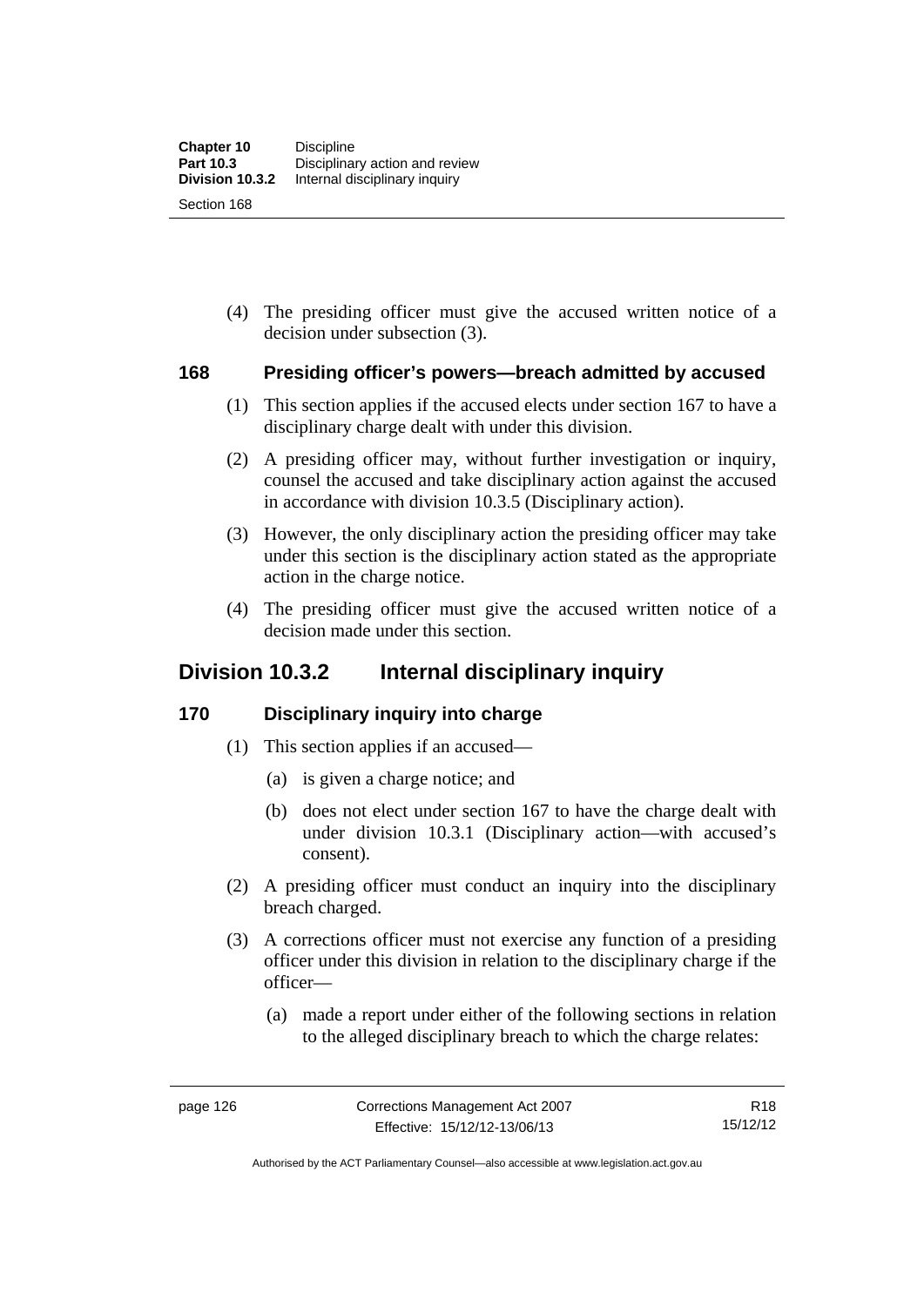(4) The presiding officer must give the accused written notice of a decision under subsection (3).

### 168 Presiding officer's powers—breach admitted by accused

(1) This section applies if the accused elects under section 167 to have a disciplinary charge dealt with under this division.

(2) A presiding officer may, without further investigation or inquiry, counsel the accused and take disciplinary action against the accused in accordance with division 10.3.5 (Disciplinary action).

(3) However, the only disciplinary action the presiding officer may take under this section is the disciplinary action stated as the appropriate action in the charge notice.

(4) The presiding officer must give the accused written notice of a decision made under this section.

## Division 10.3.2 Internal disciplinary inquiry

### 170 Disciplinary inquiry into charge

(1) This section applies if an accused—

(a) is given a charge notice; and

(b) does not elect under section 167 to have the charge dealt with under division 10.3.1 (Disciplinary action—with accused's consent).

(2) A presiding officer must conduct an inquiry into the disciplinary breach charged.

(3) A corrections officer must not exercise any function of a presiding officer under this division in relation to the disciplinary charge if the officer—

(a) made a report under either of the following sections in relation to the alleged disciplinary breach to which the charge relates: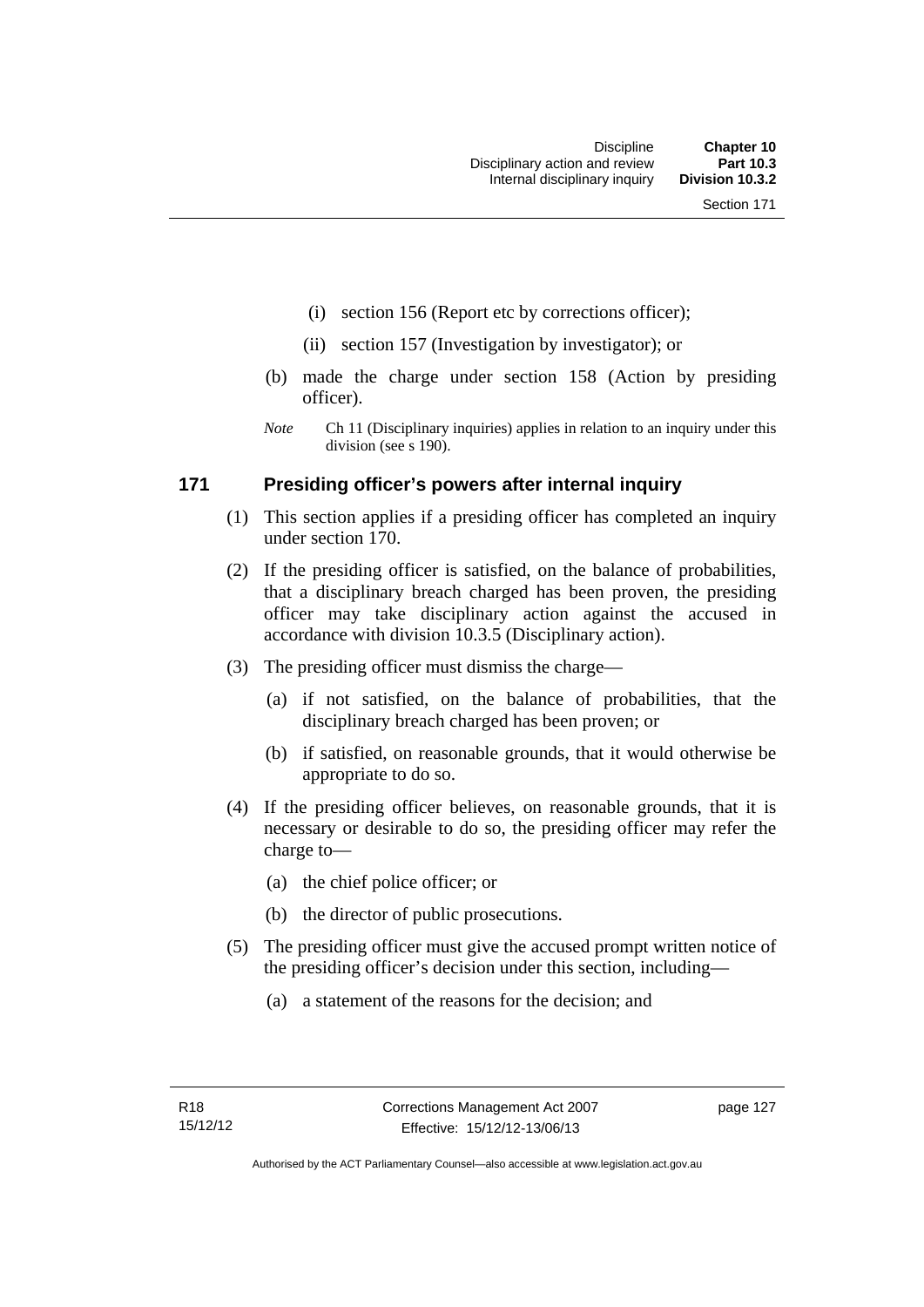(i) section 156 (Report etc by corrections officer);

(ii) section 157 (Investigation by investigator); or

(b) made the charge under section 158 (Action by presiding officer).

*Note* Ch 11 (Disciplinary inquiries) applies in relation to an inquiry under this division (see s 190).

## 171 Presiding officer's powers after internal inquiry

(1) This section applies if a presiding officer has completed an inquiry under section 170.

(2) If the presiding officer is satisfied, on the balance of probabilities, that a disciplinary breach charged has been proven, the presiding officer may take disciplinary action against the accused in accordance with division 10.3.5 (Disciplinary action).

(3) The presiding officer must dismiss the charge—

(a) if not satisfied, on the balance of probabilities, that the disciplinary breach charged has been proven; or

(b) if satisfied, on reasonable grounds, that it would otherwise be appropriate to do so.

(4) If the presiding officer believes, on reasonable grounds, that it is necessary or desirable to do so, the presiding officer may refer the charge to—

(a) the chief police officer; or

(b) the director of public prosecutions.

(5) The presiding officer must give the accused prompt written notice of the presiding officer's decision under this section, including—

(a) a statement of the reasons for the decision; and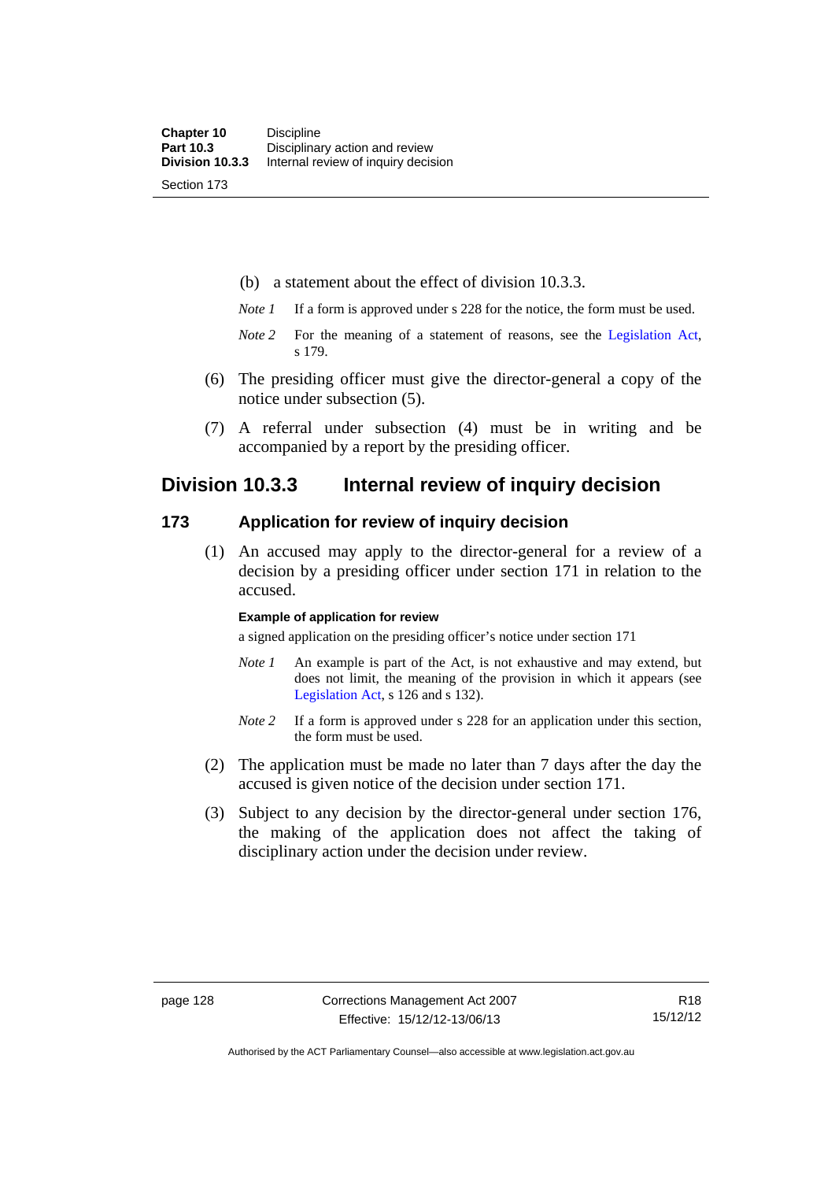(b) a statement about the effect of division 10.3.3.

*Note 1* If a form is approved under s 228 for the notice, the form must be used.

*Note 2* For the meaning of a statement of reasons, see the Legislation Act, s 179.

(6) The presiding officer must give the director-general a copy of the notice under subsection (5).

(7) A referral under subsection (4) must be in writing and be accompanied by a report by the presiding officer.

## Division 10.3.3 Internal review of inquiry decision

### 173 Application for review of inquiry decision

(1) An accused may apply to the director-general for a review of a decision by a presiding officer under section 171 in relation to the accused.

**Example of application for review**

a signed application on the presiding officer's notice under section 171

*Note 1* An example is part of the Act, is not exhaustive and may extend, but does not limit, the meaning of the provision in which it appears (see Legislation Act, s 126 and s 132).

*Note 2* If a form is approved under s 228 for an application under this section, the form must be used.

(2) The application must be made no later than 7 days after the day the accused is given notice of the decision under section 171.

(3) Subject to any decision by the director-general under section 176, the making of the application does not affect the taking of disciplinary action under the decision under review.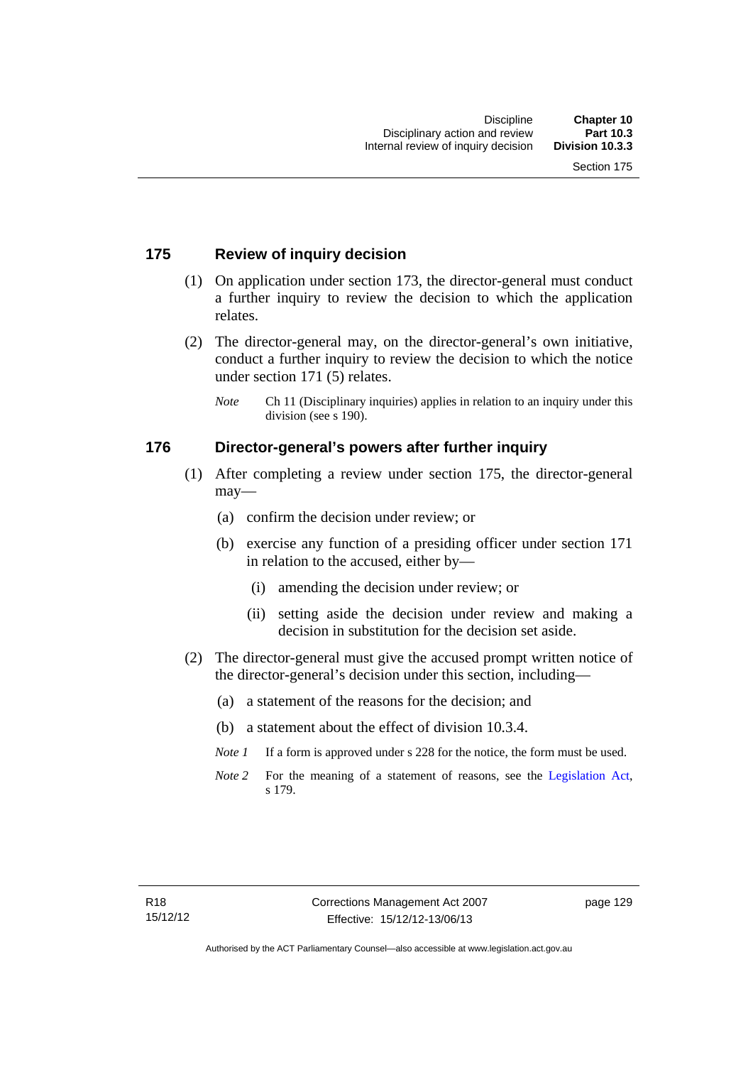## 175 Review of inquiry decision

(1) On application under section 173, the director-general must conduct a further inquiry to review the decision to which the application relates.

(2) The director-general may, on the director-general's own initiative, conduct a further inquiry to review the decision to which the notice under section 171 (5) relates.

*Note* Ch 11 (Disciplinary inquiries) applies in relation to an inquiry under this division (see s 190).

## 176 Director-general's powers after further inquiry

(1) After completing a review under section 175, the director-general may—

(a) confirm the decision under review; or

(b) exercise any function of a presiding officer under section 171 in relation to the accused, either by—

(i) amending the decision under review; or

(ii) setting aside the decision under review and making a decision in substitution for the decision set aside.

(2) The director-general must give the accused prompt written notice of the director-general's decision under this section, including—

(a) a statement of the reasons for the decision; and

(b) a statement about the effect of division 10.3.4.

*Note 1* If a form is approved under s 228 for the notice, the form must be used.

*Note 2* For the meaning of a statement of reasons, see the Legislation Act, s 179.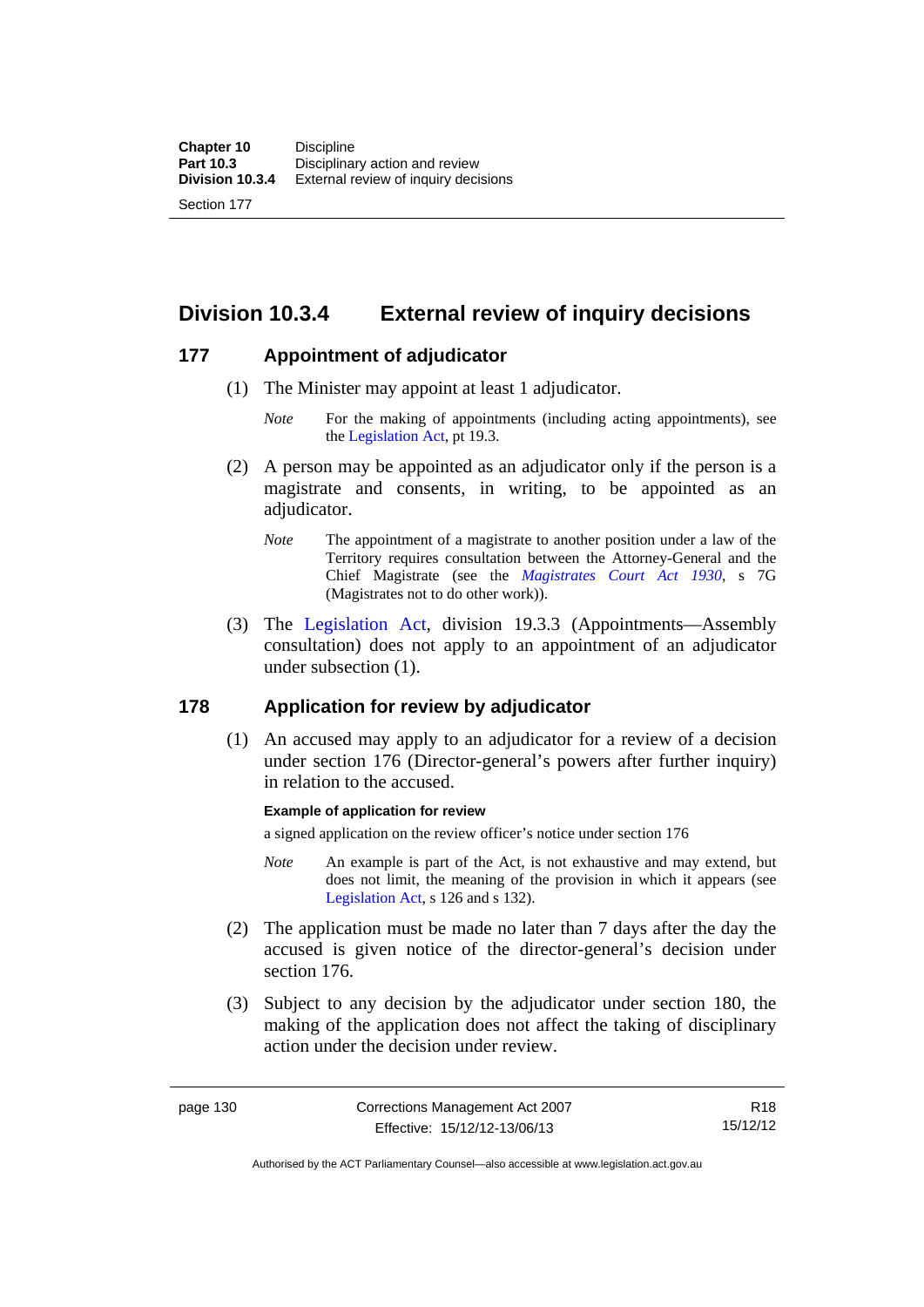## Division 10.3.4 External review of inquiry decisions

### 177 Appointment of adjudicator

(1) The Minister may appoint at least 1 adjudicator.

*Note* For the making of appointments (including acting appointments), see the Legislation Act, pt 19.3.

(2) A person may be appointed as an adjudicator only if the person is a magistrate and consents, in writing, to be appointed as an adjudicator.

*Note* The appointment of a magistrate to another position under a law of the Territory requires consultation between the Attorney-General and the Chief Magistrate (see the *Magistrates Court Act 1930*, s 7G (Magistrates not to do other work)).

(3) The Legislation Act, division 19.3.3 (Appointments—Assembly consultation) does not apply to an appointment of an adjudicator under subsection (1).

### 178 Application for review by adjudicator

(1) An accused may apply to an adjudicator for a review of a decision under section 176 (Director-general's powers after further inquiry) in relation to the accused.

**Example of application for review**

a signed application on the review officer's notice under section 176

*Note* An example is part of the Act, is not exhaustive and may extend, but does not limit, the meaning of the provision in which it appears (see Legislation Act, s 126 and s 132).

(2) The application must be made no later than 7 days after the day the accused is given notice of the director-general's decision under section 176.

(3) Subject to any decision by the adjudicator under section 180, the making of the application does not affect the taking of disciplinary action under the decision under review.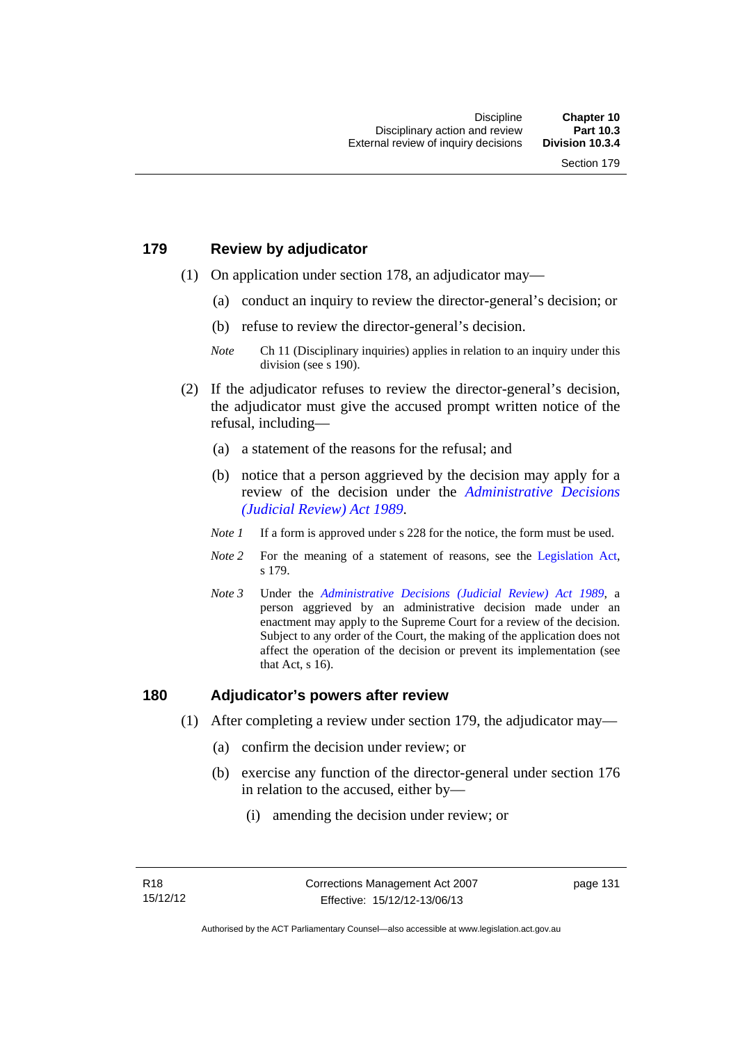## 179 Review by adjudicator

(1) On application under section 178, an adjudicator may—

(a) conduct an inquiry to review the director-general's decision; or

(b) refuse to review the director-general's decision.

*Note* Ch 11 (Disciplinary inquiries) applies in relation to an inquiry under this division (see s 190).

(2) If the adjudicator refuses to review the director-general's decision, the adjudicator must give the accused prompt written notice of the refusal, including—

(a) a statement of the reasons for the refusal; and

(b) notice that a person aggrieved by the decision may apply for a review of the decision under the *Administrative Decisions (Judicial Review) Act 1989*.

*Note 1* If a form is approved under s 228 for the notice, the form must be used.

*Note 2* For the meaning of a statement of reasons, see the Legislation Act, s 179.

*Note 3* Under the *Administrative Decisions (Judicial Review) Act 1989*, a person aggrieved by an administrative decision made under an enactment may apply to the Supreme Court for a review of the decision. Subject to any order of the Court, the making of the application does not affect the operation of the decision or prevent its implementation (see that Act, s 16).

## 180 Adjudicator's powers after review

(1) After completing a review under section 179, the adjudicator may—

(a) confirm the decision under review; or

(b) exercise any function of the director-general under section 176 in relation to the accused, either by—

(i) amending the decision under review; or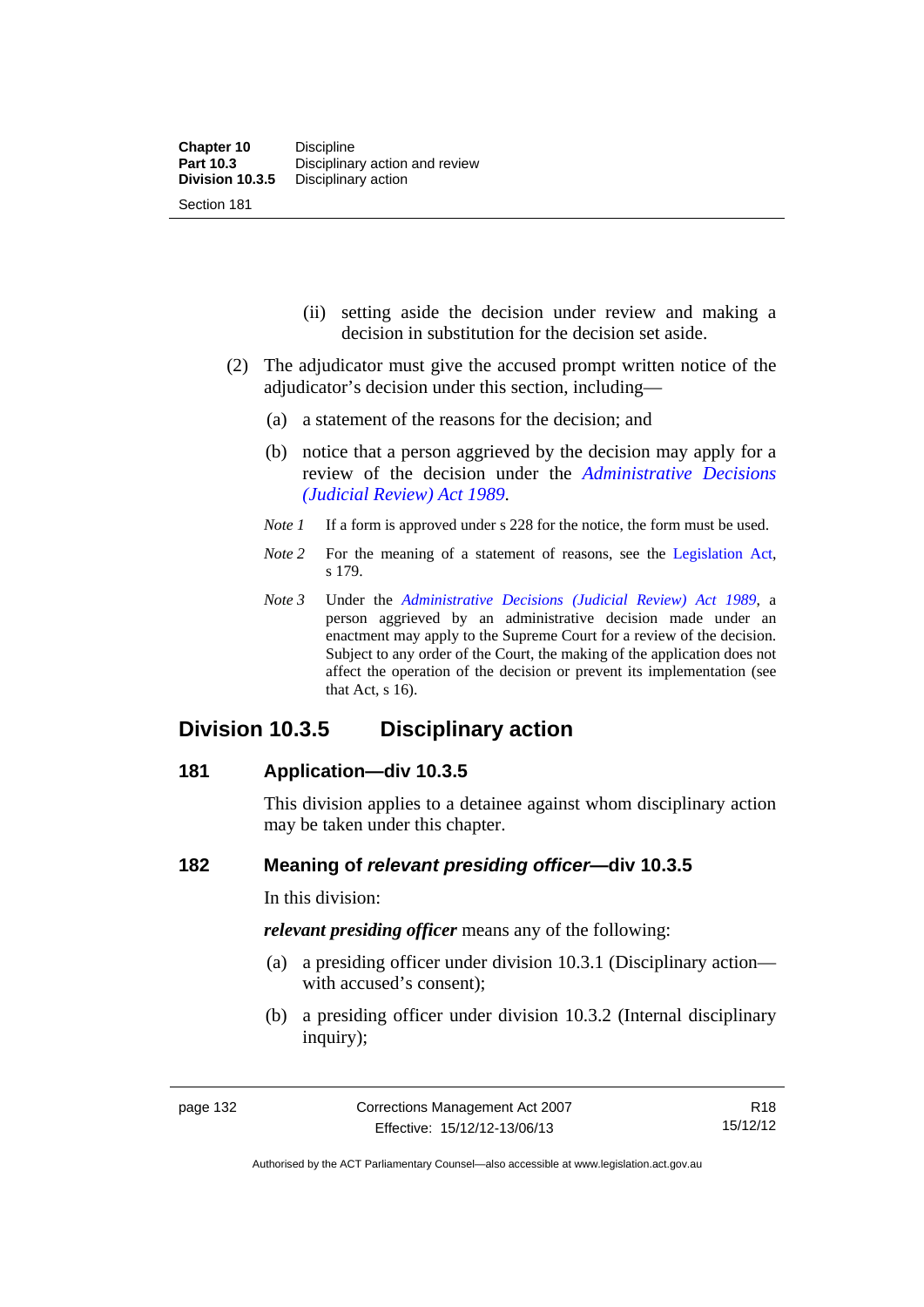(ii) setting aside the decision under review and making a decision in substitution for the decision set aside.

(2) The adjudicator must give the accused prompt written notice of the adjudicator's decision under this section, including—

(a) a statement of the reasons for the decision; and

(b) notice that a person aggrieved by the decision may apply for a review of the decision under the *Administrative Decisions (Judicial Review) Act 1989*.

*Note 1* If a form is approved under s 228 for the notice, the form must be used.

*Note 2* For the meaning of a statement of reasons, see the Legislation Act, s 179.

*Note 3* Under the *Administrative Decisions (Judicial Review) Act 1989*, a person aggrieved by an administrative decision made under an enactment may apply to the Supreme Court for a review of the decision. Subject to any order of the Court, the making of the application does not affect the operation of the decision or prevent its implementation (see that Act, s 16).

## Division 10.3.5 Disciplinary action

### 181 Application—div 10.3.5

This division applies to a detainee against whom disciplinary action may be taken under this chapter.

### 182 Meaning of *relevant presiding officer*—div 10.3.5

In this division:

***relevant presiding officer*** means any of the following:

(a) a presiding officer under division 10.3.1 (Disciplinary action—with accused's consent);

(b) a presiding officer under division 10.3.2 (Internal disciplinary inquiry);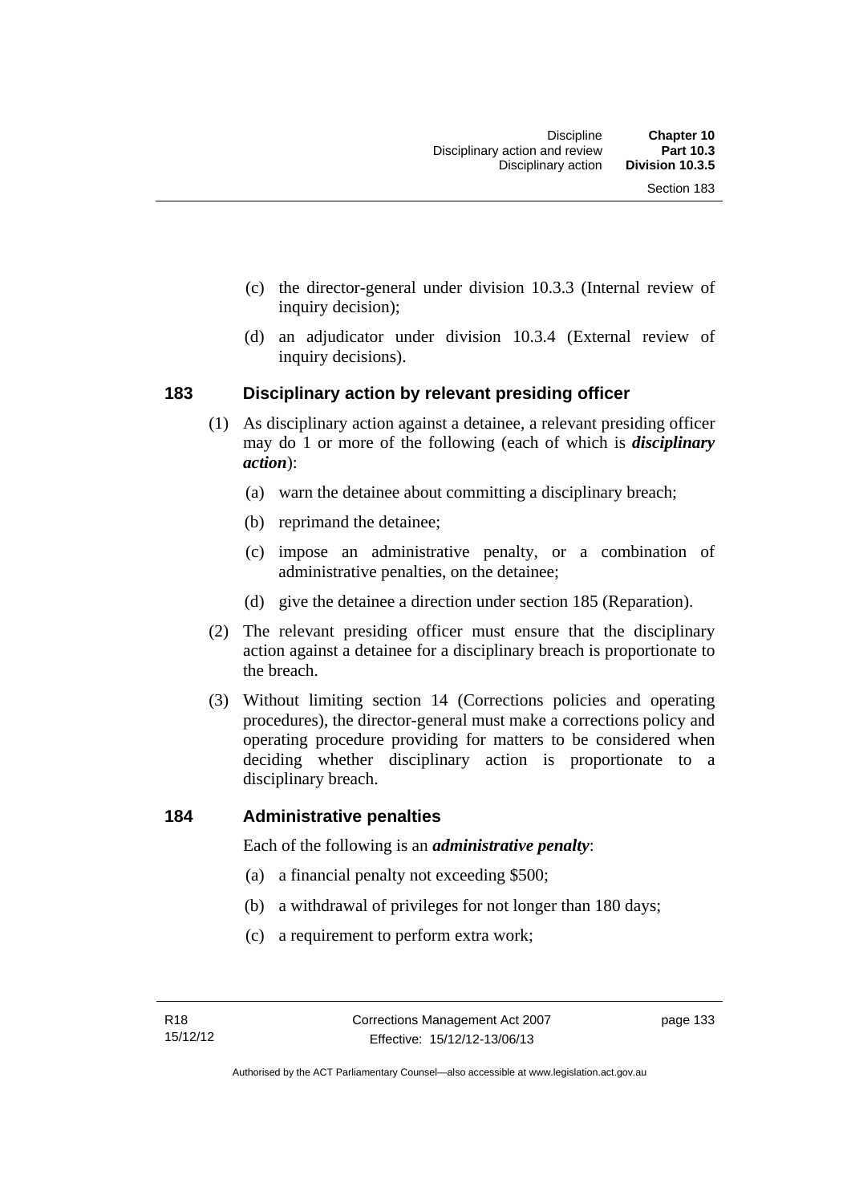(c) the director-general under division 10.3.3 (Internal review of inquiry decision);

(d) an adjudicator under division 10.3.4 (External review of inquiry decisions).

## 183 Disciplinary action by relevant presiding officer

(1) As disciplinary action against a detainee, a relevant presiding officer may do 1 or more of the following (each of which is ***disciplinary action***):

(a) warn the detainee about committing a disciplinary breach;

(b) reprimand the detainee;

(c) impose an administrative penalty, or a combination of administrative penalties, on the detainee;

(d) give the detainee a direction under section 185 (Reparation).

(2) The relevant presiding officer must ensure that the disciplinary action against a detainee for a disciplinary breach is proportionate to the breach.

(3) Without limiting section 14 (Corrections policies and operating procedures), the director-general must make a corrections policy and operating procedure providing for matters to be considered when deciding whether disciplinary action is proportionate to a disciplinary breach.

## 184 Administrative penalties

Each of the following is an ***administrative penalty***:

(a) a financial penalty not exceeding $500;

(b) a withdrawal of privileges for not longer than 180 days;

(c) a requirement to perform extra work;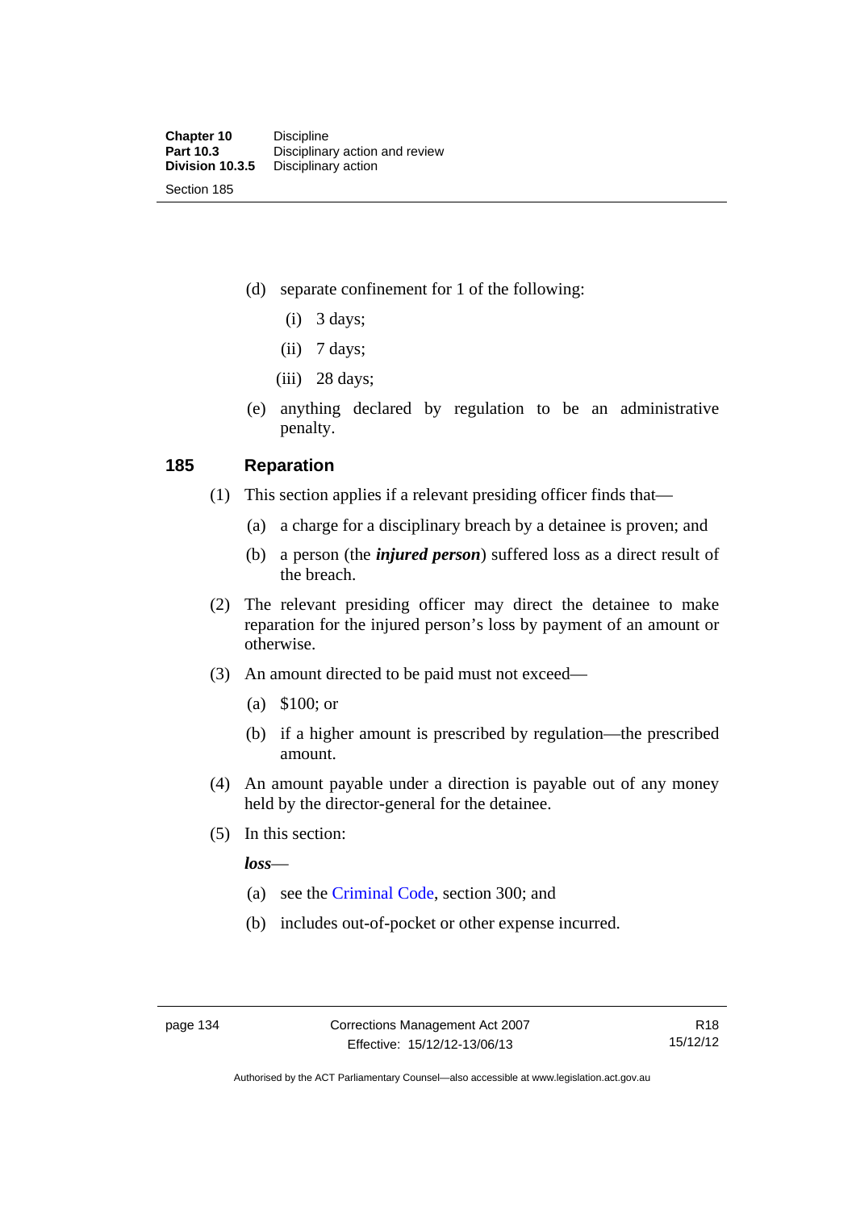(d) separate confinement for 1 of the following:

(i) 3 days;

(ii) 7 days;

(iii) 28 days;

(e) anything declared by regulation to be an administrative penalty.

## 185 Reparation

(1) This section applies if a relevant presiding officer finds that—

(a) a charge for a disciplinary breach by a detainee is proven; and

(b) a person (the ***injured person***) suffered loss as a direct result of the breach.

(2) The relevant presiding officer may direct the detainee to make reparation for the injured person's loss by payment of an amount or otherwise.

(3) An amount directed to be paid must not exceed—

(a) $100; or

(b) if a higher amount is prescribed by regulation—the prescribed amount.

(4) An amount payable under a direction is payable out of any money held by the director-general for the detainee.

(5) In this section:

***loss***—

(a) see the Criminal Code, section 300; and

(b) includes out-of-pocket or other expense incurred.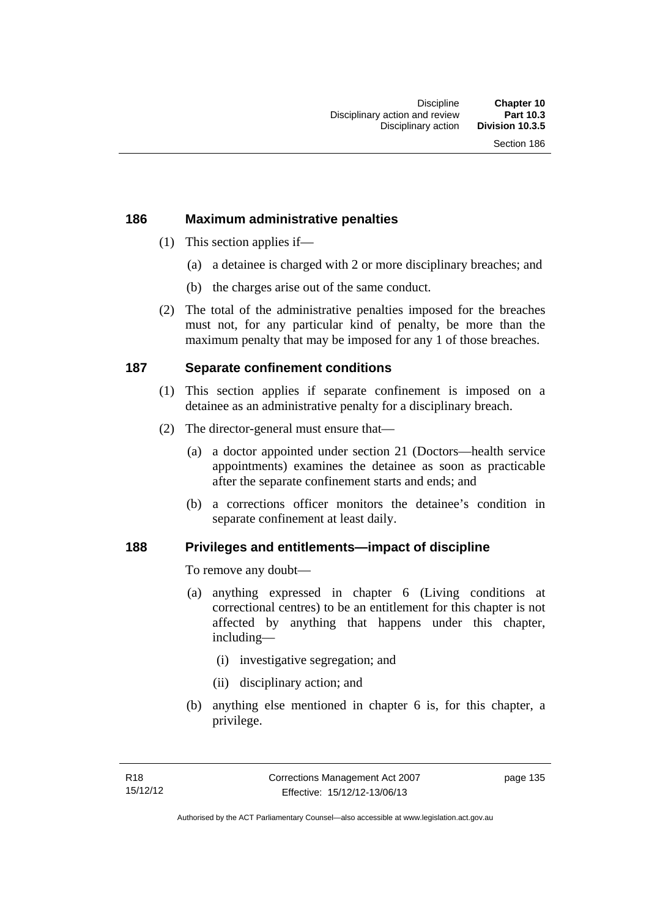## 186 Maximum administrative penalties

(1) This section applies if—

(a) a detainee is charged with 2 or more disciplinary breaches; and

(b) the charges arise out of the same conduct.

(2) The total of the administrative penalties imposed for the breaches must not, for any particular kind of penalty, be more than the maximum penalty that may be imposed for any 1 of those breaches.

## 187 Separate confinement conditions

(1) This section applies if separate confinement is imposed on a detainee as an administrative penalty for a disciplinary breach.

(2) The director-general must ensure that—

(a) a doctor appointed under section 21 (Doctors—health service appointments) examines the detainee as soon as practicable after the separate confinement starts and ends; and

(b) a corrections officer monitors the detainee's condition in separate confinement at least daily.

## 188 Privileges and entitlements—impact of discipline

To remove any doubt—

(a) anything expressed in chapter 6 (Living conditions at correctional centres) to be an entitlement for this chapter is not affected by anything that happens under this chapter, including—

(i) investigative segregation; and

(ii) disciplinary action; and

(b) anything else mentioned in chapter 6 is, for this chapter, a privilege.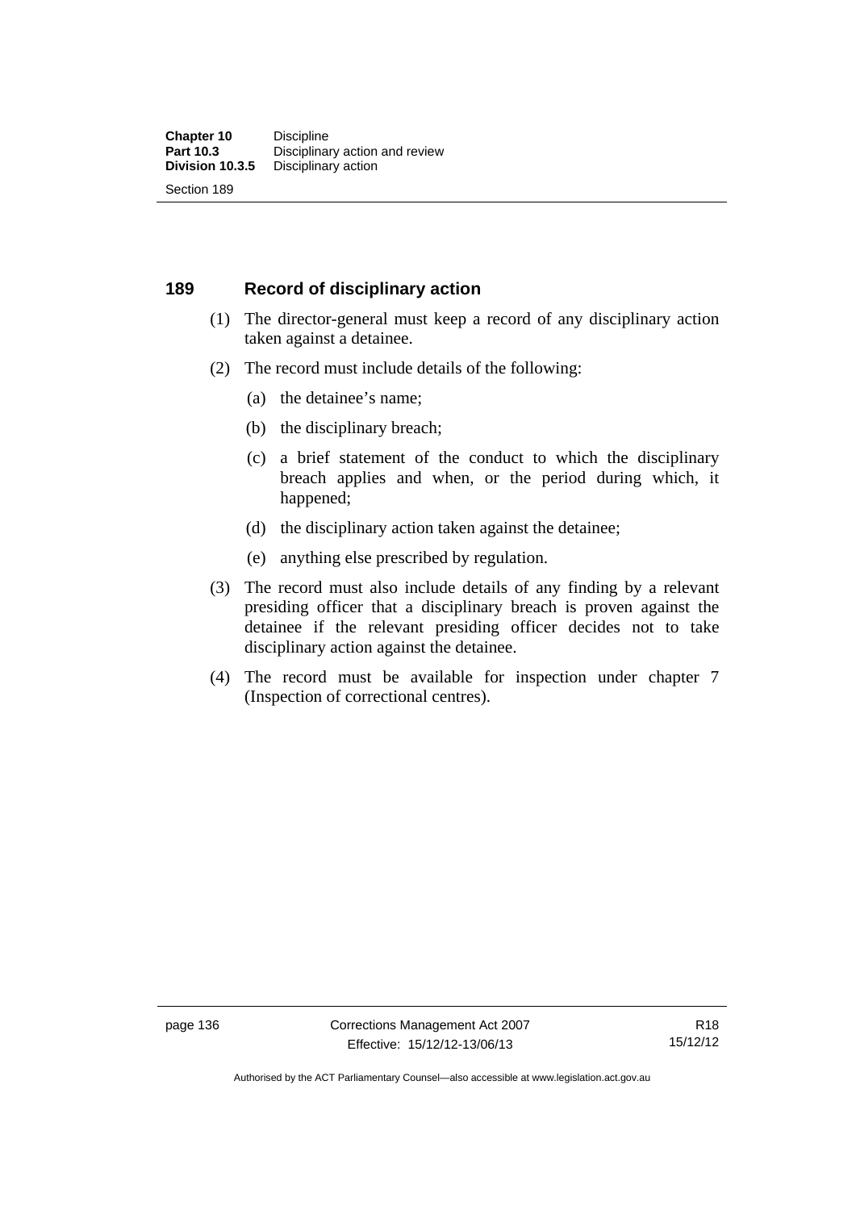## 189 Record of disciplinary action

(1) The director-general must keep a record of any disciplinary action taken against a detainee.

(2) The record must include details of the following:

(a) the detainee's name;

(b) the disciplinary breach;

(c) a brief statement of the conduct to which the disciplinary breach applies and when, or the period during which, it happened;

(d) the disciplinary action taken against the detainee;

(e) anything else prescribed by regulation.

(3) The record must also include details of any finding by a relevant presiding officer that a disciplinary breach is proven against the detainee if the relevant presiding officer decides not to take disciplinary action against the detainee.

(4) The record must be available for inspection under chapter 7 (Inspection of correctional centres).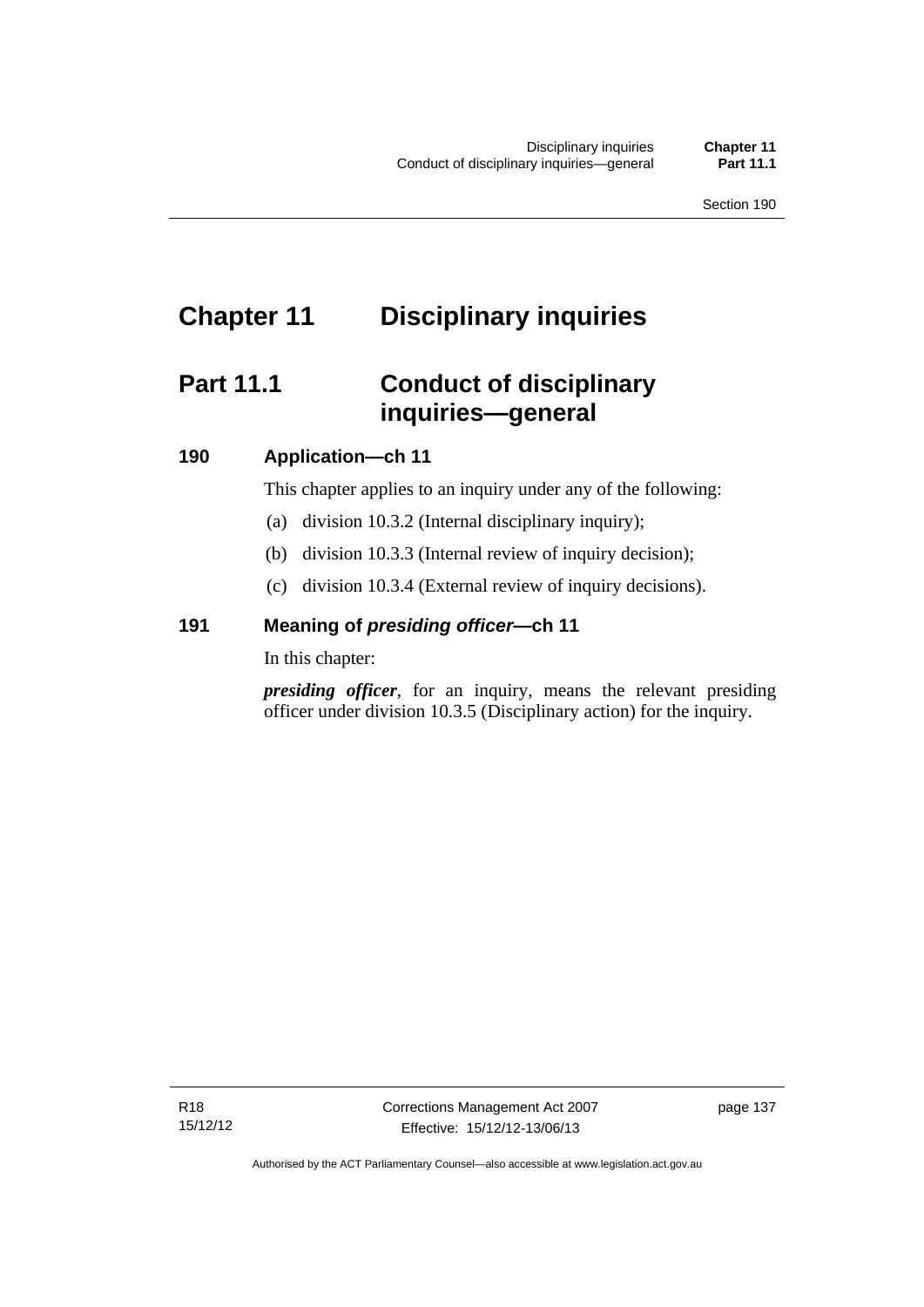# Chapter 11 Disciplinary inquiries

## Part 11.1 Conduct of disciplinary inquiries—general

### 190 Application—ch 11

This chapter applies to an inquiry under any of the following:

(a) division 10.3.2 (Internal disciplinary inquiry);

(b) division 10.3.3 (Internal review of inquiry decision);

(c) division 10.3.4 (External review of inquiry decisions).

### 191 Meaning of *presiding officer*—ch 11

In this chapter:

***presiding officer***, for an inquiry, means the relevant presiding officer under division 10.3.5 (Disciplinary action) for the inquiry.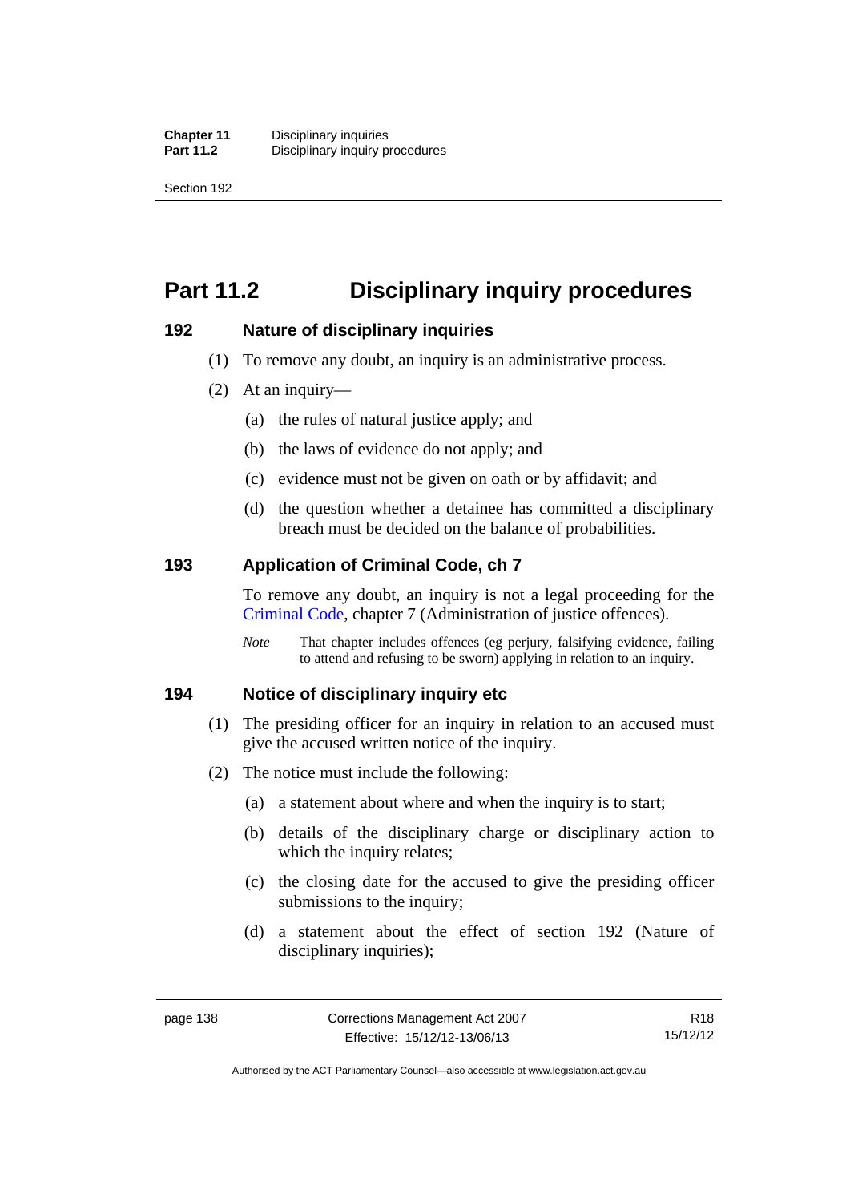# Part 11.2 Disciplinary inquiry procedures

## 192 Nature of disciplinary inquiries

(1) To remove any doubt, an inquiry is an administrative process.

(2) At an inquiry—

(a) the rules of natural justice apply; and

(b) the laws of evidence do not apply; and

(c) evidence must not be given on oath or by affidavit; and

(d) the question whether a detainee has committed a disciplinary breach must be decided on the balance of probabilities.

## 193 Application of Criminal Code, ch 7

To remove any doubt, an inquiry is not a legal proceeding for the Criminal Code, chapter 7 (Administration of justice offences).

*Note* That chapter includes offences (eg perjury, falsifying evidence, failing to attend and refusing to be sworn) applying in relation to an inquiry.

## 194 Notice of disciplinary inquiry etc

(1) The presiding officer for an inquiry in relation to an accused must give the accused written notice of the inquiry.

(2) The notice must include the following:

(a) a statement about where and when the inquiry is to start;

(b) details of the disciplinary charge or disciplinary action to which the inquiry relates;

(c) the closing date for the accused to give the presiding officer submissions to the inquiry;

(d) a statement about the effect of section 192 (Nature of disciplinary inquiries);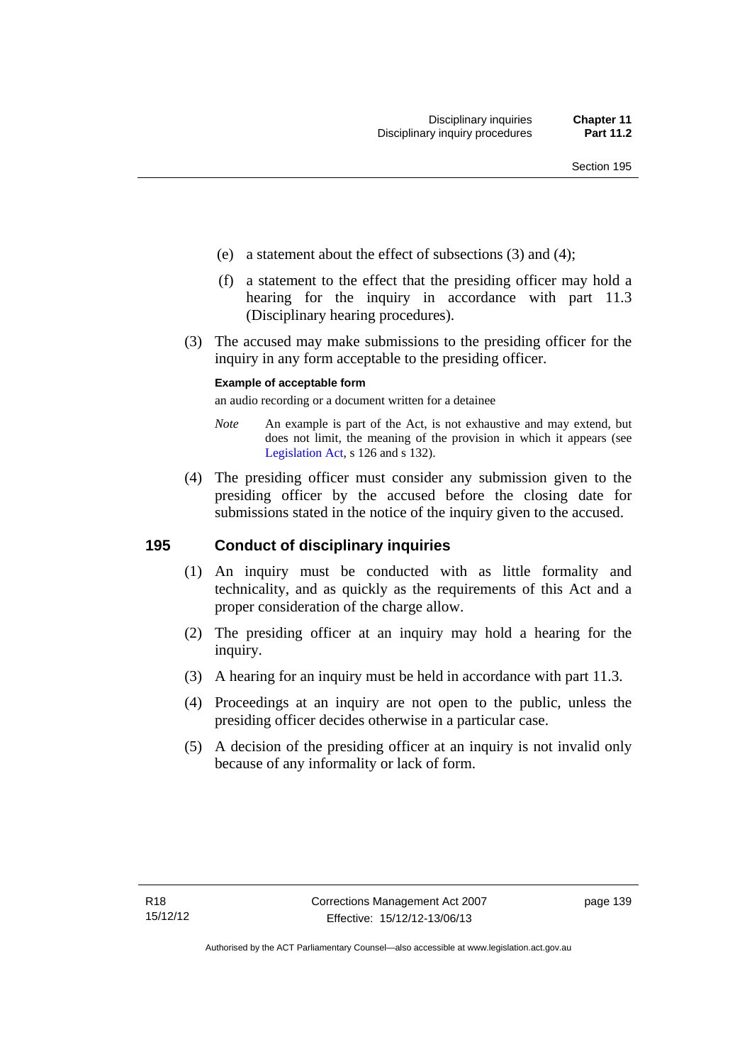(e) a statement about the effect of subsections (3) and (4);

(f) a statement to the effect that the presiding officer may hold a hearing for the inquiry in accordance with part 11.3 (Disciplinary hearing procedures).

(3) The accused may make submissions to the presiding officer for the inquiry in any form acceptable to the presiding officer.

**Example of acceptable form**

an audio recording or a document written for a detainee

*Note* An example is part of the Act, is not exhaustive and may extend, but does not limit, the meaning of the provision in which it appears (see Legislation Act, s 126 and s 132).

(4) The presiding officer must consider any submission given to the presiding officer by the accused before the closing date for submissions stated in the notice of the inquiry given to the accused.

## 195 Conduct of disciplinary inquiries

(1) An inquiry must be conducted with as little formality and technicality, and as quickly as the requirements of this Act and a proper consideration of the charge allow.

(2) The presiding officer at an inquiry may hold a hearing for the inquiry.

(3) A hearing for an inquiry must be held in accordance with part 11.3.

(4) Proceedings at an inquiry are not open to the public, unless the presiding officer decides otherwise in a particular case.

(5) A decision of the presiding officer at an inquiry is not invalid only because of any informality or lack of form.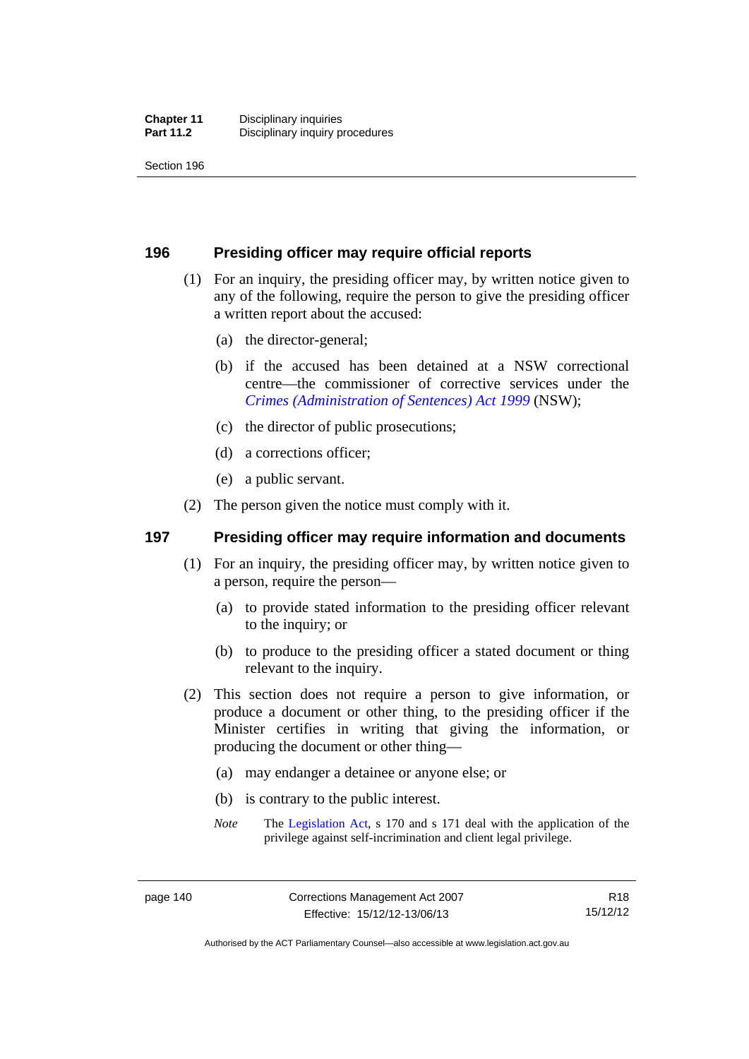## 196 Presiding officer may require official reports

(1) For an inquiry, the presiding officer may, by written notice given to any of the following, require the person to give the presiding officer a written report about the accused:

(a) the director-general;

(b) if the accused has been detained at a NSW correctional centre—the commissioner of corrective services under the *Crimes (Administration of Sentences) Act 1999* (NSW);

(c) the director of public prosecutions;

(d) a corrections officer;

(e) a public servant.

(2) The person given the notice must comply with it.

## 197 Presiding officer may require information and documents

(1) For an inquiry, the presiding officer may, by written notice given to a person, require the person—

(a) to provide stated information to the presiding officer relevant to the inquiry; or

(b) to produce to the presiding officer a stated document or thing relevant to the inquiry.

(2) This section does not require a person to give information, or produce a document or other thing, to the presiding officer if the Minister certifies in writing that giving the information, or producing the document or other thing—

(a) may endanger a detainee or anyone else; or

(b) is contrary to the public interest.

*Note* The Legislation Act, s 170 and s 171 deal with the application of the privilege against self-incrimination and client legal privilege.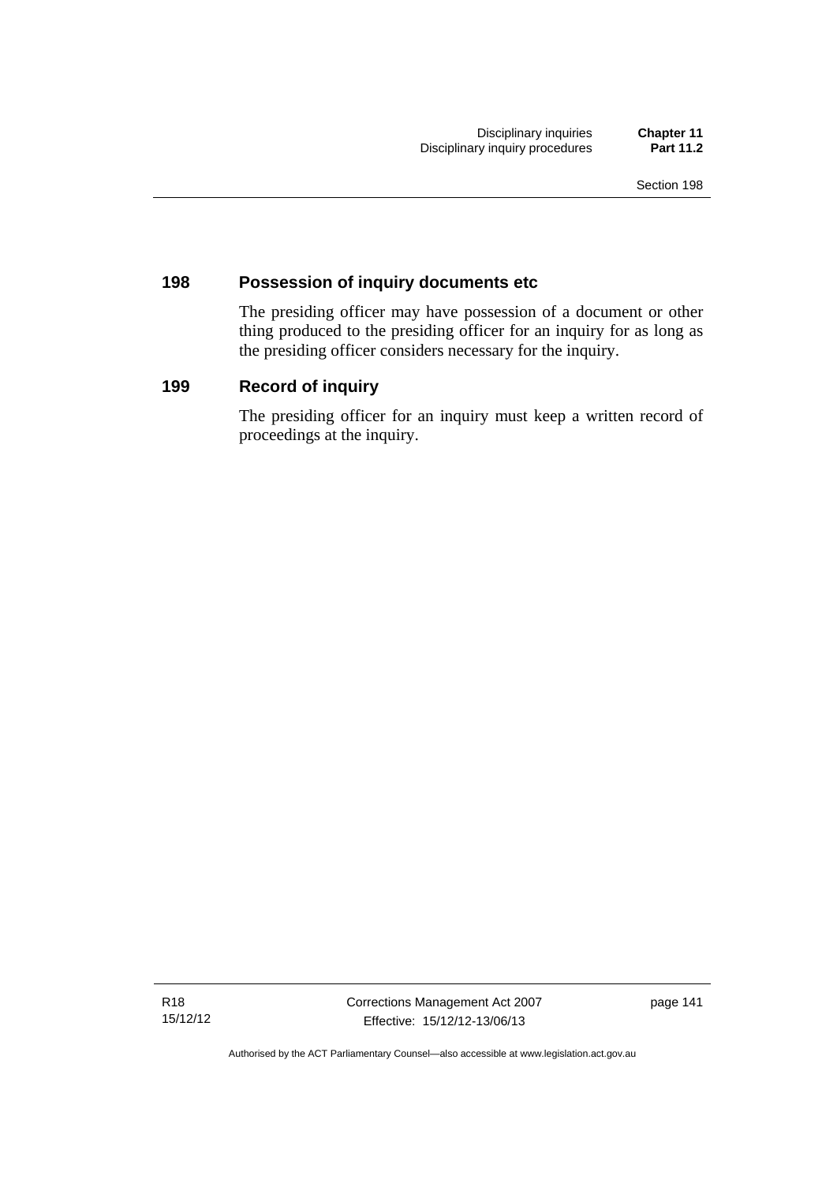## 198 Possession of inquiry documents etc

The presiding officer may have possession of a document or other thing produced to the presiding officer for an inquiry for as long as the presiding officer considers necessary for the inquiry.

## 199 Record of inquiry

The presiding officer for an inquiry must keep a written record of proceedings at the inquiry.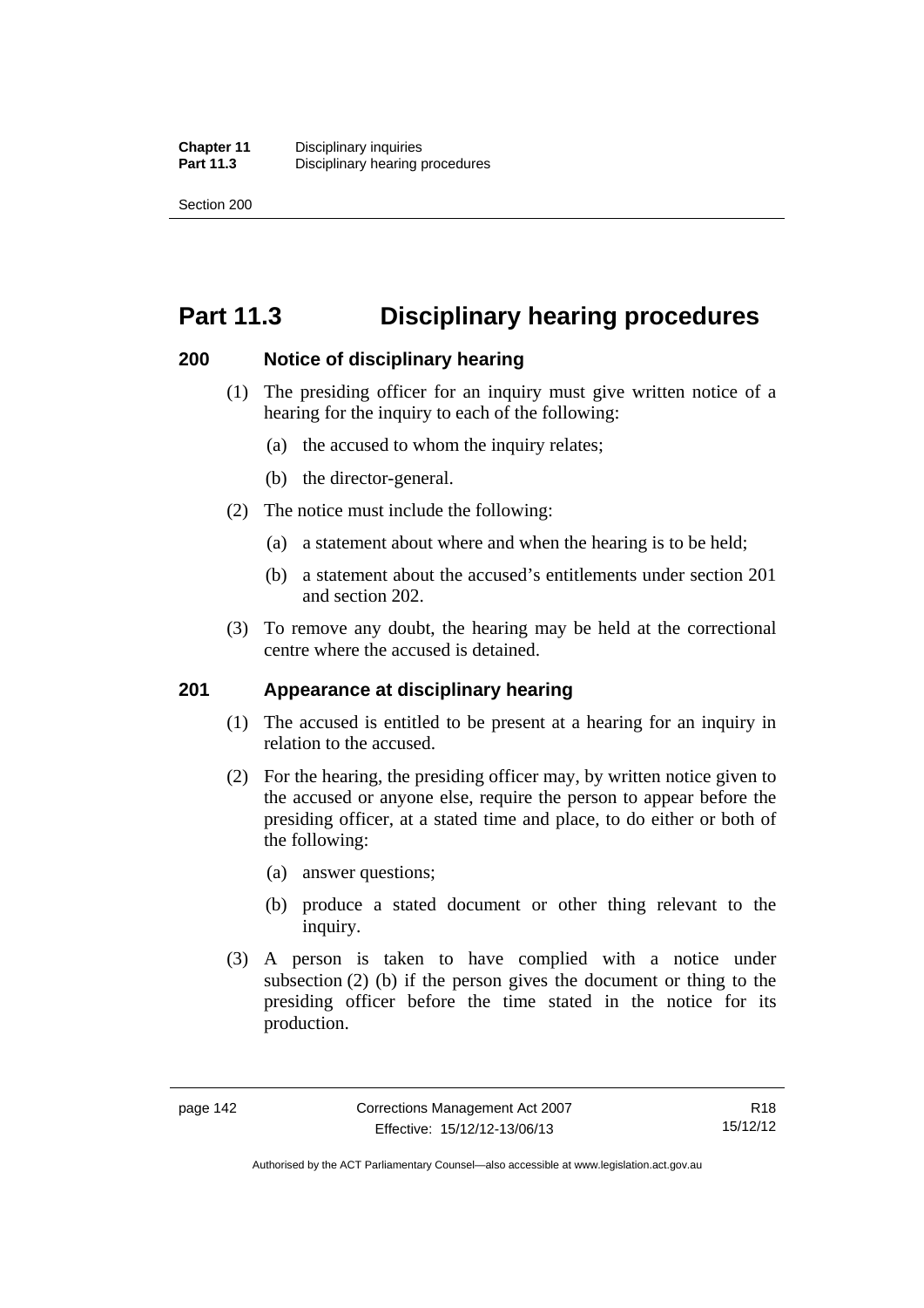# Part 11.3 Disciplinary hearing procedures

### 200 Notice of disciplinary hearing

(1) The presiding officer for an inquiry must give written notice of a hearing for the inquiry to each of the following:

(a) the accused to whom the inquiry relates;

(b) the director-general.

(2) The notice must include the following:

(a) a statement about where and when the hearing is to be held;

(b) a statement about the accused's entitlements under section 201 and section 202.

(3) To remove any doubt, the hearing may be held at the correctional centre where the accused is detained.

### 201 Appearance at disciplinary hearing

(1) The accused is entitled to be present at a hearing for an inquiry in relation to the accused.

(2) For the hearing, the presiding officer may, by written notice given to the accused or anyone else, require the person to appear before the presiding officer, at a stated time and place, to do either or both of the following:

(a) answer questions;

(b) produce a stated document or other thing relevant to the inquiry.

(3) A person is taken to have complied with a notice under subsection (2) (b) if the person gives the document or thing to the presiding officer before the time stated in the notice for its production.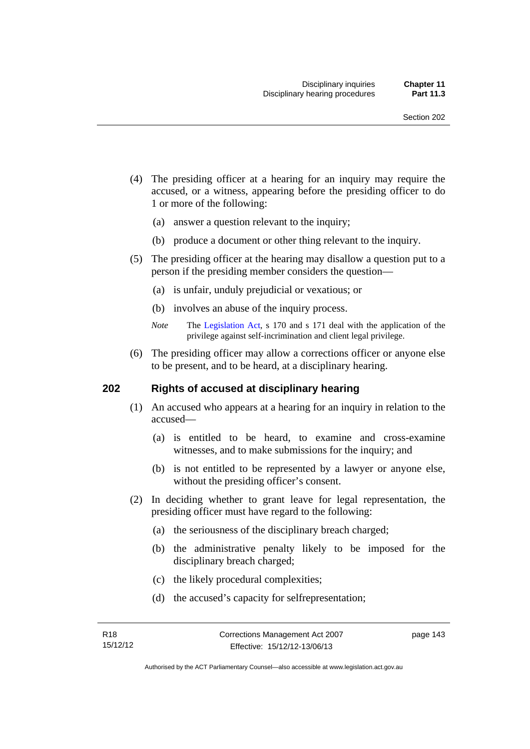(4) The presiding officer at a hearing for an inquiry may require the accused, or a witness, appearing before the presiding officer to do 1 or more of the following:

(a) answer a question relevant to the inquiry;

(b) produce a document or other thing relevant to the inquiry.

(5) The presiding officer at the hearing may disallow a question put to a person if the presiding member considers the question—

(a) is unfair, unduly prejudicial or vexatious; or

(b) involves an abuse of the inquiry process.

*Note* The Legislation Act, s 170 and s 171 deal with the application of the privilege against self-incrimination and client legal privilege.

(6) The presiding officer may allow a corrections officer or anyone else to be present, and to be heard, at a disciplinary hearing.

## 202 Rights of accused at disciplinary hearing

(1) An accused who appears at a hearing for an inquiry in relation to the accused—

(a) is entitled to be heard, to examine and cross-examine witnesses, and to make submissions for the inquiry; and

(b) is not entitled to be represented by a lawyer or anyone else, without the presiding officer's consent.

(2) In deciding whether to grant leave for legal representation, the presiding officer must have regard to the following:

(a) the seriousness of the disciplinary breach charged;

(b) the administrative penalty likely to be imposed for the disciplinary breach charged;

(c) the likely procedural complexities;

(d) the accused's capacity for selfrepresentation;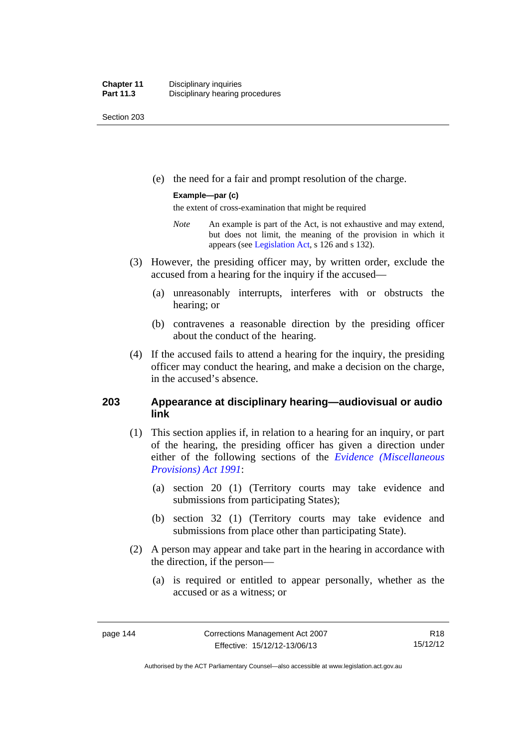(e) the need for a fair and prompt resolution of the charge.

**Example—par (c)**

the extent of cross-examination that might be required

*Note* An example is part of the Act, is not exhaustive and may extend, but does not limit, the meaning of the provision in which it appears (see Legislation Act, s 126 and s 132).

(3) However, the presiding officer may, by written order, exclude the accused from a hearing for the inquiry if the accused—

(a) unreasonably interrupts, interferes with or obstructs the hearing; or

(b) contravenes a reasonable direction by the presiding officer about the conduct of the hearing.

(4) If the accused fails to attend a hearing for the inquiry, the presiding officer may conduct the hearing, and make a decision on the charge, in the accused's absence.

## 203 Appearance at disciplinary hearing—audiovisual or audio link

(1) This section applies if, in relation to a hearing for an inquiry, or part of the hearing, the presiding officer has given a direction under either of the following sections of the *Evidence (Miscellaneous Provisions) Act 1991*:

(a) section 20 (1) (Territory courts may take evidence and submissions from participating States);

(b) section 32 (1) (Territory courts may take evidence and submissions from place other than participating State).

(2) A person may appear and take part in the hearing in accordance with the direction, if the person—

(a) is required or entitled to appear personally, whether as the accused or as a witness; or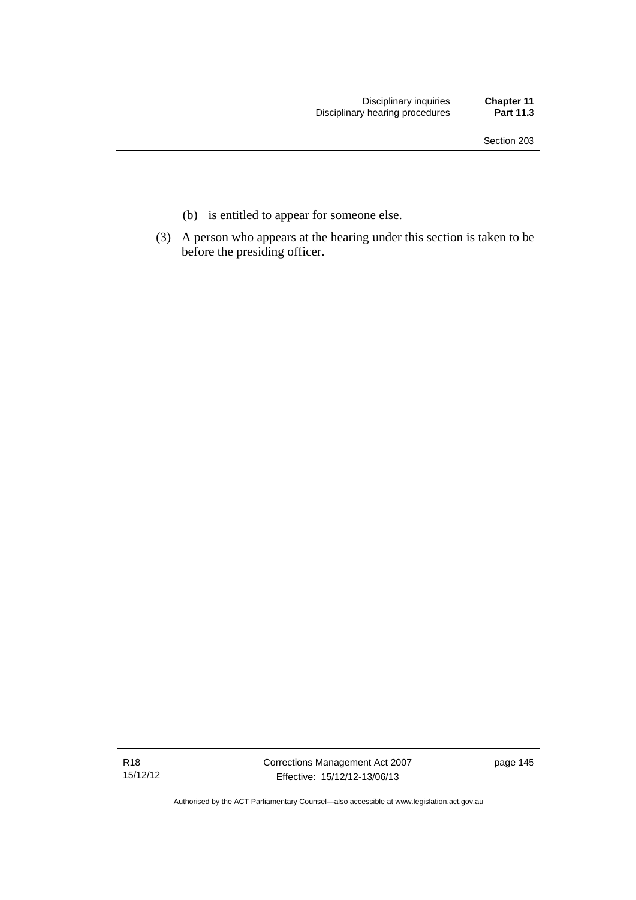(b) is entitled to appear for someone else.

(3) A person who appears at the hearing under this section is taken to be before the presiding officer.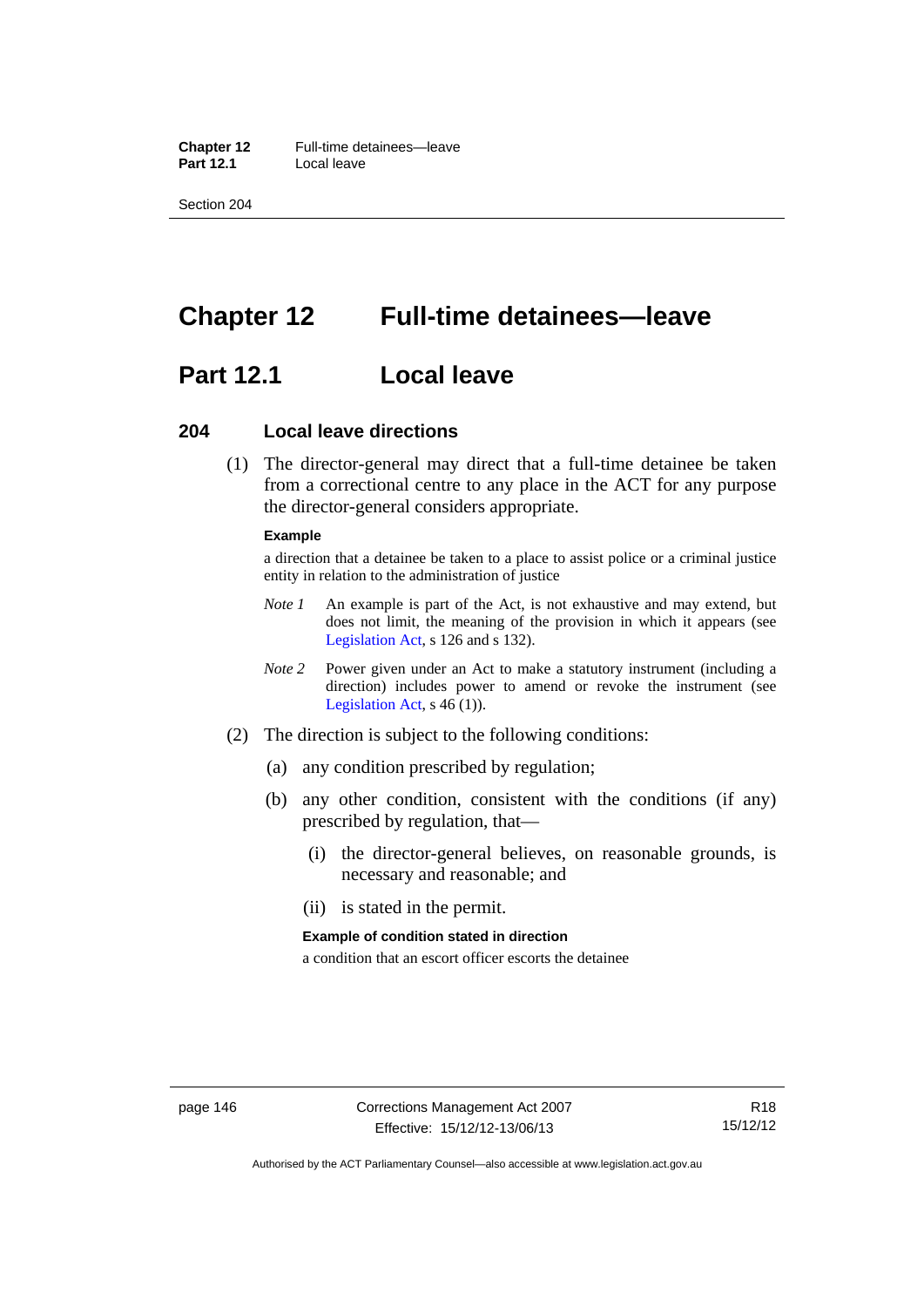# Chapter 12 Full-time detainees—leave

## Part 12.1 Local leave

### 204 Local leave directions

(1) The director-general may direct that a full-time detainee be taken from a correctional centre to any place in the ACT for any purpose the director-general considers appropriate.

**Example**

a direction that a detainee be taken to a place to assist police or a criminal justice entity in relation to the administration of justice

*Note 1* An example is part of the Act, is not exhaustive and may extend, but does not limit, the meaning of the provision in which it appears (see Legislation Act, s 126 and s 132).

*Note 2* Power given under an Act to make a statutory instrument (including a direction) includes power to amend or revoke the instrument (see Legislation Act, s 46 (1)).

(2) The direction is subject to the following conditions:

(a) any condition prescribed by regulation;

(b) any other condition, consistent with the conditions (if any) prescribed by regulation, that—

(i) the director-general believes, on reasonable grounds, is necessary and reasonable; and

(ii) is stated in the permit.

**Example of condition stated in direction**

a condition that an escort officer escorts the detainee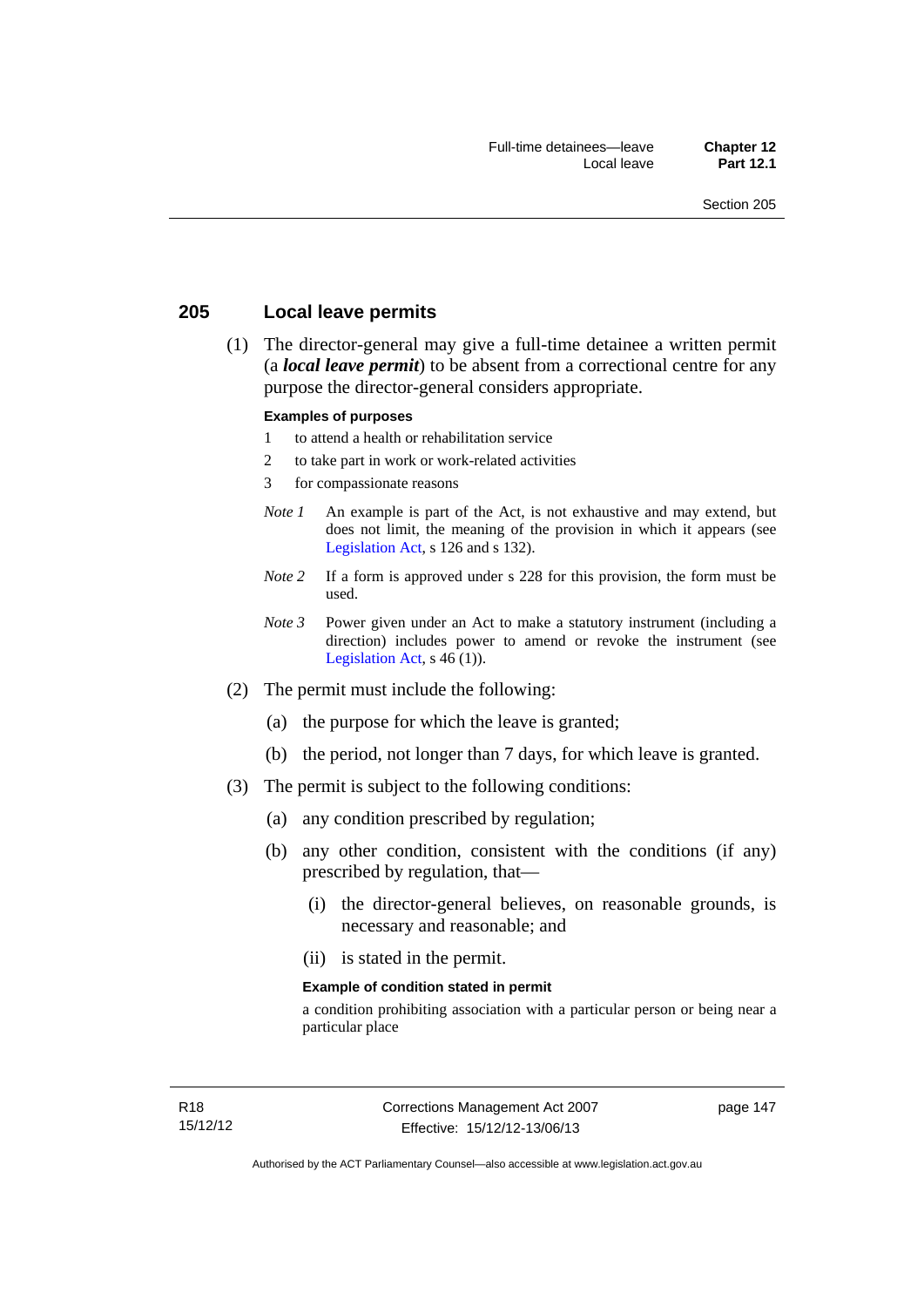## 205 Local leave permits

(1) The director-general may give a full-time detainee a written permit (a ***local leave permit***) to be absent from a correctional centre for any purpose the director-general considers appropriate.

**Examples of purposes**

1 to attend a health or rehabilitation service

2 to take part in work or work-related activities

3 for compassionate reasons

*Note 1* An example is part of the Act, is not exhaustive and may extend, but does not limit, the meaning of the provision in which it appears (see Legislation Act, s 126 and s 132).

*Note 2* If a form is approved under s 228 for this provision, the form must be used.

*Note 3* Power given under an Act to make a statutory instrument (including a direction) includes power to amend or revoke the instrument (see Legislation Act, s 46 (1)).

(2) The permit must include the following:

(a) the purpose for which the leave is granted;

(b) the period, not longer than 7 days, for which leave is granted.

(3) The permit is subject to the following conditions:

(a) any condition prescribed by regulation;

(b) any other condition, consistent with the conditions (if any) prescribed by regulation, that—

(i) the director-general believes, on reasonable grounds, is necessary and reasonable; and

(ii) is stated in the permit.

**Example of condition stated in permit**

a condition prohibiting association with a particular person or being near a particular place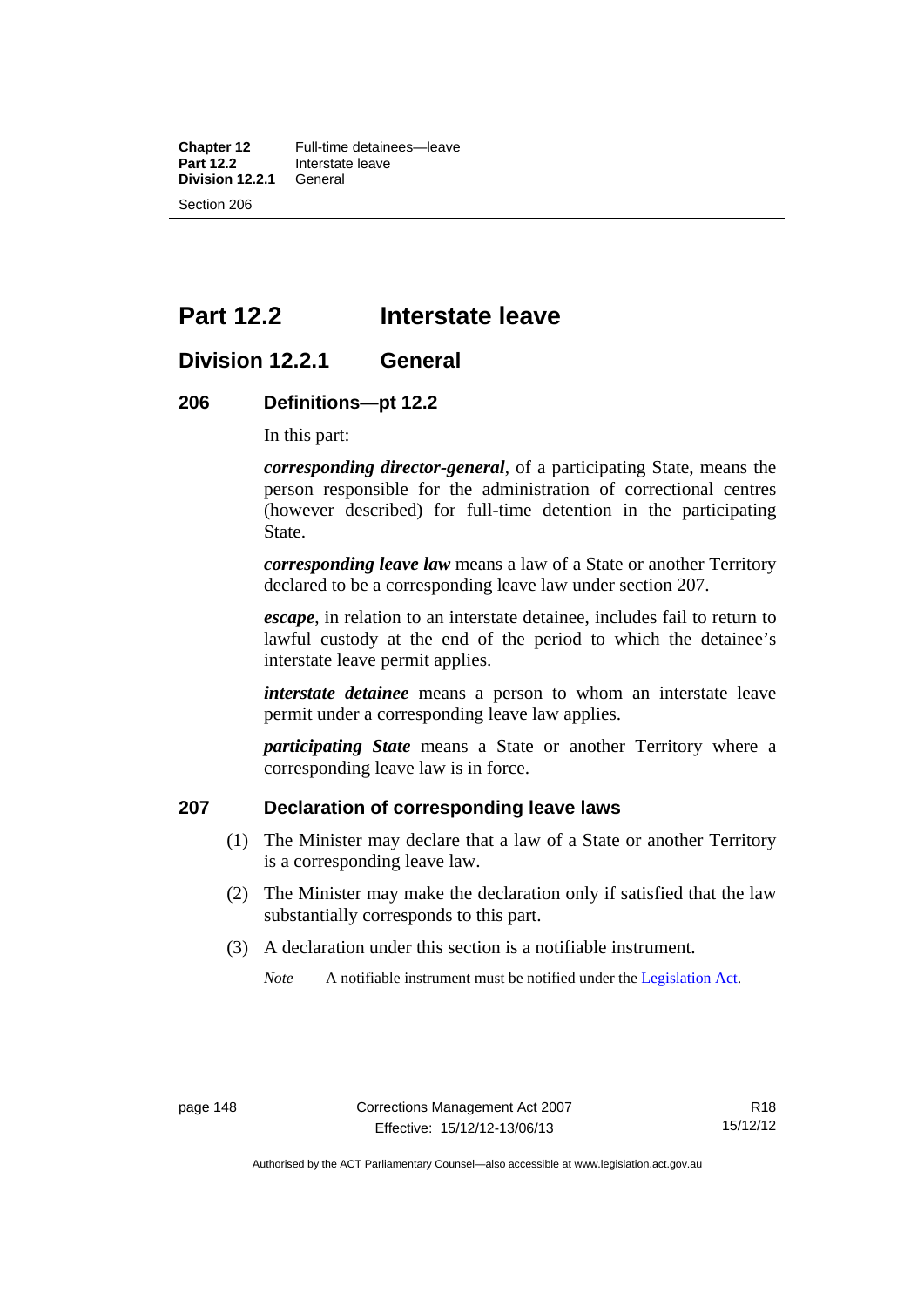# Part 12.2 Interstate leave

## Division 12.2.1 General

### 206 Definitions—pt 12.2

In this part:

***corresponding director-general***, of a participating State, means the person responsible for the administration of correctional centres (however described) for full-time detention in the participating State.

***corresponding leave law*** means a law of a State or another Territory declared to be a corresponding leave law under section 207.

***escape***, in relation to an interstate detainee, includes fail to return to lawful custody at the end of the period to which the detainee's interstate leave permit applies.

***interstate detainee*** means a person to whom an interstate leave permit under a corresponding leave law applies.

***participating State*** means a State or another Territory where a corresponding leave law is in force.

### 207 Declaration of corresponding leave laws

(1) The Minister may declare that a law of a State or another Territory is a corresponding leave law.

(2) The Minister may make the declaration only if satisfied that the law substantially corresponds to this part.

(3) A declaration under this section is a notifiable instrument.

*Note* A notifiable instrument must be notified under the Legislation Act.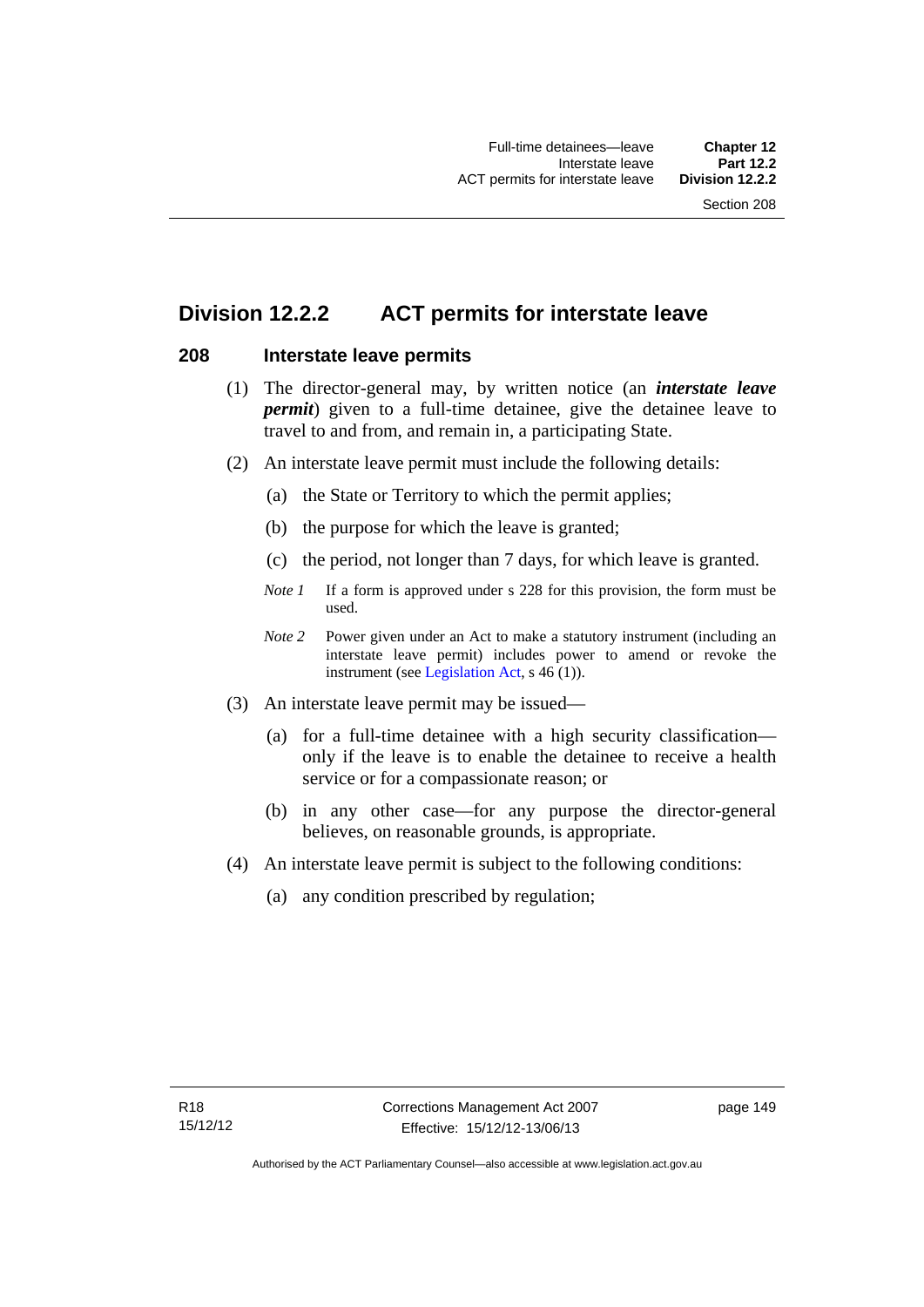## Division 12.2.2 ACT permits for interstate leave

### 208 Interstate leave permits

(1) The director-general may, by written notice (an ***interstate leave permit***) given to a full-time detainee, give the detainee leave to travel to and from, and remain in, a participating State.

(2) An interstate leave permit must include the following details:

(a) the State or Territory to which the permit applies;

(b) the purpose for which the leave is granted;

(c) the period, not longer than 7 days, for which leave is granted.

*Note 1* If a form is approved under s 228 for this provision, the form must be used.

*Note 2* Power given under an Act to make a statutory instrument (including an interstate leave permit) includes power to amend or revoke the instrument (see Legislation Act, s 46 (1)).

(3) An interstate leave permit may be issued—

(a) for a full-time detainee with a high security classification—only if the leave is to enable the detainee to receive a health service or for a compassionate reason; or

(b) in any other case—for any purpose the director-general believes, on reasonable grounds, is appropriate.

(4) An interstate leave permit is subject to the following conditions:

(a) any condition prescribed by regulation;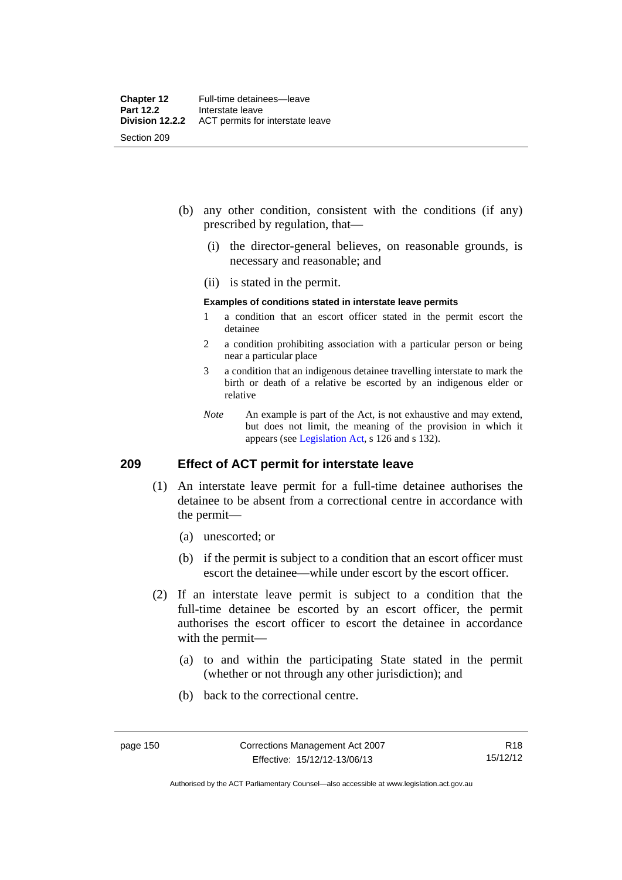(b) any other condition, consistent with the conditions (if any) prescribed by regulation, that—

(i) the director-general believes, on reasonable grounds, is necessary and reasonable; and

(ii) is stated in the permit.

**Examples of conditions stated in interstate leave permits**

1 a condition that an escort officer stated in the permit escort the detainee

2 a condition prohibiting association with a particular person or being near a particular place

3 a condition that an indigenous detainee travelling interstate to mark the birth or death of a relative be escorted by an indigenous elder or relative

*Note* An example is part of the Act, is not exhaustive and may extend, but does not limit, the meaning of the provision in which it appears (see Legislation Act, s 126 and s 132).

## 209 Effect of ACT permit for interstate leave

(1) An interstate leave permit for a full-time detainee authorises the detainee to be absent from a correctional centre in accordance with the permit—

(a) unescorted; or

(b) if the permit is subject to a condition that an escort officer must escort the detainee—while under escort by the escort officer.

(2) If an interstate leave permit is subject to a condition that the full-time detainee be escorted by an escort officer, the permit authorises the escort officer to escort the detainee in accordance with the permit—

(a) to and within the participating State stated in the permit (whether or not through any other jurisdiction); and

(b) back to the correctional centre.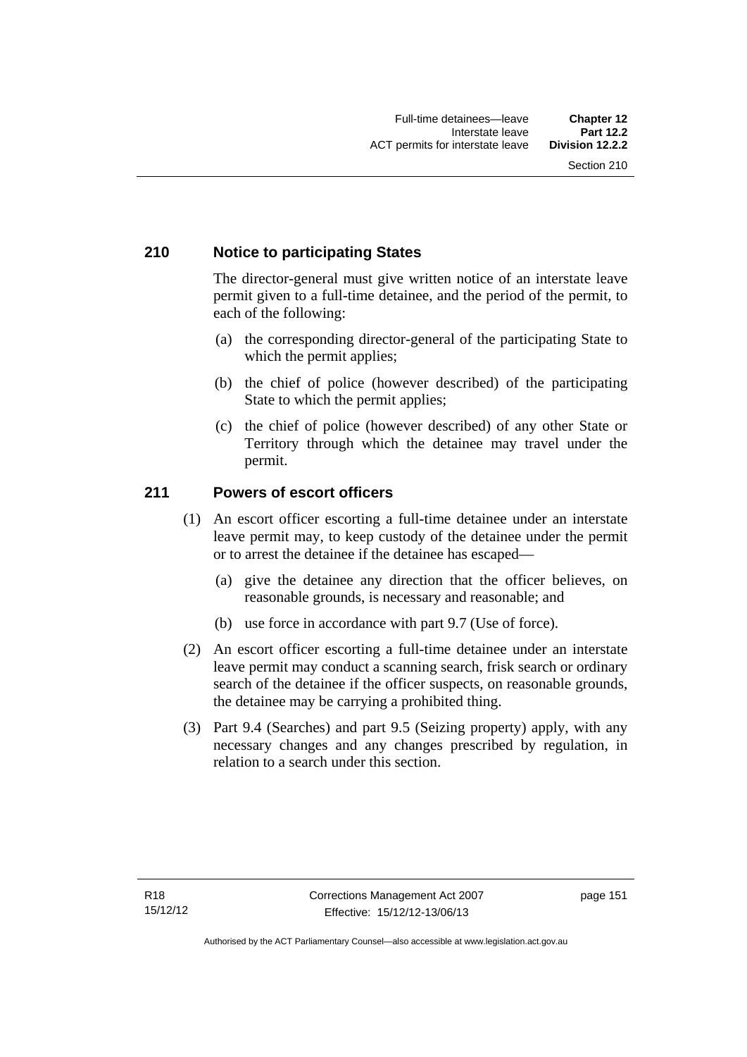## 210 Notice to participating States

The director-general must give written notice of an interstate leave permit given to a full-time detainee, and the period of the permit, to each of the following:

(a) the corresponding director-general of the participating State to which the permit applies;

(b) the chief of police (however described) of the participating State to which the permit applies;

(c) the chief of police (however described) of any other State or Territory through which the detainee may travel under the permit.

## 211 Powers of escort officers

(1) An escort officer escorting a full-time detainee under an interstate leave permit may, to keep custody of the detainee under the permit or to arrest the detainee if the detainee has escaped—

(a) give the detainee any direction that the officer believes, on reasonable grounds, is necessary and reasonable; and

(b) use force in accordance with part 9.7 (Use of force).

(2) An escort officer escorting a full-time detainee under an interstate leave permit may conduct a scanning search, frisk search or ordinary search of the detainee if the officer suspects, on reasonable grounds, the detainee may be carrying a prohibited thing.

(3) Part 9.4 (Searches) and part 9.5 (Seizing property) apply, with any necessary changes and any changes prescribed by regulation, in relation to a search under this section.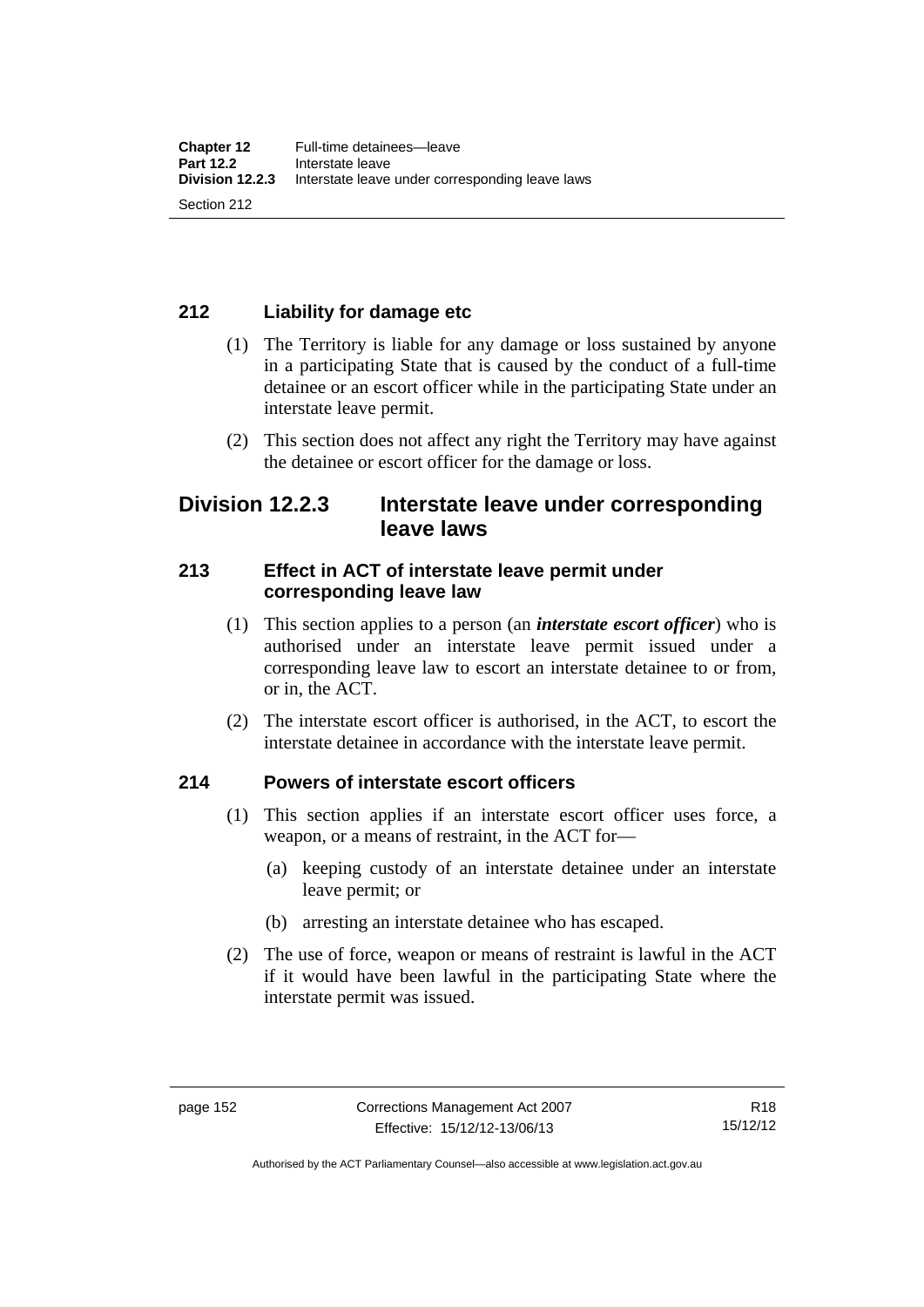### 212 Liability for damage etc

(1) The Territory is liable for any damage or loss sustained by anyone in a participating State that is caused by the conduct of a full-time detainee or an escort officer while in the participating State under an interstate leave permit.

(2) This section does not affect any right the Territory may have against the detainee or escort officer for the damage or loss.

## Division 12.2.3 Interstate leave under corresponding leave laws

### 213 Effect in ACT of interstate leave permit under corresponding leave law

(1) This section applies to a person (an ***interstate escort officer***) who is authorised under an interstate leave permit issued under a corresponding leave law to escort an interstate detainee to or from, or in, the ACT.

(2) The interstate escort officer is authorised, in the ACT, to escort the interstate detainee in accordance with the interstate leave permit.

### 214 Powers of interstate escort officers

(1) This section applies if an interstate escort officer uses force, a weapon, or a means of restraint, in the ACT for—

(a) keeping custody of an interstate detainee under an interstate leave permit; or

(b) arresting an interstate detainee who has escaped.

(2) The use of force, weapon or means of restraint is lawful in the ACT if it would have been lawful in the participating State where the interstate permit was issued.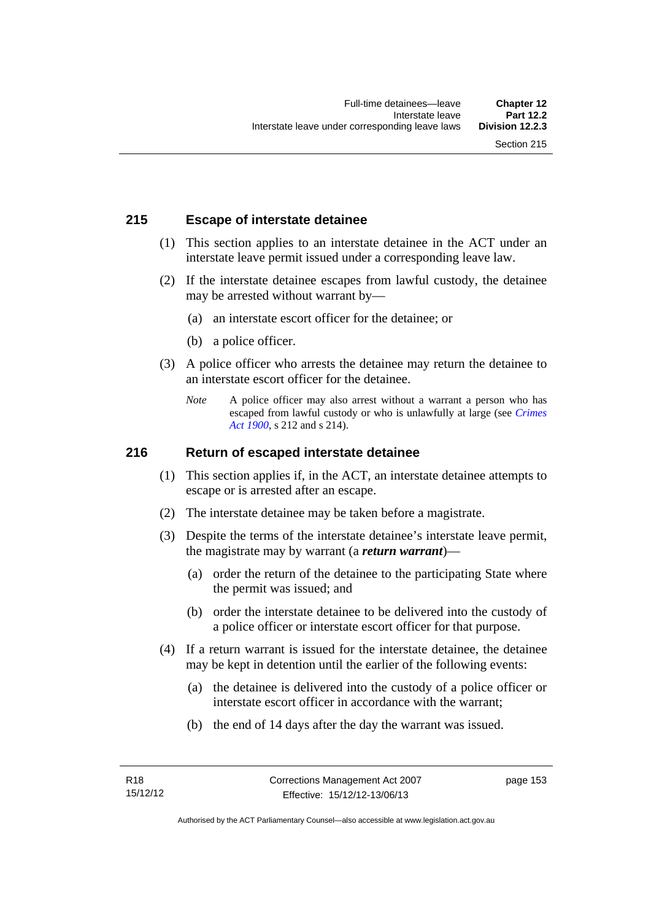## 215 Escape of interstate detainee

(1) This section applies to an interstate detainee in the ACT under an interstate leave permit issued under a corresponding leave law.

(2) If the interstate detainee escapes from lawful custody, the detainee may be arrested without warrant by—

(a) an interstate escort officer for the detainee; or

(b) a police officer.

(3) A police officer who arrests the detainee may return the detainee to an interstate escort officer for the detainee.

*Note* A police officer may also arrest without a warrant a person who has escaped from lawful custody or who is unlawfully at large (see *Crimes Act 1900*, s 212 and s 214).

## 216 Return of escaped interstate detainee

(1) This section applies if, in the ACT, an interstate detainee attempts to escape or is arrested after an escape.

(2) The interstate detainee may be taken before a magistrate.

(3) Despite the terms of the interstate detainee's interstate leave permit, the magistrate may by warrant (a ***return warrant***)—

(a) order the return of the detainee to the participating State where the permit was issued; and

(b) order the interstate detainee to be delivered into the custody of a police officer or interstate escort officer for that purpose.

(4) If a return warrant is issued for the interstate detainee, the detainee may be kept in detention until the earlier of the following events:

(a) the detainee is delivered into the custody of a police officer or interstate escort officer in accordance with the warrant;

(b) the end of 14 days after the day the warrant was issued.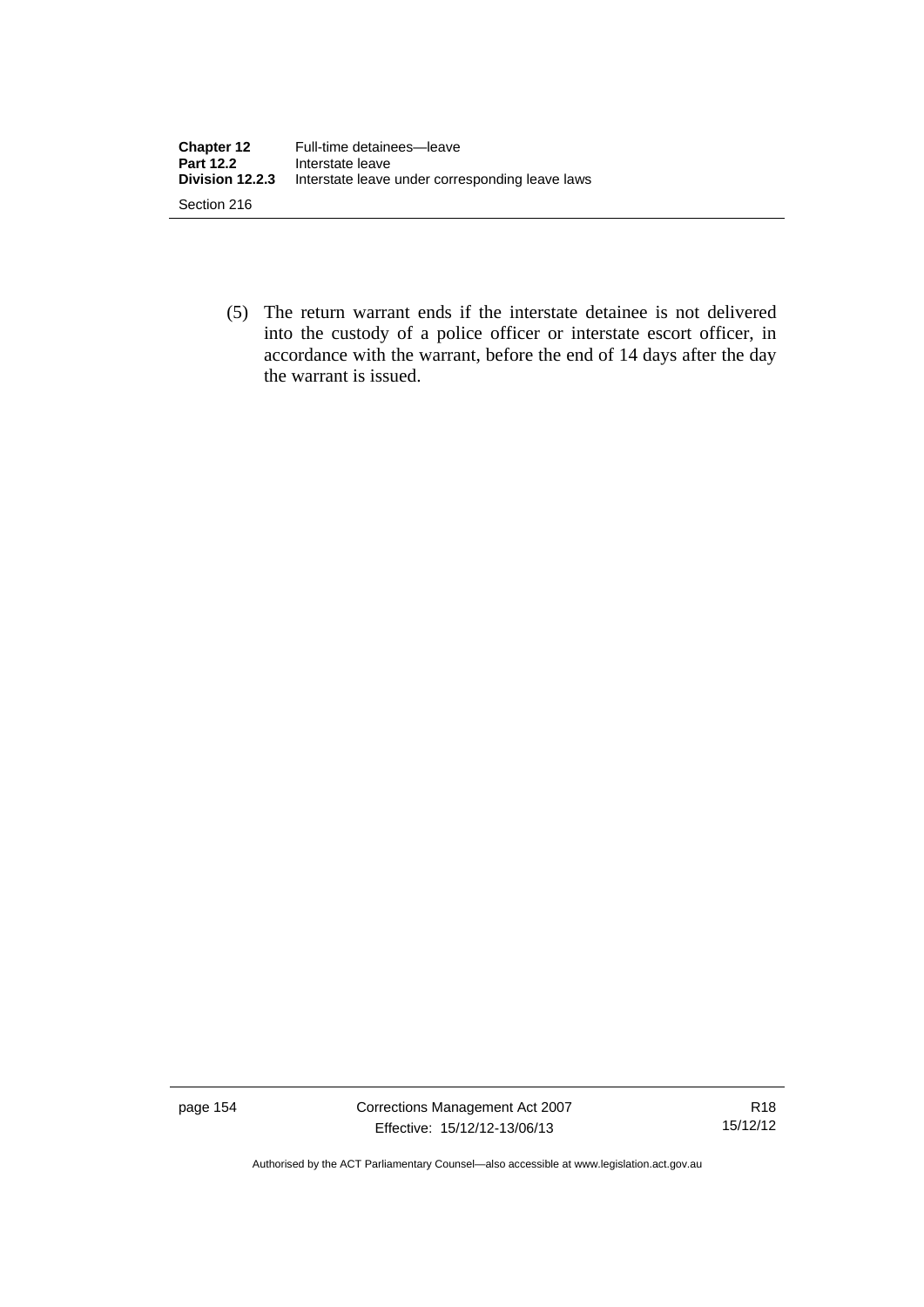(5) The return warrant ends if the interstate detainee is not delivered into the custody of a police officer or interstate escort officer, in accordance with the warrant, before the end of 14 days after the day the warrant is issued.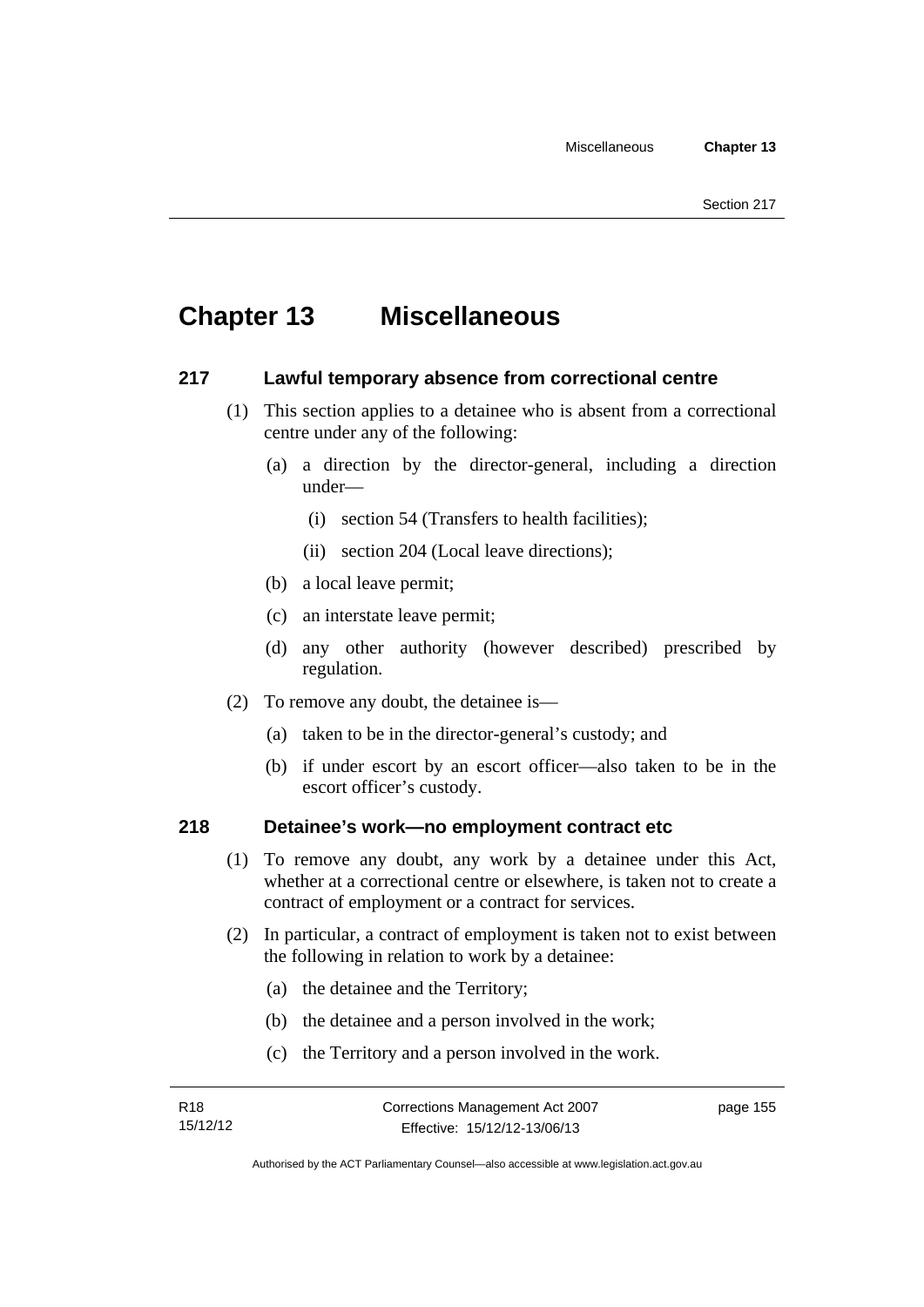# Chapter 13 Miscellaneous

## 217 Lawful temporary absence from correctional centre

(1) This section applies to a detainee who is absent from a correctional centre under any of the following:

(a) a direction by the director-general, including a direction under—

(i) section 54 (Transfers to health facilities);

(ii) section 204 (Local leave directions);

(b) a local leave permit;

(c) an interstate leave permit;

(d) any other authority (however described) prescribed by regulation.

(2) To remove any doubt, the detainee is—

(a) taken to be in the director-general's custody; and

(b) if under escort by an escort officer—also taken to be in the escort officer's custody.

## 218 Detainee's work—no employment contract etc

(1) To remove any doubt, any work by a detainee under this Act, whether at a correctional centre or elsewhere, is taken not to create a contract of employment or a contract for services.

(2) In particular, a contract of employment is taken not to exist between the following in relation to work by a detainee:

(a) the detainee and the Territory;

(b) the detainee and a person involved in the work;

(c) the Territory and a person involved in the work.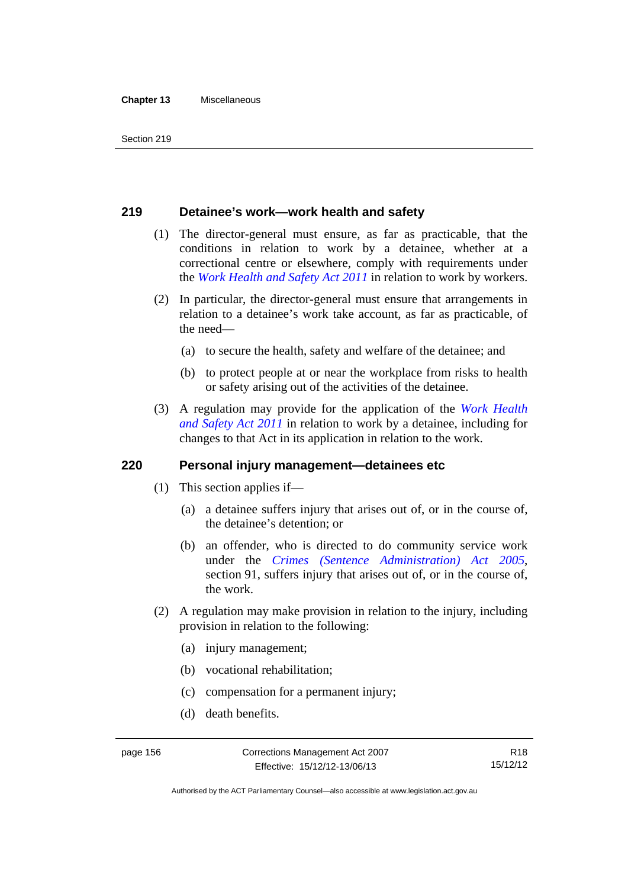## 219 Detainee's work—work health and safety

(1) The director-general must ensure, as far as practicable, that the conditions in relation to work by a detainee, whether at a correctional centre or elsewhere, comply with requirements under the *Work Health and Safety Act 2011* in relation to work by workers.

(2) In particular, the director-general must ensure that arrangements in relation to a detainee's work take account, as far as practicable, of the need—

   (a) to secure the health, safety and welfare of the detainee; and

   (b) to protect people at or near the workplace from risks to health or safety arising out of the activities of the detainee.

(3) A regulation may provide for the application of the *Work Health and Safety Act 2011* in relation to work by a detainee, including for changes to that Act in its application in relation to the work.

## 220 Personal injury management—detainees etc

(1) This section applies if—

   (a) a detainee suffers injury that arises out of, or in the course of, the detainee's detention; or

   (b) an offender, who is directed to do community service work under the *Crimes (Sentence Administration) Act 2005*, section 91, suffers injury that arises out of, or in the course of, the work.

(2) A regulation may make provision in relation to the injury, including provision in relation to the following:

   (a) injury management;

   (b) vocational rehabilitation;

   (c) compensation for a permanent injury;

   (d) death benefits.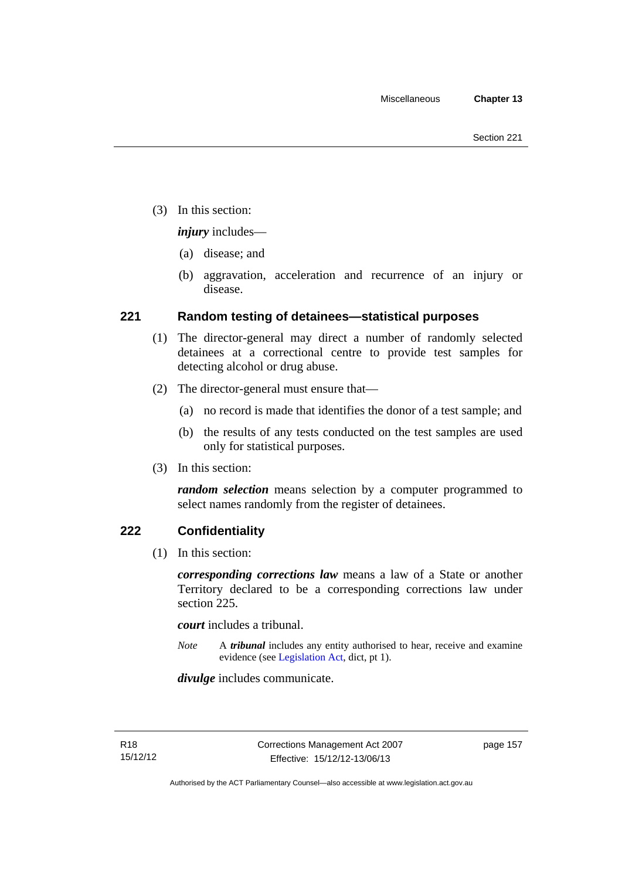(3) In this section:

***injury*** includes—

(a) disease; and

(b) aggravation, acceleration and recurrence of an injury or disease.

## 221 Random testing of detainees—statistical purposes

(1) The director-general may direct a number of randomly selected detainees at a correctional centre to provide test samples for detecting alcohol or drug abuse.

(2) The director-general must ensure that—

(a) no record is made that identifies the donor of a test sample; and

(b) the results of any tests conducted on the test samples are used only for statistical purposes.

(3) In this section:

***random selection*** means selection by a computer programmed to select names randomly from the register of detainees.

## 222 Confidentiality

(1) In this section:

***corresponding corrections law*** means a law of a State or another Territory declared to be a corresponding corrections law under section 225.

***court*** includes a tribunal.

*Note* A ***tribunal*** includes any entity authorised to hear, receive and examine evidence (see Legislation Act, dict, pt 1).

***divulge*** includes communicate.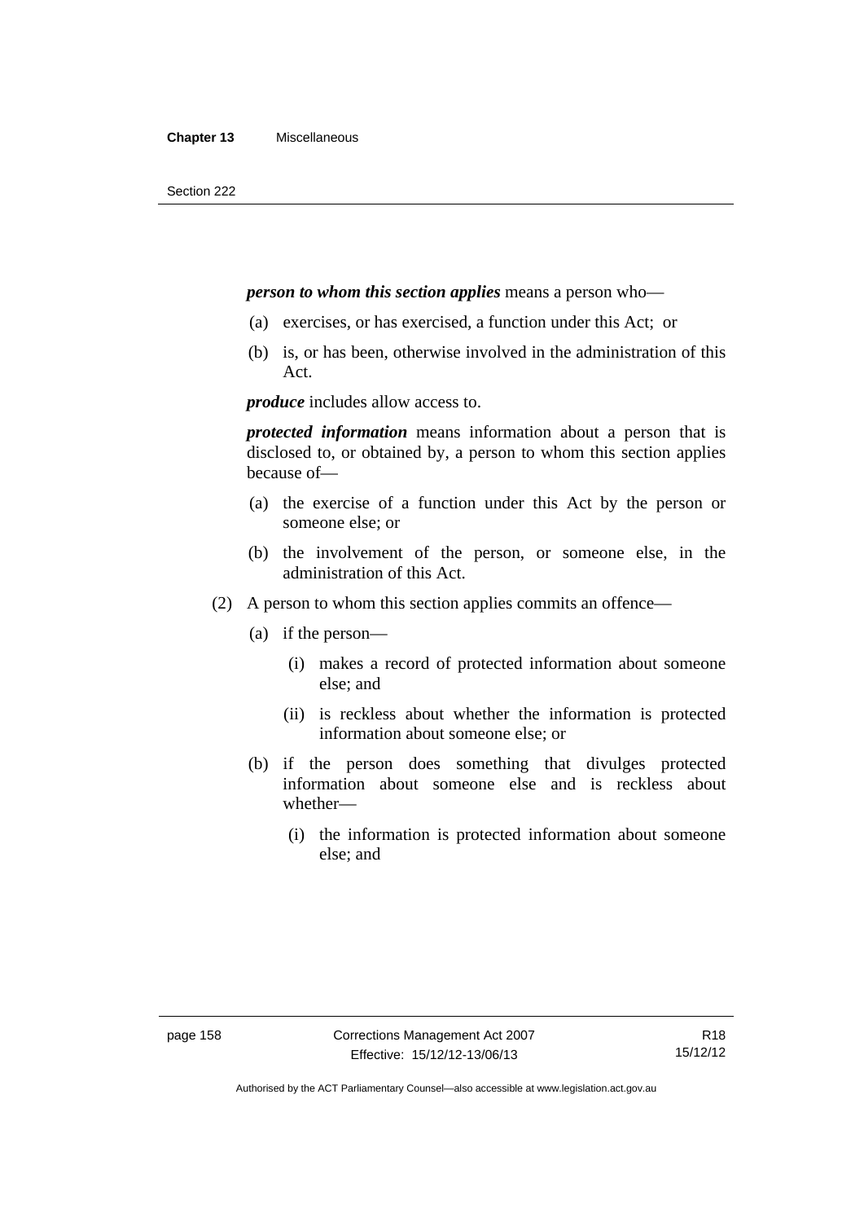***person to whom this section applies*** means a person who—

(a) exercises, or has exercised, a function under this Act; or

(b) is, or has been, otherwise involved in the administration of this Act.

***produce*** includes allow access to.

***protected information*** means information about a person that is disclosed to, or obtained by, a person to whom this section applies because of—

(a) the exercise of a function under this Act by the person or someone else; or

(b) the involvement of the person, or someone else, in the administration of this Act.

(2) A person to whom this section applies commits an offence—

(a) if the person—

(i) makes a record of protected information about someone else; and

(ii) is reckless about whether the information is protected information about someone else; or

(b) if the person does something that divulges protected information about someone else and is reckless about whether—

(i) the information is protected information about someone else; and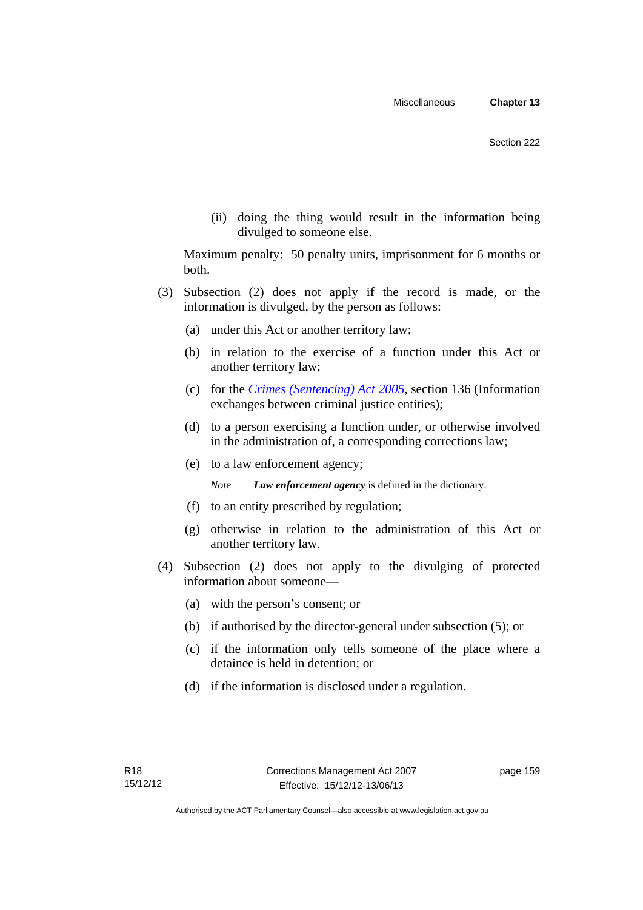(ii) doing the thing would result in the information being divulged to someone else.

Maximum penalty: 50 penalty units, imprisonment for 6 months or both.

(3) Subsection (2) does not apply if the record is made, or the information is divulged, by the person as follows:

(a) under this Act or another territory law;

(b) in relation to the exercise of a function under this Act or another territory law;

(c) for the *Crimes (Sentencing) Act 2005*, section 136 (Information exchanges between criminal justice entities);

(d) to a person exercising a function under, or otherwise involved in the administration of, a corresponding corrections law;

(e) to a law enforcement agency;

*Note* ***Law enforcement agency*** is defined in the dictionary.

(f) to an entity prescribed by regulation;

(g) otherwise in relation to the administration of this Act or another territory law.

(4) Subsection (2) does not apply to the divulging of protected information about someone—

(a) with the person's consent; or

(b) if authorised by the director-general under subsection (5); or

(c) if the information only tells someone of the place where a detainee is held in detention; or

(d) if the information is disclosed under a regulation.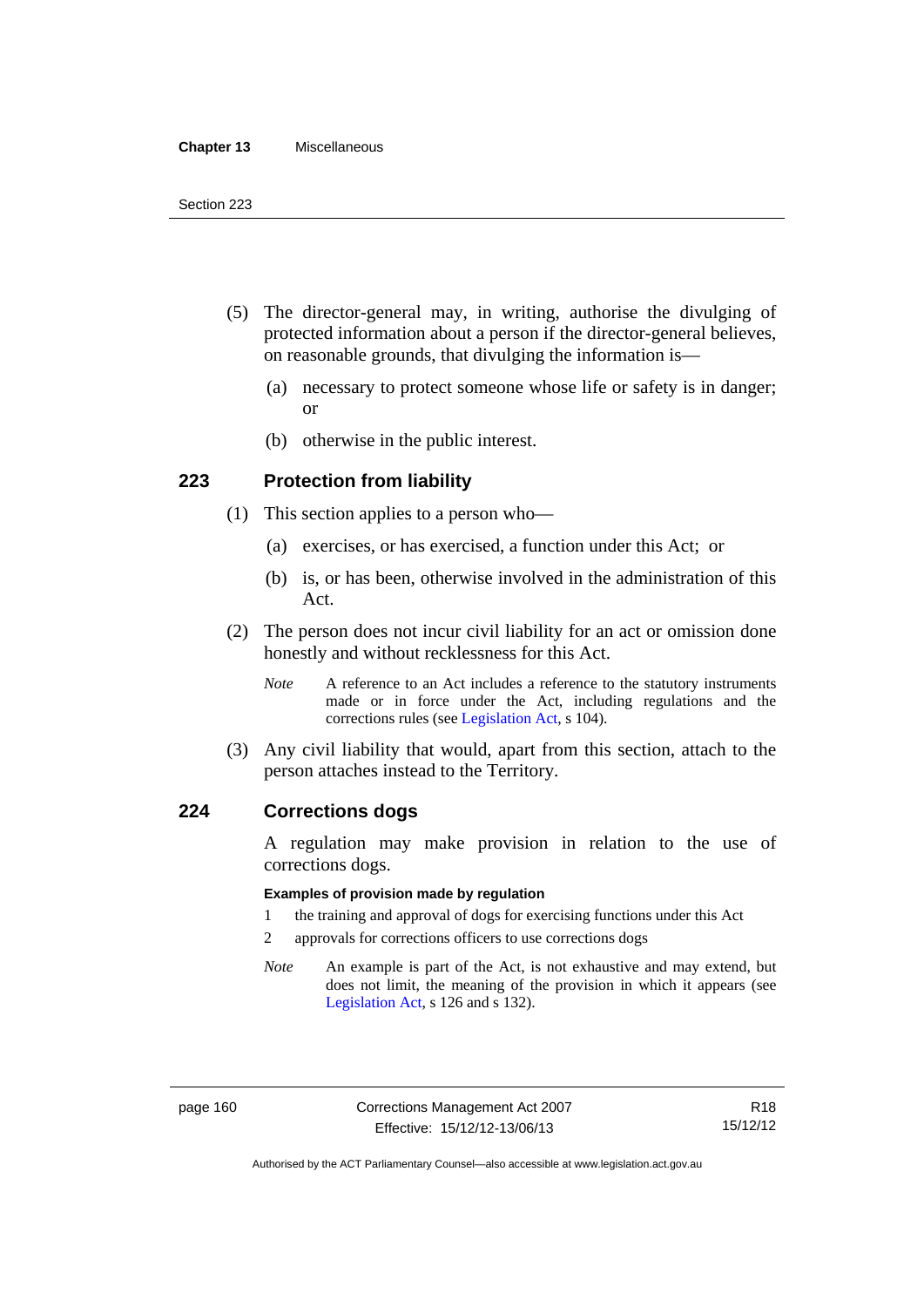(5) The director-general may, in writing, authorise the divulging of protected information about a person if the director-general believes, on reasonable grounds, that divulging the information is—

(a) necessary to protect someone whose life or safety is in danger; or

(b) otherwise in the public interest.

## 223 Protection from liability

(1) This section applies to a person who—

(a) exercises, or has exercised, a function under this Act; or

(b) is, or has been, otherwise involved in the administration of this Act.

(2) The person does not incur civil liability for an act or omission done honestly and without recklessness for this Act.

*Note* A reference to an Act includes a reference to the statutory instruments made or in force under the Act, including regulations and the corrections rules (see Legislation Act, s 104).

(3) Any civil liability that would, apart from this section, attach to the person attaches instead to the Territory.

## 224 Corrections dogs

A regulation may make provision in relation to the use of corrections dogs.

**Examples of provision made by regulation**

1 the training and approval of dogs for exercising functions under this Act

2 approvals for corrections officers to use corrections dogs

*Note* An example is part of the Act, is not exhaustive and may extend, but does not limit, the meaning of the provision in which it appears (see Legislation Act, s 126 and s 132).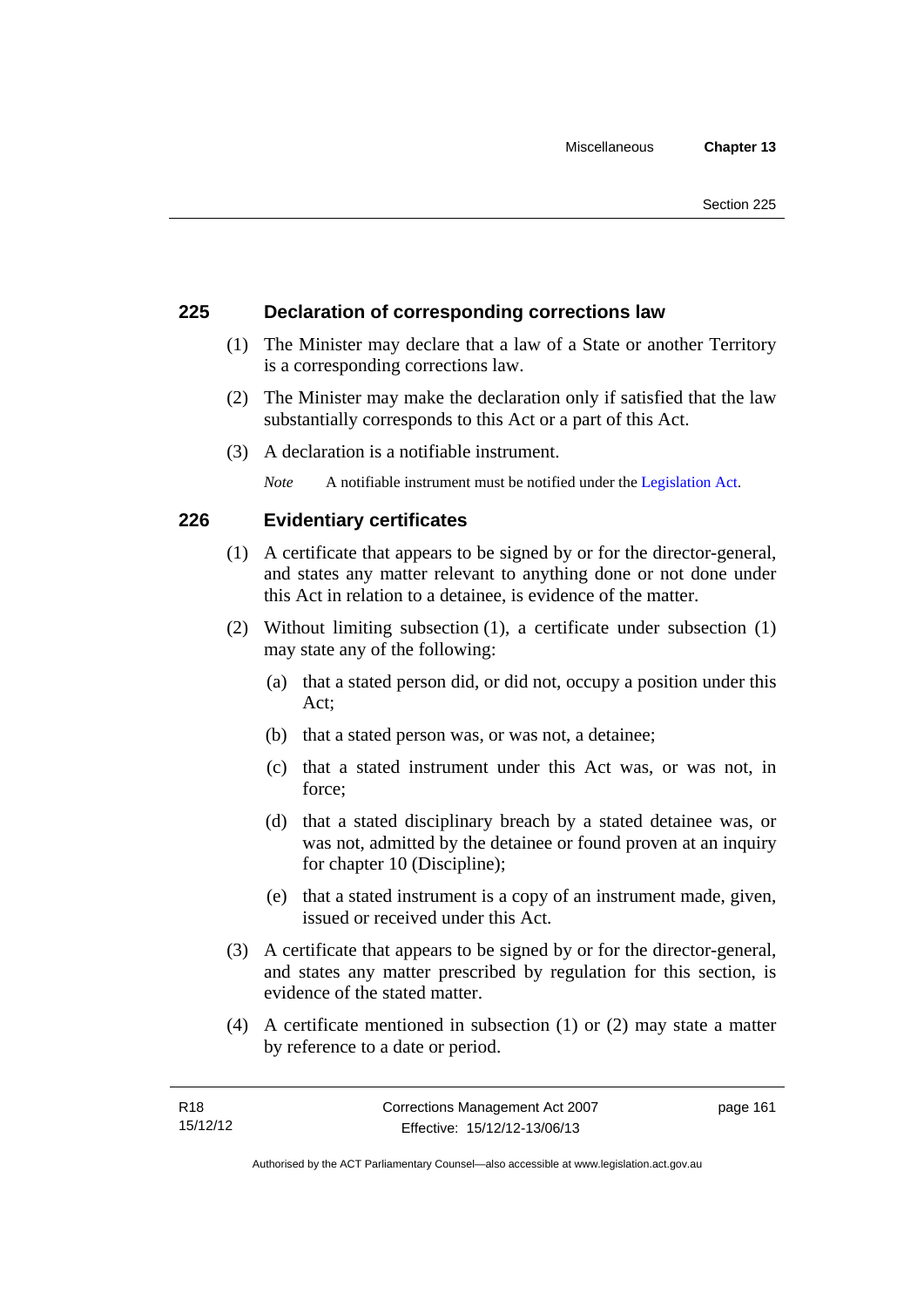## 225 Declaration of corresponding corrections law

(1) The Minister may declare that a law of a State or another Territory is a corresponding corrections law.

(2) The Minister may make the declaration only if satisfied that the law substantially corresponds to this Act or a part of this Act.

(3) A declaration is a notifiable instrument.

*Note* A notifiable instrument must be notified under the Legislation Act.

## 226 Evidentiary certificates

(1) A certificate that appears to be signed by or for the director-general, and states any matter relevant to anything done or not done under this Act in relation to a detainee, is evidence of the matter.

(2) Without limiting subsection (1), a certificate under subsection (1) may state any of the following:

(a) that a stated person did, or did not, occupy a position under this Act;

(b) that a stated person was, or was not, a detainee;

(c) that a stated instrument under this Act was, or was not, in force;

(d) that a stated disciplinary breach by a stated detainee was, or was not, admitted by the detainee or found proven at an inquiry for chapter 10 (Discipline);

(e) that a stated instrument is a copy of an instrument made, given, issued or received under this Act.

(3) A certificate that appears to be signed by or for the director-general, and states any matter prescribed by regulation for this section, is evidence of the stated matter.

(4) A certificate mentioned in subsection (1) or (2) may state a matter by reference to a date or period.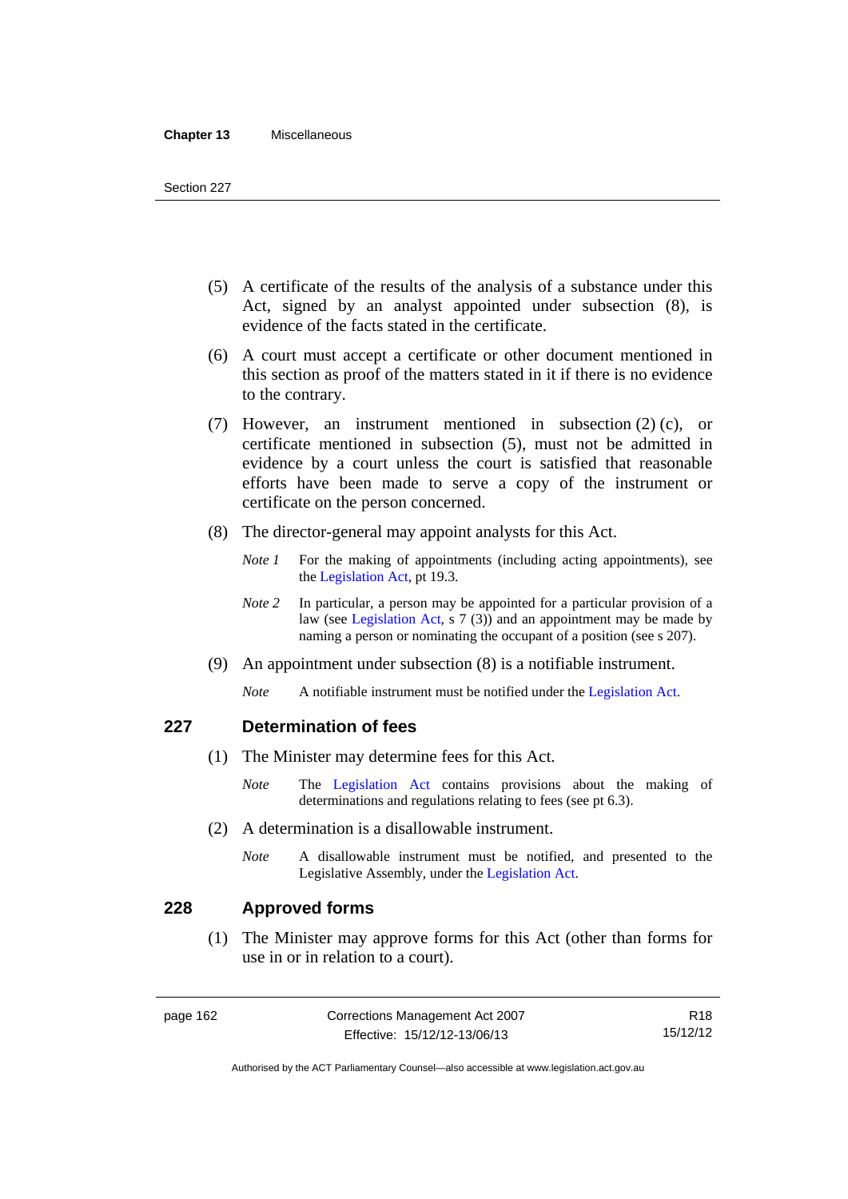(5) A certificate of the results of the analysis of a substance under this Act, signed by an analyst appointed under subsection (8), is evidence of the facts stated in the certificate.

(6) A court must accept a certificate or other document mentioned in this section as proof of the matters stated in it if there is no evidence to the contrary.

(7) However, an instrument mentioned in subsection (2) (c), or certificate mentioned in subsection (5), must not be admitted in evidence by a court unless the court is satisfied that reasonable efforts have been made to serve a copy of the instrument or certificate on the person concerned.

(8) The director-general may appoint analysts for this Act.

*Note 1* For the making of appointments (including acting appointments), see the Legislation Act, pt 19.3.

*Note 2* In particular, a person may be appointed for a particular provision of a law (see Legislation Act, s 7 (3)) and an appointment may be made by naming a person or nominating the occupant of a position (see s 207).

(9) An appointment under subsection (8) is a notifiable instrument.

*Note* A notifiable instrument must be notified under the Legislation Act.

## 227 Determination of fees

(1) The Minister may determine fees for this Act.

*Note* The Legislation Act contains provisions about the making of determinations and regulations relating to fees (see pt 6.3).

(2) A determination is a disallowable instrument.

*Note* A disallowable instrument must be notified, and presented to the Legislative Assembly, under the Legislation Act.

## 228 Approved forms

(1) The Minister may approve forms for this Act (other than forms for use in or in relation to a court).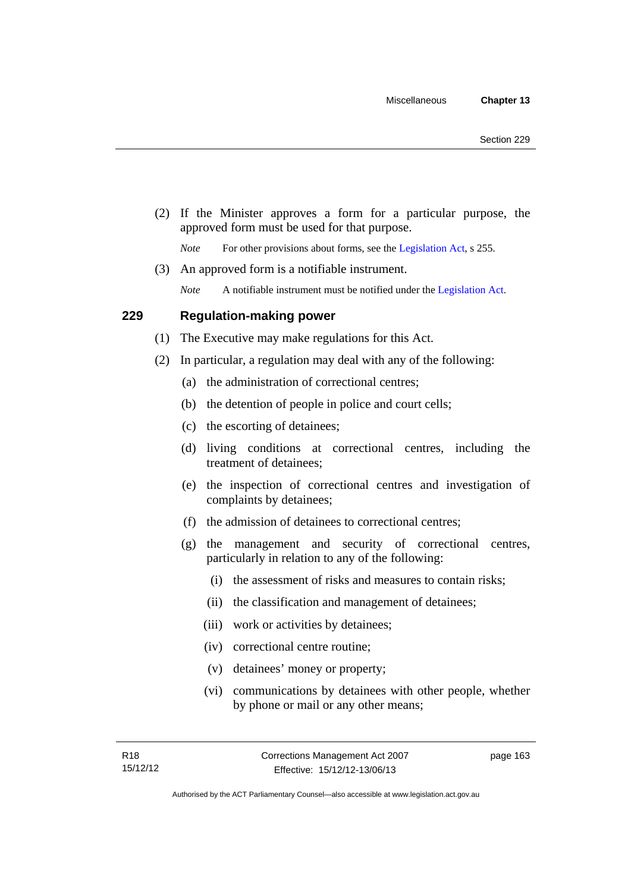(2) If the Minister approves a form for a particular purpose, the approved form must be used for that purpose.

*Note* For other provisions about forms, see the Legislation Act, s 255.

(3) An approved form is a notifiable instrument.

*Note* A notifiable instrument must be notified under the Legislation Act.

## 229 Regulation-making power

(1) The Executive may make regulations for this Act.

(2) In particular, a regulation may deal with any of the following:

(a) the administration of correctional centres;

(b) the detention of people in police and court cells;

(c) the escorting of detainees;

(d) living conditions at correctional centres, including the treatment of detainees;

(e) the inspection of correctional centres and investigation of complaints by detainees;

(f) the admission of detainees to correctional centres;

(g) the management and security of correctional centres, particularly in relation to any of the following:

(i) the assessment of risks and measures to contain risks;

(ii) the classification and management of detainees;

(iii) work or activities by detainees;

(iv) correctional centre routine;

(v) detainees' money or property;

(vi) communications by detainees with other people, whether by phone or mail or any other means;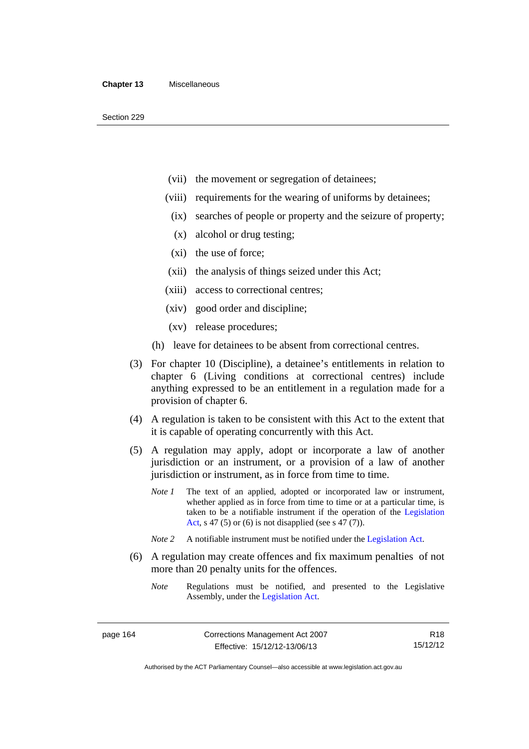(vii) the movement or segregation of detainees;

(viii) requirements for the wearing of uniforms by detainees;

(ix) searches of people or property and the seizure of property;

(x) alcohol or drug testing;

(xi) the use of force;

(xii) the analysis of things seized under this Act;

(xiii) access to correctional centres;

(xiv) good order and discipline;

(xv) release procedures;

(h) leave for detainees to be absent from correctional centres.

(3) For chapter 10 (Discipline), a detainee's entitlements in relation to chapter 6 (Living conditions at correctional centres) include anything expressed to be an entitlement in a regulation made for a provision of chapter 6.

(4) A regulation is taken to be consistent with this Act to the extent that it is capable of operating concurrently with this Act.

(5) A regulation may apply, adopt or incorporate a law of another jurisdiction or an instrument, or a provision of a law of another jurisdiction or instrument, as in force from time to time.

*Note 1* The text of an applied, adopted or incorporated law or instrument, whether applied as in force from time to time or at a particular time, is taken to be a notifiable instrument if the operation of the Legislation Act, s 47 (5) or (6) is not disapplied (see s 47 (7)).

*Note 2* A notifiable instrument must be notified under the Legislation Act.

(6) A regulation may create offences and fix maximum penalties of not more than 20 penalty units for the offences.

*Note* Regulations must be notified, and presented to the Legislative Assembly, under the Legislation Act.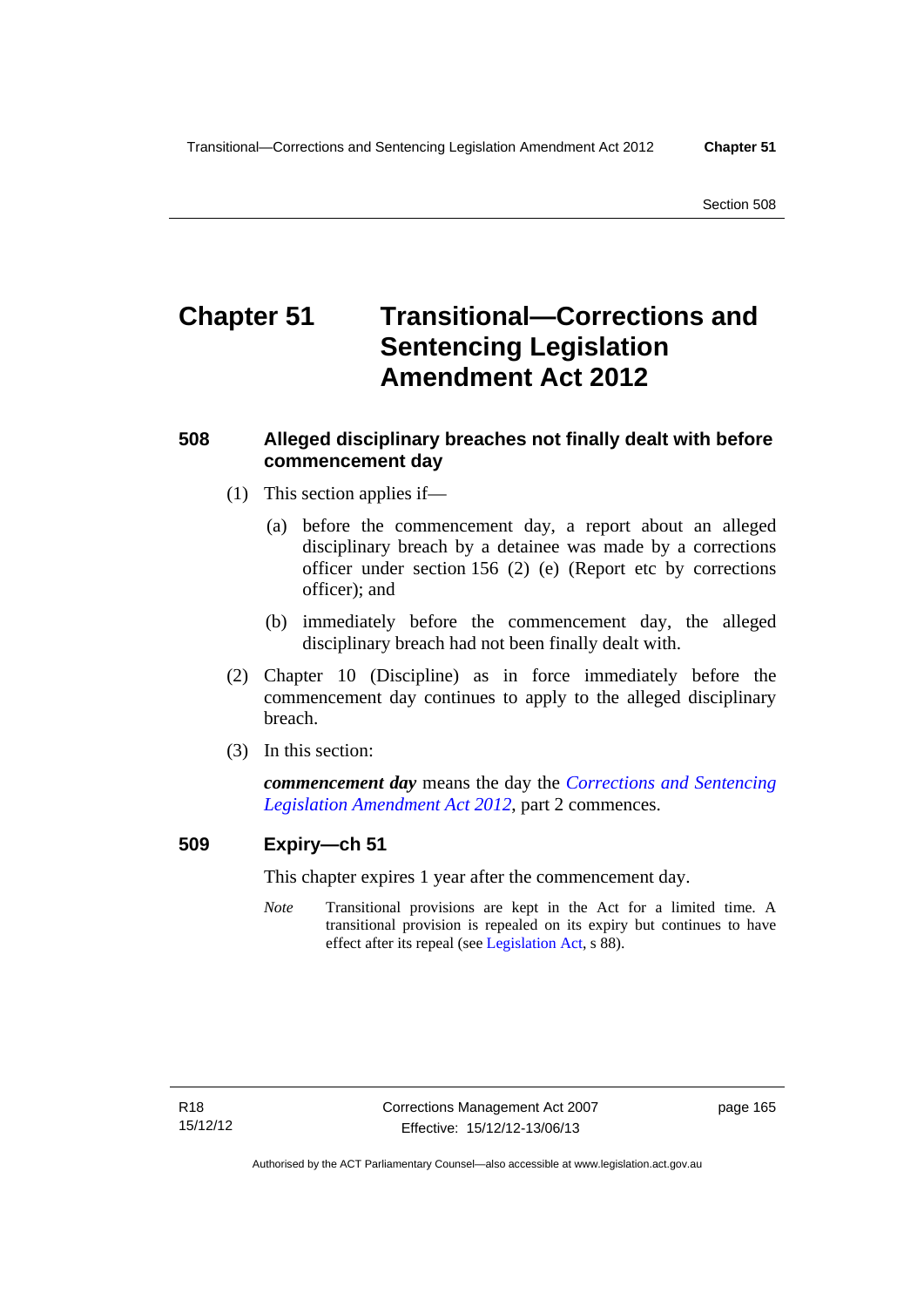# Chapter 51 Transitional—Corrections and Sentencing Legislation Amendment Act 2012

### 508 Alleged disciplinary breaches not finally dealt with before commencement day

(1) This section applies if—

(a) before the commencement day, a report about an alleged disciplinary breach by a detainee was made by a corrections officer under section 156 (2) (e) (Report etc by corrections officer); and

(b) immediately before the commencement day, the alleged disciplinary breach had not been finally dealt with.

(2) Chapter 10 (Discipline) as in force immediately before the commencement day continues to apply to the alleged disciplinary breach.

(3) In this section:

***commencement day*** means the day the *Corrections and Sentencing Legislation Amendment Act 2012*, part 2 commences.

### 509 Expiry—ch 51

This chapter expires 1 year after the commencement day.

*Note* Transitional provisions are kept in the Act for a limited time. A transitional provision is repealed on its expiry but continues to have effect after its repeal (see Legislation Act, s 88).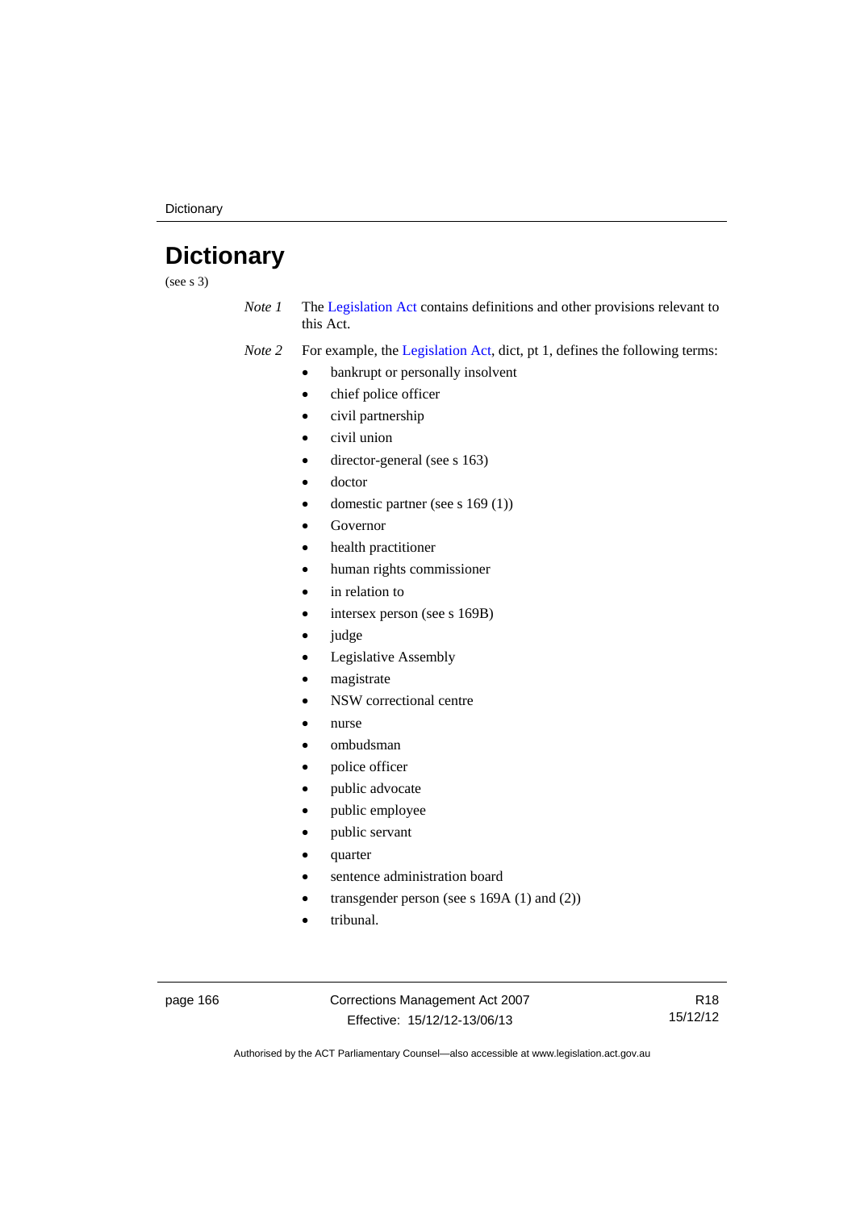# Dictionary

(see s 3)

*Note 1* The Legislation Act contains definitions and other provisions relevant to this Act.

*Note 2* For example, the Legislation Act, dict, pt 1, defines the following terms:

- bankrupt or personally insolvent
- chief police officer
- civil partnership
- civil union
- director-general (see s 163)
- doctor
- domestic partner (see s 169 (1))
- Governor
- health practitioner
- human rights commissioner
- in relation to
- intersex person (see s 169B)
- judge
- Legislative Assembly
- magistrate
- NSW correctional centre
- nurse
- ombudsman
- police officer
- public advocate
- public employee
- public servant
- quarter
- sentence administration board
- transgender person (see s 169A (1) and (2))
- tribunal.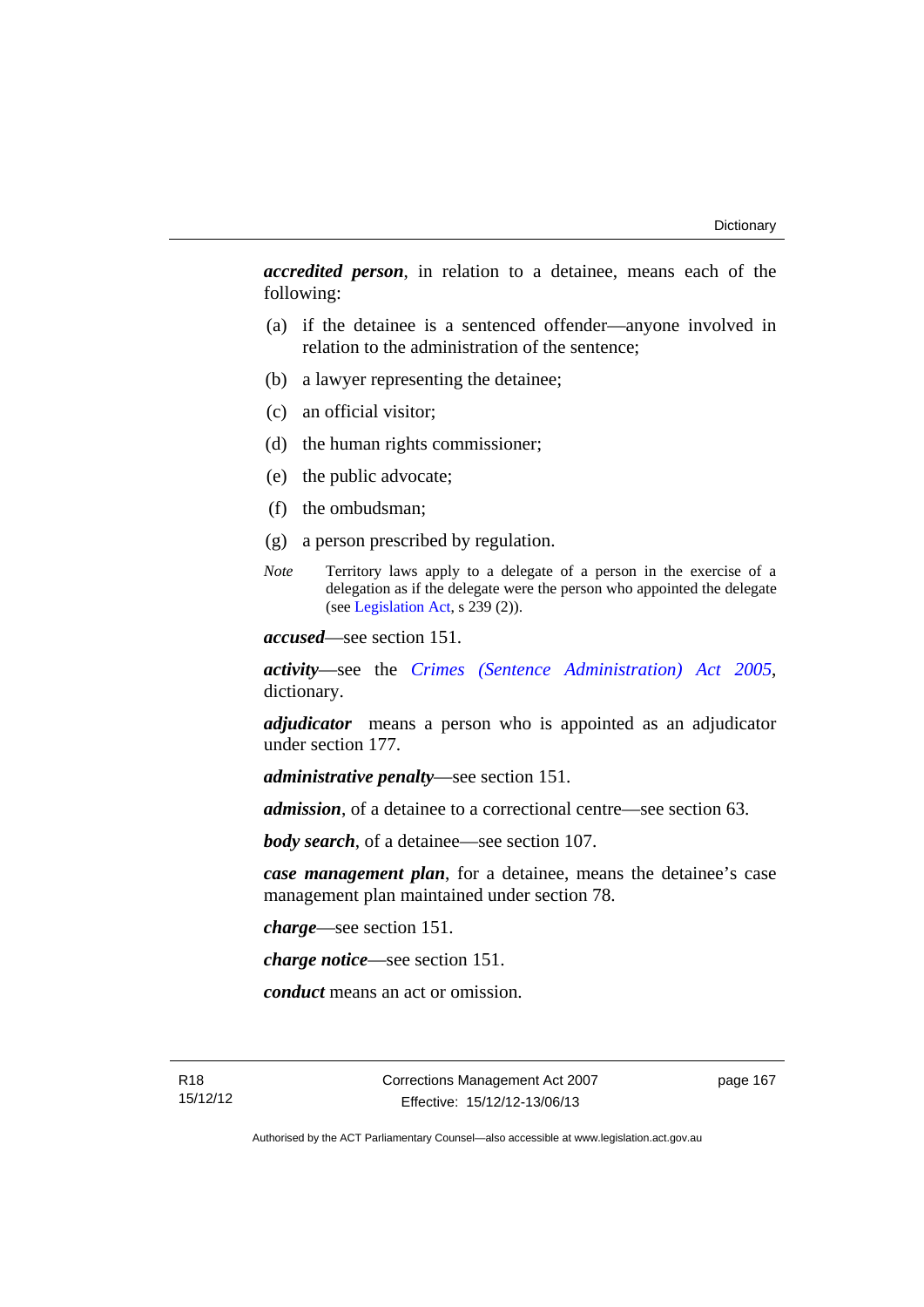***accredited person***, in relation to a detainee, means each of the following:

(a) if the detainee is a sentenced offender—anyone involved in relation to the administration of the sentence;

(b) a lawyer representing the detainee;

(c) an official visitor;

(d) the human rights commissioner;

(e) the public advocate;

(f) the ombudsman;

(g) a person prescribed by regulation.

*Note* Territory laws apply to a delegate of a person in the exercise of a delegation as if the delegate were the person who appointed the delegate (see Legislation Act, s 239 (2)).

***accused***—see section 151.

***activity***—see the *Crimes (Sentence Administration) Act 2005*, dictionary.

***adjudicator*** means a person who is appointed as an adjudicator under section 177.

***administrative penalty***—see section 151.

***admission***, of a detainee to a correctional centre—see section 63.

***body search***, of a detainee—see section 107.

***case management plan***, for a detainee, means the detainee's case management plan maintained under section 78.

***charge***—see section 151.

***charge notice***—see section 151.

***conduct*** means an act or omission.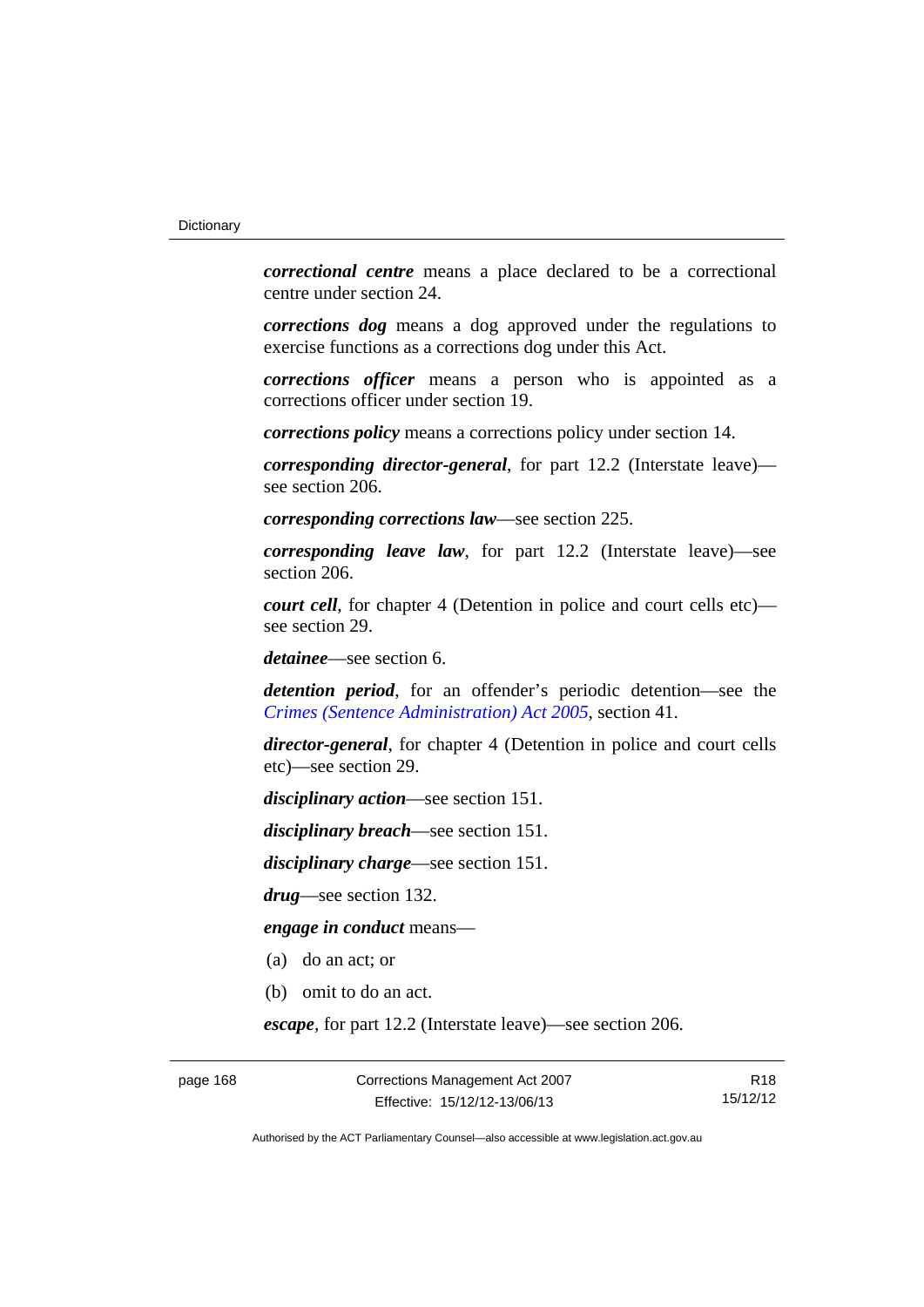***correctional centre*** means a place declared to be a correctional centre under section 24.

***corrections dog*** means a dog approved under the regulations to exercise functions as a corrections dog under this Act.

***corrections officer*** means a person who is appointed as a corrections officer under section 19.

***corrections policy*** means a corrections policy under section 14.

***corresponding director-general***, for part 12.2 (Interstate leave)—see section 206.

***corresponding corrections law***—see section 225.

***corresponding leave law***, for part 12.2 (Interstate leave)—see section 206.

***court cell***, for chapter 4 (Detention in police and court cells etc)—see section 29.

***detainee***—see section 6.

***detention period***, for an offender's periodic detention—see the *Crimes (Sentence Administration) Act 2005*, section 41.

***director-general***, for chapter 4 (Detention in police and court cells etc)—see section 29.

***disciplinary action***—see section 151.

***disciplinary breach***—see section 151.

***disciplinary charge***—see section 151.

***drug***—see section 132.

***engage in conduct*** means—

(a) do an act; or

(b) omit to do an act.

***escape***, for part 12.2 (Interstate leave)—see section 206.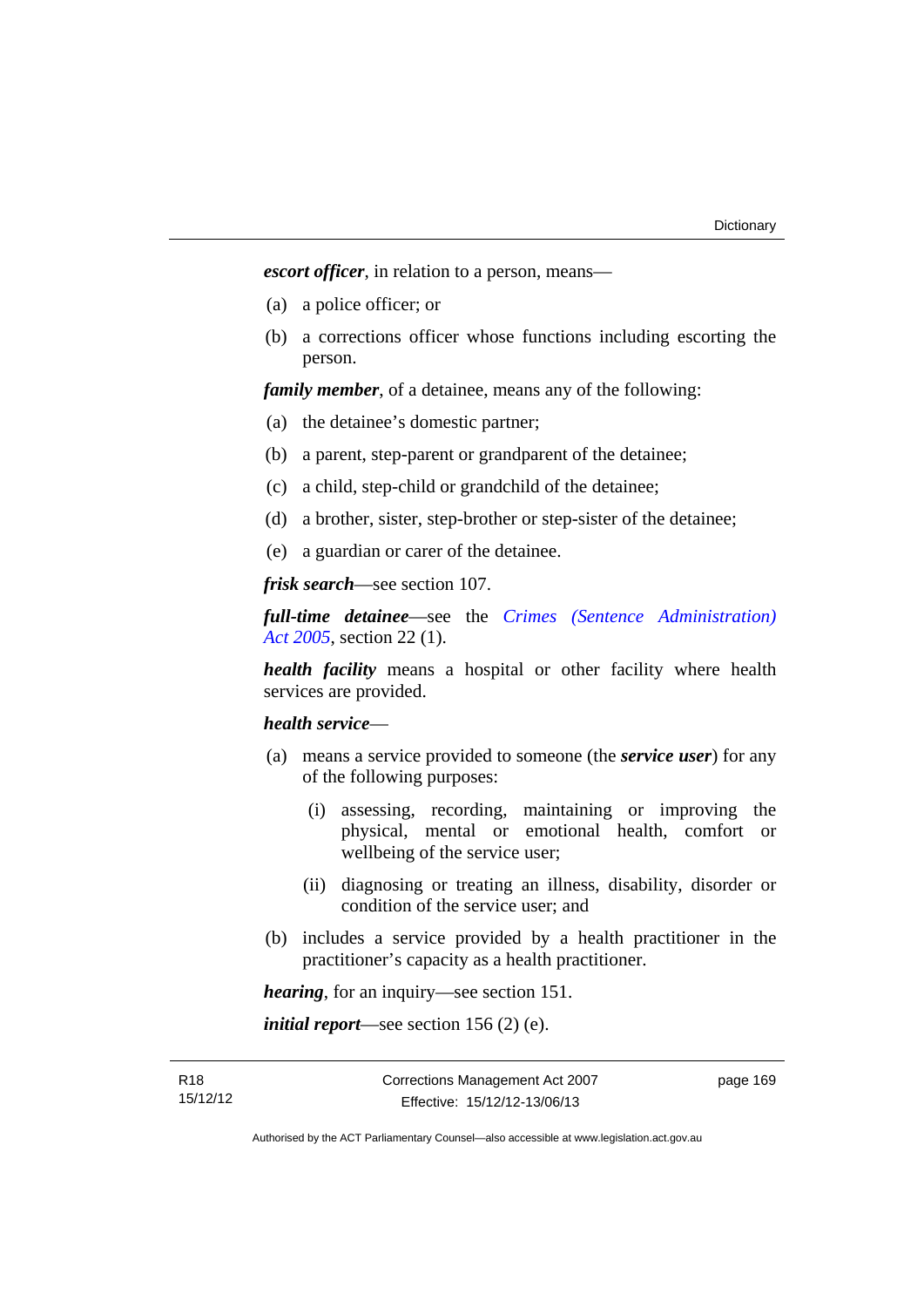***escort officer***, in relation to a person, means—

(a) a police officer; or

(b) a corrections officer whose functions including escorting the person.

***family member***, of a detainee, means any of the following:

(a) the detainee's domestic partner;

(b) a parent, step-parent or grandparent of the detainee;

(c) a child, step-child or grandchild of the detainee;

(d) a brother, sister, step-brother or step-sister of the detainee;

(e) a guardian or carer of the detainee.

***frisk search***—see section 107.

***full-time detainee***—see the *Crimes (Sentence Administration) Act 2005*, section 22 (1).

***health facility*** means a hospital or other facility where health services are provided.

***health service***—

(a) means a service provided to someone (the ***service user***) for any of the following purposes:

   (i) assessing, recording, maintaining or improving the physical, mental or emotional health, comfort or wellbeing of the service user;

   (ii) diagnosing or treating an illness, disability, disorder or condition of the service user; and

(b) includes a service provided by a health practitioner in the practitioner's capacity as a health practitioner.

***hearing***, for an inquiry—see section 151.

***initial report***—see section 156 (2) (e).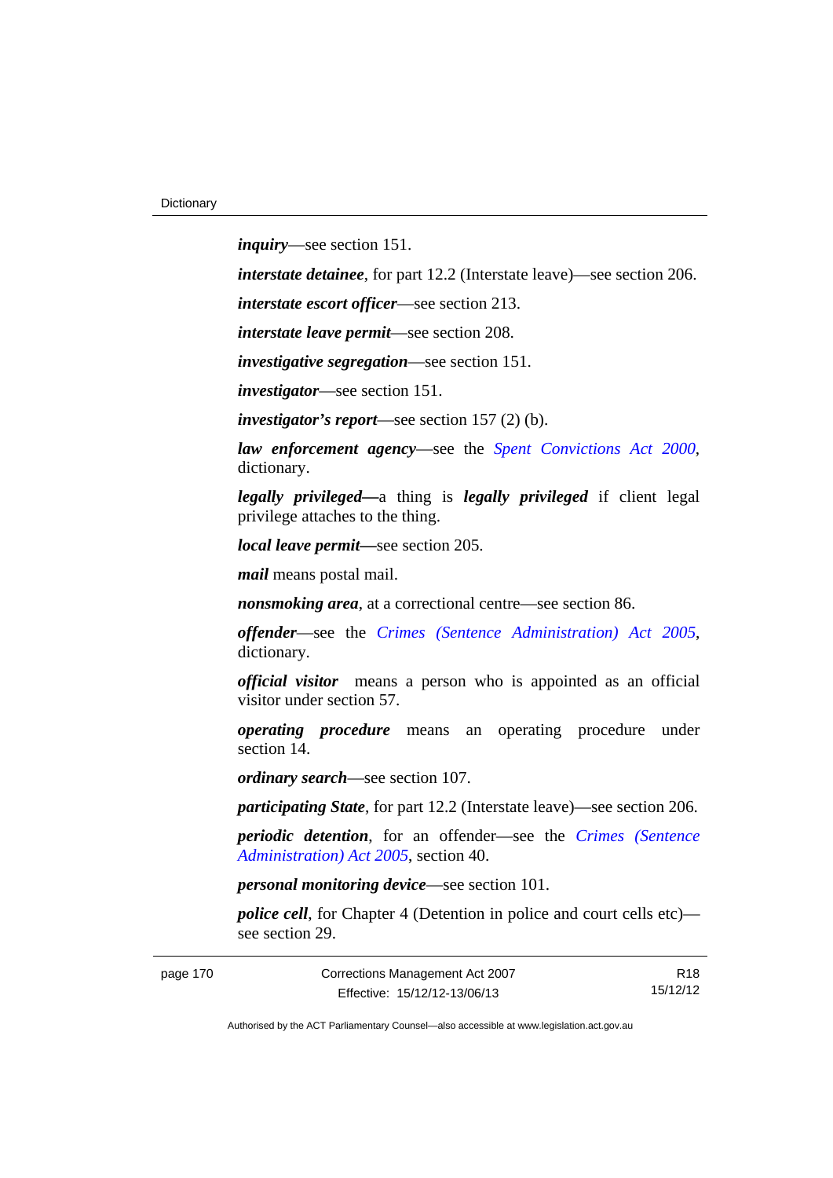***inquiry***—see section 151.

***interstate detainee***, for part 12.2 (Interstate leave)—see section 206.

***interstate escort officer***—see section 213.

***interstate leave permit***—see section 208.

***investigative segregation***—see section 151.

***investigator***—see section 151.

***investigator's report***—see section 157 (2) (b).

***law enforcement agency***—see the *Spent Convictions Act 2000*, dictionary.

***legally privileged***—a thing is ***legally privileged*** if client legal privilege attaches to the thing.

***local leave permit***—see section 205.

***mail*** means postal mail.

***nonsmoking area***, at a correctional centre—see section 86.

***offender***—see the *Crimes (Sentence Administration) Act 2005*, dictionary.

***official visitor*** means a person who is appointed as an official visitor under section 57.

***operating procedure*** means an operating procedure under section 14.

***ordinary search***—see section 107.

***participating State***, for part 12.2 (Interstate leave)—see section 206.

***periodic detention***, for an offender—see the *Crimes (Sentence Administration) Act 2005*, section 40.

***personal monitoring device***—see section 101.

***police cell***, for Chapter 4 (Detention in police and court cells etc)—see section 29.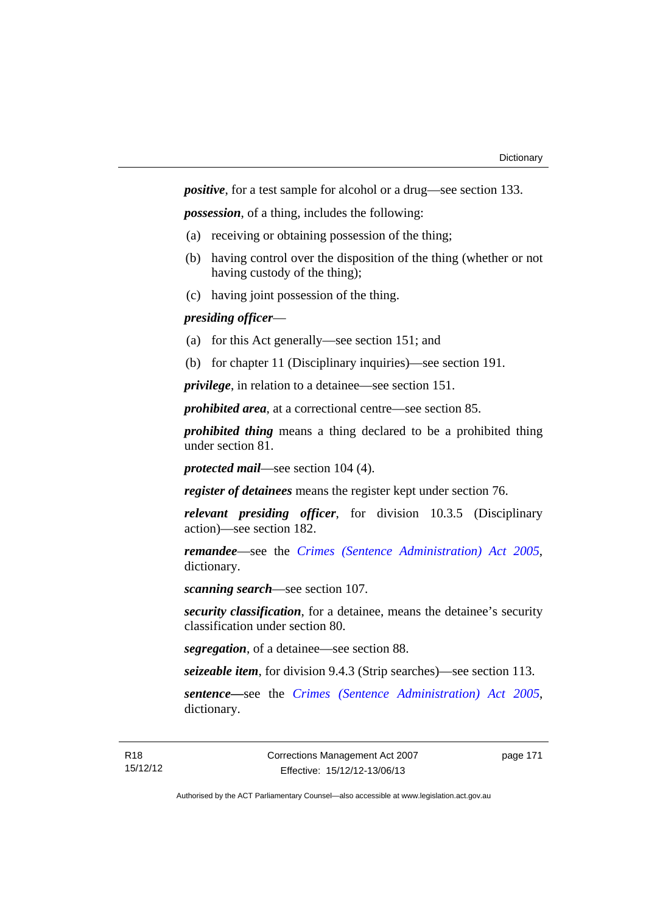***positive***, for a test sample for alcohol or a drug—see section 133.

***possession***, of a thing, includes the following:

(a) receiving or obtaining possession of the thing;

(b) having control over the disposition of the thing (whether or not having custody of the thing);

(c) having joint possession of the thing.

***presiding officer***—

(a) for this Act generally—see section 151; and

(b) for chapter 11 (Disciplinary inquiries)—see section 191.

***privilege***, in relation to a detainee—see section 151.

***prohibited area***, at a correctional centre—see section 85.

***prohibited thing*** means a thing declared to be a prohibited thing under section 81.

***protected mail***—see section 104 (4).

***register of detainees*** means the register kept under section 76.

***relevant presiding officer***, for division 10.3.5 (Disciplinary action)—see section 182.

***remandee***—see the *Crimes (Sentence Administration) Act 2005*, dictionary.

***scanning search***—see section 107.

***security classification***, for a detainee, means the detainee's security classification under section 80.

***segregation***, of a detainee—see section 88.

***seizeable item***, for division 9.4.3 (Strip searches)—see section 113.

***sentence***—see the *Crimes (Sentence Administration) Act 2005*, dictionary.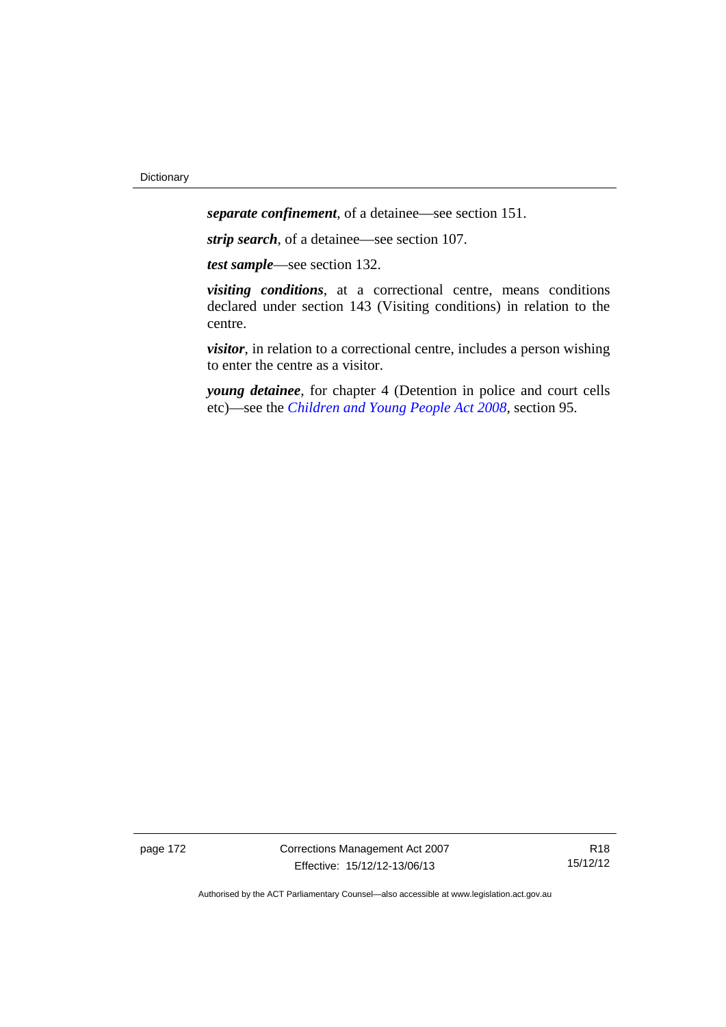***separate confinement***, of a detainee—see section 151.

***strip search***, of a detainee—see section 107.

***test sample***—see section 132.

***visiting conditions***, at a correctional centre, means conditions declared under section 143 (Visiting conditions) in relation to the centre.

***visitor***, in relation to a correctional centre, includes a person wishing to enter the centre as a visitor.

***young detainee***, for chapter 4 (Detention in police and court cells etc)—see the *Children and Young People Act 2008*, section 95.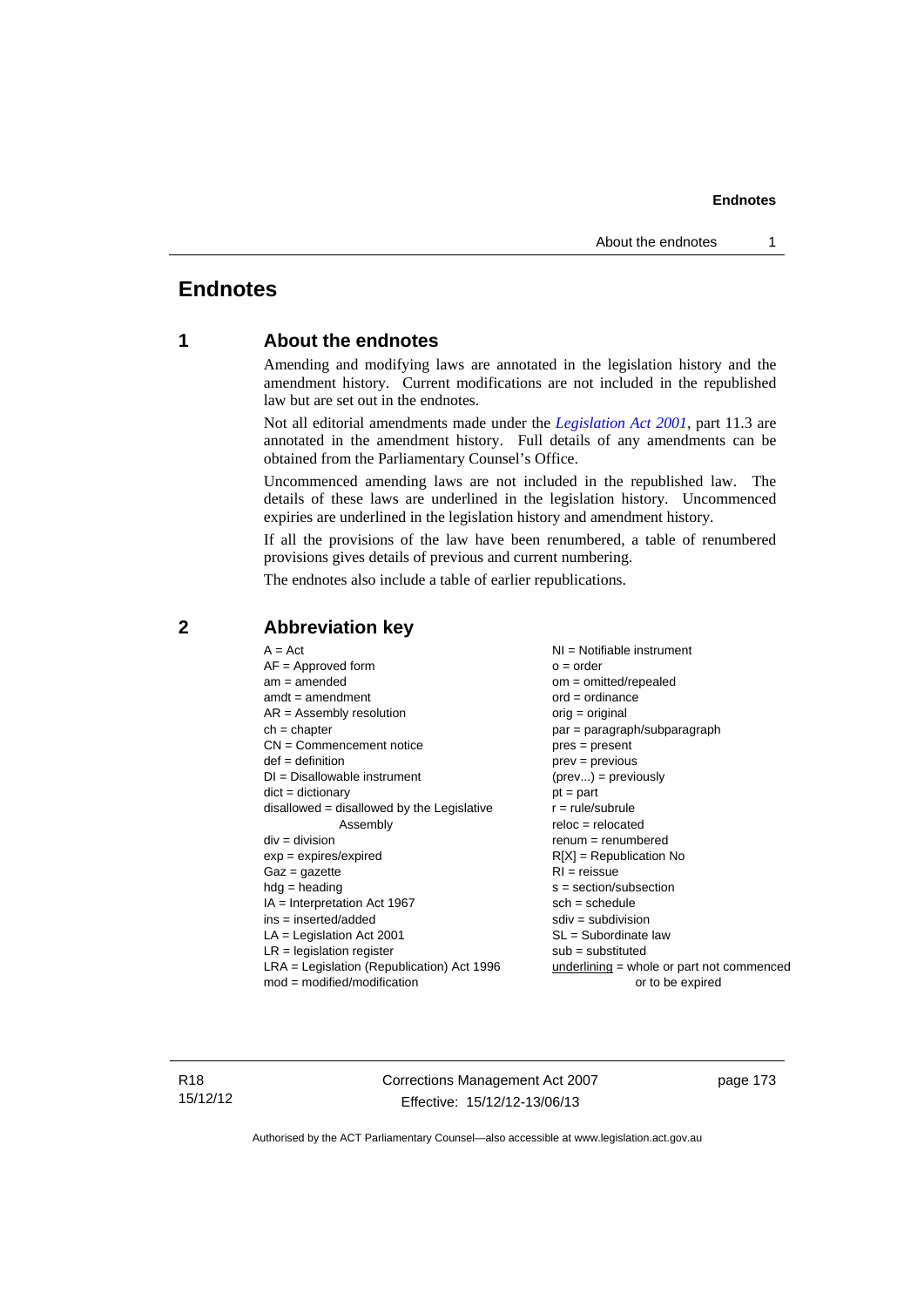# Endnotes

## 1 About the endnotes

Amending and modifying laws are annotated in the legislation history and the amendment history. Current modifications are not included in the republished law but are set out in the endnotes.

Not all editorial amendments made under the *Legislation Act 2001*, part 11.3 are annotated in the amendment history. Full details of any amendments can be obtained from the Parliamentary Counsel's Office.

Uncommenced amending laws are not included in the republished law. The details of these laws are underlined in the legislation history. Uncommenced expiries are underlined in the legislation history and amendment history.

If all the provisions of the law have been renumbered, a table of renumbered provisions gives details of previous and current numbering.

The endnotes also include a table of earlier republications.

## 2 Abbreviation key

A = Act
AF = Approved form
am = amended
amdt = amendment
AR = Assembly resolution
ch = chapter
CN = Commencement notice
def = definition
DI = Disallowable instrument
dict = dictionary
disallowed = disallowed by the Legislative Assembly
div = division
exp = expires/expired
Gaz = gazette
hdg = heading
IA = Interpretation Act 1967
ins = inserted/added
LA = Legislation Act 2001
LR = legislation register
LRA = Legislation (Republication) Act 1996
mod = modified/modification
NI = Notifiable instrument
o = order
om = omitted/repealed
ord = ordinance
orig = original
par = paragraph/subparagraph
pres = present
prev = previous
(prev...) = previously
pt = part
r = rule/subrule
reloc = relocated
renum = renumbered
R[X] = Republication No
RI = reissue
s = section/subsection
sch = schedule
sdiv = subdivision
SL = Subordinate law
sub = substituted
underlining = whole or part not commenced or to be expired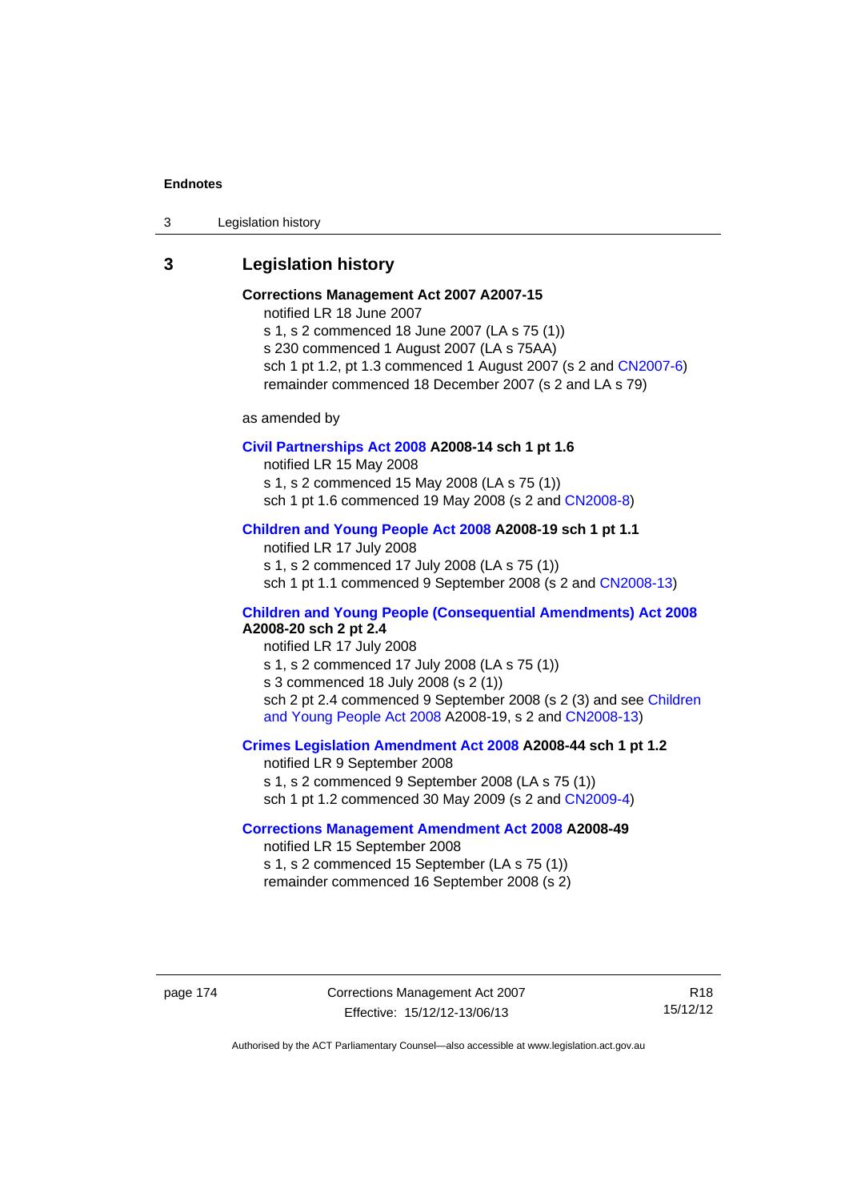## 3 Legislation history

**Corrections Management Act 2007 A2007-15**

notified LR 18 June 2007

s 1, s 2 commenced 18 June 2007 (LA s 75 (1))

s 230 commenced 1 August 2007 (LA s 75AA)

sch 1 pt 1.2, pt 1.3 commenced 1 August 2007 (s 2 and CN2007-6)

remainder commenced 18 December 2007 (s 2 and LA s 79)

as amended by

**Civil Partnerships Act 2008 A2008-14 sch 1 pt 1.6**

notified LR 15 May 2008

s 1, s 2 commenced 15 May 2008 (LA s 75 (1))

sch 1 pt 1.6 commenced 19 May 2008 (s 2 and CN2008-8)

**Children and Young People Act 2008 A2008-19 sch 1 pt 1.1**

notified LR 17 July 2008

s 1, s 2 commenced 17 July 2008 (LA s 75 (1))

sch 1 pt 1.1 commenced 9 September 2008 (s 2 and CN2008-13)

**Children and Young People (Consequential Amendments) Act 2008 A2008-20 sch 2 pt 2.4**

notified LR 17 July 2008

s 1, s 2 commenced 17 July 2008 (LA s 75 (1))

s 3 commenced 18 July 2008 (s 2 (1))

sch 2 pt 2.4 commenced 9 September 2008 (s 2 (3) and see Children and Young People Act 2008 A2008-19, s 2 and CN2008-13)

**Crimes Legislation Amendment Act 2008 A2008-44 sch 1 pt 1.2**

notified LR 9 September 2008

s 1, s 2 commenced 9 September 2008 (LA s 75 (1))

sch 1 pt 1.2 commenced 30 May 2009 (s 2 and CN2009-4)

**Corrections Management Amendment Act 2008 A2008-49**

notified LR 15 September 2008

s 1, s 2 commenced 15 September (LA s 75 (1))

remainder commenced 16 September 2008 (s 2)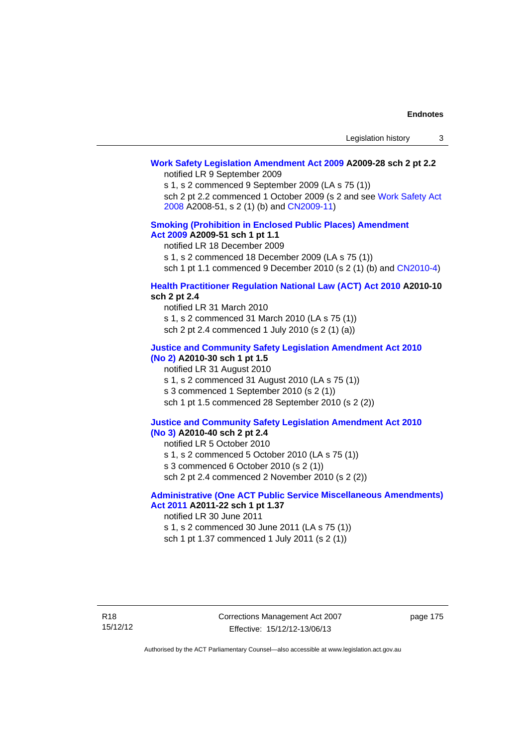**Work Safety Legislation Amendment Act 2009 A2009-28 sch 2 pt 2.2**

notified LR 9 September 2009

s 1, s 2 commenced 9 September 2009 (LA s 75 (1))

sch 2 pt 2.2 commenced 1 October 2009 (s 2 and see Work Safety Act 2008 A2008-51, s 2 (1) (b) and CN2009-11)

**Smoking (Prohibition in Enclosed Public Places) Amendment Act 2009 A2009-51 sch 1 pt 1.1**

notified LR 18 December 2009

s 1, s 2 commenced 18 December 2009 (LA s 75 (1))

sch 1 pt 1.1 commenced 9 December 2010 (s 2 (1) (b) and CN2010-4)

**Health Practitioner Regulation National Law (ACT) Act 2010 A2010-10 sch 2 pt 2.4**

notified LR 31 March 2010

s 1, s 2 commenced 31 March 2010 (LA s 75 (1))

sch 2 pt 2.4 commenced 1 July 2010 (s 2 (1) (a))

**Justice and Community Safety Legislation Amendment Act 2010 (No 2) A2010-30 sch 1 pt 1.5**

notified LR 31 August 2010

s 1, s 2 commenced 31 August 2010 (LA s 75 (1))

s 3 commenced 1 September 2010 (s 2 (1))

sch 1 pt 1.5 commenced 28 September 2010 (s 2 (2))

**Justice and Community Safety Legislation Amendment Act 2010 (No 3) A2010-40 sch 2 pt 2.4**

notified LR 5 October 2010

s 1, s 2 commenced 5 October 2010 (LA s 75 (1))

s 3 commenced 6 October 2010 (s 2 (1))

sch 2 pt 2.4 commenced 2 November 2010 (s 2 (2))

**Administrative (One ACT Public Service Miscellaneous Amendments) Act 2011 A2011-22 sch 1 pt 1.37**

notified LR 30 June 2011

s 1, s 2 commenced 30 June 2011 (LA s 75 (1))

sch 1 pt 1.37 commenced 1 July 2011 (s 2 (1))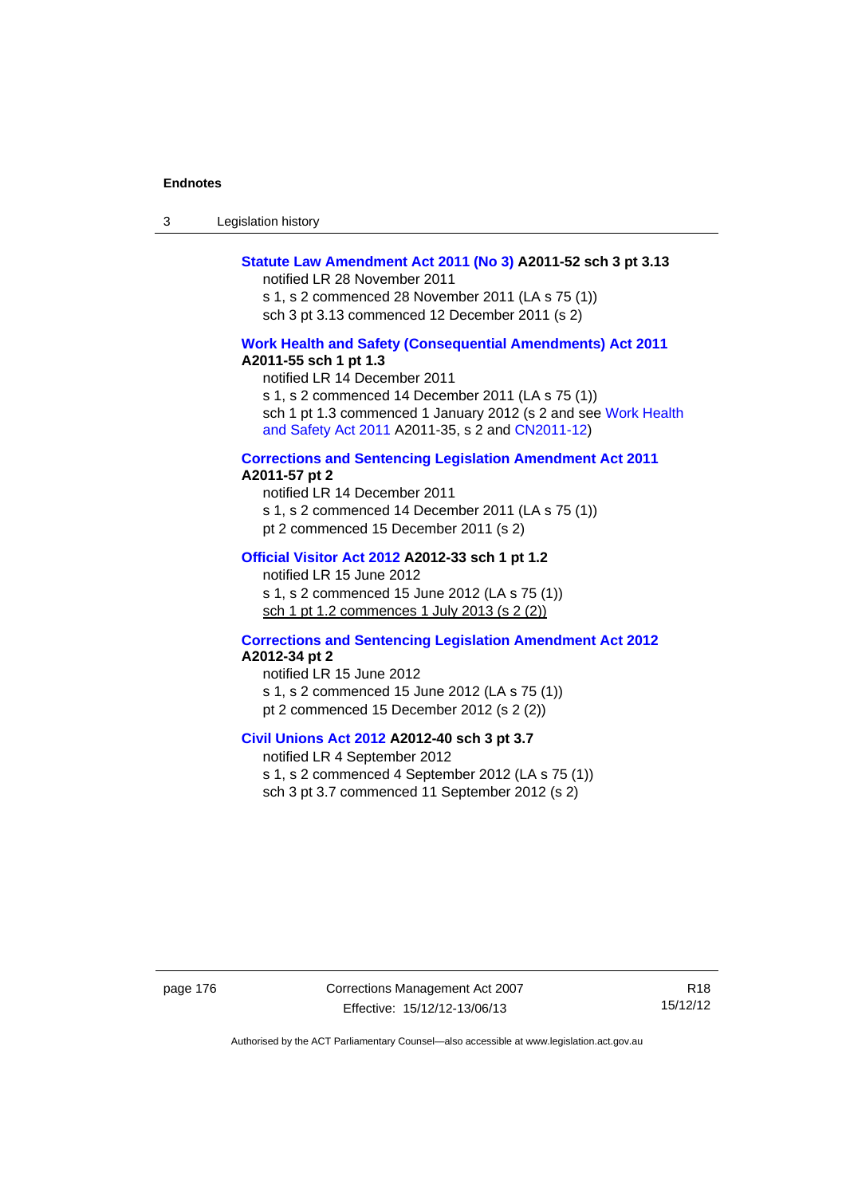**Statute Law Amendment Act 2011 (No 3) A2011-52 sch 3 pt 3.13**

notified LR 28 November 2011

s 1, s 2 commenced 28 November 2011 (LA s 75 (1))

sch 3 pt 3.13 commenced 12 December 2011 (s 2)

**Work Health and Safety (Consequential Amendments) Act 2011 A2011-55 sch 1 pt 1.3**

notified LR 14 December 2011

s 1, s 2 commenced 14 December 2011 (LA s 75 (1))

sch 1 pt 1.3 commenced 1 January 2012 (s 2 and see Work Health and Safety Act 2011 A2011-35, s 2 and CN2011-12)

**Corrections and Sentencing Legislation Amendment Act 2011 A2011-57 pt 2**

notified LR 14 December 2011

s 1, s 2 commenced 14 December 2011 (LA s 75 (1))

pt 2 commenced 15 December 2011 (s 2)

**Official Visitor Act 2012 A2012-33 sch 1 pt 1.2**

notified LR 15 June 2012

s 1, s 2 commenced 15 June 2012 (LA s 75 (1))

sch 1 pt 1.2 commences 1 July 2013 (s 2 (2))

**Corrections and Sentencing Legislation Amendment Act 2012 A2012-34 pt 2**

notified LR 15 June 2012

s 1, s 2 commenced 15 June 2012 (LA s 75 (1))

pt 2 commenced 15 December 2012 (s 2 (2))

**Civil Unions Act 2012 A2012-40 sch 3 pt 3.7**

notified LR 4 September 2012

s 1, s 2 commenced 4 September 2012 (LA s 75 (1))

sch 3 pt 3.7 commenced 11 September 2012 (s 2)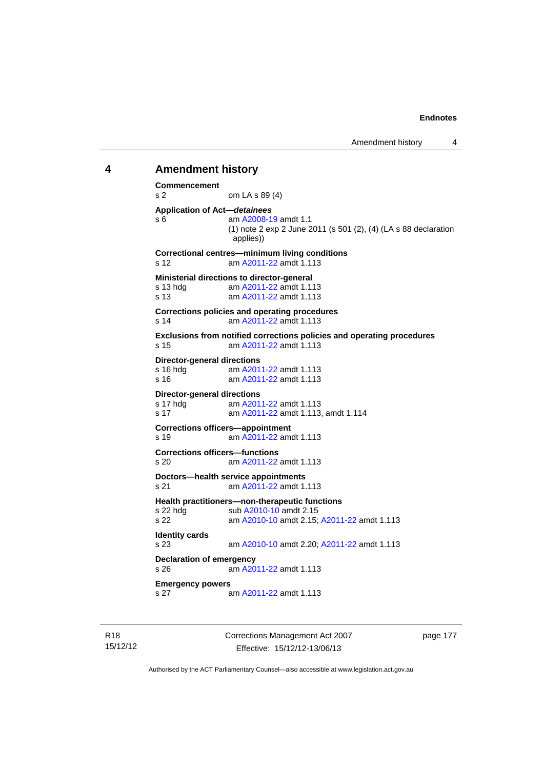## 4 Amendment history

**Commencement**
s 2 om LA s 89 (4)

**Application of Act—*detainees***
s 6 am A2008-19 amdt 1.1
(1) note 2 exp 2 June 2011 (s 501 (2), (4) (LA s 88 declaration applies))

**Correctional centres—minimum living conditions**
s 12 am A2011-22 amdt 1.113

**Ministerial directions to director-general**
s 13 hdg am A2011-22 amdt 1.113
s 13 am A2011-22 amdt 1.113

**Corrections policies and operating procedures**
s 14 am A2011-22 amdt 1.113

**Exclusions from notified corrections policies and operating procedures**
s 15 am A2011-22 amdt 1.113

**Director-general directions**
s 16 hdg am A2011-22 amdt 1.113
s 16 am A2011-22 amdt 1.113

**Director-general directions**
s 17 hdg am A2011-22 amdt 1.113
s 17 am A2011-22 amdt 1.113, amdt 1.114

**Corrections officers—appointment**
s 19 am A2011-22 amdt 1.113

**Corrections officers—functions**
s 20 am A2011-22 amdt 1.113

**Doctors—health service appointments**
s 21 am A2011-22 amdt 1.113

**Health practitioners—non-therapeutic functions**
s 22 hdg sub A2010-10 amdt 2.15
s 22 am A2010-10 amdt 2.15; A2011-22 amdt 1.113

**Identity cards**
s 23 am A2010-10 amdt 2.20; A2011-22 amdt 1.113

**Declaration of emergency**
s 26 am A2011-22 amdt 1.113

**Emergency powers**
s 27 am A2011-22 amdt 1.113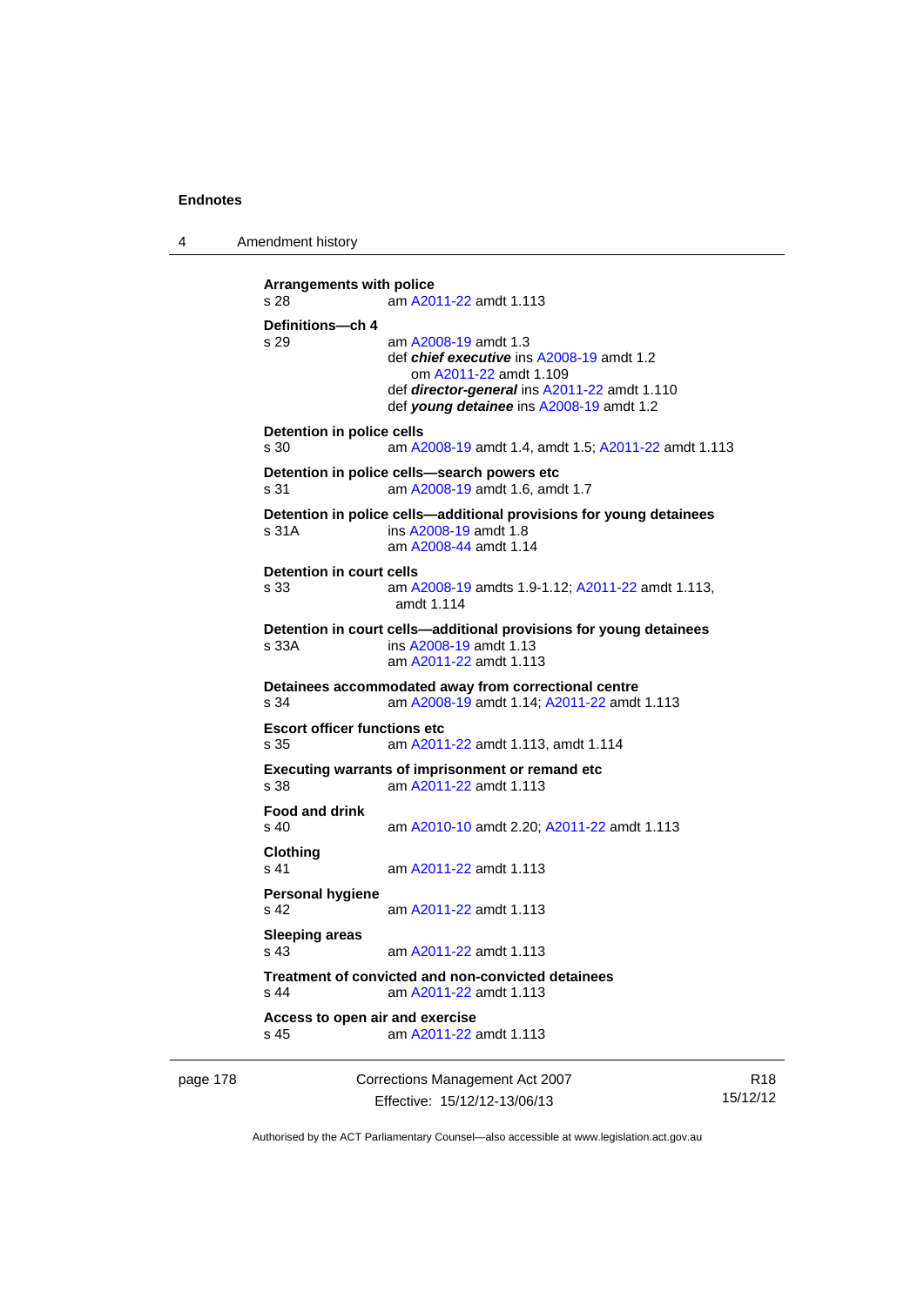**Arrangements with police**
s 28 am A2011-22 amdt 1.113

**Definitions—ch 4**
s 29 am A2008-19 amdt 1.3
def ***chief executive*** ins A2008-19 amdt 1.2
om A2011-22 amdt 1.109
def ***director-general*** ins A2011-22 amdt 1.110
def ***young detainee*** ins A2008-19 amdt 1.2

**Detention in police cells**
s 30 am A2008-19 amdt 1.4, amdt 1.5; A2011-22 amdt 1.113

**Detention in police cells—search powers etc**
s 31 am A2008-19 amdt 1.6, amdt 1.7

**Detention in police cells—additional provisions for young detainees**
s 31A ins A2008-19 amdt 1.8
am A2008-44 amdt 1.14

**Detention in court cells**
s 33 am A2008-19 amdts 1.9-1.12; A2011-22 amdt 1.113, amdt 1.114

**Detention in court cells—additional provisions for young detainees**
s 33A ins A2008-19 amdt 1.13
am A2011-22 amdt 1.113

**Detainees accommodated away from correctional centre**
s 34 am A2008-19 amdt 1.14; A2011-22 amdt 1.113

**Escort officer functions etc**
s 35 am A2011-22 amdt 1.113, amdt 1.114

**Executing warrants of imprisonment or remand etc**
s 38 am A2011-22 amdt 1.113

**Food and drink**
s 40 am A2010-10 amdt 2.20; A2011-22 amdt 1.113

**Clothing**
s 41 am A2011-22 amdt 1.113

**Personal hygiene**
s 42 am A2011-22 amdt 1.113

**Sleeping areas**
s 43 am A2011-22 amdt 1.113

**Treatment of convicted and non-convicted detainees**
s 44 am A2011-22 amdt 1.113

**Access to open air and exercise**
s 45 am A2011-22 amdt 1.113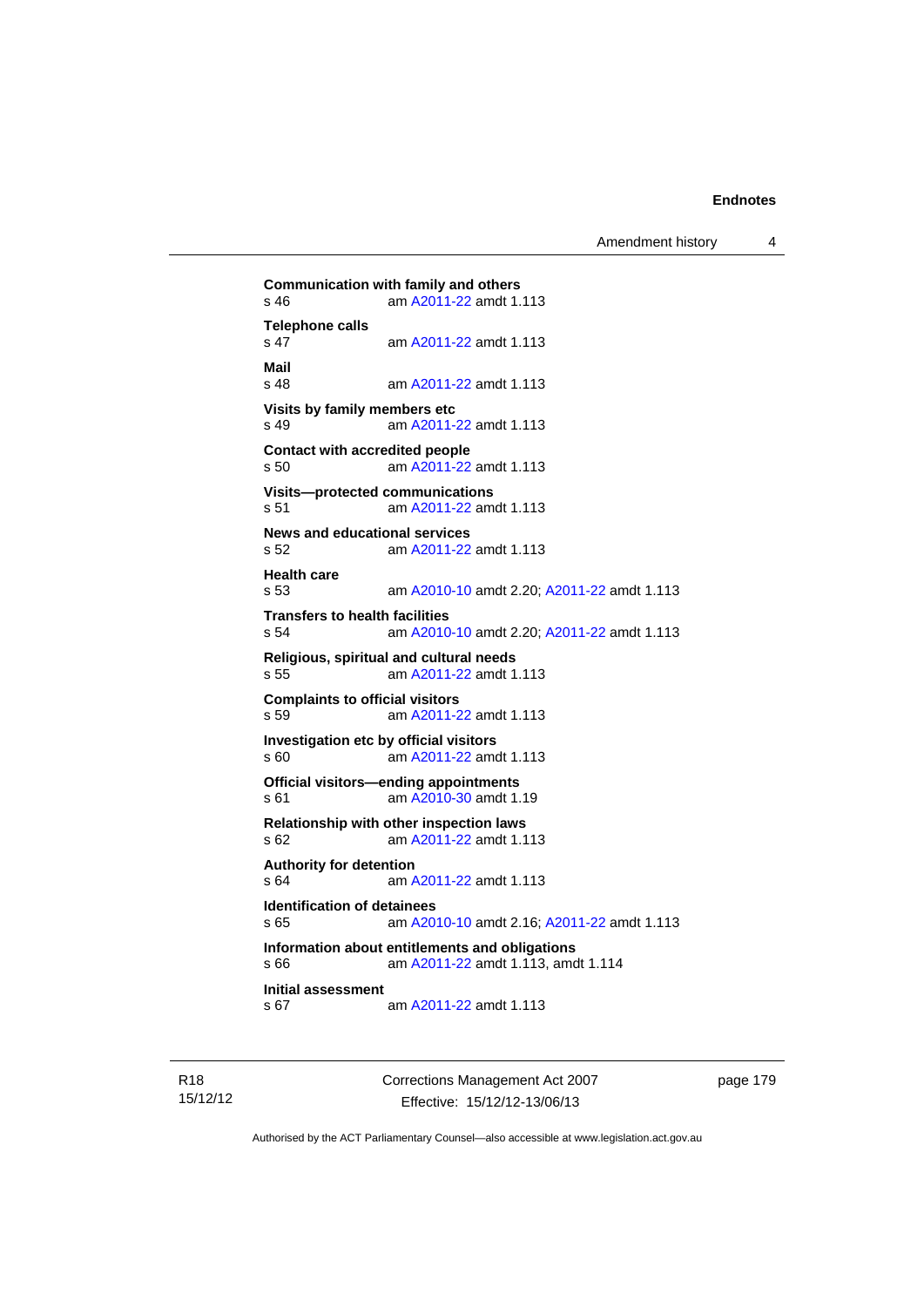**Communication with family and others**
s 46 am A2011-22 amdt 1.113

**Telephone calls**
s 47 am A2011-22 amdt 1.113

**Mail**
s 48 am A2011-22 amdt 1.113

**Visits by family members etc**
s 49 am A2011-22 amdt 1.113

**Contact with accredited people**
s 50 am A2011-22 amdt 1.113

**Visits—protected communications**
s 51 am A2011-22 amdt 1.113

**News and educational services**
s 52 am A2011-22 amdt 1.113

**Health care**
s 53 am A2010-10 amdt 2.20; A2011-22 amdt 1.113

**Transfers to health facilities**
s 54 am A2010-10 amdt 2.20; A2011-22 amdt 1.113

**Religious, spiritual and cultural needs**
s 55 am A2011-22 amdt 1.113

**Complaints to official visitors**
s 59 am A2011-22 amdt 1.113

**Investigation etc by official visitors**
s 60 am A2011-22 amdt 1.113

**Official visitors—ending appointments**
s 61 am A2010-30 amdt 1.19

**Relationship with other inspection laws**
s 62 am A2011-22 amdt 1.113

**Authority for detention**
s 64 am A2011-22 amdt 1.113

**Identification of detainees**
s 65 am A2010-10 amdt 2.16; A2011-22 amdt 1.113

**Information about entitlements and obligations**
s 66 am A2011-22 amdt 1.113, amdt 1.114

**Initial assessment**
s 67 am A2011-22 amdt 1.113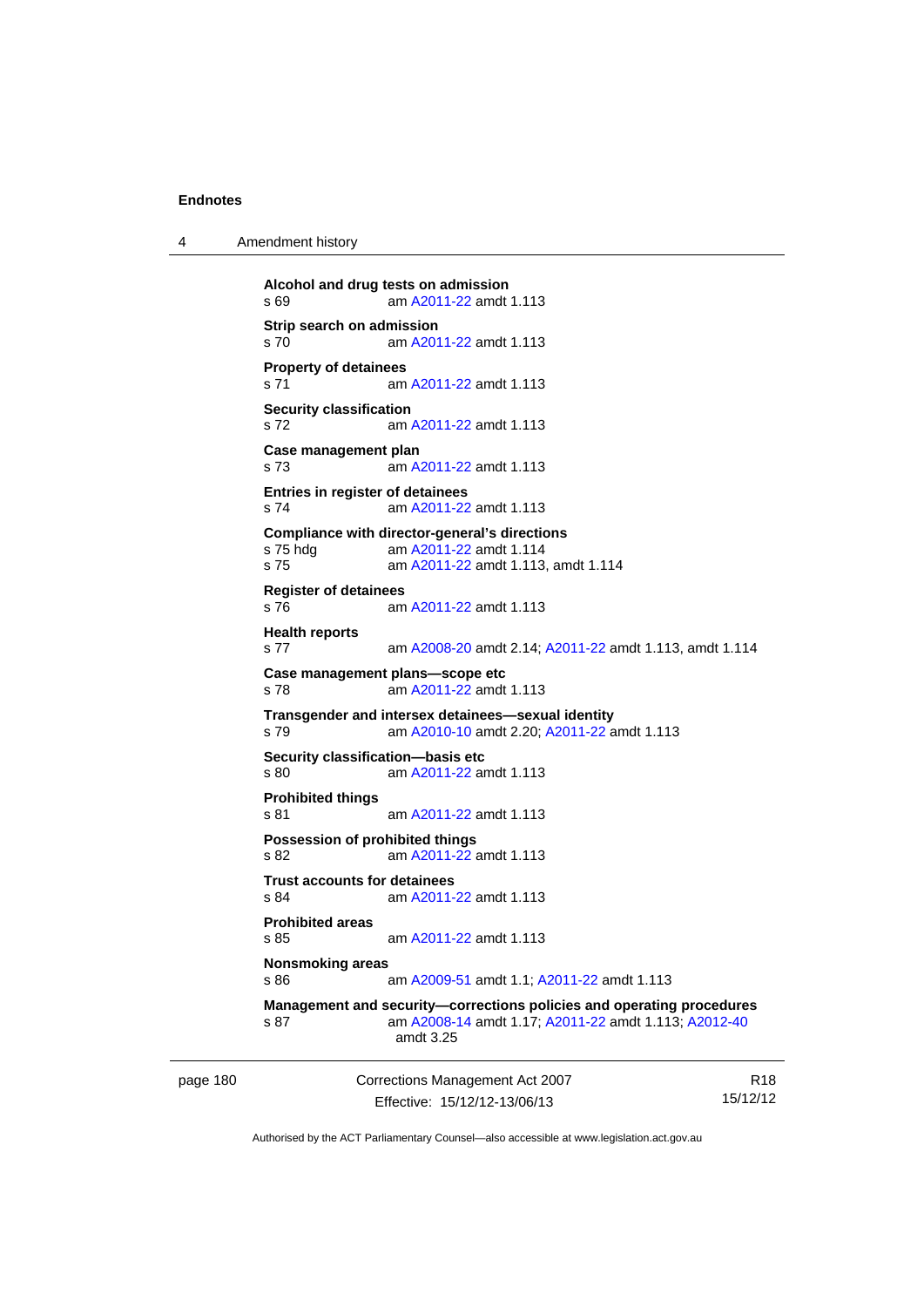**Alcohol and drug tests on admission**
s 69 am A2011-22 amdt 1.113

**Strip search on admission**
s 70 am A2011-22 amdt 1.113

**Property of detainees**
s 71 am A2011-22 amdt 1.113

**Security classification**
s 72 am A2011-22 amdt 1.113

**Case management plan**
s 73 am A2011-22 amdt 1.113

**Entries in register of detainees**
s 74 am A2011-22 amdt 1.113

**Compliance with director-general's directions**
s 75 hdg am A2011-22 amdt 1.114
s 75 am A2011-22 amdt 1.113, amdt 1.114

**Register of detainees**
s 76 am A2011-22 amdt 1.113

**Health reports**
s 77 am A2008-20 amdt 2.14; A2011-22 amdt 1.113, amdt 1.114

**Case management plans—scope etc**
s 78 am A2011-22 amdt 1.113

**Transgender and intersex detainees—sexual identity**
s 79 am A2010-10 amdt 2.20; A2011-22 amdt 1.113

**Security classification—basis etc**
s 80 am A2011-22 amdt 1.113

**Prohibited things**
s 81 am A2011-22 amdt 1.113

**Possession of prohibited things**
s 82 am A2011-22 amdt 1.113

**Trust accounts for detainees**
s 84 am A2011-22 amdt 1.113

**Prohibited areas**
s 85 am A2011-22 amdt 1.113

**Nonsmoking areas**
s 86 am A2009-51 amdt 1.1; A2011-22 amdt 1.113

**Management and security—corrections policies and operating procedures**
s 87 am A2008-14 amdt 1.17; A2011-22 amdt 1.113; A2012-40 amdt 3.25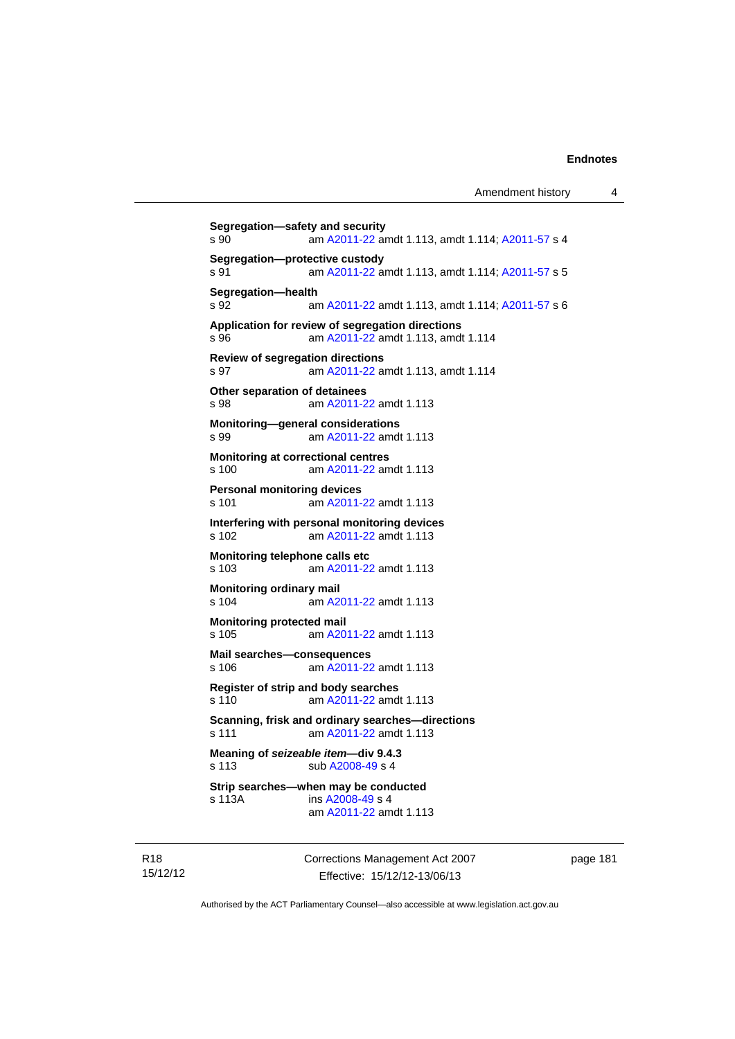**Segregation—safety and security**
s 90 am A2011-22 amdt 1.113, amdt 1.114; A2011-57 s 4

**Segregation—protective custody**
s 91 am A2011-22 amdt 1.113, amdt 1.114; A2011-57 s 5

**Segregation—health**
s 92 am A2011-22 amdt 1.113, amdt 1.114; A2011-57 s 6

**Application for review of segregation directions**
s 96 am A2011-22 amdt 1.113, amdt 1.114

**Review of segregation directions**
s 97 am A2011-22 amdt 1.113, amdt 1.114

**Other separation of detainees**
s 98 am A2011-22 amdt 1.113

**Monitoring—general considerations**
s 99 am A2011-22 amdt 1.113

**Monitoring at correctional centres**
s 100 am A2011-22 amdt 1.113

**Personal monitoring devices**
s 101 am A2011-22 amdt 1.113

**Interfering with personal monitoring devices**
s 102 am A2011-22 amdt 1.113

**Monitoring telephone calls etc**
s 103 am A2011-22 amdt 1.113

**Monitoring ordinary mail**
s 104 am A2011-22 amdt 1.113

**Monitoring protected mail**
s 105 am A2011-22 amdt 1.113

**Mail searches—consequences**
s 106 am A2011-22 amdt 1.113

**Register of strip and body searches**
s 110 am A2011-22 amdt 1.113

**Scanning, frisk and ordinary searches—directions**
s 111 am A2011-22 amdt 1.113

**Meaning of *seizeable item*—div 9.4.3**
s 113 sub A2008-49 s 4

**Strip searches—when may be conducted**
s 113A ins A2008-49 s 4
am A2011-22 amdt 1.113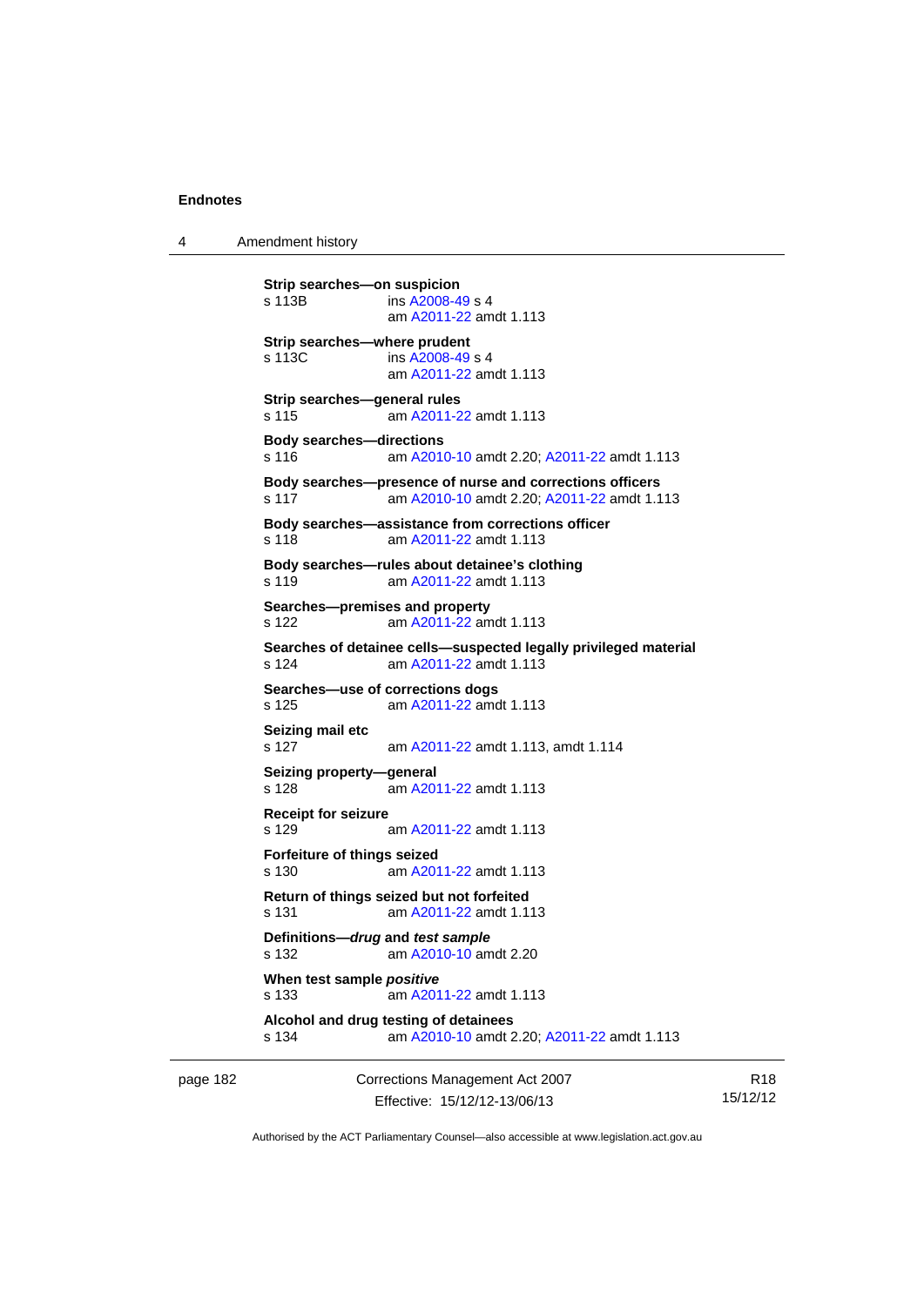**Strip searches—on suspicion**
s 113B ins A2008-49 s 4
am A2011-22 amdt 1.113

**Strip searches—where prudent**
s 113C ins A2008-49 s 4
am A2011-22 amdt 1.113

**Strip searches—general rules**
s 115 am A2011-22 amdt 1.113

**Body searches—directions**
s 116 am A2010-10 amdt 2.20; A2011-22 amdt 1.113

**Body searches—presence of nurse and corrections officers**
s 117 am A2010-10 amdt 2.20; A2011-22 amdt 1.113

**Body searches—assistance from corrections officer**
s 118 am A2011-22 amdt 1.113

**Body searches—rules about detainee's clothing**
s 119 am A2011-22 amdt 1.113

**Searches—premises and property**
s 122 am A2011-22 amdt 1.113

**Searches of detainee cells—suspected legally privileged material**
s 124 am A2011-22 amdt 1.113

**Searches—use of corrections dogs**
s 125 am A2011-22 amdt 1.113

**Seizing mail etc**
s 127 am A2011-22 amdt 1.113, amdt 1.114

**Seizing property—general**
s 128 am A2011-22 amdt 1.113

**Receipt for seizure**
s 129 am A2011-22 amdt 1.113

**Forfeiture of things seized**
s 130 am A2011-22 amdt 1.113

**Return of things seized but not forfeited**
s 131 am A2011-22 amdt 1.113

**Definitions—*drug* and *test sample***
s 132 am A2010-10 amdt 2.20

**When test sample *positive***
s 133 am A2011-22 amdt 1.113

**Alcohol and drug testing of detainees**
s 134 am A2010-10 amdt 2.20; A2011-22 amdt 1.113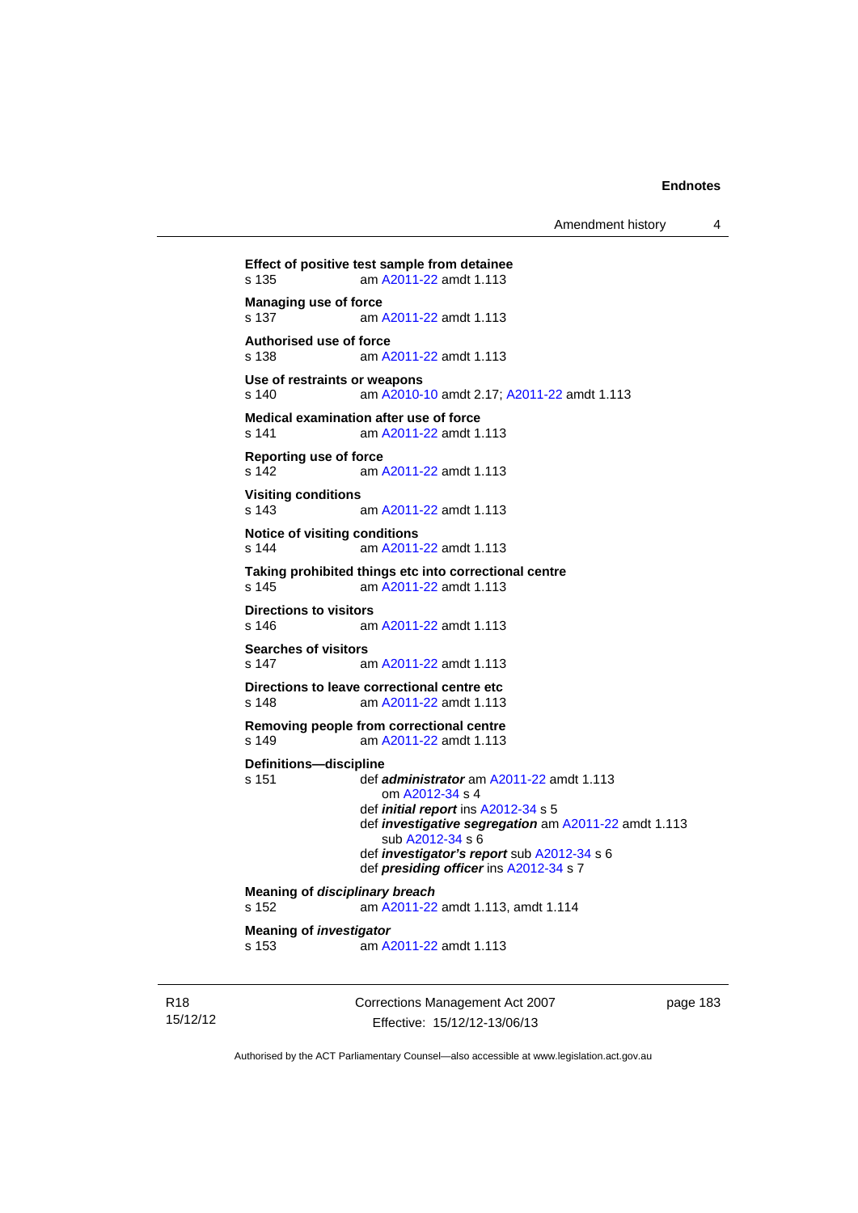**Effect of positive test sample from detainee**
s 135 am A2011-22 amdt 1.113

**Managing use of force**
s 137 am A2011-22 amdt 1.113

**Authorised use of force**
s 138 am A2011-22 amdt 1.113

**Use of restraints or weapons**
s 140 am A2010-10 amdt 2.17; A2011-22 amdt 1.113

**Medical examination after use of force**
s 141 am A2011-22 amdt 1.113

**Reporting use of force**
s 142 am A2011-22 amdt 1.113

**Visiting conditions**
s 143 am A2011-22 amdt 1.113

**Notice of visiting conditions**
s 144 am A2011-22 amdt 1.113

**Taking prohibited things etc into correctional centre**
s 145 am A2011-22 amdt 1.113

**Directions to visitors**
s 146 am A2011-22 amdt 1.113

**Searches of visitors**
s 147 am A2011-22 amdt 1.113

**Directions to leave correctional centre etc**
s 148 am A2011-22 amdt 1.113

**Removing people from correctional centre**
s 149 am A2011-22 amdt 1.113

**Definitions—discipline**
s 151 def ***administrator*** am A2011-22 amdt 1.113
om A2012-34 s 4
def ***initial report*** ins A2012-34 s 5
def ***investigative segregation*** am A2011-22 amdt 1.113
sub A2012-34 s 6
def ***investigator's report*** sub A2012-34 s 6
def ***presiding officer*** ins A2012-34 s 7

**Meaning of *disciplinary breach***
s 152 am A2011-22 amdt 1.113, amdt 1.114

**Meaning of *investigator***
s 153 am A2011-22 amdt 1.113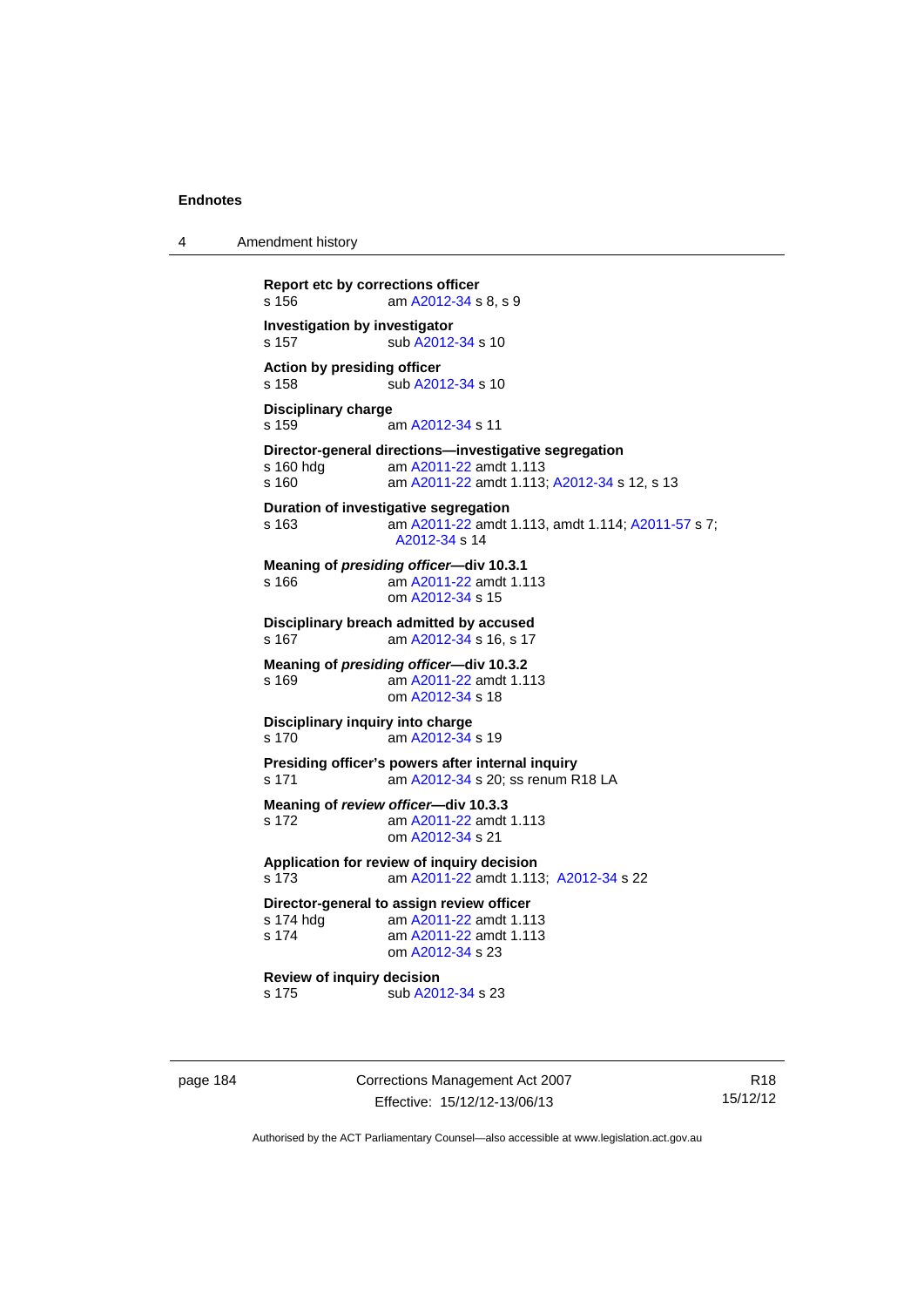**Report etc by corrections officer**
s 156 am A2012-34 s 8, s 9

**Investigation by investigator**
s 157 sub A2012-34 s 10

**Action by presiding officer**
s 158 sub A2012-34 s 10

**Disciplinary charge**
s 159 am A2012-34 s 11

**Director-general directions—investigative segregation**
s 160 hdg am A2011-22 amdt 1.113
s 160 am A2011-22 amdt 1.113; A2012-34 s 12, s 13

**Duration of investigative segregation**
s 163 am A2011-22 amdt 1.113, amdt 1.114; A2011-57 s 7; A2012-34 s 14

**Meaning of *presiding officer*—div 10.3.1**
s 166 am A2011-22 amdt 1.113
om A2012-34 s 15

**Disciplinary breach admitted by accused**
s 167 am A2012-34 s 16, s 17

**Meaning of *presiding officer*—div 10.3.2**
s 169 am A2011-22 amdt 1.113
om A2012-34 s 18

**Disciplinary inquiry into charge**
s 170 am A2012-34 s 19

**Presiding officer's powers after internal inquiry**
s 171 am A2012-34 s 20; ss renum R18 LA

**Meaning of *review officer*—div 10.3.3**
s 172 am A2011-22 amdt 1.113
om A2012-34 s 21

**Application for review of inquiry decision**
s 173 am A2011-22 amdt 1.113; A2012-34 s 22

**Director-general to assign review officer**
s 174 hdg am A2011-22 amdt 1.113
s 174 am A2011-22 amdt 1.113
om A2012-34 s 23

**Review of inquiry decision**
s 175 sub A2012-34 s 23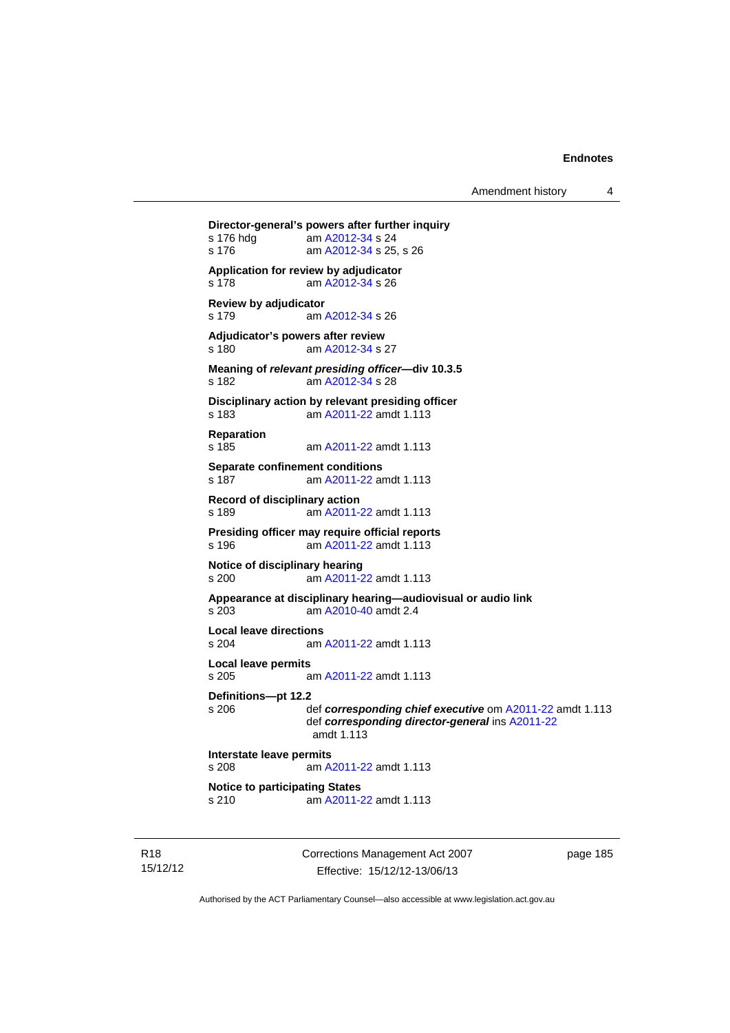**Director-general's powers after further inquiry**
s 176 hdg am A2012-34 s 24
s 176 am A2012-34 s 25, s 26

**Application for review by adjudicator**
s 178 am A2012-34 s 26

**Review by adjudicator**
s 179 am A2012-34 s 26

**Adjudicator's powers after review**
s 180 am A2012-34 s 27

**Meaning of *relevant presiding officer*—div 10.3.5**
s 182 am A2012-34 s 28

**Disciplinary action by relevant presiding officer**
s 183 am A2011-22 amdt 1.113

**Reparation**
s 185 am A2011-22 amdt 1.113

**Separate confinement conditions**
s 187 am A2011-22 amdt 1.113

**Record of disciplinary action**
s 189 am A2011-22 amdt 1.113

**Presiding officer may require official reports**
s 196 am A2011-22 amdt 1.113

**Notice of disciplinary hearing**
s 200 am A2011-22 amdt 1.113

**Appearance at disciplinary hearing—audiovisual or audio link**
s 203 am A2010-40 amdt 2.4

**Local leave directions**
s 204 am A2011-22 amdt 1.113

**Local leave permits**
s 205 am A2011-22 amdt 1.113

**Definitions—pt 12.2**
s 206 def ***corresponding chief executive*** om A2011-22 amdt 1.113
def ***corresponding director-general*** ins A2011-22 amdt 1.113

**Interstate leave permits**
s 208 am A2011-22 amdt 1.113

**Notice to participating States**
s 210 am A2011-22 amdt 1.113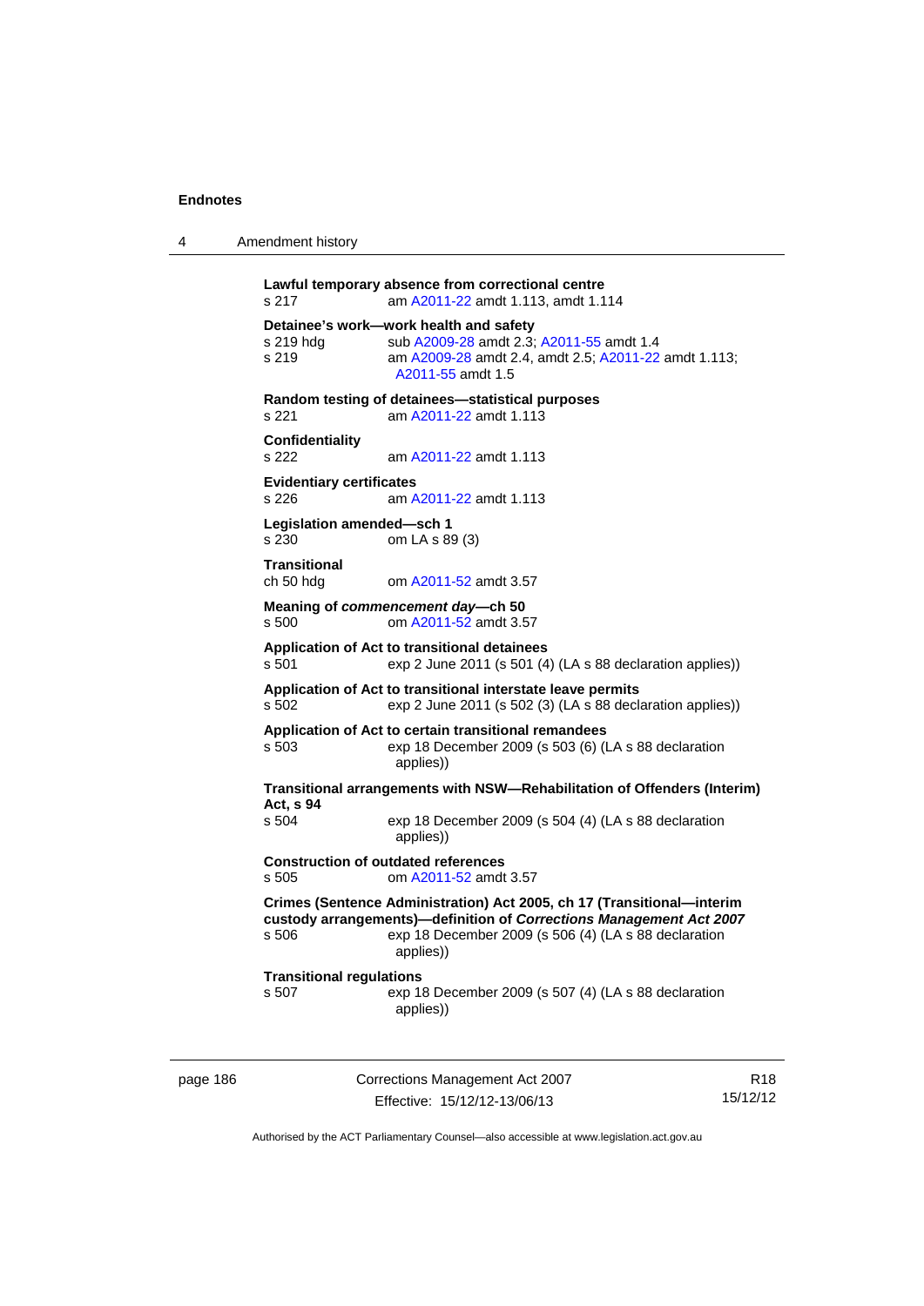**Lawful temporary absence from correctional centre**
s 217 am A2011-22 amdt 1.113, amdt 1.114

**Detainee's work—work health and safety**
s 219 hdg sub A2009-28 amdt 2.3; A2011-55 amdt 1.4
s 219 am A2009-28 amdt 2.4, amdt 2.5; A2011-22 amdt 1.113; A2011-55 amdt 1.5

**Random testing of detainees—statistical purposes**
s 221 am A2011-22 amdt 1.113

**Confidentiality**
s 222 am A2011-22 amdt 1.113

**Evidentiary certificates**
s 226 am A2011-22 amdt 1.113

**Legislation amended—sch 1**
s 230 om LA s 89 (3)

**Transitional**
ch 50 hdg om A2011-52 amdt 3.57

**Meaning of *commencement day*—ch 50**
s 500 om A2011-52 amdt 3.57

**Application of Act to transitional detainees**
s 501 exp 2 June 2011 (s 501 (4) (LA s 88 declaration applies))

**Application of Act to transitional interstate leave permits**
s 502 exp 2 June 2011 (s 502 (3) (LA s 88 declaration applies))

**Application of Act to certain transitional remandees**
s 503 exp 18 December 2009 (s 503 (6) (LA s 88 declaration applies))

**Transitional arrangements with NSW—Rehabilitation of Offenders (Interim) Act, s 94**
s 504 exp 18 December 2009 (s 504 (4) (LA s 88 declaration applies))

**Construction of outdated references**
s 505 om A2011-52 amdt 3.57

**Crimes (Sentence Administration) Act 2005, ch 17 (Transitional—interim custody arrangements)—definition of *Corrections Management Act 2007***
s 506 exp 18 December 2009 (s 506 (4) (LA s 88 declaration applies))

**Transitional regulations**
s 507 exp 18 December 2009 (s 507 (4) (LA s 88 declaration applies))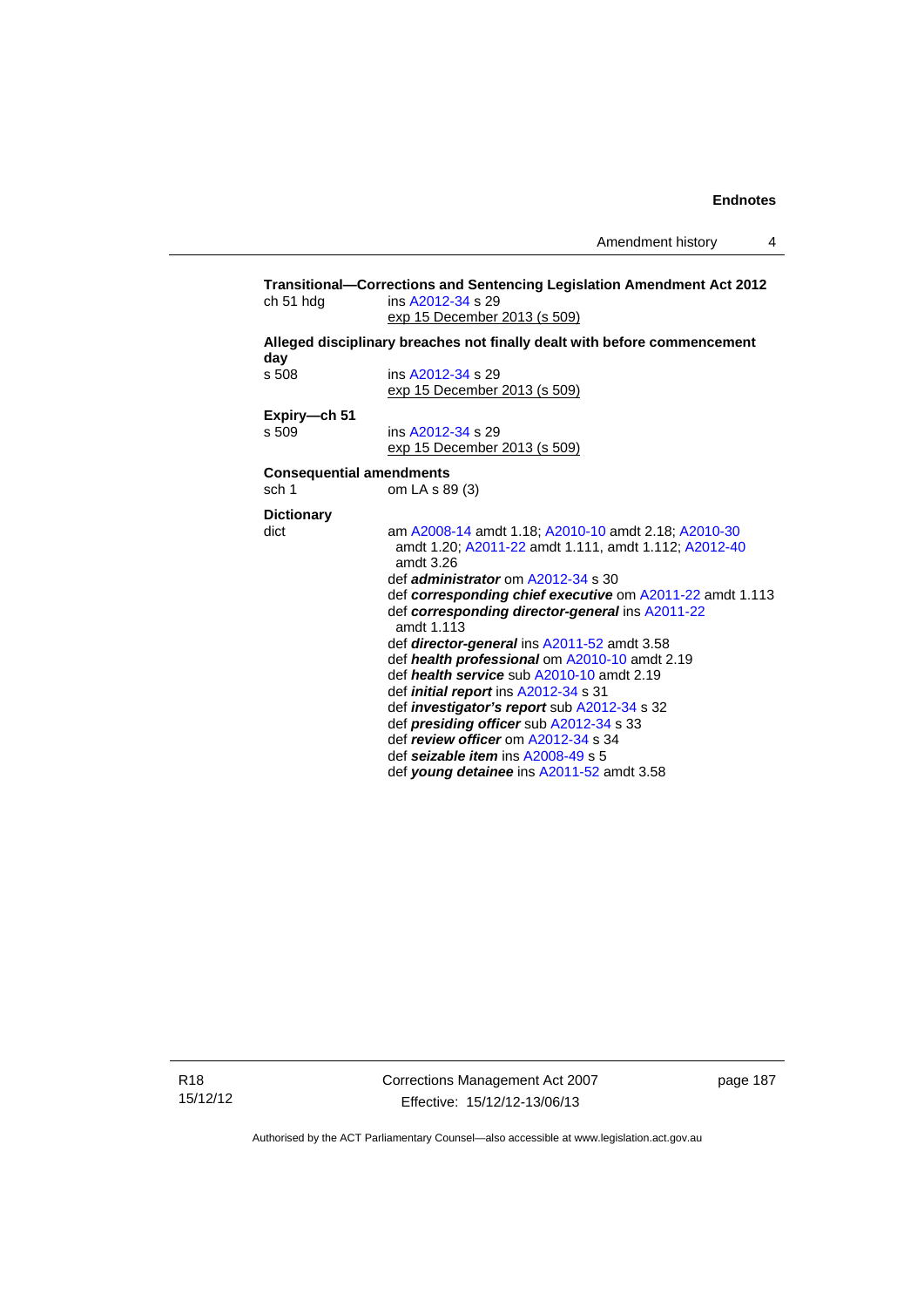**Transitional—Corrections and Sentencing Legislation Amendment Act 2012**

ch 51 hdg ins A2012-34 s 29
exp 15 December 2013 (s 509)

**Alleged disciplinary breaches not finally dealt with before commencement day**

s 508 ins A2012-34 s 29
exp 15 December 2013 (s 509)

**Expiry—ch 51**

s 509 ins A2012-34 s 29
exp 15 December 2013 (s 509)

**Consequential amendments**

sch 1 om LA s 89 (3)

**Dictionary**

dict am A2008-14 amdt 1.18; A2010-10 amdt 2.18; A2010-30 amdt 1.20; A2011-22 amdt 1.111, amdt 1.112; A2012-40 amdt 3.26
def ***administrator*** om A2012-34 s 30
def ***corresponding chief executive*** om A2011-22 amdt 1.113
def ***corresponding director-general*** ins A2011-22 amdt 1.113
def ***director-general*** ins A2011-52 amdt 3.58
def ***health professional*** om A2010-10 amdt 2.19
def ***health service*** sub A2010-10 amdt 2.19
def ***initial report*** ins A2012-34 s 31
def ***investigator's report*** sub A2012-34 s 32
def ***presiding officer*** sub A2012-34 s 33
def ***review officer*** om A2012-34 s 34
def ***seizable item*** ins A2008-49 s 5
def ***young detainee*** ins A2011-52 amdt 3.58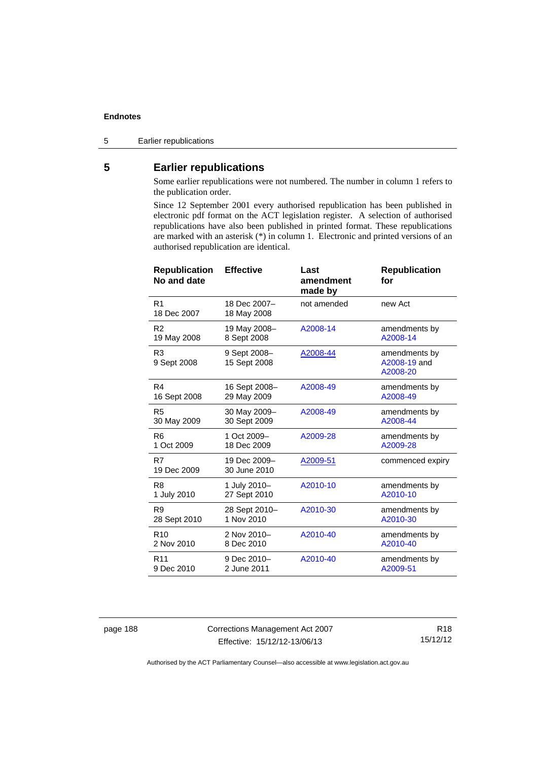## 5 Earlier republications

Some earlier republications were not numbered. The number in column 1 refers to the publication order.

Since 12 September 2001 every authorised republication has been published in electronic pdf format on the ACT legislation register. A selection of authorised republications have also been published in printed format. These republications are marked with an asterisk (*) in column 1. Electronic and printed versions of an authorised republication are identical.

| Republication No and date | Effective | Last amendment made by | Republication for |
|---|---|---|---|
| R1<br>18 Dec 2007 | 18 Dec 2007–<br>18 May 2008 | not amended | new Act |
| R2<br>19 May 2008 | 19 May 2008–<br>8 Sept 2008 | A2008-14 | amendments by A2008-14 |
| R3<br>9 Sept 2008 | 9 Sept 2008–<br>15 Sept 2008 | A2008-44 | amendments by A2008-19 and A2008-20 |
| R4<br>16 Sept 2008 | 16 Sept 2008–<br>29 May 2009 | A2008-49 | amendments by A2008-49 |
| R5<br>30 May 2009 | 30 May 2009–<br>30 Sept 2009 | A2008-49 | amendments by A2008-44 |
| R6<br>1 Oct 2009 | 1 Oct 2009–<br>18 Dec 2009 | A2009-28 | amendments by A2009-28 |
| R7<br>19 Dec 2009 | 19 Dec 2009–<br>30 June 2010 | A2009-51 | commenced expiry |
| R8<br>1 July 2010 | 1 July 2010–<br>27 Sept 2010 | A2010-10 | amendments by A2010-10 |
| R9<br>28 Sept 2010 | 28 Sept 2010–<br>1 Nov 2010 | A2010-30 | amendments by A2010-30 |
| R10<br>2 Nov 2010 | 2 Nov 2010–<br>8 Dec 2010 | A2010-40 | amendments by A2010-40 |
| R11<br>9 Dec 2010 | 9 Dec 2010–<br>2 June 2011 | A2010-40 | amendments by A2009-51 |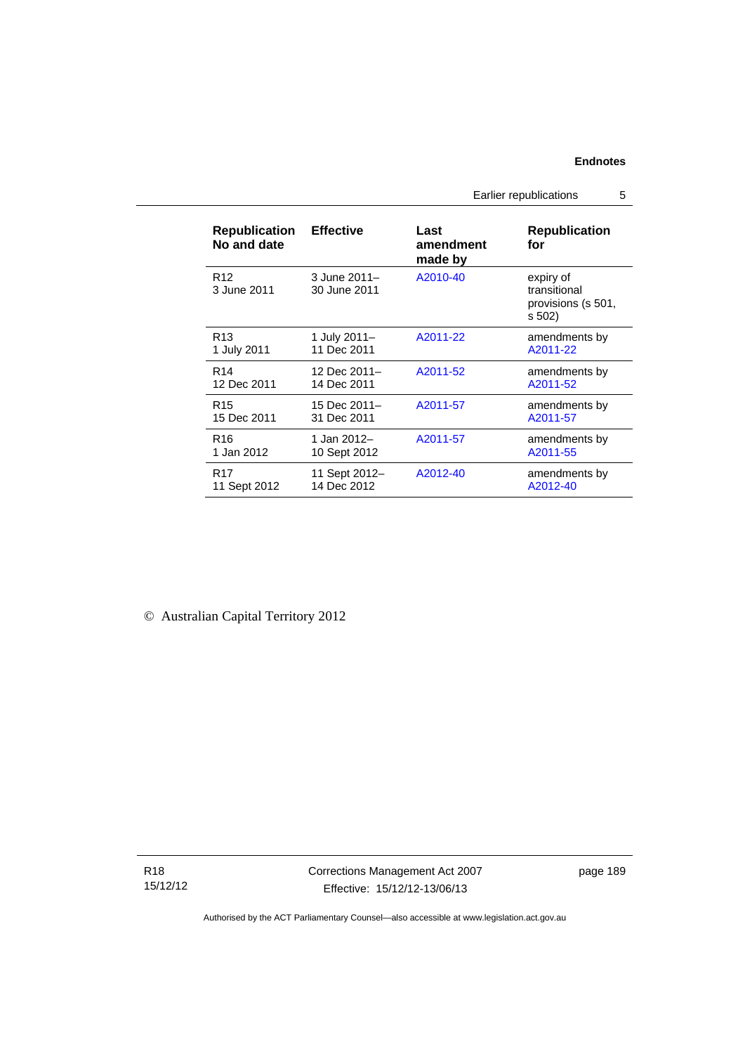| Republication No and date | Effective | Last amendment made by | Republication for |
|---|---|---|---|
| R12<br>3 June 2011 | 3 June 2011–<br>30 June 2011 | A2010-40 | expiry of transitional provisions (s 501, s 502) |
| R13<br>1 July 2011 | 1 July 2011–<br>11 Dec 2011 | A2011-22 | amendments by A2011-22 |
| R14<br>12 Dec 2011 | 12 Dec 2011–<br>14 Dec 2011 | A2011-52 | amendments by A2011-52 |
| R15<br>15 Dec 2011 | 15 Dec 2011–<br>31 Dec 2011 | A2011-57 | amendments by A2011-57 |
| R16<br>1 Jan 2012 | 1 Jan 2012–<br>10 Sept 2012 | A2011-57 | amendments by A2011-55 |
| R17<br>11 Sept 2012 | 11 Sept 2012–<br>14 Dec 2012 | A2012-40 | amendments by A2012-40 |

© Australian Capital Territory 2012